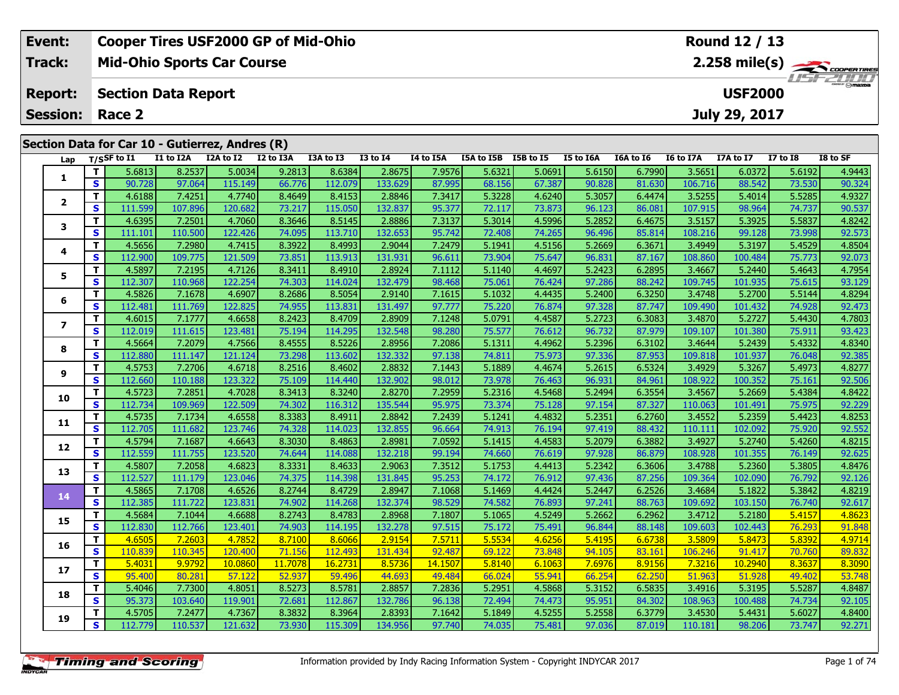| Event: | Cooper Tires USF2000 GP of Mid-Ohio | Round 12 / 13 |
|---|---|---|
| Track: | Mid-Ohio Sports Car Course | 2.258 mile(s) |
| Report: | Section Data Report | USF2000 |
| Session: | Race 2 | July 29, 2017 |

## Section Data for Car 10 - Gutierrez, Andres (R)

| Lap | T/S | SF to I1 | I1 to I2A | I2A to I2 | I2 to I3A | I3A to I3 | I3 to I4 | I4 to I5A | I5A to I5B | I5B to I5 | I5 to I6A | I6A to I6 | I6 to I7A | I7A to I7 | I7 to I8 | I8 to SF |
|---|---|---|---|---|---|---|---|---|---|---|---|---|---|---|---|---|
| 1 | T | 5.6813 | 8.2537 | 5.0034 | 9.2813 | 8.6384 | 2.8675 | 7.9576 | 5.6321 | 5.0691 | 5.6150 | 6.7990 | 3.5651 | 6.0372 | 5.6192 | 4.9443 |
| | S | 90.728 | 97.064 | 115.149 | 66.776 | 112.079 | 133.629 | 87.995 | 68.156 | 67.387 | 90.828 | 81.630 | 106.716 | 88.542 | 73.530 | 90.324 |
| 2 | T | 4.6188 | 7.4251 | 4.7740 | 8.4649 | 8.4153 | 2.8846 | 7.3417 | 5.3228 | 4.6240 | 5.3057 | 6.4474 | 3.5255 | 5.4014 | 5.5285 | 4.9327 |
| | S | 111.599 | 107.896 | 120.682 | 73.217 | 115.050 | 132.837 | 95.377 | 72.117 | 73.873 | 96.123 | 86.081 | 107.915 | 98.964 | 74.737 | 90.537 |
| 3 | T | 4.6395 | 7.2501 | 4.7060 | 8.3646 | 8.5145 | 2.8886 | 7.3137 | 5.3014 | 4.5996 | 5.2852 | 6.4675 | 3.5157 | 5.3925 | 5.5837 | 4.8242 |
| | S | 111.101 | 110.500 | 122.426 | 74.095 | 113.710 | 132.653 | 95.742 | 72.408 | 74.265 | 96.496 | 85.814 | 108.216 | 99.128 | 73.998 | 92.573 |
| 4 | T | 4.5656 | 7.2980 | 4.7415 | 8.3922 | 8.4993 | 2.9044 | 7.2479 | 5.1941 | 4.5156 | 5.2669 | 6.3671 | 3.4949 | 5.3197 | 5.4529 | 4.8504 |
| | S | 112.900 | 109.775 | 121.509 | 73.851 | 113.913 | 131.931 | 96.611 | 73.904 | 75.647 | 96.831 | 87.167 | 108.860 | 100.484 | 75.773 | 92.073 |
| 5 | T | 4.5897 | 7.2195 | 4.7126 | 8.3411 | 8.4910 | 2.8924 | 7.1112 | 5.1140 | 4.4697 | 5.2423 | 6.2895 | 3.4667 | 5.2440 | 5.4643 | 4.7954 |
| | S | 112.307 | 110.968 | 122.254 | 74.303 | 114.024 | 132.479 | 98.468 | 75.061 | 76.424 | 97.286 | 88.242 | 109.745 | 101.935 | 75.615 | 93.129 |
| 6 | T | 4.5826 | 7.1678 | 4.6907 | 8.2686 | 8.5054 | 2.9140 | 7.1615 | 5.1032 | 4.4435 | 5.2400 | 6.3250 | 3.4748 | 5.2700 | 5.5144 | 4.8294 |
| | S | 112.481 | 111.769 | 122.825 | 74.955 | 113.831 | 131.497 | 97.777 | 75.220 | 76.874 | 97.328 | 87.747 | 109.490 | 101.432 | 74.928 | 92.473 |
| 7 | T | 4.6015 | 7.1777 | 4.6658 | 8.2423 | 8.4709 | 2.8909 | 7.1248 | 5.0791 | 4.4587 | 5.2723 | 6.3083 | 3.4870 | 5.2727 | 5.4430 | 4.7803 |
| | S | 112.019 | 111.615 | 123.481 | 75.194 | 114.295 | 132.548 | 98.280 | 75.577 | 76.612 | 96.732 | 87.979 | 109.107 | 101.380 | 75.911 | 93.423 |
| 8 | T | 4.5664 | 7.2079 | 4.7566 | 8.4555 | 8.5226 | 2.8956 | 7.2086 | 5.1311 | 4.4962 | 5.2396 | 6.3102 | 3.4644 | 5.2439 | 5.4332 | 4.8340 |
| | S | 112.880 | 111.147 | 121.124 | 73.298 | 113.602 | 132.332 | 97.138 | 74.811 | 75.973 | 97.336 | 87.953 | 109.818 | 101.937 | 76.048 | 92.385 |
| 9 | T | 4.5753 | 7.2706 | 4.6718 | 8.2516 | 8.4602 | 2.8832 | 7.1443 | 5.1889 | 4.4674 | 5.2615 | 6.5324 | 3.4929 | 5.3267 | 5.4973 | 4.8277 |
| | S | 112.660 | 110.188 | 123.322 | 75.109 | 114.440 | 132.902 | 98.012 | 73.978 | 76.463 | 96.931 | 84.961 | 108.922 | 100.352 | 75.161 | 92.506 |
| 10 | T | 4.5723 | 7.2851 | 4.7028 | 8.3413 | 8.3240 | 2.8270 | 7.2959 | 5.2316 | 4.5468 | 5.2494 | 6.3554 | 3.4567 | 5.2669 | 5.4384 | 4.8422 |
| | S | 112.734 | 109.969 | 122.509 | 74.302 | 116.312 | 135.544 | 95.975 | 73.374 | 75.128 | 97.154 | 87.327 | 110.063 | 101.491 | 75.975 | 92.229 |
| 11 | T | 4.5735 | 7.1734 | 4.6558 | 8.3383 | 8.4911 | 2.8842 | 7.2439 | 5.1241 | 4.4832 | 5.2351 | 6.2760 | 3.4552 | 5.2359 | 5.4423 | 4.8253 |
| | S | 112.705 | 111.682 | 123.746 | 74.328 | 114.023 | 132.855 | 96.664 | 74.913 | 76.194 | 97.419 | 88.432 | 110.111 | 102.092 | 75.920 | 92.552 |
| 12 | T | 4.5794 | 7.1687 | 4.6643 | 8.3030 | 8.4863 | 2.8981 | 7.0592 | 5.1415 | 4.4583 | 5.2079 | 6.3882 | 3.4927 | 5.2740 | 5.4260 | 4.8215 |
| | S | 112.559 | 111.755 | 123.520 | 74.644 | 114.088 | 132.218 | 99.194 | 74.660 | 76.619 | 97.928 | 86.879 | 108.928 | 101.355 | 76.149 | 92.625 |
| 13 | T | 4.5807 | 7.2058 | 4.6823 | 8.3331 | 8.4633 | 2.9063 | 7.3512 | 5.1753 | 4.4413 | 5.2342 | 6.3606 | 3.4788 | 5.2360 | 5.3805 | 4.8476 |
| | S | 112.527 | 111.179 | 123.046 | 74.375 | 114.398 | 131.845 | 95.253 | 74.172 | 76.912 | 97.436 | 87.256 | 109.364 | 102.090 | 76.792 | 92.126 |
| 14 | T | 4.5865 | 7.1708 | 4.6526 | 8.2744 | 8.4729 | 2.8947 | 7.1068 | 5.1469 | 4.4424 | 5.2447 | 6.2526 | 3.4684 | 5.1822 | 5.3842 | 4.8219 |
| | S | 112.385 | 111.722 | 123.831 | 74.902 | 114.268 | 132.374 | 98.529 | 74.582 | 76.893 | 97.241 | 88.763 | 109.692 | 103.150 | 76.740 | 92.617 |
| 15 | T | 4.5684 | 7.1044 | 4.6688 | 8.2743 | 8.4783 | 2.8968 | 7.1807 | 5.1065 | 4.5249 | 5.2662 | 6.2962 | 3.4712 | 5.2180 | 5.4157 | 4.8623 |
| | S | 112.830 | 112.766 | 123.401 | 74.903 | 114.195 | 132.278 | 97.515 | 75.172 | 75.491 | 96.844 | 88.148 | 109.603 | 102.443 | 76.293 | 91.848 |
| 16 | T | 4.6505 | 7.2603 | 4.7852 | 8.7100 | 8.6066 | 2.9154 | 7.5711 | 5.5534 | 4.6256 | 5.4195 | 6.6738 | 3.5809 | 5.8473 | 5.8392 | 4.9714 |
| | S | 110.839 | 110.345 | 120.400 | 71.156 | 112.493 | 131.434 | 92.487 | 69.122 | 73.848 | 94.105 | 83.161 | 106.246 | 91.417 | 70.760 | 89.832 |
| 17 | T | 5.4031 | 9.9792 | 10.0860 | 11.7078 | 16.2731 | 8.5736 | 14.1507 | 5.8140 | 6.1063 | 7.6976 | 8.9156 | 7.3216 | 10.2940 | 8.3637 | 8.3090 |
| | S | 95.400 | 80.281 | 57.122 | 52.937 | 59.496 | 44.693 | 49.484 | 66.024 | 55.941 | 66.254 | 62.250 | 51.963 | 51.928 | 49.402 | 53.748 |
| 18 | T | 5.4046 | 7.7300 | 4.8051 | 8.5273 | 8.5781 | 2.8857 | 7.2836 | 5.2951 | 4.5868 | 5.3152 | 6.5835 | 3.4916 | 5.3195 | 5.5287 | 4.8487 |
| | S | 95.373 | 103.640 | 119.901 | 72.681 | 112.867 | 132.786 | 96.138 | 72.494 | 74.473 | 95.951 | 84.302 | 108.963 | 100.488 | 74.734 | 92.105 |
| 19 | T | 4.5705 | 7.2477 | 4.7367 | 8.3832 | 8.3964 | 2.8393 | 7.1642 | 5.1849 | 4.5255 | 5.2558 | 6.3779 | 3.4530 | 5.4431 | 5.6027 | 4.8400 |
| | S | 112.779 | 110.537 | 121.632 | 73.930 | 115.309 | 134.956 | 97.740 | 74.035 | 75.481 | 97.036 | 87.019 | 110.181 | 98.206 | 73.747 | 92.271 |

Information provided by Indy Racing Information System - Copyright INDYCAR 2017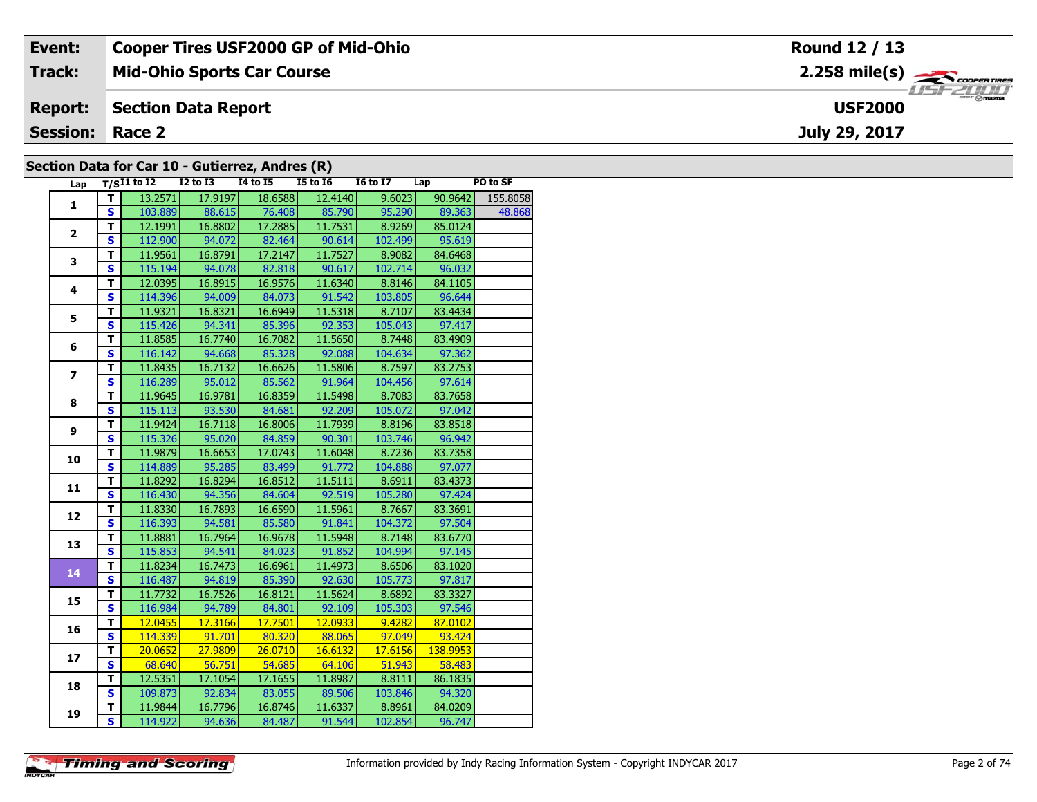| Event: | Cooper Tires USF2000 GP of Mid-Ohio | Round 12 / 13 |
|---|---|---|
| Track: | Mid-Ohio Sports Car Course | 2.258 mile(s) |
| Report: | Section Data Report | USF2000 |
| Session: | Race 2 | July 29, 2017 |

## Section Data for Car 10 - Gutierrez, Andres (R)

| Lap | T/S | I1 to I2 | I2 to I3 | I4 to I5 | I5 to I6 | I6 to I7 | Lap | PO to SF |
|---|---|---|---|---|---|---|---|---|
| 1 | T | 13.2571 | 17.9197 | 18.6588 | 12.4140 | 9.6023 | 90.9642 | 155.8058 |
| | S | 103.889 | 88.615 | 76.408 | 85.790 | 95.290 | 89.363 | 48.868 |
| 2 | T | 12.1991 | 16.8802 | 17.2885 | 11.7531 | 8.9269 | 85.0124 | |
| | S | 112.900 | 94.072 | 82.464 | 90.614 | 102.499 | 95.619 | |
| 3 | T | 11.9561 | 16.8791 | 17.2147 | 11.7527 | 8.9082 | 84.6468 | |
| | S | 115.194 | 94.078 | 82.818 | 90.617 | 102.714 | 96.032 | |
| 4 | T | 12.0395 | 16.8915 | 16.9576 | 11.6340 | 8.8146 | 84.1105 | |
| | S | 114.396 | 94.009 | 84.073 | 91.542 | 103.805 | 96.644 | |
| 5 | T | 11.9321 | 16.8321 | 16.6949 | 11.5318 | 8.7107 | 83.4434 | |
| | S | 115.426 | 94.341 | 85.396 | 92.353 | 105.043 | 97.417 | |
| 6 | T | 11.8585 | 16.7740 | 16.7082 | 11.5650 | 8.7448 | 83.4909 | |
| | S | 116.142 | 94.668 | 85.328 | 92.088 | 104.634 | 97.362 | |
| 7 | T | 11.8435 | 16.7132 | 16.6626 | 11.5806 | 8.7597 | 83.2753 | |
| | S | 116.289 | 95.012 | 85.562 | 91.964 | 104.456 | 97.614 | |
| 8 | T | 11.9645 | 16.9781 | 16.8359 | 11.5498 | 8.7083 | 83.7658 | |
| | S | 115.113 | 93.530 | 84.681 | 92.209 | 105.072 | 97.042 | |
| 9 | T | 11.9424 | 16.7118 | 16.8006 | 11.7939 | 8.8196 | 83.8518 | |
| | S | 115.326 | 95.020 | 84.859 | 90.301 | 103.746 | 96.942 | |
| 10 | T | 11.9879 | 16.6653 | 17.0743 | 11.6048 | 8.7236 | 83.7358 | |
| | S | 114.889 | 95.285 | 83.499 | 91.772 | 104.888 | 97.077 | |
| 11 | T | 11.8292 | 16.8294 | 16.8512 | 11.5111 | 8.6911 | 83.4373 | |
| | S | 116.430 | 94.356 | 84.604 | 92.519 | 105.280 | 97.424 | |
| 12 | T | 11.8330 | 16.7893 | 16.6590 | 11.5961 | 8.7667 | 83.3691 | |
| | S | 116.393 | 94.581 | 85.580 | 91.841 | 104.372 | 97.504 | |
| 13 | T | 11.8881 | 16.7964 | 16.9678 | 11.5948 | 8.7148 | 83.6770 | |
| | S | 115.853 | 94.541 | 84.023 | 91.852 | 104.994 | 97.145 | |
| 14 | T | 11.8234 | 16.7473 | 16.6961 | 11.4973 | 8.6506 | 83.1020 | |
| | S | 116.487 | 94.819 | 85.390 | 92.630 | 105.773 | 97.817 | |
| 15 | T | 11.7732 | 16.7526 | 16.8121 | 11.5624 | 8.6892 | 83.3327 | |
| | S | 116.984 | 94.789 | 84.801 | 92.109 | 105.303 | 97.546 | |
| 16 | T | 12.0455 | 17.3166 | 17.7501 | 12.0933 | 9.4282 | 87.0102 | |
| | S | 114.339 | 91.701 | 80.320 | 88.065 | 97.049 | 93.424 | |
| 17 | T | 20.0652 | 27.9809 | 26.0710 | 16.6132 | 17.6156 | 138.9953 | |
| | S | 68.640 | 56.751 | 54.685 | 64.106 | 51.943 | 58.483 | |
| 18 | T | 12.5351 | 17.1054 | 17.1655 | 11.8987 | 8.8111 | 86.1835 | |
| | S | 109.873 | 92.834 | 83.055 | 89.506 | 103.846 | 94.320 | |
| 19 | T | 11.9844 | 16.7796 | 16.8746 | 11.6337 | 8.8961 | 84.0209 | |
| | S | 114.922 | 94.636 | 84.487 | 91.544 | 102.854 | 96.747 | |

Timing and Scoring

Information provided by Indy Racing Information System - Copyright INDYCAR 2017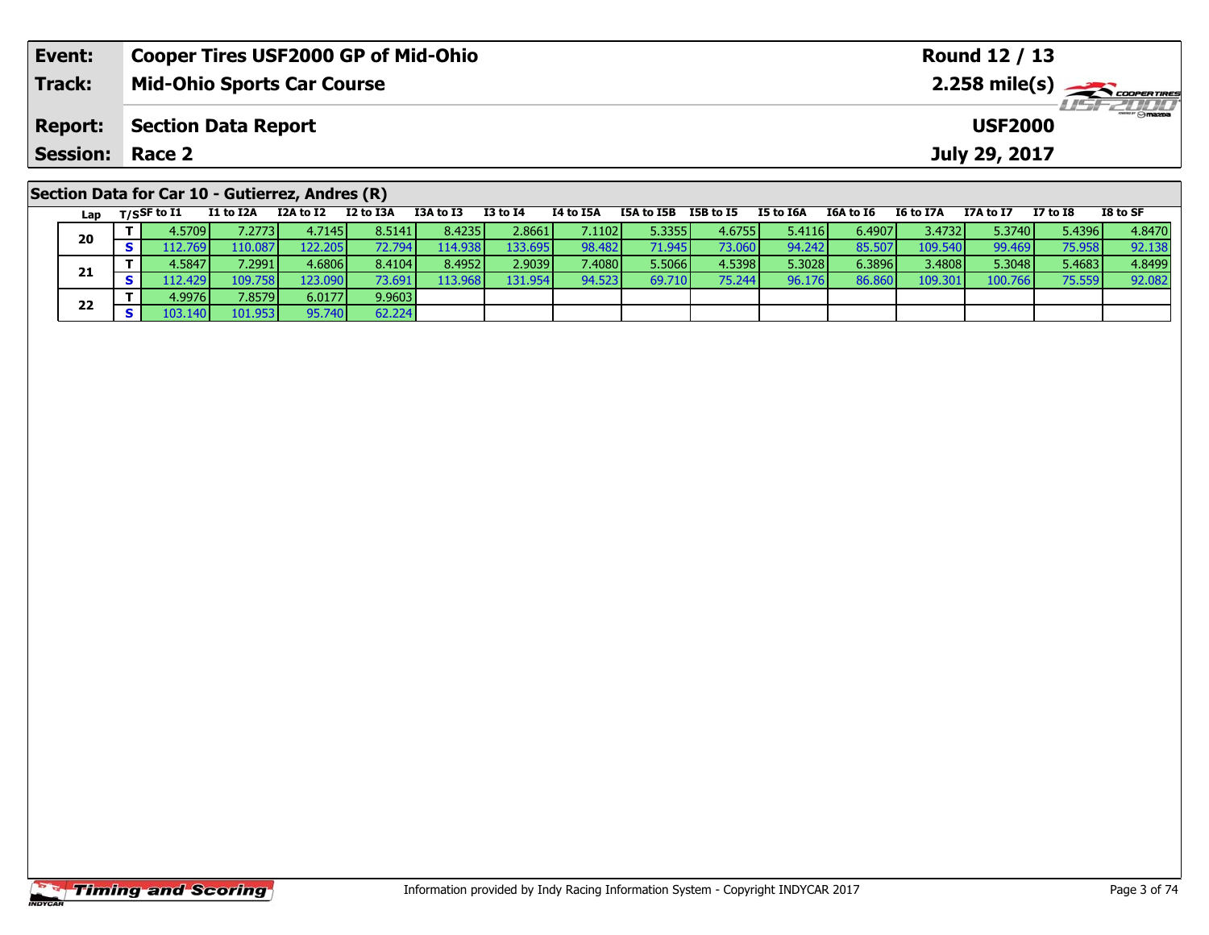| Event: | Cooper Tires USF2000 GP of Mid-Ohio | Round 12 / 13 |
|---|---|---|
| Track: | Mid-Ohio Sports Car Course | 2.258 mile(s) |
| Report: | Section Data Report | USF2000 |
| Session: | Race 2 | July 29, 2017 |

## Section Data for Car 10 - Gutierrez, Andres (R)

| Lap | T/S | SF to I1 | I1 to I2A | I2A to I2 | I2 to I3A | I3A to I3 | I3 to I4 | I4 to I5A | I5A to I5B | I5B to I5 | I5 to I6A | I6A to I6 | I6 to I7A | I7A to I7 | I7 to I8 | I8 to SF |
|---|---|---|---|---|---|---|---|---|---|---|---|---|---|---|---|---|
| 20 | T | 4.5709 | 7.2773 | 4.7145 | 8.5141 | 8.4235 | 2.8661 | 7.1102 | 5.3355 | 4.6755 | 5.4116 | 6.4907 | 3.4732 | 5.3740 | 5.4396 | 4.8470 |
| | S | 112.769 | 110.087 | 122.205 | 72.794 | 114.938 | 133.695 | 98.482 | 71.945 | 73.060 | 94.242 | 85.507 | 109.540 | 99.469 | 75.958 | 92.138 |
| 21 | T | 4.5847 | 7.2991 | 4.6806 | 8.4104 | 8.4952 | 2.9039 | 7.4080 | 5.5066 | 4.5398 | 5.3028 | 6.3896 | 3.4808 | 5.3048 | 5.4683 | 4.8499 |
| | S | 112.429 | 109.758 | 123.090 | 73.691 | 113.968 | 131.954 | 94.523 | 69.710 | 75.244 | 96.176 | 86.860 | 109.301 | 100.766 | 75.559 | 92.082 |
| 22 | T | 4.9976 | 7.8579 | 6.0177 | 9.9603 | | | | | | | | | | | |
| | S | 103.140 | 101.953 | 95.740 | 62.224 | | | | | | | | | | | |

Information provided by Indy Racing Information System - Copyright INDYCAR 2017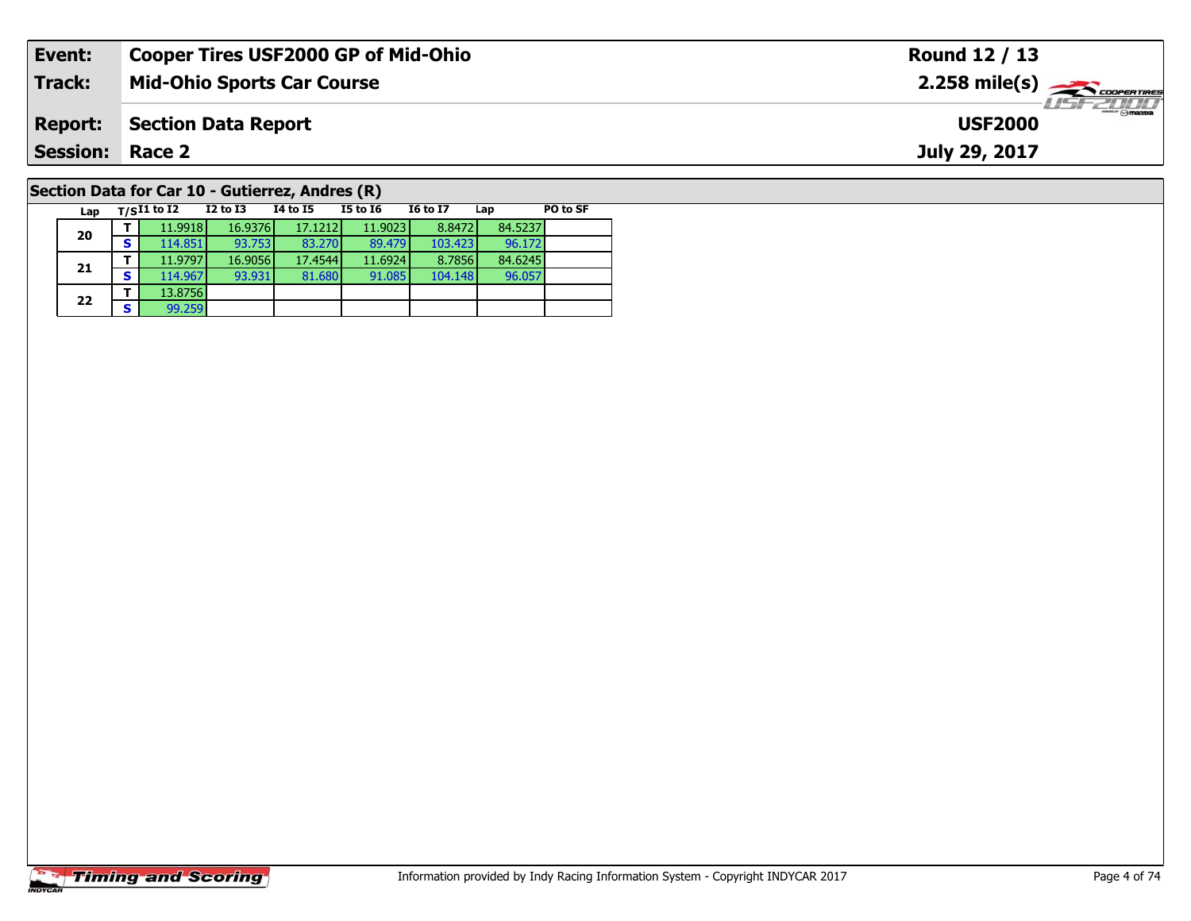| Event: | Cooper Tires USF2000 GP of Mid-Ohio | Round 12 / 13 |
|---|---|---|
| Track: | Mid-Ohio Sports Car Course | 2.258 mile(s) |
| Report: | Section Data Report | USF2000 |
| Session: | Race 2 | July 29, 2017 |

## Section Data for Car 10 - Gutierrez, Andres (R)

| Lap | T/S | I1 to I2 | I2 to I3 | I4 to I5 | I5 to I6 | I6 to I7 | Lap | PO to SF |
|---|---|---|---|---|---|---|---|---|
| 20 | T | 11.9918 | 16.9376 | 17.1212 | 11.9023 | 8.8472 | 84.5237 | |
| | S | 114.851 | 93.753 | 83.270 | 89.479 | 103.423 | 96.172 | |
| 21 | T | 11.9797 | 16.9056 | 17.4544 | 11.6924 | 8.7856 | 84.6245 | |
| | S | 114.967 | 93.931 | 81.680 | 91.085 | 104.148 | 96.057 | |
| 22 | T | 13.8756 | | | | | | |
| | S | 99.259 | | | | | | |

Information provided by Indy Racing Information System - Copyright INDYCAR 2017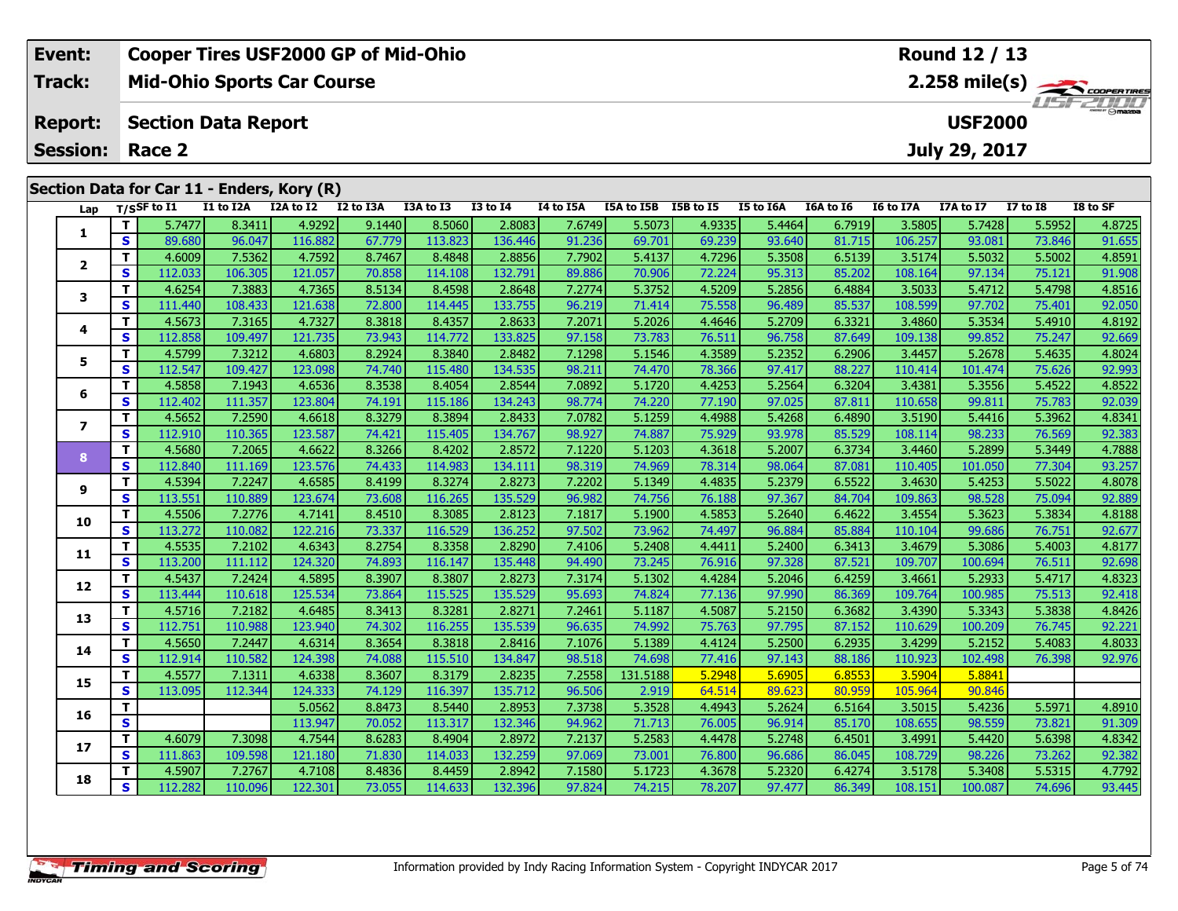| Event: | Cooper Tires USF2000 GP of Mid-Ohio | Round 12 / 13 |
|---|---|---|
| Track: | Mid-Ohio Sports Car Course | 2.258 mile(s) |
| Report: | Section Data Report | USF2000 |
| Session: | Race 2 | July 29, 2017 |

## Section Data for Car 11 - Enders, Kory (R)

| Lap | T/S | SF to I1 | I1 to I2A | I2A to I2 | I2 to I3A | I3A to I3 | I3 to I4 | I4 to I5A | I5A to I5B | I5B to I5 | I5 to I6A | I6A to I6 | I6 to I7A | I7A to I7 | I7 to I8 | I8 to SF |
|---|---|---|---|---|---|---|---|---|---|---|---|---|---|---|---|---|
| 1 | T | 5.7477 | 8.3411 | 4.9292 | 9.1440 | 8.5060 | 2.8083 | 7.6749 | 5.5073 | 4.9335 | 5.4464 | 6.7919 | 3.5805 | 5.7428 | 5.5952 | 4.8725 |
| | S | 89.680 | 96.047 | 116.882 | 67.779 | 113.823 | 136.446 | 91.236 | 69.701 | 69.239 | 93.640 | 81.715 | 106.257 | 93.081 | 73.846 | 91.655 |
| 2 | T | 4.6009 | 7.5362 | 4.7592 | 8.7467 | 8.4848 | 2.8856 | 7.7902 | 5.4137 | 4.7296 | 5.3508 | 6.5139 | 3.5174 | 5.5032 | 5.5002 | 4.8591 |
| | S | 112.033 | 106.305 | 121.057 | 70.858 | 114.108 | 132.791 | 89.886 | 70.906 | 72.224 | 95.313 | 85.202 | 108.164 | 97.134 | 75.121 | 91.908 |
| 3 | T | 4.6254 | 7.3883 | 4.7365 | 8.5134 | 8.4598 | 2.8648 | 7.2774 | 5.3752 | 4.5209 | 5.2856 | 6.4884 | 3.5033 | 5.4712 | 5.4798 | 4.8516 |
| | S | 111.440 | 108.433 | 121.638 | 72.800 | 114.445 | 133.755 | 96.219 | 71.414 | 75.558 | 96.489 | 85.537 | 108.599 | 97.702 | 75.401 | 92.050 |
| 4 | T | 4.5673 | 7.3165 | 4.7327 | 8.3818 | 8.4357 | 2.8633 | 7.2071 | 5.2026 | 4.4646 | 5.2709 | 6.3321 | 3.4860 | 5.3534 | 5.4910 | 4.8192 |
| | S | 112.858 | 109.497 | 121.735 | 73.943 | 114.772 | 133.825 | 97.158 | 73.783 | 76.511 | 96.758 | 87.649 | 109.138 | 99.852 | 75.247 | 92.669 |
| 5 | T | 4.5799 | 7.3212 | 4.6803 | 8.2924 | 8.3840 | 2.8482 | 7.1298 | 5.1546 | 4.3589 | 5.2352 | 6.2906 | 3.4457 | 5.2678 | 5.4635 | 4.8024 |
| | S | 112.547 | 109.427 | 123.098 | 74.740 | 115.480 | 134.535 | 98.211 | 74.470 | 78.366 | 97.417 | 88.227 | 110.414 | 101.474 | 75.626 | 92.993 |
| 6 | T | 4.5858 | 7.1943 | 4.6536 | 8.3538 | 8.4054 | 2.8544 | 7.0892 | 5.1720 | 4.4253 | 5.2564 | 6.3204 | 3.4381 | 5.3556 | 5.4522 | 4.8522 |
| | S | 112.402 | 111.357 | 123.804 | 74.191 | 115.186 | 134.243 | 98.774 | 74.220 | 77.190 | 97.025 | 87.811 | 110.658 | 99.811 | 75.783 | 92.039 |
| 7 | T | 4.5652 | 7.2590 | 4.6618 | 8.3279 | 8.3894 | 2.8433 | 7.0782 | 5.1259 | 4.4988 | 5.4268 | 6.4890 | 3.5190 | 5.4416 | 5.3962 | 4.8341 |
| | S | 112.910 | 110.365 | 123.587 | 74.421 | 115.405 | 134.767 | 98.927 | 74.887 | 75.929 | 93.978 | 85.529 | 108.114 | 98.233 | 76.569 | 92.383 |
| 8 | T | 4.5680 | 7.2065 | 4.6622 | 8.3266 | 8.4202 | 2.8572 | 7.1220 | 5.1203 | 4.3618 | 5.2007 | 6.3734 | 3.4460 | 5.2899 | 5.3449 | 4.7888 |
| | S | 112.840 | 111.169 | 123.576 | 74.433 | 114.983 | 134.111 | 98.319 | 74.969 | 78.314 | 98.064 | 87.081 | 110.405 | 101.050 | 77.304 | 93.257 |
| 9 | T | 4.5394 | 7.2247 | 4.6585 | 8.4199 | 8.3274 | 2.8273 | 7.2202 | 5.1349 | 4.4835 | 5.2379 | 6.5522 | 3.4630 | 5.4253 | 5.5022 | 4.8078 |
| | S | 113.551 | 110.889 | 123.674 | 73.608 | 116.265 | 135.529 | 96.982 | 74.756 | 76.188 | 97.367 | 84.704 | 109.863 | 98.528 | 75.094 | 92.889 |
| 10 | T | 4.5506 | 7.2776 | 4.7141 | 8.4510 | 8.3085 | 2.8123 | 7.1817 | 5.1900 | 4.5853 | 5.2640 | 6.4622 | 3.4554 | 5.3623 | 5.3834 | 4.8188 |
| | S | 113.272 | 110.082 | 122.216 | 73.337 | 116.529 | 136.252 | 97.502 | 73.962 | 74.497 | 96.884 | 85.884 | 110.104 | 99.686 | 76.751 | 92.677 |
| 11 | T | 4.5535 | 7.2102 | 4.6343 | 8.2754 | 8.3358 | 2.8290 | 7.4106 | 5.2408 | 4.4411 | 5.2400 | 6.3413 | 3.4679 | 5.3086 | 5.4003 | 4.8177 |
| | S | 113.200 | 111.112 | 124.320 | 74.893 | 116.147 | 135.448 | 94.490 | 73.245 | 76.916 | 97.328 | 87.521 | 109.707 | 100.694 | 76.511 | 92.698 |
| 12 | T | 4.5437 | 7.2424 | 4.5895 | 8.3907 | 8.3807 | 2.8273 | 7.3174 | 5.1302 | 4.4284 | 5.2046 | 6.4259 | 3.4661 | 5.2933 | 5.4717 | 4.8323 |
| | S | 113.444 | 110.618 | 125.534 | 73.864 | 115.525 | 135.529 | 95.693 | 74.824 | 77.136 | 97.990 | 86.369 | 109.764 | 100.985 | 75.513 | 92.418 |
| 13 | T | 4.5716 | 7.2182 | 4.6485 | 8.3413 | 8.3281 | 2.8271 | 7.2461 | 5.1187 | 4.5087 | 5.2150 | 6.3682 | 3.4390 | 5.3343 | 5.3838 | 4.8426 |
| | S | 112.751 | 110.988 | 123.940 | 74.302 | 116.255 | 135.539 | 96.635 | 74.992 | 75.763 | 97.795 | 87.152 | 110.629 | 100.209 | 76.745 | 92.221 |
| 14 | T | 4.5650 | 7.2447 | 4.6314 | 8.3654 | 8.3818 | 2.8416 | 7.1076 | 5.1389 | 4.4124 | 5.2500 | 6.2935 | 3.4299 | 5.2152 | 5.4083 | 4.8033 |
| | S | 112.914 | 110.582 | 124.398 | 74.088 | 115.510 | 134.847 | 98.518 | 74.698 | 77.416 | 97.143 | 88.186 | 110.923 | 102.498 | 76.398 | 92.976 |
| 15 | T | 4.5577 | 7.1311 | 4.6338 | 8.3607 | 8.3179 | 2.8235 | 7.2558 | 131.5188 | 5.2948 | 5.6905 | 6.8553 | 3.5904 | 5.8841 | | |
| | S | 113.095 | 112.344 | 124.333 | 74.129 | 116.397 | 135.712 | 96.506 | 2.919 | 64.514 | 89.623 | 80.959 | 105.964 | 90.846 | | |
| 16 | T | | | 5.0562 | 8.8473 | 8.5440 | 2.8953 | 7.3738 | 5.3528 | 4.4943 | 5.2624 | 6.5164 | 3.5015 | 5.4236 | 5.5971 | 4.8910 |
| | S | | | 113.947 | 70.052 | 113.317 | 132.346 | 94.962 | 71.713 | 76.005 | 96.914 | 85.170 | 108.655 | 98.559 | 73.821 | 91.309 |
| 17 | T | 4.6079 | 7.3098 | 4.7544 | 8.6283 | 8.4904 | 2.8972 | 7.2137 | 5.2583 | 4.4478 | 5.2748 | 6.4501 | 3.4991 | 5.4420 | 5.6398 | 4.8342 |
| | S | 111.863 | 109.598 | 121.180 | 71.830 | 114.033 | 132.259 | 97.069 | 73.001 | 76.800 | 96.686 | 86.045 | 108.729 | 98.226 | 73.262 | 92.382 |
| 18 | T | 4.5907 | 7.2767 | 4.7108 | 8.4836 | 8.4459 | 2.8942 | 7.1580 | 5.1723 | 4.3678 | 5.2320 | 6.4274 | 3.5178 | 5.3408 | 5.5315 | 4.7792 |
| | S | 112.282 | 110.096 | 122.301 | 73.055 | 114.633 | 132.396 | 97.824 | 74.215 | 78.207 | 97.477 | 86.349 | 108.151 | 100.087 | 74.696 | 93.445 |

Information provided by Indy Racing Information System - Copyright INDYCAR 2017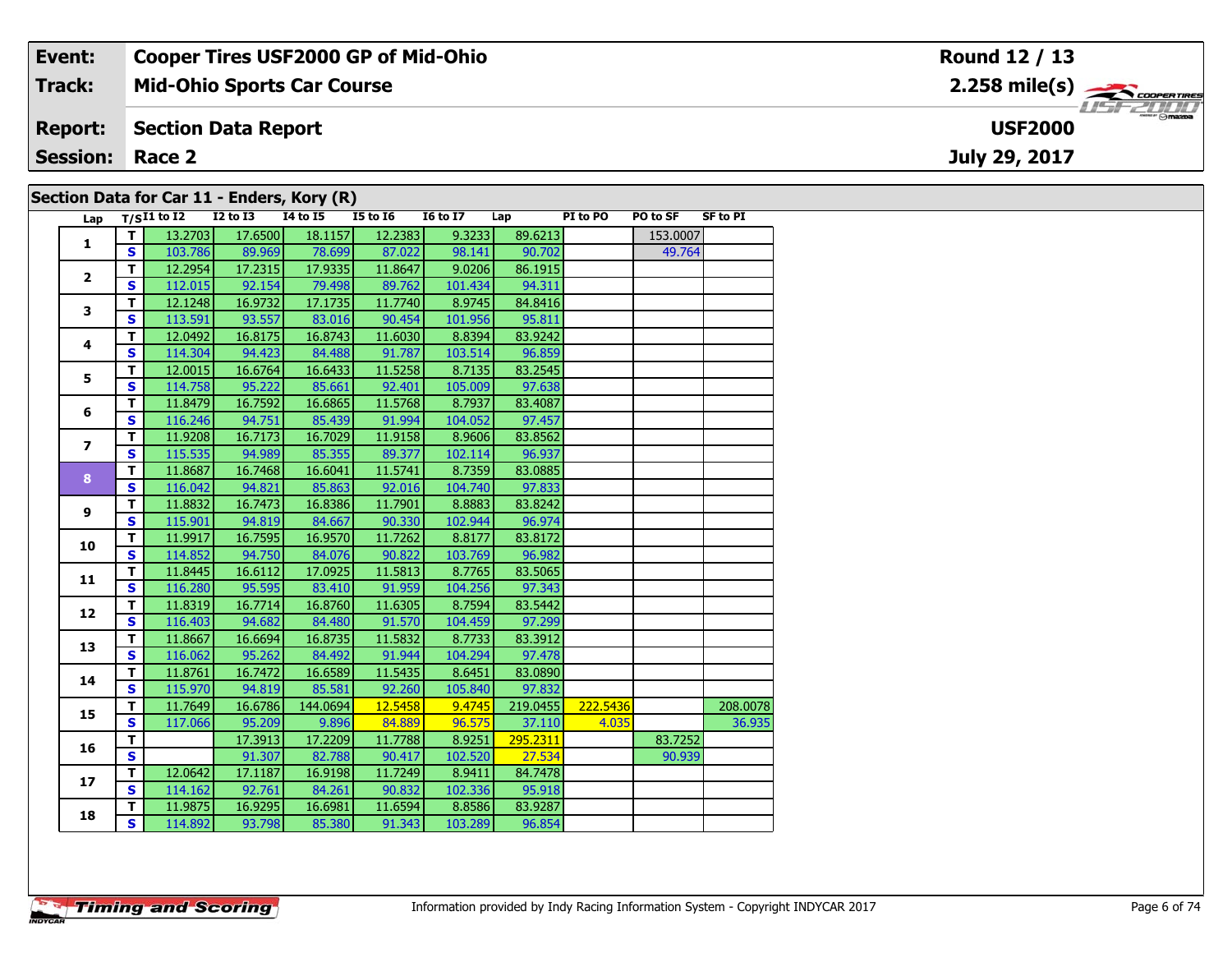| Event: | Cooper Tires USF2000 GP of Mid-Ohio | Round 12 / 13 |
|---|---|---|
| Track: | Mid-Ohio Sports Car Course | 2.258 mile(s) |
| Report: | Section Data Report | USF2000 |
| Session: | Race 2 | July 29, 2017 |

## Section Data for Car 11 - Enders, Kory (R)

| Lap | T/S | I1 to I2 | I2 to I3 | I4 to I5 | I5 to I6 | I6 to I7 | Lap | PI to PO | PO to SF | SF to PI |
|---|---|---|---|---|---|---|---|---|---|---|
| 1 | T | 13.2703 | 17.6500 | 18.1157 | 12.2383 | 9.3233 | 89.6213 | | 153.0007 | |
| | S | 103.786 | 89.969 | 78.699 | 87.022 | 98.141 | 90.702 | | 49.764 | |
| 2 | T | 12.2954 | 17.2315 | 17.9335 | 11.8647 | 9.0206 | 86.1915 | | | |
| | S | 112.015 | 92.154 | 79.498 | 89.762 | 101.434 | 94.311 | | | |
| 3 | T | 12.1248 | 16.9732 | 17.1735 | 11.7740 | 8.9745 | 84.8416 | | | |
| | S | 113.591 | 93.557 | 83.016 | 90.454 | 101.956 | 95.811 | | | |
| 4 | T | 12.0492 | 16.8175 | 16.8743 | 11.6030 | 8.8394 | 83.9242 | | | |
| | S | 114.304 | 94.423 | 84.488 | 91.787 | 103.514 | 96.859 | | | |
| 5 | T | 12.0015 | 16.6764 | 16.6433 | 11.5258 | 8.7135 | 83.2545 | | | |
| | S | 114.758 | 95.222 | 85.661 | 92.401 | 105.009 | 97.638 | | | |
| 6 | T | 11.8479 | 16.7592 | 16.6865 | 11.5768 | 8.7937 | 83.4087 | | | |
| | S | 116.246 | 94.751 | 85.439 | 91.994 | 104.052 | 97.457 | | | |
| 7 | T | 11.9208 | 16.7173 | 16.7029 | 11.9158 | 8.9606 | 83.8562 | | | |
| | S | 115.535 | 94.989 | 85.355 | 89.377 | 102.114 | 96.937 | | | |
| 8 | T | 11.8687 | 16.7468 | 16.6041 | 11.5741 | 8.7359 | 83.0885 | | | |
| | S | 116.042 | 94.821 | 85.863 | 92.016 | 104.740 | 97.833 | | | |
| 9 | T | 11.8832 | 16.7473 | 16.8386 | 11.7901 | 8.8883 | 83.8242 | | | |
| | S | 115.901 | 94.819 | 84.667 | 90.330 | 102.944 | 96.974 | | | |
| 10 | T | 11.9917 | 16.7595 | 16.9570 | 11.7262 | 8.8177 | 83.8172 | | | |
| | S | 114.852 | 94.750 | 84.076 | 90.822 | 103.769 | 96.982 | | | |
| 11 | T | 11.8445 | 16.6112 | 17.0925 | 11.5813 | 8.7765 | 83.5065 | | | |
| | S | 116.280 | 95.595 | 83.410 | 91.959 | 104.256 | 97.343 | | | |
| 12 | T | 11.8319 | 16.7714 | 16.8760 | 11.6305 | 8.7594 | 83.5442 | | | |
| | S | 116.403 | 94.682 | 84.480 | 91.570 | 104.459 | 97.299 | | | |
| 13 | T | 11.8667 | 16.6694 | 16.8735 | 11.5832 | 8.7733 | 83.3912 | | | |
| | S | 116.062 | 95.262 | 84.492 | 91.944 | 104.294 | 97.478 | | | |
| 14 | T | 11.8761 | 16.7472 | 16.6589 | 11.5435 | 8.6451 | 83.0890 | | | |
| | S | 115.970 | 94.819 | 85.581 | 92.260 | 105.840 | 97.832 | | | |
| 15 | T | 11.7649 | 16.6786 | 144.0694 | 12.5458 | 9.4745 | 219.0455 | 222.5436 | | 208.0078 |
| | S | 117.066 | 95.209 | 9.896 | 84.889 | 96.575 | 37.110 | 4.035 | | 36.935 |
| 16 | T | | 17.3913 | 17.2209 | 11.7788 | 8.9251 | 295.2311 | | 83.7252 | |
| | S | | 91.307 | 82.788 | 90.417 | 102.520 | 27.534 | | 90.939 | |
| 17 | T | 12.0642 | 17.1187 | 16.9198 | 11.7249 | 8.9411 | 84.7478 | | | |
| | S | 114.162 | 92.761 | 84.261 | 90.832 | 102.336 | 95.918 | | | |
| 18 | T | 11.9875 | 16.9295 | 16.6981 | 11.6594 | 8.8586 | 83.9287 | | | |
| | S | 114.892 | 93.798 | 85.380 | 91.343 | 103.289 | 96.854 | | | |

Information provided by Indy Racing Information System - Copyright INDYCAR 2017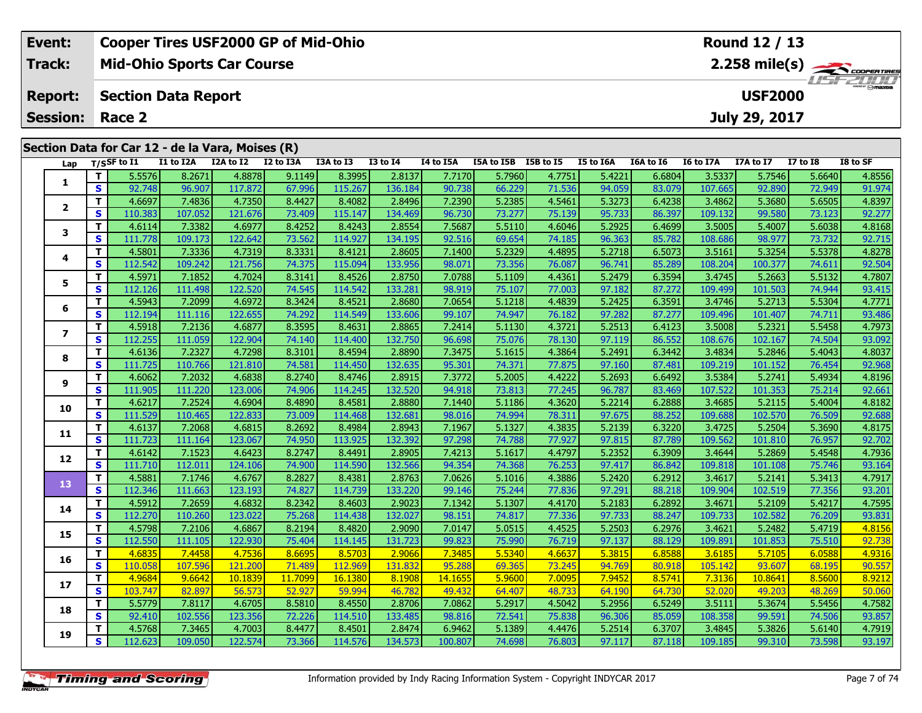| Event: | Cooper Tires USF2000 GP of Mid-Ohio | Round 12 / 13 |
|---|---|---|
| Track: | Mid-Ohio Sports Car Course | 2.258 mile(s) |
| Report: | Section Data Report | USF2000 |
| Session: | Race 2 | July 29, 2017 |

## Section Data for Car 12 - de la Vara, Moises (R)

| Lap | T/S | SF to I1 | I1 to I2A | I2A to I2 | I2 to I3A | I3A to I3 | I3 to I4 | I4 to I5A | I5A to I5B | I5B to I5 | I5 to I6A | I6A to I6 | I6 to I7A | I7A to I7 | I7 to I8 | I8 to SF |
|---|---|---|---|---|---|---|---|---|---|---|---|---|---|---|---|---|
| 1 | T | 5.5576 | 8.2671 | 4.8878 | 9.1149 | 8.3995 | 2.8137 | 7.7170 | 5.7960 | 4.7751 | 5.4221 | 6.6804 | 3.5337 | 5.7546 | 5.6640 | 4.8556 |
| | S | 92.748 | 96.907 | 117.872 | 67.996 | 115.267 | 136.184 | 90.738 | 66.229 | 71.536 | 94.059 | 83.079 | 107.665 | 92.890 | 72.949 | 91.974 |
| 2 | T | 4.6697 | 7.4836 | 4.7350 | 8.4427 | 8.4082 | 2.8496 | 7.2390 | 5.2385 | 4.5461 | 5.3273 | 6.4238 | 3.4862 | 5.3680 | 5.6505 | 4.8397 |
| | S | 110.383 | 107.052 | 121.676 | 73.409 | 115.147 | 134.469 | 96.730 | 73.277 | 75.139 | 95.733 | 86.397 | 109.132 | 99.580 | 73.123 | 92.277 |
| 3 | T | 4.6114 | 7.3382 | 4.6977 | 8.4252 | 8.4243 | 2.8554 | 7.5687 | 5.5110 | 4.6046 | 5.2925 | 6.4699 | 3.5005 | 5.4007 | 5.6038 | 4.8168 |
| | S | 111.778 | 109.173 | 122.642 | 73.562 | 114.927 | 134.195 | 92.516 | 69.654 | 74.185 | 96.363 | 85.782 | 108.686 | 98.977 | 73.732 | 92.715 |
| 4 | T | 4.5801 | 7.3336 | 4.7319 | 8.3331 | 8.4121 | 2.8605 | 7.1400 | 5.2329 | 4.4895 | 5.2718 | 6.5073 | 3.5161 | 5.3254 | 5.5378 | 4.8278 |
| | S | 112.542 | 109.242 | 121.756 | 74.375 | 115.094 | 133.956 | 98.071 | 73.356 | 76.087 | 96.741 | 85.289 | 108.204 | 100.377 | 74.611 | 92.504 |
| 5 | T | 4.5971 | 7.1852 | 4.7024 | 8.3141 | 8.4526 | 2.8750 | 7.0788 | 5.1109 | 4.4361 | 5.2479 | 6.3594 | 3.4745 | 5.2663 | 5.5132 | 4.7807 |
| | S | 112.126 | 111.498 | 122.520 | 74.545 | 114.542 | 133.281 | 98.919 | 75.107 | 77.003 | 97.182 | 87.272 | 109.499 | 101.503 | 74.944 | 93.415 |
| 6 | T | 4.5943 | 7.2099 | 4.6972 | 8.3424 | 8.4521 | 2.8680 | 7.0654 | 5.1218 | 4.4839 | 5.2425 | 6.3591 | 3.4746 | 5.2713 | 5.5304 | 4.7771 |
| | S | 112.194 | 111.116 | 122.655 | 74.292 | 114.549 | 133.606 | 99.107 | 74.947 | 76.182 | 97.282 | 87.277 | 109.496 | 101.407 | 74.711 | 93.486 |
| 7 | T | 4.5918 | 7.2136 | 4.6877 | 8.3595 | 8.4631 | 2.8865 | 7.2414 | 5.1130 | 4.3721 | 5.2513 | 6.4123 | 3.5008 | 5.2321 | 5.5458 | 4.7973 |
| | S | 112.255 | 111.059 | 122.904 | 74.140 | 114.400 | 132.750 | 96.698 | 75.076 | 78.130 | 97.119 | 86.552 | 108.676 | 102.167 | 74.504 | 93.092 |
| 8 | T | 4.6136 | 7.2327 | 4.7298 | 8.3101 | 8.4594 | 2.8890 | 7.3475 | 5.1615 | 4.3864 | 5.2491 | 6.3442 | 3.4834 | 5.2846 | 5.4043 | 4.8037 |
| | S | 111.725 | 110.766 | 121.810 | 74.581 | 114.450 | 132.635 | 95.301 | 74.371 | 77.875 | 97.160 | 87.481 | 109.219 | 101.152 | 76.454 | 92.968 |
| 9 | T | 4.6062 | 7.2032 | 4.6838 | 8.2740 | 8.4746 | 2.8915 | 7.3772 | 5.2005 | 4.4222 | 5.2693 | 6.6492 | 3.5384 | 5.2741 | 5.4934 | 4.8196 |
| | S | 111.905 | 111.220 | 123.006 | 74.906 | 114.245 | 132.520 | 94.918 | 73.813 | 77.245 | 96.787 | 83.469 | 107.522 | 101.353 | 75.214 | 92.661 |
| 10 | T | 4.6217 | 7.2524 | 4.6904 | 8.4890 | 8.4581 | 2.8880 | 7.1440 | 5.1186 | 4.3620 | 5.2214 | 6.2888 | 3.4685 | 5.2115 | 5.4004 | 4.8182 |
| | S | 111.529 | 110.465 | 122.833 | 73.009 | 114.468 | 132.681 | 98.016 | 74.994 | 78.311 | 97.675 | 88.252 | 109.688 | 102.570 | 76.509 | 92.688 |
| 11 | T | 4.6137 | 7.2068 | 4.6815 | 8.2692 | 8.4984 | 2.8943 | 7.1967 | 5.1327 | 4.3835 | 5.2139 | 6.3220 | 3.4725 | 5.2504 | 5.3690 | 4.8175 |
| | S | 111.723 | 111.164 | 123.067 | 74.950 | 113.925 | 132.392 | 97.298 | 74.788 | 77.927 | 97.815 | 87.789 | 109.562 | 101.810 | 76.957 | 92.702 |
| 12 | T | 4.6142 | 7.1523 | 4.6423 | 8.2747 | 8.4491 | 2.8905 | 7.4213 | 5.1617 | 4.4797 | 5.2352 | 6.3909 | 3.4644 | 5.2869 | 5.4548 | 4.7936 |
| | S | 111.710 | 112.011 | 124.106 | 74.900 | 114.590 | 132.566 | 94.354 | 74.368 | 76.253 | 97.417 | 86.842 | 109.818 | 101.108 | 75.746 | 93.164 |
| 13 | T | 4.5881 | 7.1746 | 4.6767 | 8.2827 | 8.4381 | 2.8763 | 7.0626 | 5.1016 | 4.3886 | 5.2420 | 6.2912 | 3.4617 | 5.2141 | 5.3413 | 4.7917 |
| | S | 112.346 | 111.663 | 123.193 | 74.827 | 114.739 | 133.220 | 99.146 | 75.244 | 77.836 | 97.291 | 88.218 | 109.904 | 102.519 | 77.356 | 93.201 |
| 14 | T | 4.5912 | 7.2659 | 4.6832 | 8.2342 | 8.4603 | 2.9023 | 7.1342 | 5.1307 | 4.4170 | 5.2183 | 6.2892 | 3.4671 | 5.2109 | 5.4217 | 4.7595 |
| | S | 112.270 | 110.260 | 123.022 | 75.268 | 114.438 | 132.027 | 98.151 | 74.817 | 77.336 | 97.733 | 88.247 | 109.733 | 102.582 | 76.209 | 93.831 |
| 15 | T | 4.5798 | 7.2106 | 4.6867 | 8.2194 | 8.4820 | 2.9090 | 7.0147 | 5.0515 | 4.4525 | 5.2503 | 6.2976 | 3.4621 | 5.2482 | 5.4719 | 4.8156 |
| | S | 112.550 | 111.105 | 122.930 | 75.404 | 114.145 | 131.723 | 99.823 | 75.990 | 76.719 | 97.137 | 88.129 | 109.891 | 101.853 | 75.510 | 92.738 |
| 16 | T | 4.6835 | 7.4458 | 4.7536 | 8.6695 | 8.5703 | 2.9066 | 7.3485 | 5.5340 | 4.6637 | 5.3815 | 6.8588 | 3.6185 | 5.7105 | 6.0588 | 4.9316 |
| | S | 110.058 | 107.596 | 121.200 | 71.489 | 112.969 | 131.832 | 95.288 | 69.365 | 73.245 | 94.769 | 80.918 | 105.142 | 93.607 | 68.195 | 90.557 |
| 17 | T | 4.9684 | 9.6642 | 10.1839 | 11.7099 | 16.1380 | 8.1908 | 14.1655 | 5.9600 | 7.0095 | 7.9452 | 8.5741 | 7.3136 | 10.8641 | 8.5600 | 8.9212 |
| | S | 103.747 | 82.897 | 56.573 | 52.927 | 59.994 | 46.782 | 49.432 | 64.407 | 48.733 | 64.190 | 64.730 | 52.020 | 49.203 | 48.269 | 50.060 |
| 18 | T | 5.5779 | 7.8117 | 4.6705 | 8.5810 | 8.4550 | 2.8706 | 7.0862 | 5.2917 | 4.5042 | 5.2956 | 6.5249 | 3.5111 | 5.3674 | 5.5456 | 4.7582 |
| | S | 92.410 | 102.556 | 123.356 | 72.226 | 114.510 | 133.485 | 98.816 | 72.541 | 75.838 | 96.306 | 85.059 | 108.358 | 99.591 | 74.506 | 93.857 |
| 19 | T | 4.5768 | 7.3465 | 4.7003 | 8.4477 | 8.4501 | 2.8474 | 6.9462 | 5.1389 | 4.4476 | 5.2514 | 6.3707 | 3.4845 | 5.3826 | 5.6140 | 4.7919 |
| | S | 112.623 | 109.050 | 122.574 | 73.366 | 114.576 | 134.573 | 100.807 | 74.698 | 76.803 | 97.117 | 87.118 | 109.185 | 99.310 | 73.598 | 93.197 |

Information provided by Indy Racing Information System - Copyright INDYCAR 2017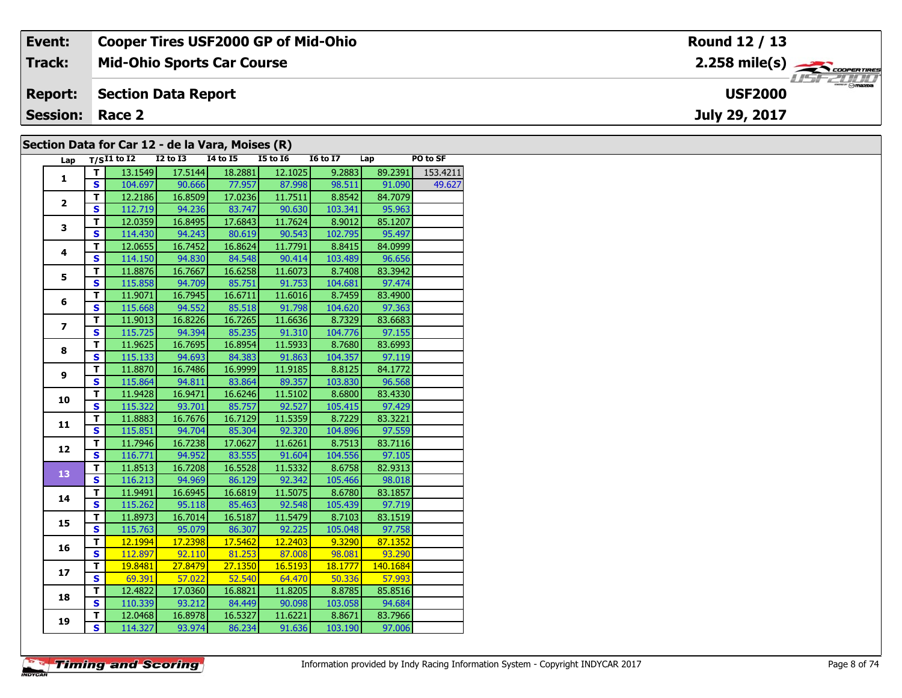| Event: | Cooper Tires USF2000 GP of Mid-Ohio | Round 12 / 13 |
|---|---|---|
| Track: | Mid-Ohio Sports Car Course | 2.258 mile(s) |
| Report: | Section Data Report | USF2000 |
| Session: | Race 2 | July 29, 2017 |

## Section Data for Car 12 - de la Vara, Moises (R)

| Lap | T/S | I1 to I2 | I2 to I3 | I4 to I5 | I5 to I6 | I6 to I7 | Lap | PO to SF |
|---|---|---|---|---|---|---|---|---|
| 1 | T | 13.1549 | 17.5144 | 18.2881 | 12.1025 | 9.2883 | 89.2391 | 153.4211 |
| | S | 104.697 | 90.666 | 77.957 | 87.998 | 98.511 | 91.090 | 49.627 |
| 2 | T | 12.2186 | 16.8509 | 17.0236 | 11.7511 | 8.8542 | 84.7079 | |
| | S | 112.719 | 94.236 | 83.747 | 90.630 | 103.341 | 95.963 | |
| 3 | T | 12.0359 | 16.8495 | 17.6843 | 11.7624 | 8.9012 | 85.1207 | |
| | S | 114.430 | 94.243 | 80.619 | 90.543 | 102.795 | 95.497 | |
| 4 | T | 12.0655 | 16.7452 | 16.8624 | 11.7791 | 8.8415 | 84.0999 | |
| | S | 114.150 | 94.830 | 84.548 | 90.414 | 103.489 | 96.656 | |
| 5 | T | 11.8876 | 16.7667 | 16.6258 | 11.6073 | 8.7408 | 83.3942 | |
| | S | 115.858 | 94.709 | 85.751 | 91.753 | 104.681 | 97.474 | |
| 6 | T | 11.9071 | 16.7945 | 16.6711 | 11.6016 | 8.7459 | 83.4900 | |
| | S | 115.668 | 94.552 | 85.518 | 91.798 | 104.620 | 97.363 | |
| 7 | T | 11.9013 | 16.8226 | 16.7265 | 11.6636 | 8.7329 | 83.6683 | |
| | S | 115.725 | 94.394 | 85.235 | 91.310 | 104.776 | 97.155 | |
| 8 | T | 11.9625 | 16.7695 | 16.8954 | 11.5933 | 8.7680 | 83.6993 | |
| | S | 115.133 | 94.693 | 84.383 | 91.863 | 104.357 | 97.119 | |
| 9 | T | 11.8870 | 16.7486 | 16.9999 | 11.9185 | 8.8125 | 84.1772 | |
| | S | 115.864 | 94.811 | 83.864 | 89.357 | 103.830 | 96.568 | |
| 10 | T | 11.9428 | 16.9471 | 16.6246 | 11.5102 | 8.6800 | 83.4330 | |
| | S | 115.322 | 93.701 | 85.757 | 92.527 | 105.415 | 97.429 | |
| 11 | T | 11.8883 | 16.7676 | 16.7129 | 11.5359 | 8.7229 | 83.3221 | |
| | S | 115.851 | 94.704 | 85.304 | 92.320 | 104.896 | 97.559 | |
| 12 | T | 11.7946 | 16.7238 | 17.0627 | 11.6261 | 8.7513 | 83.7116 | |
| | S | 116.771 | 94.952 | 83.555 | 91.604 | 104.556 | 97.105 | |
| 13 | T | 11.8513 | 16.7208 | 16.5528 | 11.5332 | 8.6758 | 82.9313 | |
| | S | 116.213 | 94.969 | 86.129 | 92.342 | 105.466 | 98.018 | |
| 14 | T | 11.9491 | 16.6945 | 16.6819 | 11.5075 | 8.6780 | 83.1857 | |
| | S | 115.262 | 95.118 | 85.463 | 92.548 | 105.439 | 97.719 | |
| 15 | T | 11.8973 | 16.7014 | 16.5187 | 11.5479 | 8.7103 | 83.1519 | |
| | S | 115.763 | 95.079 | 86.307 | 92.225 | 105.048 | 97.758 | |
| 16 | T | 12.1994 | 17.2398 | 17.5462 | 12.2403 | 9.3290 | 87.1352 | |
| | S | 112.897 | 92.110 | 81.253 | 87.008 | 98.081 | 93.290 | |
| 17 | T | 19.8481 | 27.8479 | 27.1350 | 16.5193 | 18.1777 | 140.1684 | |
| | S | 69.391 | 57.022 | 52.540 | 64.470 | 50.336 | 57.993 | |
| 18 | T | 12.4822 | 17.0360 | 16.8821 | 11.8205 | 8.8785 | 85.8516 | |
| | S | 110.339 | 93.212 | 84.449 | 90.098 | 103.058 | 94.684 | |
| 19 | T | 12.0468 | 16.8978 | 16.5327 | 11.6221 | 8.8671 | 83.7966 | |
| | S | 114.327 | 93.974 | 86.234 | 91.636 | 103.190 | 97.006 | |

Information provided by Indy Racing Information System - Copyright INDYCAR 2017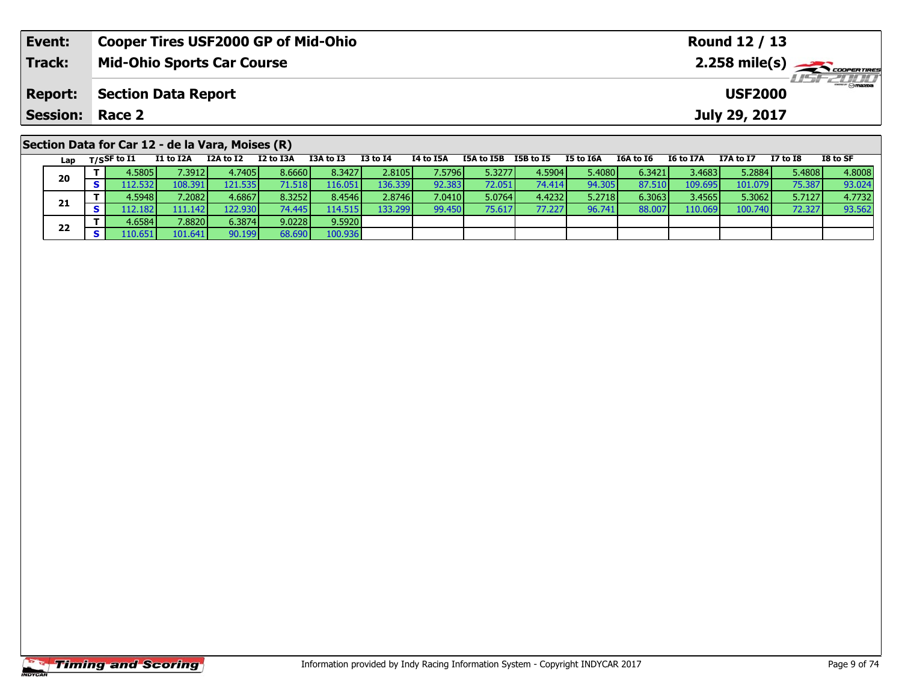| Event: | Cooper Tires USF2000 GP of Mid-Ohio | Round 12 / 13 |
|---|---|---|
| Track: | Mid-Ohio Sports Car Course | 2.258 mile(s) |
| Report: | Section Data Report | USF2000 |
| Session: | Race 2 | July 29, 2017 |

## Section Data for Car 12 - de la Vara, Moises (R)

| Lap | T/S | SF to I1 | I1 to I2A | I2A to I2 | I2 to I3A | I3A to I3 | I3 to I4 | I4 to I5A | I5A to I5B | I5B to I5 | I5 to I6A | I6A to I6 | I6 to I7A | I7A to I7 | I7 to I8 | I8 to SF |
|---|---|---|---|---|---|---|---|---|---|---|---|---|---|---|---|---|
| 20 | T | 4.5805 | 7.3912 | 4.7405 | 8.6660 | 8.3427 | 2.8105 | 7.5796 | 5.3277 | 4.5904 | 5.4080 | 6.3421 | 3.4683 | 5.2884 | 5.4808 | 4.8008 |
| | S | 112.532 | 108.391 | 121.535 | 71.518 | 116.051 | 136.339 | 92.383 | 72.051 | 74.414 | 94.305 | 87.510 | 109.695 | 101.079 | 75.387 | 93.024 |
| 21 | T | 4.5948 | 7.2082 | 4.6867 | 8.3252 | 8.4546 | 2.8746 | 7.0410 | 5.0764 | 4.4232 | 5.2718 | 6.3063 | 3.4565 | 5.3062 | 5.7127 | 4.7732 |
| | S | 112.182 | 111.142 | 122.930 | 74.445 | 114.515 | 133.299 | 99.450 | 75.617 | 77.227 | 96.741 | 88.007 | 110.069 | 100.740 | 72.327 | 93.562 |
| 22 | T | 4.6584 | 7.8820 | 6.3874 | 9.0228 | 9.5920 | | | | | | | | | | |
| | S | 110.651 | 101.641 | 90.199 | 68.690 | 100.936 | | | | | | | | | | |

Information provided by Indy Racing Information System - Copyright INDYCAR 2017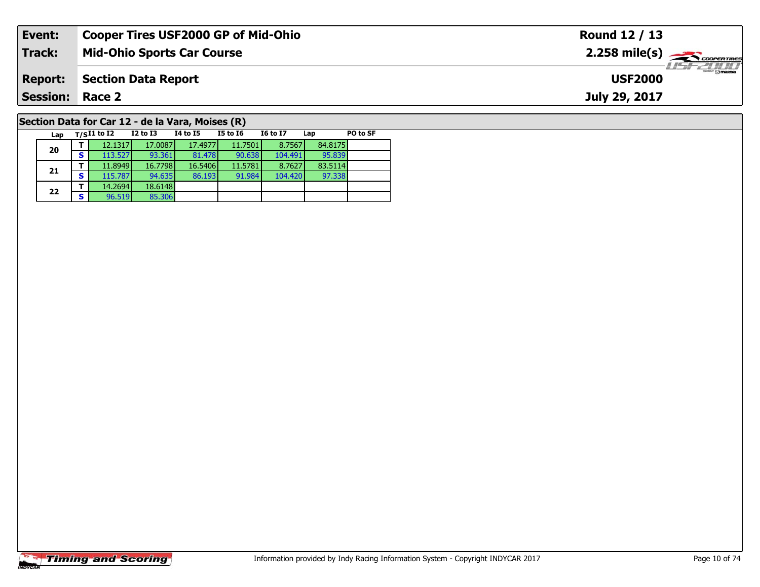| Event: | Cooper Tires USF2000 GP of Mid-Ohio | Round 12 / 13 |
|---|---|---|
| Track: | Mid-Ohio Sports Car Course | 2.258 mile(s) |
| Report: | Section Data Report | USF2000 |
| Session: | Race 2 | July 29, 2017 |

## Section Data for Car 12 - de la Vara, Moises (R)

| Lap | T/S | I1 to I2 | I2 to I3 | I4 to I5 | I5 to I6 | I6 to I7 | Lap | PO to SF |
|---|---|---|---|---|---|---|---|---|
| 20 | T | 12.1317 | 17.0087 | 17.4977 | 11.7501 | 8.7567 | 84.8175 | |
| | S | 113.527 | 93.361 | 81.478 | 90.638 | 104.491 | 95.839 | |
| 21 | T | 11.8949 | 16.7798 | 16.5406 | 11.5781 | 8.7627 | 83.5114 | |
| | S | 115.787 | 94.635 | 86.193 | 91.984 | 104.420 | 97.338 | |
| 22 | T | 14.2694 | 18.6148 | | | | | |
| | S | 96.519 | 85.306 | | | | | |

Information provided by Indy Racing Information System - Copyright INDYCAR 2017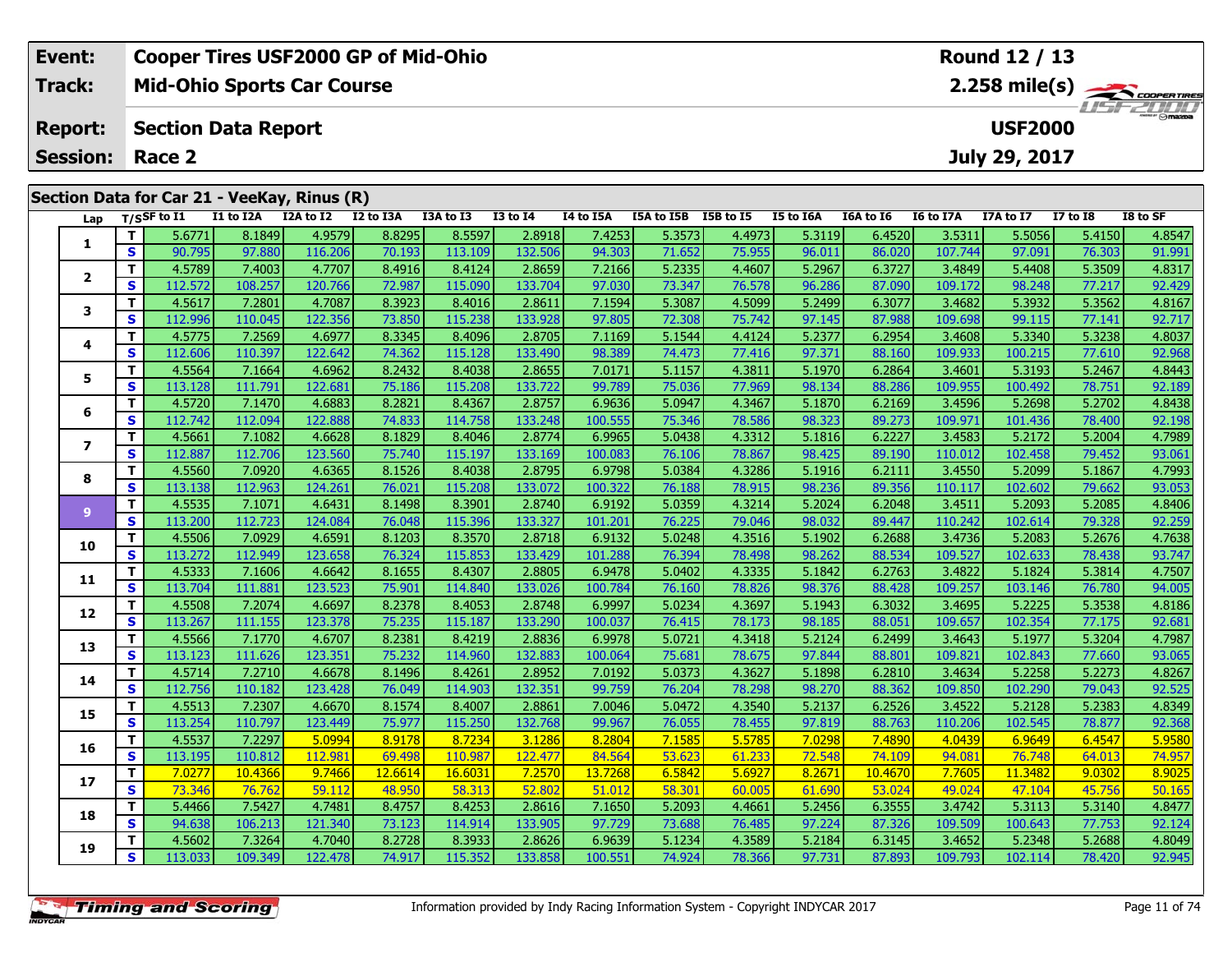| Event: | Cooper Tires USF2000 GP of Mid-Ohio | Round 12 / 13 |
|---|---|---|
| Track: | Mid-Ohio Sports Car Course | 2.258 mile(s) |
| Report: | Section Data Report | USF2000 |
| Session: | Race 2 | July 29, 2017 |

## Section Data for Car 21 - VeeKay, Rinus (R)

| Lap | T/S | SF to I1 | I1 to I2A | I2A to I2 | I2 to I3A | I3A to I3 | I3 to I4 | I4 to I5A | I5A to I5B | I5B to I5 | I5 to I6A | I6A to I6 | I6 to I7A | I7A to I7 | I7 to I8 | I8 to SF |
|---|---|---|---|---|---|---|---|---|---|---|---|---|---|---|---|---|
| 1 | T | 5.6771 | 8.1849 | 4.9579 | 8.8295 | 8.5597 | 2.8918 | 7.4253 | 5.3573 | 4.4973 | 5.3119 | 6.4520 | 3.5311 | 5.5056 | 5.4150 | 4.8547 |
| | S | 90.795 | 97.880 | 116.206 | 70.193 | 113.109 | 132.506 | 94.303 | 71.652 | 75.955 | 96.011 | 86.020 | 107.744 | 97.091 | 76.303 | 91.991 |
| 2 | T | 4.5789 | 7.4003 | 4.7707 | 8.4916 | 8.4124 | 2.8659 | 7.2166 | 5.2335 | 4.4607 | 5.2967 | 6.3727 | 3.4849 | 5.4408 | 5.3509 | 4.8317 |
| | S | 112.572 | 108.257 | 120.766 | 72.987 | 115.090 | 133.704 | 97.030 | 73.347 | 76.578 | 96.286 | 87.090 | 109.172 | 98.248 | 77.217 | 92.429 |
| 3 | T | 4.5617 | 7.2801 | 4.7087 | 8.3923 | 8.4016 | 2.8611 | 7.1594 | 5.3087 | 4.5099 | 5.2499 | 6.3077 | 3.4682 | 5.3932 | 5.3562 | 4.8167 |
| | S | 112.996 | 110.045 | 122.356 | 73.850 | 115.238 | 133.928 | 97.805 | 72.308 | 75.742 | 97.145 | 87.988 | 109.698 | 99.115 | 77.141 | 92.717 |
| 4 | T | 4.5775 | 7.2569 | 4.6977 | 8.3345 | 8.4096 | 2.8705 | 7.1169 | 5.1544 | 4.4124 | 5.2377 | 6.2954 | 3.4608 | 5.3340 | 5.3238 | 4.8037 |
| | S | 112.606 | 110.397 | 122.642 | 74.362 | 115.128 | 133.490 | 98.389 | 74.473 | 77.416 | 97.371 | 88.160 | 109.933 | 100.215 | 77.610 | 92.968 |
| 5 | T | 4.5564 | 7.1664 | 4.6962 | 8.2432 | 8.4038 | 2.8655 | 7.0171 | 5.1157 | 4.3811 | 5.1970 | 6.2864 | 3.4601 | 5.3193 | 5.2467 | 4.8443 |
| | S | 113.128 | 111.791 | 122.681 | 75.186 | 115.208 | 133.722 | 99.789 | 75.036 | 77.969 | 98.134 | 88.286 | 109.955 | 100.492 | 78.751 | 92.189 |
| 6 | T | 4.5720 | 7.1470 | 4.6883 | 8.2821 | 8.4367 | 2.8757 | 6.9636 | 5.0947 | 4.3467 | 5.1870 | 6.2169 | 3.4596 | 5.2698 | 5.2702 | 4.8438 |
| | S | 112.742 | 112.094 | 122.888 | 74.833 | 114.758 | 133.248 | 100.555 | 75.346 | 78.586 | 98.323 | 89.273 | 109.971 | 101.436 | 78.400 | 92.198 |
| 7 | T | 4.5661 | 7.1082 | 4.6628 | 8.1829 | 8.4046 | 2.8774 | 6.9965 | 5.0438 | 4.3312 | 5.1816 | 6.2227 | 3.4583 | 5.2172 | 5.2004 | 4.7989 |
| | S | 112.887 | 112.706 | 123.560 | 75.740 | 115.197 | 133.169 | 100.083 | 76.106 | 78.867 | 98.425 | 89.190 | 110.012 | 102.458 | 79.452 | 93.061 |
| 8 | T | 4.5560 | 7.0920 | 4.6365 | 8.1526 | 8.4038 | 2.8795 | 6.9798 | 5.0384 | 4.3286 | 5.1916 | 6.2111 | 3.4550 | 5.2099 | 5.1867 | 4.7993 |
| | S | 113.138 | 112.963 | 124.261 | 76.021 | 115.208 | 133.072 | 100.322 | 76.188 | 78.915 | 98.236 | 89.356 | 110.117 | 102.602 | 79.662 | 93.053 |
| 9 | T | 4.5535 | 7.1071 | 4.6431 | 8.1498 | 8.3901 | 2.8740 | 6.9192 | 5.0359 | 4.3214 | 5.2024 | 6.2048 | 3.4511 | 5.2093 | 5.2085 | 4.8406 |
| | S | 113.200 | 112.723 | 124.084 | 76.048 | 115.396 | 133.327 | 101.201 | 76.225 | 79.046 | 98.032 | 89.447 | 110.242 | 102.614 | 79.328 | 92.259 |
| 10 | T | 4.5506 | 7.0929 | 4.6591 | 8.1203 | 8.3570 | 2.8718 | 6.9132 | 5.0248 | 4.3516 | 5.1902 | 6.2688 | 3.4736 | 5.2083 | 5.2676 | 4.7638 |
| | S | 113.272 | 112.949 | 123.658 | 76.324 | 115.853 | 133.429 | 101.288 | 76.394 | 78.498 | 98.262 | 88.534 | 109.527 | 102.633 | 78.438 | 93.747 |
| 11 | T | 4.5333 | 7.1606 | 4.6642 | 8.1655 | 8.4307 | 2.8805 | 6.9478 | 5.0402 | 4.3335 | 5.1842 | 6.2763 | 3.4822 | 5.1824 | 5.3814 | 4.7507 |
| | S | 113.704 | 111.881 | 123.523 | 75.901 | 114.840 | 133.026 | 100.784 | 76.160 | 78.826 | 98.376 | 88.428 | 109.257 | 103.146 | 76.780 | 94.005 |
| 12 | T | 4.5508 | 7.2074 | 4.6697 | 8.2378 | 8.4053 | 2.8748 | 6.9997 | 5.0234 | 4.3697 | 5.1943 | 6.3032 | 3.4695 | 5.2225 | 5.3538 | 4.8186 |
| | S | 113.267 | 111.155 | 123.378 | 75.235 | 115.187 | 133.290 | 100.037 | 76.415 | 78.173 | 98.185 | 88.051 | 109.657 | 102.354 | 77.175 | 92.681 |
| 13 | T | 4.5566 | 7.1770 | 4.6707 | 8.2381 | 8.4219 | 2.8836 | 6.9978 | 5.0721 | 4.3418 | 5.2124 | 6.2499 | 3.4643 | 5.1977 | 5.3204 | 4.7987 |
| | S | 113.123 | 111.626 | 123.351 | 75.232 | 114.960 | 132.883 | 100.064 | 75.681 | 78.675 | 97.844 | 88.801 | 109.821 | 102.843 | 77.660 | 93.065 |
| 14 | T | 4.5714 | 7.2710 | 4.6678 | 8.1496 | 8.4261 | 2.8952 | 7.0192 | 5.0373 | 4.3627 | 5.1898 | 6.2810 | 3.4634 | 5.2258 | 5.2273 | 4.8267 |
| | S | 112.756 | 110.182 | 123.428 | 76.049 | 114.903 | 132.351 | 99.759 | 76.204 | 78.298 | 98.270 | 88.362 | 109.850 | 102.290 | 79.043 | 92.525 |
| 15 | T | 4.5513 | 7.2307 | 4.6670 | 8.1574 | 8.4007 | 2.8861 | 7.0046 | 5.0472 | 4.3540 | 5.2137 | 6.2526 | 3.4522 | 5.2128 | 5.2383 | 4.8349 |
| | S | 113.254 | 110.797 | 123.449 | 75.977 | 115.250 | 132.768 | 99.967 | 76.055 | 78.455 | 97.819 | 88.763 | 110.206 | 102.545 | 78.877 | 92.368 |
| 16 | T | 4.5537 | 7.2297 | 5.0994 | 8.9178 | 8.7234 | 3.1286 | 8.2804 | 7.1585 | 5.5785 | 7.0298 | 7.4890 | 4.0439 | 6.9649 | 6.4547 | 5.9580 |
| | S | 113.195 | 110.812 | 112.981 | 69.498 | 110.987 | 122.477 | 84.564 | 53.623 | 61.233 | 72.548 | 74.109 | 94.081 | 76.748 | 64.013 | 74.957 |
| 17 | T | 7.0277 | 10.4366 | 9.7466 | 12.6614 | 16.6031 | 7.2570 | 13.7268 | 6.5842 | 5.6927 | 8.2671 | 10.4670 | 7.7605 | 11.3482 | 9.0302 | 8.9025 |
| | S | 73.346 | 76.762 | 59.112 | 48.950 | 58.313 | 52.802 | 51.012 | 58.301 | 60.005 | 61.690 | 53.024 | 49.024 | 47.104 | 45.756 | 50.165 |
| 18 | T | 5.4466 | 7.5427 | 4.7481 | 8.4757 | 8.4253 | 2.8616 | 7.1650 | 5.2093 | 4.4661 | 5.2456 | 6.3555 | 3.4742 | 5.3113 | 5.3140 | 4.8477 |
| | S | 94.638 | 106.213 | 121.340 | 73.123 | 114.914 | 133.905 | 97.729 | 73.688 | 76.485 | 97.224 | 87.326 | 109.509 | 100.643 | 77.753 | 92.124 |
| 19 | T | 4.5602 | 7.3264 | 4.7040 | 8.2728 | 8.3933 | 2.8626 | 6.9639 | 5.1234 | 4.3589 | 5.2184 | 6.3145 | 3.4652 | 5.2348 | 5.2688 | 4.8049 |
| | S | 113.033 | 109.349 | 122.478 | 74.917 | 115.352 | 133.858 | 100.551 | 74.924 | 78.366 | 97.731 | 87.893 | 109.793 | 102.114 | 78.420 | 92.945 |

Information provided by Indy Racing Information System - Copyright INDYCAR 2017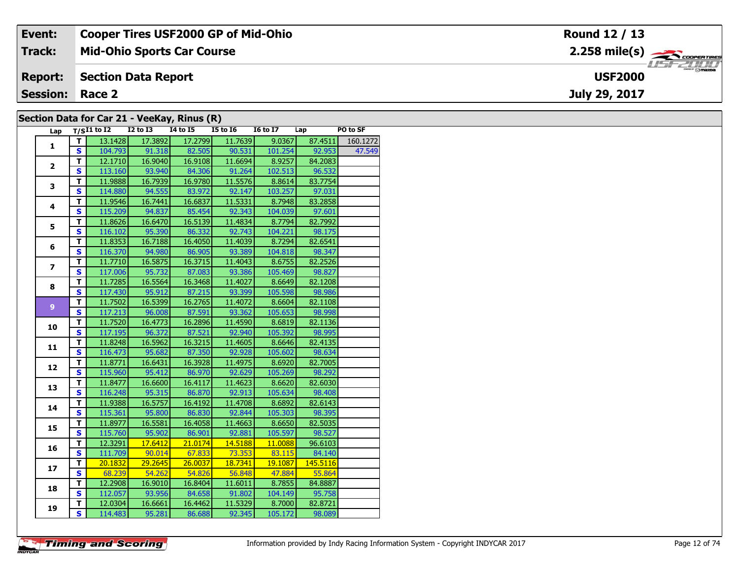| Event: | Cooper Tires USF2000 GP of Mid-Ohio | Round 12 / 13 |
|---|---|---|
| Track: | Mid-Ohio Sports Car Course | 2.258 mile(s) |
| Report: | Section Data Report | USF2000 |
| Session: | Race 2 | July 29, 2017 |

## Section Data for Car 21 - VeeKay, Rinus (R)

| Lap | T/S | I1 to I2 | I2 to I3 | I4 to I5 | I5 to I6 | I6 to I7 | Lap | PO to SF |
|---|---|---|---|---|---|---|---|---|
| 1 | T | 13.1428 | 17.3892 | 17.2799 | 11.7639 | 9.0367 | 87.4511 | 160.1272 |
| | S | 104.793 | 91.318 | 82.505 | 90.531 | 101.254 | 92.953 | 47.549 |
| 2 | T | 12.1710 | 16.9040 | 16.9108 | 11.6694 | 8.9257 | 84.2083 | |
| | S | 113.160 | 93.940 | 84.306 | 91.264 | 102.513 | 96.532 | |
| 3 | T | 11.9888 | 16.7939 | 16.9780 | 11.5576 | 8.8614 | 83.7754 | |
| | S | 114.880 | 94.555 | 83.972 | 92.147 | 103.257 | 97.031 | |
| 4 | T | 11.9546 | 16.7441 | 16.6837 | 11.5331 | 8.7948 | 83.2858 | |
| | S | 115.209 | 94.837 | 85.454 | 92.343 | 104.039 | 97.601 | |
| 5 | T | 11.8626 | 16.6470 | 16.5139 | 11.4834 | 8.7794 | 82.7992 | |
| | S | 116.102 | 95.390 | 86.332 | 92.743 | 104.221 | 98.175 | |
| 6 | T | 11.8353 | 16.7188 | 16.4050 | 11.4039 | 8.7294 | 82.6541 | |
| | S | 116.370 | 94.980 | 86.905 | 93.389 | 104.818 | 98.347 | |
| 7 | T | 11.7710 | 16.5875 | 16.3715 | 11.4043 | 8.6755 | 82.2526 | |
| | S | 117.006 | 95.732 | 87.083 | 93.386 | 105.469 | 98.827 | |
| 8 | T | 11.7285 | 16.5564 | 16.3468 | 11.4027 | 8.6649 | 82.1208 | |
| | S | 117.430 | 95.912 | 87.215 | 93.399 | 105.598 | 98.986 | |
| 9 | T | 11.7502 | 16.5399 | 16.2765 | 11.4072 | 8.6604 | 82.1108 | |
| | S | 117.213 | 96.008 | 87.591 | 93.362 | 105.653 | 98.998 | |
| 10 | T | 11.7520 | 16.4773 | 16.2896 | 11.4590 | 8.6819 | 82.1136 | |
| | S | 117.195 | 96.372 | 87.521 | 92.940 | 105.392 | 98.995 | |
| 11 | T | 11.8248 | 16.5962 | 16.3215 | 11.4605 | 8.6646 | 82.4135 | |
| | S | 116.473 | 95.682 | 87.350 | 92.928 | 105.602 | 98.634 | |
| 12 | T | 11.8771 | 16.6431 | 16.3928 | 11.4975 | 8.6920 | 82.7005 | |
| | S | 115.960 | 95.412 | 86.970 | 92.629 | 105.269 | 98.292 | |
| 13 | T | 11.8477 | 16.6600 | 16.4117 | 11.4623 | 8.6620 | 82.6030 | |
| | S | 116.248 | 95.315 | 86.870 | 92.913 | 105.634 | 98.408 | |
| 14 | T | 11.9388 | 16.5757 | 16.4192 | 11.4708 | 8.6892 | 82.6143 | |
| | S | 115.361 | 95.800 | 86.830 | 92.844 | 105.303 | 98.395 | |
| 15 | T | 11.8977 | 16.5581 | 16.4058 | 11.4663 | 8.6650 | 82.5035 | |
| | S | 115.760 | 95.902 | 86.901 | 92.881 | 105.597 | 98.527 | |
| 16 | T | 12.3291 | 17.6412 | 21.0174 | 14.5188 | 11.0088 | 96.6103 | |
| | S | 111.709 | 90.014 | 67.833 | 73.353 | 83.115 | 84.140 | |
| 17 | T | 20.1832 | 29.2645 | 26.0037 | 18.7341 | 19.1087 | 145.5116 | |
| | S | 68.239 | 54.262 | 54.826 | 56.848 | 47.884 | 55.864 | |
| 18 | T | 12.2908 | 16.9010 | 16.8404 | 11.6011 | 8.7855 | 84.8887 | |
| | S | 112.057 | 93.956 | 84.658 | 91.802 | 104.149 | 95.758 | |
| 19 | T | 12.0304 | 16.6661 | 16.4462 | 11.5329 | 8.7000 | 82.8721 | |
| | S | 114.483 | 95.281 | 86.688 | 92.345 | 105.172 | 98.089 | |

Information provided by Indy Racing Information System - Copyright INDYCAR 2017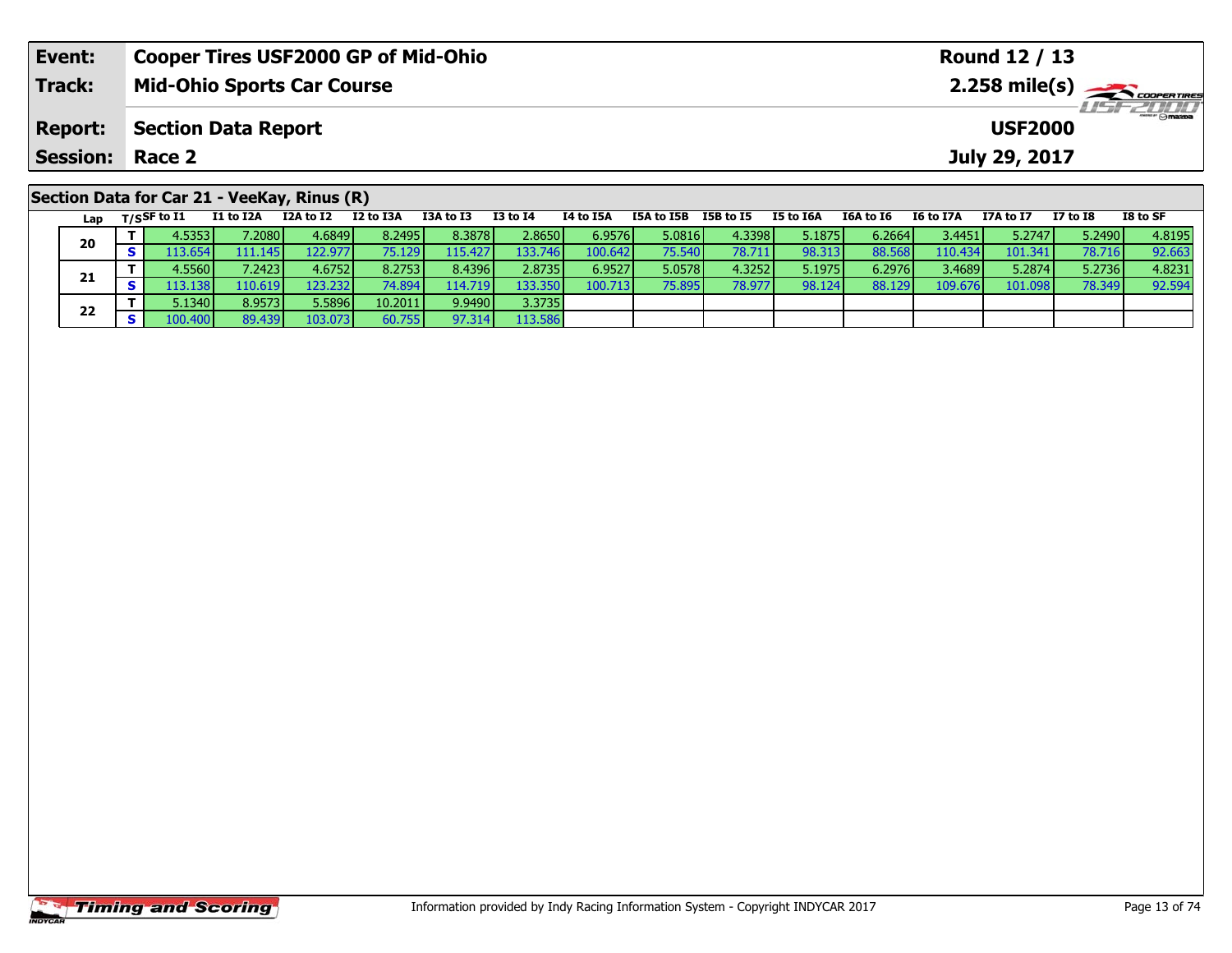| **Event:** | **Cooper Tires USF2000 GP of Mid-Ohio** | **Round 12 / 13** |
|---|---|---|
| **Track:** | **Mid-Ohio Sports Car Course** | **2.258 mile(s)** |
| **Report:** | **Section Data Report** | **USF2000** |
| **Session:** | **Race 2** | **July 29, 2017** |

## Section Data for Car 21 - VeeKay, Rinus (R)

| Lap | T/S | SF to I1 | I1 to I2A | I2A to I2 | I2 to I3A | I3A to I3 | I3 to I4 | I4 to I5A | I5A to I5B | I5B to I5 | I5 to I6A | I6A to I6 | I6 to I7A | I7A to I7 | I7 to I8 | I8 to SF |
|---|---|---|---|---|---|---|---|---|---|---|---|---|---|---|---|---|
| 20 | T | 4.5353 | 7.2080 | 4.6849 | 8.2495 | 8.3878 | 2.8650 | 6.9576 | 5.0816 | 4.3398 | 5.1875 | 6.2664 | 3.4451 | 5.2747 | 5.2490 | 4.8195 |
| | S | 113.654 | 111.145 | 122.977 | 75.129 | 115.427 | 133.746 | 100.642 | 75.540 | 78.711 | 98.313 | 88.568 | 110.434 | 101.341 | 78.716 | 92.663 |
| 21 | T | 4.5560 | 7.2423 | 4.6752 | 8.2753 | 8.4396 | 2.8735 | 6.9527 | 5.0578 | 4.3252 | 5.1975 | 6.2976 | 3.4689 | 5.2874 | 5.2736 | 4.8231 |
| | S | 113.138 | 110.619 | 123.232 | 74.894 | 114.719 | 133.350 | 100.713 | 75.895 | 78.977 | 98.124 | 88.129 | 109.676 | 101.098 | 78.349 | 92.594 |
| 22 | T | 5.1340 | 8.9573 | 5.5896 | 10.2011 | 9.9490 | 3.3735 | | | | | | | | | |
| | S | 100.400 | 89.439 | 103.073 | 60.755 | 97.314 | 113.586 | | | | | | | | | |

Information provided by Indy Racing Information System - Copyright INDYCAR 2017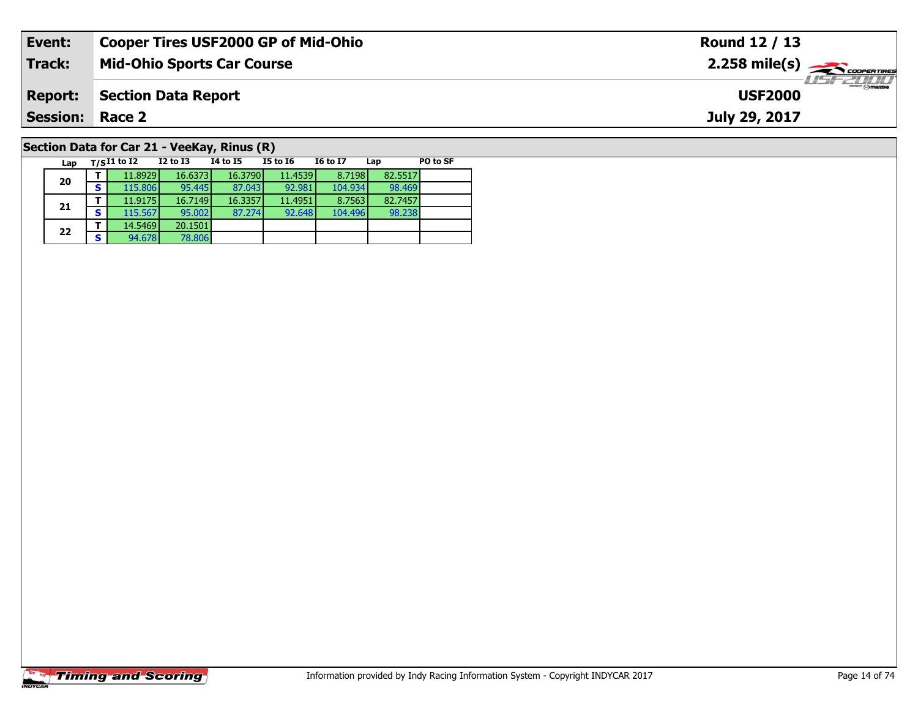| **Event:** | **Cooper Tires USF2000 GP of Mid-Ohio** | **Round 12 / 13** |
|---|---|---|
| **Track:** | **Mid-Ohio Sports Car Course** | **2.258 mile(s)** |
| **Report:** | **Section Data Report** | **USF2000** |
| **Session:** | **Race 2** | **July 29, 2017** |

## Section Data for Car 21 - VeeKay, Rinus (R)

| Lap | T/S | I1 to I2 | I2 to I3 | I4 to I5 | I5 to I6 | I6 to I7 | Lap | PO to SF |
|---|---|---|---|---|---|---|---|---|
| 20 | T | 11.8929 | 16.6373 | 16.3790 | 11.4539 | 8.7198 | 82.5517 | |
| | S | 115.806 | 95.445 | 87.043 | 92.981 | 104.934 | 98.469 | |
| 21 | T | 11.9175 | 16.7149 | 16.3357 | 11.4951 | 8.7563 | 82.7457 | |
| | S | 115.567 | 95.002 | 87.274 | 92.648 | 104.496 | 98.238 | |
| 22 | T | 14.5469 | 20.1501 | | | | | |
| | S | 94.678 | 78.806 | | | | | |

Information provided by Indy Racing Information System - Copyright INDYCAR 2017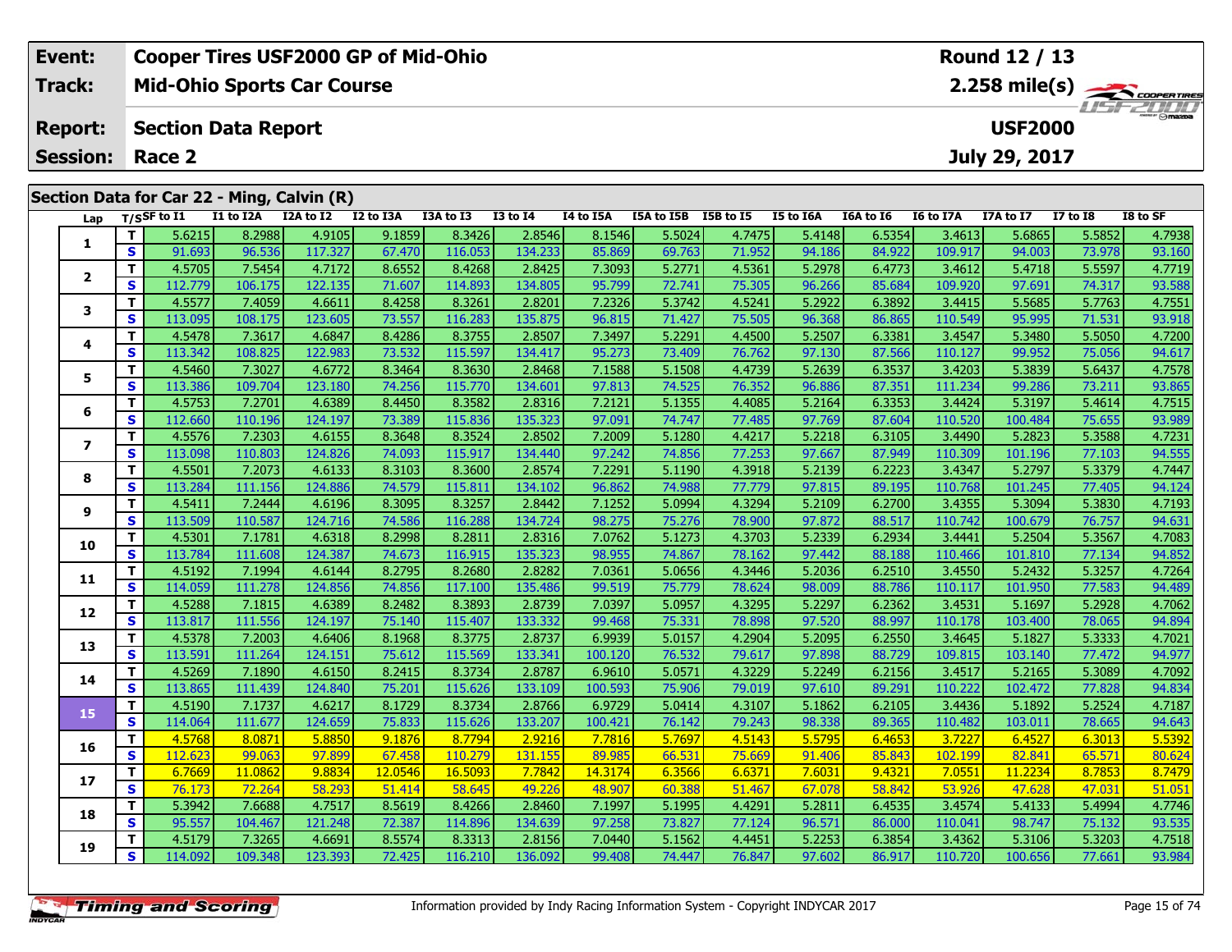| Event: | Cooper Tires USF2000 GP of Mid-Ohio | Round 12 / 13 |
|---|---|---|
| Track: | Mid-Ohio Sports Car Course | 2.258 mile(s) |
| Report: | Section Data Report | USF2000 |
| Session: | Race 2 | July 29, 2017 |

## Section Data for Car 22 - Ming, Calvin (R)

| Lap | T/S | SF to I1 | I1 to I2A | I2A to I2 | I2 to I3A | I3A to I3 | I3 to I4 | I4 to I5A | I5A to I5B | I5B to I5 | I5 to I6A | I6A to I6 | I6 to I7A | I7A to I7 | I7 to I8 | I8 to SF |
|---|---|---|---|---|---|---|---|---|---|---|---|---|---|---|---|---|
| 1 | T | 5.6215 | 8.2988 | 4.9105 | 9.1859 | 8.3426 | 2.8546 | 8.1546 | 5.5024 | 4.7475 | 5.4148 | 6.5354 | 3.4613 | 5.6865 | 5.5852 | 4.7938 |
| | S | 91.693 | 96.536 | 117.327 | 67.470 | 116.053 | 134.233 | 85.869 | 69.763 | 71.952 | 94.186 | 84.922 | 109.917 | 94.003 | 73.978 | 93.160 |
| 2 | T | 4.5705 | 7.5454 | 4.7172 | 8.6552 | 8.4268 | 2.8425 | 7.3093 | 5.2771 | 4.5361 | 5.2978 | 6.4773 | 3.4612 | 5.4718 | 5.5597 | 4.7719 |
| | S | 112.779 | 106.175 | 122.135 | 71.607 | 114.893 | 134.805 | 95.799 | 72.741 | 75.305 | 96.266 | 85.684 | 109.920 | 97.691 | 74.317 | 93.588 |
| 3 | T | 4.5577 | 7.4059 | 4.6611 | 8.4258 | 8.3261 | 2.8201 | 7.2326 | 5.3742 | 4.5241 | 5.2922 | 6.3892 | 3.4415 | 5.5685 | 5.7763 | 4.7551 |
| | S | 113.095 | 108.175 | 123.605 | 73.557 | 116.283 | 135.875 | 96.815 | 71.427 | 75.505 | 96.368 | 86.865 | 110.549 | 95.995 | 71.531 | 93.918 |
| 4 | T | 4.5478 | 7.3617 | 4.6847 | 8.4286 | 8.3755 | 2.8507 | 7.3497 | 5.2291 | 4.4500 | 5.2507 | 6.3381 | 3.4547 | 5.3480 | 5.5050 | 4.7200 |
| | S | 113.342 | 108.825 | 122.983 | 73.532 | 115.597 | 134.417 | 95.273 | 73.409 | 76.762 | 97.130 | 87.566 | 110.127 | 99.952 | 75.056 | 94.617 |
| 5 | T | 4.5460 | 7.3027 | 4.6772 | 8.3464 | 8.3630 | 2.8468 | 7.1588 | 5.1508 | 4.4739 | 5.2639 | 6.3537 | 3.4203 | 5.3839 | 5.6437 | 4.7578 |
| | S | 113.386 | 109.704 | 123.180 | 74.256 | 115.770 | 134.601 | 97.813 | 74.525 | 76.352 | 96.886 | 87.351 | 111.234 | 99.286 | 73.211 | 93.865 |
| 6 | T | 4.5753 | 7.2701 | 4.6389 | 8.4450 | 8.3582 | 2.8316 | 7.2121 | 5.1355 | 4.4085 | 5.2164 | 6.3353 | 3.4424 | 5.3197 | 5.4614 | 4.7515 |
| | S | 112.660 | 110.196 | 124.197 | 73.389 | 115.836 | 135.323 | 97.091 | 74.747 | 77.485 | 97.769 | 87.604 | 110.520 | 100.484 | 75.655 | 93.989 |
| 7 | T | 4.5576 | 7.2303 | 4.6155 | 8.3648 | 8.3524 | 2.8502 | 7.2009 | 5.1280 | 4.4217 | 5.2218 | 6.3105 | 3.4490 | 5.2823 | 5.3588 | 4.7231 |
| | S | 113.098 | 110.803 | 124.826 | 74.093 | 115.917 | 134.440 | 97.242 | 74.856 | 77.253 | 97.667 | 87.949 | 110.309 | 101.196 | 77.103 | 94.555 |
| 8 | T | 4.5501 | 7.2073 | 4.6133 | 8.3103 | 8.3600 | 2.8574 | 7.2291 | 5.1190 | 4.3918 | 5.2139 | 6.2223 | 3.4347 | 5.2797 | 5.3379 | 4.7447 |
| | S | 113.284 | 111.156 | 124.886 | 74.579 | 115.811 | 134.102 | 96.862 | 74.988 | 77.779 | 97.815 | 89.195 | 110.768 | 101.245 | 77.405 | 94.124 |
| 9 | T | 4.5411 | 7.2444 | 4.6196 | 8.3095 | 8.3257 | 2.8442 | 7.1252 | 5.0994 | 4.3294 | 5.2109 | 6.2700 | 3.4355 | 5.3094 | 5.3830 | 4.7193 |
| | S | 113.509 | 110.587 | 124.716 | 74.586 | 116.288 | 134.724 | 98.275 | 75.276 | 78.900 | 97.872 | 88.517 | 110.742 | 100.679 | 76.757 | 94.631 |
| 10 | T | 4.5301 | 7.1781 | 4.6318 | 8.2998 | 8.2811 | 2.8316 | 7.0762 | 5.1273 | 4.3703 | 5.2339 | 6.2934 | 3.4441 | 5.2504 | 5.3567 | 4.7083 |
| | S | 113.784 | 111.608 | 124.387 | 74.673 | 116.915 | 135.323 | 98.955 | 74.867 | 78.162 | 97.442 | 88.188 | 110.466 | 101.810 | 77.134 | 94.852 |
| 11 | T | 4.5192 | 7.1994 | 4.6144 | 8.2795 | 8.2680 | 2.8282 | 7.0361 | 5.0656 | 4.3446 | 5.2036 | 6.2510 | 3.4550 | 5.2432 | 5.3257 | 4.7264 |
| | S | 114.059 | 111.278 | 124.856 | 74.856 | 117.100 | 135.486 | 99.519 | 75.779 | 78.624 | 98.009 | 88.786 | 110.117 | 101.950 | 77.583 | 94.489 |
| 12 | T | 4.5288 | 7.1815 | 4.6389 | 8.2482 | 8.3893 | 2.8739 | 7.0397 | 5.0957 | 4.3295 | 5.2297 | 6.2362 | 3.4531 | 5.1697 | 5.2928 | 4.7062 |
| | S | 113.817 | 111.556 | 124.197 | 75.140 | 115.407 | 133.332 | 99.468 | 75.331 | 78.898 | 97.520 | 88.997 | 110.178 | 103.400 | 78.065 | 94.894 |
| 13 | T | 4.5378 | 7.2003 | 4.6406 | 8.1968 | 8.3775 | 2.8737 | 6.9939 | 5.0157 | 4.2904 | 5.2095 | 6.2550 | 3.4645 | 5.1827 | 5.3333 | 4.7021 |
| | S | 113.591 | 111.264 | 124.151 | 75.612 | 115.569 | 133.341 | 100.120 | 76.532 | 79.617 | 97.898 | 88.729 | 109.815 | 103.140 | 77.472 | 94.977 |
| 14 | T | 4.5269 | 7.1890 | 4.6150 | 8.2415 | 8.3734 | 2.8787 | 6.9610 | 5.0571 | 4.3229 | 5.2249 | 6.2156 | 3.4517 | 5.2165 | 5.3089 | 4.7092 |
| | S | 113.865 | 111.439 | 124.840 | 75.201 | 115.626 | 133.109 | 100.593 | 75.906 | 79.019 | 97.610 | 89.291 | 110.222 | 102.472 | 77.828 | 94.834 |
| 15 | T | 4.5190 | 7.1737 | 4.6217 | 8.1729 | 8.3734 | 2.8766 | 6.9729 | 5.0414 | 4.3107 | 5.1862 | 6.2105 | 3.4436 | 5.1892 | 5.2524 | 4.7187 |
| | S | 114.064 | 111.677 | 124.659 | 75.833 | 115.626 | 133.207 | 100.421 | 76.142 | 79.243 | 98.338 | 89.365 | 110.482 | 103.011 | 78.665 | 94.643 |
| 16 | T | 4.5768 | 8.0871 | 5.8850 | 9.1876 | 8.7794 | 2.9216 | 7.7816 | 5.7697 | 4.5143 | 5.5795 | 6.4653 | 3.7227 | 6.4527 | 6.3013 | 5.5392 |
| | S | 112.623 | 99.063 | 97.899 | 67.458 | 110.279 | 131.155 | 89.985 | 66.531 | 75.669 | 91.406 | 85.843 | 102.199 | 82.841 | 65.571 | 80.624 |
| 17 | T | 6.7669 | 11.0862 | 9.8834 | 12.0546 | 16.5093 | 7.7842 | 14.3174 | 6.3566 | 6.6371 | 7.6031 | 9.4321 | 7.0551 | 11.2234 | 8.7853 | 8.7479 |
| | S | 76.173 | 72.264 | 58.293 | 51.414 | 58.645 | 49.226 | 48.907 | 60.388 | 51.467 | 67.078 | 58.842 | 53.926 | 47.628 | 47.031 | 51.051 |
| 18 | T | 5.3942 | 7.6688 | 4.7517 | 8.5619 | 8.4266 | 2.8460 | 7.1997 | 5.1995 | 4.4291 | 5.2811 | 6.4535 | 3.4574 | 5.4133 | 5.4994 | 4.7746 |
| | S | 95.557 | 104.467 | 121.248 | 72.387 | 114.896 | 134.639 | 97.258 | 73.827 | 77.124 | 96.571 | 86.000 | 110.041 | 98.747 | 75.132 | 93.535 |
| 19 | T | 4.5179 | 7.3265 | 4.6691 | 8.5574 | 8.3313 | 2.8156 | 7.0440 | 5.1562 | 4.4451 | 5.2253 | 6.3854 | 3.4362 | 5.3106 | 5.3203 | 4.7518 |
| | S | 114.092 | 109.348 | 123.393 | 72.425 | 116.210 | 136.092 | 99.408 | 74.447 | 76.847 | 97.602 | 86.917 | 110.720 | 100.656 | 77.661 | 93.984 |

Information provided by Indy Racing Information System - Copyright INDYCAR 2017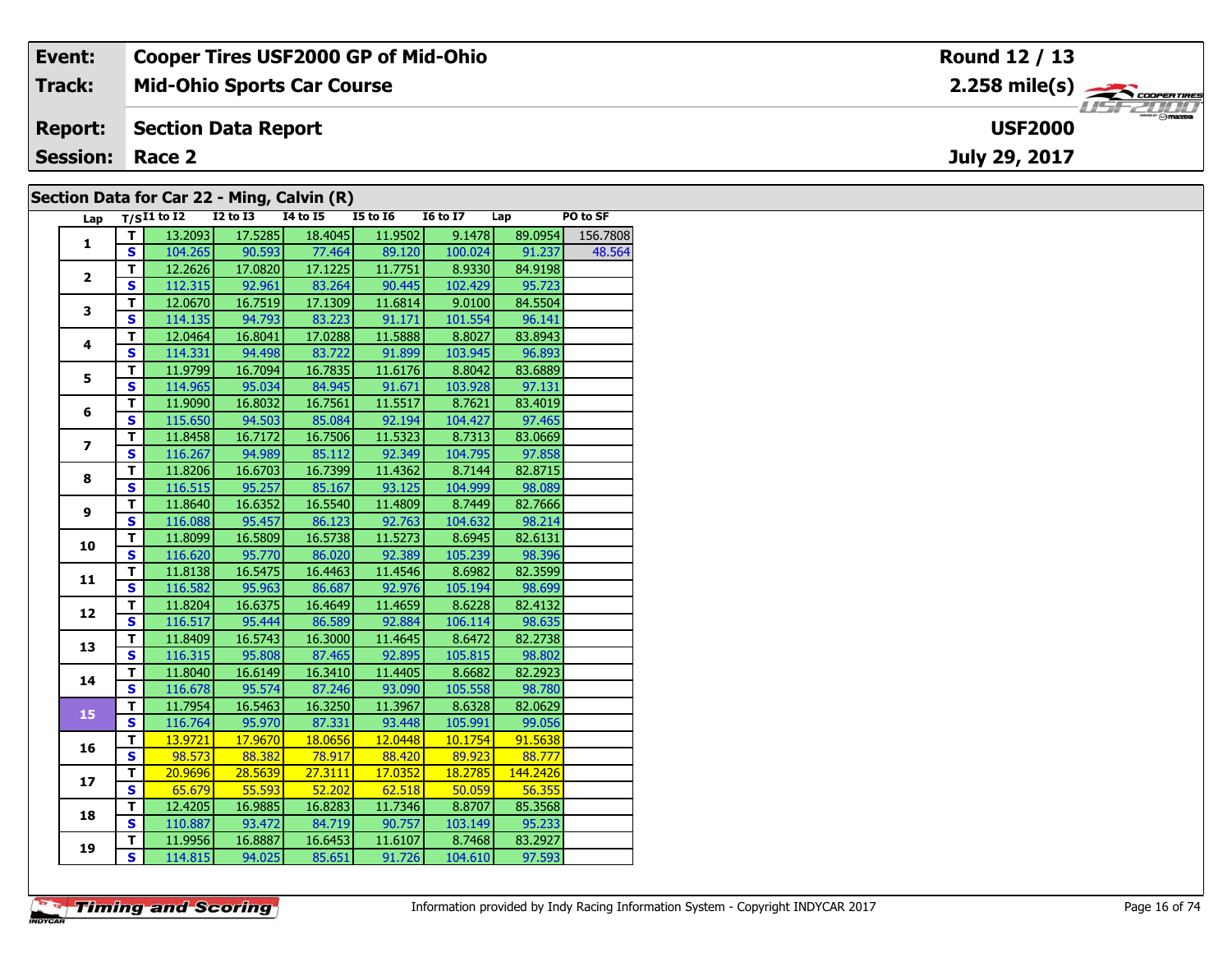| Event: | Cooper Tires USF2000 GP of Mid-Ohio | Round 12 / 13 |
|---|---|---|
| Track: | Mid-Ohio Sports Car Course | 2.258 mile(s) |
| Report: | Section Data Report | USF2000 |
| Session: | Race 2 | July 29, 2017 |

## Section Data for Car 22 - Ming, Calvin (R)

| Lap | T/S | I1 to I2 | I2 to I3 | I4 to I5 | I5 to I6 | I6 to I7 | Lap | PO to SF |
|---|---|---|---|---|---|---|---|---|
| 1 | T | 13.2093 | 17.5285 | 18.4045 | 11.9502 | 9.1478 | 89.0954 | 156.7808 |
| | S | 104.265 | 90.593 | 77.464 | 89.120 | 100.024 | 91.237 | 48.564 |
| 2 | T | 12.2626 | 17.0820 | 17.1225 | 11.7751 | 8.9330 | 84.9198 | |
| | S | 112.315 | 92.961 | 83.264 | 90.445 | 102.429 | 95.723 | |
| 3 | T | 12.0670 | 16.7519 | 17.1309 | 11.6814 | 9.0100 | 84.5504 | |
| | S | 114.135 | 94.793 | 83.223 | 91.171 | 101.554 | 96.141 | |
| 4 | T | 12.0464 | 16.8041 | 17.0288 | 11.5888 | 8.8027 | 83.8943 | |
| | S | 114.331 | 94.498 | 83.722 | 91.899 | 103.945 | 96.893 | |
| 5 | T | 11.9799 | 16.7094 | 16.7835 | 11.6176 | 8.8042 | 83.6889 | |
| | S | 114.965 | 95.034 | 84.945 | 91.671 | 103.928 | 97.131 | |
| 6 | T | 11.9090 | 16.8032 | 16.7561 | 11.5517 | 8.7621 | 83.4019 | |
| | S | 115.650 | 94.503 | 85.084 | 92.194 | 104.427 | 97.465 | |
| 7 | T | 11.8458 | 16.7172 | 16.7506 | 11.5323 | 8.7313 | 83.0669 | |
| | S | 116.267 | 94.989 | 85.112 | 92.349 | 104.795 | 97.858 | |
| 8 | T | 11.8206 | 16.6703 | 16.7399 | 11.4362 | 8.7144 | 82.8715 | |
| | S | 116.515 | 95.257 | 85.167 | 93.125 | 104.999 | 98.089 | |
| 9 | T | 11.8640 | 16.6352 | 16.5540 | 11.4809 | 8.7449 | 82.7666 | |
| | S | 116.088 | 95.457 | 86.123 | 92.763 | 104.632 | 98.214 | |
| 10 | T | 11.8099 | 16.5809 | 16.5738 | 11.5273 | 8.6945 | 82.6131 | |
| | S | 116.620 | 95.770 | 86.020 | 92.389 | 105.239 | 98.396 | |
| 11 | T | 11.8138 | 16.5475 | 16.4463 | 11.4546 | 8.6982 | 82.3599 | |
| | S | 116.582 | 95.963 | 86.687 | 92.976 | 105.194 | 98.699 | |
| 12 | T | 11.8204 | 16.6375 | 16.4649 | 11.4659 | 8.6228 | 82.4132 | |
| | S | 116.517 | 95.444 | 86.589 | 92.884 | 106.114 | 98.635 | |
| 13 | T | 11.8409 | 16.5743 | 16.3000 | 11.4645 | 8.6472 | 82.2738 | |
| | S | 116.315 | 95.808 | 87.465 | 92.895 | 105.815 | 98.802 | |
| 14 | T | 11.8040 | 16.6149 | 16.3410 | 11.4405 | 8.6682 | 82.2923 | |
| | S | 116.678 | 95.574 | 87.246 | 93.090 | 105.558 | 98.780 | |
| 15 | T | 11.7954 | 16.5463 | 16.3250 | 11.3967 | 8.6328 | 82.0629 | |
| | S | 116.764 | 95.970 | 87.331 | 93.448 | 105.991 | 99.056 | |
| 16 | T | 13.9721 | 17.9670 | 18.0656 | 12.0448 | 10.1754 | 91.5638 | |
| | S | 98.573 | 88.382 | 78.917 | 88.420 | 89.923 | 88.777 | |
| 17 | T | 20.9696 | 28.5639 | 27.3111 | 17.0352 | 18.2785 | 144.2426 | |
| | S | 65.679 | 55.593 | 52.202 | 62.518 | 50.059 | 56.355 | |
| 18 | T | 12.4205 | 16.9885 | 16.8283 | 11.7346 | 8.8707 | 85.3568 | |
| | S | 110.887 | 93.472 | 84.719 | 90.757 | 103.149 | 95.233 | |
| 19 | T | 11.9956 | 16.8887 | 16.6453 | 11.6107 | 8.7468 | 83.2927 | |
| | S | 114.815 | 94.025 | 85.651 | 91.726 | 104.610 | 97.593 | |

Information provided by Indy Racing Information System - Copyright INDYCAR 2017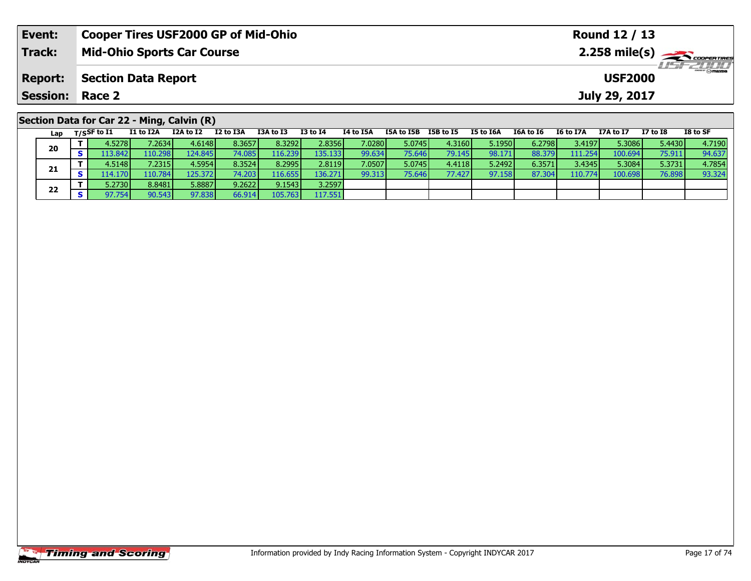| Event: | Cooper Tires USF2000 GP of Mid-Ohio | Round 12 / 13 |
|---|---|---|
| Track: | Mid-Ohio Sports Car Course | 2.258 mile(s) |
| Report: | Section Data Report | USF2000 |
| Session: | Race 2 | July 29, 2017 |

## Section Data for Car 22 - Ming, Calvin (R)

| Lap | T/S | SF to I1 | I1 to I2A | I2A to I2 | I2 to I3A | I3A to I3 | I3 to I4 | I4 to I5A | I5A to I5B | I5B to I5 | I5 to I6A | I6A to I6 | I6 to I7A | I7A to I7 | I7 to I8 | I8 to SF |
|---|---|---|---|---|---|---|---|---|---|---|---|---|---|---|---|---|
| 20 | T | 4.5278 | 7.2634 | 4.6148 | 8.3657 | 8.3292 | 2.8356 | 7.0280 | 5.0745 | 4.3160 | 5.1950 | 6.2798 | 3.4197 | 5.3086 | 5.4430 | 4.7190 |
| | S | 113.842 | 110.298 | 124.845 | 74.085 | 116.239 | 135.133 | 99.634 | 75.646 | 79.145 | 98.171 | 88.379 | 111.254 | 100.694 | 75.911 | 94.637 |
| 21 | T | 4.5148 | 7.2315 | 4.5954 | 8.3524 | 8.2995 | 2.8119 | 7.0507 | 5.0745 | 4.4118 | 5.2492 | 6.3571 | 3.4345 | 5.3084 | 5.3731 | 4.7854 |
| | S | 114.170 | 110.784 | 125.372 | 74.203 | 116.655 | 136.271 | 99.313 | 75.646 | 77.427 | 97.158 | 87.304 | 110.774 | 100.698 | 76.898 | 93.324 |
| 22 | T | 5.2730 | 8.8481 | 5.8887 | 9.2622 | 9.1543 | 3.2597 | | | | | | | | | |
| | S | 97.754 | 90.543 | 97.838 | 66.914 | 105.763 | 117.551 | | | | | | | | | |

Information provided by Indy Racing Information System - Copyright INDYCAR 2017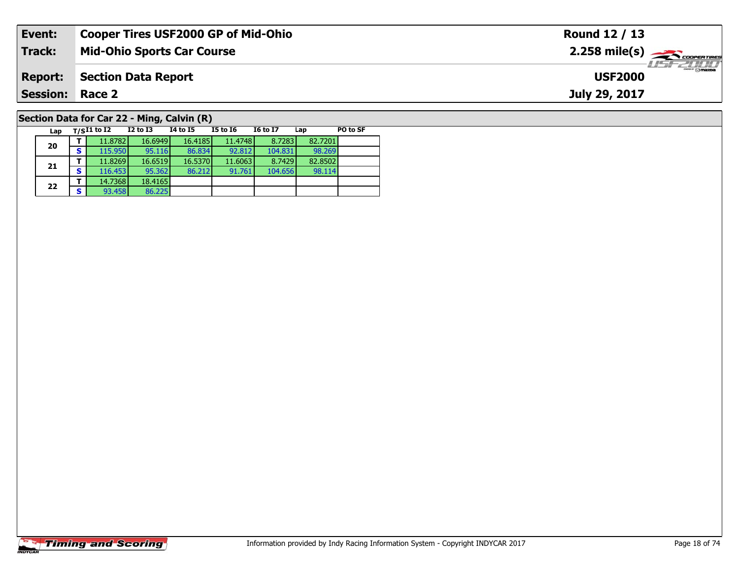| Event: | Cooper Tires USF2000 GP of Mid-Ohio | Round 12 / 13 |
| --- | --- | --- |
| Track: | Mid-Ohio Sports Car Course | 2.258 mile(s) |
| Report: | Section Data Report | USF2000 |
| Session: | Race 2 | July 29, 2017 |

## Section Data for Car 22 - Ming, Calvin (R)

| Lap | T/S | I1 to I2 | I2 to I3 | I4 to I5 | I5 to I6 | I6 to I7 | Lap | PO to SF |
| --- | --- | --- | --- | --- | --- | --- | --- | --- |
| 20 | T | 11.8782 | 16.6949 | 16.4185 | 11.4748 | 8.7283 | 82.7201 | |
| | S | 115.950 | 95.116 | 86.834 | 92.812 | 104.831 | 98.269 | |
| 21 | T | 11.8269 | 16.6519 | 16.5370 | 11.6063 | 8.7429 | 82.8502 | |
| | S | 116.453 | 95.362 | 86.212 | 91.761 | 104.656 | 98.114 | |
| 22 | T | 14.7368 | 18.4165 | | | | | |
| | S | 93.458 | 86.225 | | | | | |

Information provided by Indy Racing Information System - Copyright INDYCAR 2017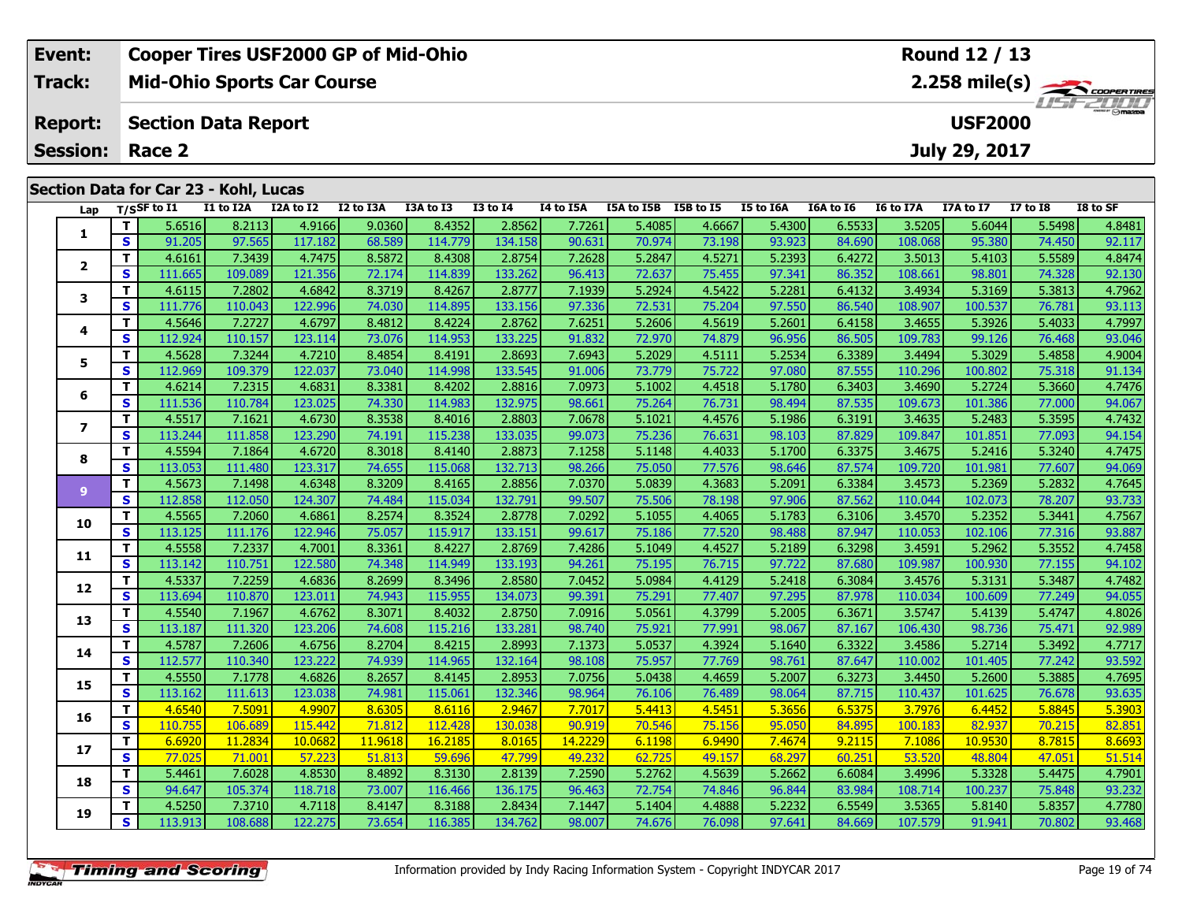| Event: | Cooper Tires USF2000 GP of Mid-Ohio | Round 12 / 13 |
|---|---|---|
| Track: | Mid-Ohio Sports Car Course | 2.258 mile(s) |
| Report: | Section Data Report | USF2000 |
| Session: | Race 2 | July 29, 2017 |

## Section Data for Car 23 - Kohl, Lucas

| Lap | T/S | SF to I1 | I1 to I2A | I2A to I2 | I2 to I3A | I3A to I3 | I3 to I4 | I4 to I5A | I5A to I5B | I5B to I5 | I5 to I6A | I6A to I6 | I6 to I7A | I7A to I7 | I7 to I8 | I8 to SF |
|---|---|---|---|---|---|---|---|---|---|---|---|---|---|---|---|---|
| 1 | T | 5.6516 | 8.2113 | 4.9166 | 9.0360 | 8.4352 | 2.8562 | 7.7261 | 5.4085 | 4.6667 | 5.4300 | 6.5533 | 3.5205 | 5.6044 | 5.5498 | 4.8481 |
| | S | 91.205 | 97.565 | 117.182 | 68.589 | 114.779 | 134.158 | 90.631 | 70.974 | 73.198 | 93.923 | 84.690 | 108.068 | 95.380 | 74.450 | 92.117 |
| 2 | T | 4.6161 | 7.3439 | 4.7475 | 8.5872 | 8.4308 | 2.8754 | 7.2628 | 5.2847 | 4.5271 | 5.2393 | 6.4272 | 3.5013 | 5.4103 | 5.5589 | 4.8474 |
| | S | 111.665 | 109.089 | 121.356 | 72.174 | 114.839 | 133.262 | 96.413 | 72.637 | 75.455 | 97.341 | 86.352 | 108.661 | 98.801 | 74.328 | 92.130 |
| 3 | T | 4.6115 | 7.2802 | 4.6842 | 8.3719 | 8.4267 | 2.8777 | 7.1939 | 5.2924 | 4.5422 | 5.2281 | 6.4132 | 3.4934 | 5.3169 | 5.3813 | 4.7962 |
| | S | 111.776 | 110.043 | 122.996 | 74.030 | 114.895 | 133.156 | 97.336 | 72.531 | 75.204 | 97.550 | 86.540 | 108.907 | 100.537 | 76.781 | 93.113 |
| 4 | T | 4.5646 | 7.2727 | 4.6797 | 8.4812 | 8.4224 | 2.8762 | 7.6251 | 5.2606 | 4.5619 | 5.2601 | 6.4158 | 3.4655 | 5.3926 | 5.4033 | 4.7997 |
| | S | 112.924 | 110.157 | 123.114 | 73.076 | 114.953 | 133.225 | 91.832 | 72.970 | 74.879 | 96.956 | 86.505 | 109.783 | 99.126 | 76.468 | 93.046 |
| 5 | T | 4.5628 | 7.3244 | 4.7210 | 8.4854 | 8.4191 | 2.8693 | 7.6943 | 5.2029 | 4.5111 | 5.2534 | 6.3389 | 3.4494 | 5.3029 | 5.4858 | 4.9004 |
| | S | 112.969 | 109.379 | 122.037 | 73.040 | 114.998 | 133.545 | 91.006 | 73.779 | 75.722 | 97.080 | 87.555 | 110.296 | 100.802 | 75.318 | 91.134 |
| 6 | T | 4.6214 | 7.2315 | 4.6831 | 8.3381 | 8.4202 | 2.8816 | 7.0973 | 5.1002 | 4.4518 | 5.1780 | 6.3403 | 3.4690 | 5.2724 | 5.3660 | 4.7476 |
| | S | 111.536 | 110.784 | 123.025 | 74.330 | 114.983 | 132.975 | 98.661 | 75.264 | 76.731 | 98.494 | 87.535 | 109.673 | 101.386 | 77.000 | 94.067 |
| 7 | T | 4.5517 | 7.1621 | 4.6730 | 8.3538 | 8.4016 | 2.8803 | 7.0678 | 5.1021 | 4.4576 | 5.1986 | 6.3191 | 3.4635 | 5.2483 | 5.3595 | 4.7432 |
| | S | 113.244 | 111.858 | 123.290 | 74.191 | 115.238 | 133.035 | 99.073 | 75.236 | 76.631 | 98.103 | 87.829 | 109.847 | 101.851 | 77.093 | 94.154 |
| 8 | T | 4.5594 | 7.1864 | 4.6720 | 8.3018 | 8.4140 | 2.8873 | 7.1258 | 5.1148 | 4.4033 | 5.1700 | 6.3375 | 3.4675 | 5.2416 | 5.3240 | 4.7475 |
| | S | 113.053 | 111.480 | 123.317 | 74.655 | 115.068 | 132.713 | 98.266 | 75.050 | 77.576 | 98.646 | 87.574 | 109.720 | 101.981 | 77.607 | 94.069 |
| 9 | T | 4.5673 | 7.1498 | 4.6348 | 8.3209 | 8.4165 | 2.8856 | 7.0370 | 5.0839 | 4.3683 | 5.2091 | 6.3384 | 3.4573 | 5.2369 | 5.2832 | 4.7645 |
| | S | 112.858 | 112.050 | 124.307 | 74.484 | 115.034 | 132.791 | 99.507 | 75.506 | 78.198 | 97.906 | 87.562 | 110.044 | 102.073 | 78.207 | 93.733 |
| 10 | T | 4.5565 | 7.2060 | 4.6861 | 8.2574 | 8.3524 | 2.8778 | 7.0292 | 5.1055 | 4.4065 | 5.1783 | 6.3106 | 3.4570 | 5.2352 | 5.3441 | 4.7567 |
| | S | 113.125 | 111.176 | 122.946 | 75.057 | 115.917 | 133.151 | 99.617 | 75.186 | 77.520 | 98.488 | 87.947 | 110.053 | 102.106 | 77.316 | 93.887 |
| 11 | T | 4.5558 | 7.2337 | 4.7001 | 8.3361 | 8.4227 | 2.8769 | 7.4286 | 5.1049 | 4.4527 | 5.2189 | 6.3298 | 3.4591 | 5.2962 | 5.3552 | 4.7458 |
| | S | 113.142 | 110.751 | 122.580 | 74.348 | 114.949 | 133.193 | 94.261 | 75.195 | 76.715 | 97.722 | 87.680 | 109.987 | 100.930 | 77.155 | 94.102 |
| 12 | T | 4.5337 | 7.2259 | 4.6836 | 8.2699 | 8.3496 | 2.8580 | 7.0452 | 5.0984 | 4.4129 | 5.2418 | 6.3084 | 3.4576 | 5.3131 | 5.3487 | 4.7482 |
| | S | 113.694 | 110.870 | 123.011 | 74.943 | 115.955 | 134.073 | 99.391 | 75.291 | 77.407 | 97.295 | 87.978 | 110.034 | 100.609 | 77.249 | 94.055 |
| 13 | T | 4.5540 | 7.1967 | 4.6762 | 8.3071 | 8.4032 | 2.8750 | 7.0916 | 5.0561 | 4.3799 | 5.2005 | 6.3671 | 3.5747 | 5.4139 | 5.4747 | 4.8026 |
| | S | 113.187 | 111.320 | 123.206 | 74.608 | 115.216 | 133.281 | 98.740 | 75.921 | 77.991 | 98.067 | 87.167 | 106.430 | 98.736 | 75.471 | 92.989 |
| 14 | T | 4.5787 | 7.2606 | 4.6756 | 8.2704 | 8.4215 | 2.8993 | 7.1373 | 5.0537 | 4.3924 | 5.1640 | 6.3322 | 3.4586 | 5.2714 | 5.3492 | 4.7717 |
| | S | 112.577 | 110.340 | 123.222 | 74.939 | 114.965 | 132.164 | 98.108 | 75.957 | 77.769 | 98.761 | 87.647 | 110.002 | 101.405 | 77.242 | 93.592 |
| 15 | T | 4.5550 | 7.1778 | 4.6826 | 8.2657 | 8.4145 | 2.8953 | 7.0756 | 5.0438 | 4.4659 | 5.2007 | 6.3273 | 3.4450 | 5.2600 | 5.3885 | 4.7695 |
| | S | 113.162 | 111.613 | 123.038 | 74.981 | 115.061 | 132.346 | 98.964 | 76.106 | 76.489 | 98.064 | 87.715 | 110.437 | 101.625 | 76.678 | 93.635 |
| 16 | T | 4.6540 | 7.5091 | 4.9907 | 8.6305 | 8.6116 | 2.9467 | 7.7017 | 5.4413 | 4.5451 | 5.3656 | 6.5375 | 3.7976 | 6.4452 | 5.8845 | 5.3903 |
| | S | 110.755 | 106.689 | 115.442 | 71.812 | 112.428 | 130.038 | 90.919 | 70.546 | 75.156 | 95.050 | 84.895 | 100.183 | 82.937 | 70.215 | 82.851 |
| 17 | T | 6.6920 | 11.2834 | 10.0682 | 11.9618 | 16.2185 | 8.0165 | 14.2229 | 6.1198 | 6.9490 | 7.4674 | 9.2115 | 7.1086 | 10.9530 | 8.7815 | 8.6693 |
| | S | 77.025 | 71.001 | 57.223 | 51.813 | 59.696 | 47.799 | 49.232 | 62.725 | 49.157 | 68.297 | 60.251 | 53.520 | 48.804 | 47.051 | 51.514 |
| 18 | T | 5.4461 | 7.6028 | 4.8530 | 8.4892 | 8.3130 | 2.8139 | 7.2590 | 5.2762 | 4.5639 | 5.2662 | 6.6084 | 3.4996 | 5.3328 | 5.4475 | 4.7901 |
| | S | 94.647 | 105.374 | 118.718 | 73.007 | 116.466 | 136.175 | 96.463 | 72.754 | 74.846 | 96.844 | 83.984 | 108.714 | 100.237 | 75.848 | 93.232 |
| 19 | T | 4.5250 | 7.3710 | 4.7118 | 8.4147 | 8.3188 | 2.8434 | 7.1447 | 5.1404 | 4.4888 | 5.2232 | 6.5549 | 3.5365 | 5.8140 | 5.8357 | 4.7780 |
| | S | 113.913 | 108.688 | 122.275 | 73.654 | 116.385 | 134.762 | 98.007 | 74.676 | 76.098 | 97.641 | 84.669 | 107.579 | 91.941 | 70.802 | 93.468 |

Information provided by Indy Racing Information System - Copyright INDYCAR 2017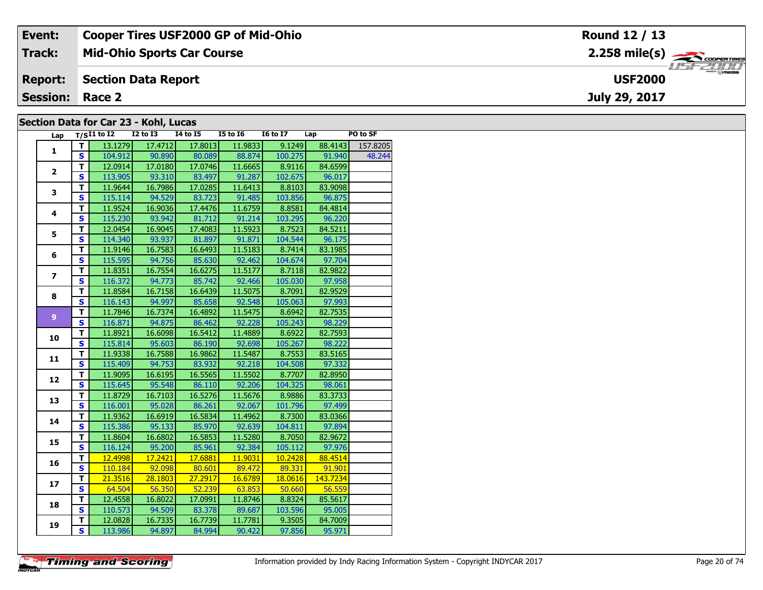| Event: | Cooper Tires USF2000 GP of Mid-Ohio | Round 12 / 13 |
|---|---|---|
| Track: | Mid-Ohio Sports Car Course | 2.258 mile(s) |
| Report: | Section Data Report | USF2000 |
| Session: | Race 2 | July 29, 2017 |

## Section Data for Car 23 - Kohl, Lucas

| Lap | T/S | I1 to I2 | I2 to I3 | I4 to I5 | I5 to I6 | I6 to I7 | Lap | PO to SF |
|---|---|---|---|---|---|---|---|---|
| 1 | T | 13.1279 | 17.4712 | 17.8013 | 11.9833 | 9.1249 | 88.4143 | 157.8205 |
| | S | 104.912 | 90.890 | 80.089 | 88.874 | 100.275 | 91.940 | 48.244 |
| 2 | T | 12.0914 | 17.0180 | 17.0746 | 11.6665 | 8.9116 | 84.6599 | |
| | S | 113.905 | 93.310 | 83.497 | 91.287 | 102.675 | 96.017 | |
| 3 | T | 11.9644 | 16.7986 | 17.0285 | 11.6413 | 8.8103 | 83.9098 | |
| | S | 115.114 | 94.529 | 83.723 | 91.485 | 103.856 | 96.875 | |
| 4 | T | 11.9524 | 16.9036 | 17.4476 | 11.6759 | 8.8581 | 84.4814 | |
| | S | 115.230 | 93.942 | 81.712 | 91.214 | 103.295 | 96.220 | |
| 5 | T | 12.0454 | 16.9045 | 17.4083 | 11.5923 | 8.7523 | 84.5211 | |
| | S | 114.340 | 93.937 | 81.897 | 91.871 | 104.544 | 96.175 | |
| 6 | T | 11.9146 | 16.7583 | 16.6493 | 11.5183 | 8.7414 | 83.1985 | |
| | S | 115.595 | 94.756 | 85.630 | 92.462 | 104.674 | 97.704 | |
| 7 | T | 11.8351 | 16.7554 | 16.6275 | 11.5177 | 8.7118 | 82.9822 | |
| | S | 116.372 | 94.773 | 85.742 | 92.466 | 105.030 | 97.958 | |
| 8 | T | 11.8584 | 16.7158 | 16.6439 | 11.5075 | 8.7091 | 82.9529 | |
| | S | 116.143 | 94.997 | 85.658 | 92.548 | 105.063 | 97.993 | |
| 9 | T | 11.7846 | 16.7374 | 16.4892 | 11.5475 | 8.6942 | 82.7535 | |
| | S | 116.871 | 94.875 | 86.462 | 92.228 | 105.243 | 98.229 | |
| 10 | T | 11.8921 | 16.6098 | 16.5412 | 11.4889 | 8.6922 | 82.7593 | |
| | S | 115.814 | 95.603 | 86.190 | 92.698 | 105.267 | 98.222 | |
| 11 | T | 11.9338 | 16.7588 | 16.9862 | 11.5487 | 8.7553 | 83.5165 | |
| | S | 115.409 | 94.753 | 83.932 | 92.218 | 104.508 | 97.332 | |
| 12 | T | 11.9095 | 16.6195 | 16.5565 | 11.5502 | 8.7707 | 82.8950 | |
| | S | 115.645 | 95.548 | 86.110 | 92.206 | 104.325 | 98.061 | |
| 13 | T | 11.8729 | 16.7103 | 16.5276 | 11.5676 | 8.9886 | 83.3733 | |
| | S | 116.001 | 95.028 | 86.261 | 92.067 | 101.796 | 97.499 | |
| 14 | T | 11.9362 | 16.6919 | 16.5834 | 11.4962 | 8.7300 | 83.0366 | |
| | S | 115.386 | 95.133 | 85.970 | 92.639 | 104.811 | 97.894 | |
| 15 | T | 11.8604 | 16.6802 | 16.5853 | 11.5280 | 8.7050 | 82.9672 | |
| | S | 116.124 | 95.200 | 85.961 | 92.384 | 105.112 | 97.976 | |
| 16 | T | 12.4998 | 17.2421 | 17.6881 | 11.9031 | 10.2428 | 88.4514 | |
| | S | 110.184 | 92.098 | 80.601 | 89.472 | 89.331 | 91.901 | |
| 17 | T | 21.3516 | 28.1803 | 27.2917 | 16.6789 | 18.0616 | 143.7234 | |
| | S | 64.504 | 56.350 | 52.239 | 63.853 | 50.660 | 56.559 | |
| 18 | T | 12.4558 | 16.8022 | 17.0991 | 11.8746 | 8.8324 | 85.5617 | |
| | S | 110.573 | 94.509 | 83.378 | 89.687 | 103.596 | 95.005 | |
| 19 | T | 12.0828 | 16.7335 | 16.7739 | 11.7781 | 9.3505 | 84.7009 | |
| | S | 113.986 | 94.897 | 84.994 | 90.422 | 97.856 | 95.971 | |

Information provided by Indy Racing Information System - Copyright INDYCAR 2017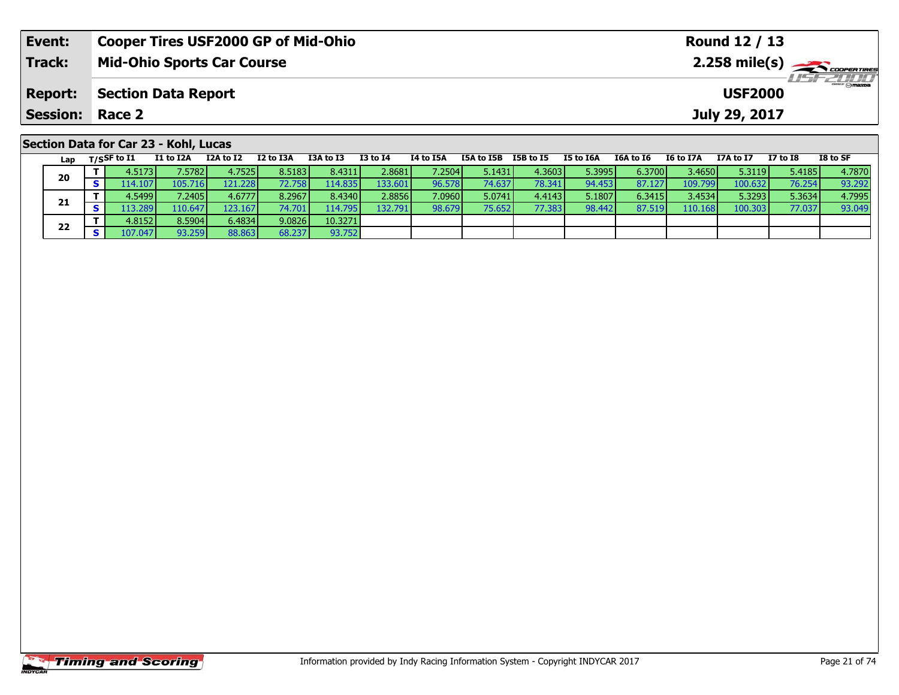| Event: | Cooper Tires USF2000 GP of Mid-Ohio | Round 12 / 13 |
|---|---|---|
| Track: | Mid-Ohio Sports Car Course | 2.258 mile(s) |
| Report: | Section Data Report | USF2000 |
| Session: | Race 2 | July 29, 2017 |

## Section Data for Car 23 - Kohl, Lucas

| Lap | T/S | SF to I1 | I1 to I2A | I2A to I2 | I2 to I3A | I3A to I3 | I3 to I4 | I4 to I5A | I5A to I5B | I5B to I5 | I5 to I6A | I6A to I6 | I6 to I7A | I7A to I7 | I7 to I8 | I8 to SF |
|---|---|---|---|---|---|---|---|---|---|---|---|---|---|---|---|---|
| 20 | T | 4.5173 | 7.5782 | 4.7525 | 8.5183 | 8.4311 | 2.8681 | 7.2504 | 5.1431 | 4.3603 | 5.3995 | 6.3700 | 3.4650 | 5.3119 | 5.4185 | 4.7870 |
| | S | 114.107 | 105.716 | 121.228 | 72.758 | 114.835 | 133.601 | 96.578 | 74.637 | 78.341 | 94.453 | 87.127 | 109.799 | 100.632 | 76.254 | 93.292 |
| 21 | T | 4.5499 | 7.2405 | 4.6777 | 8.2967 | 8.4340 | 2.8856 | 7.0960 | 5.0741 | 4.4143 | 5.1807 | 6.3415 | 3.4534 | 5.3293 | 5.3634 | 4.7995 |
| | S | 113.289 | 110.647 | 123.167 | 74.701 | 114.795 | 132.791 | 98.679 | 75.652 | 77.383 | 98.442 | 87.519 | 110.168 | 100.303 | 77.037 | 93.049 |
| 22 | T | 4.8152 | 8.5904 | 6.4834 | 9.0826 | 10.3271 | | | | | | | | | | |
| | S | 107.047 | 93.259 | 88.863 | 68.237 | 93.752 | | | | | | | | | | |

Information provided by Indy Racing Information System - Copyright INDYCAR 2017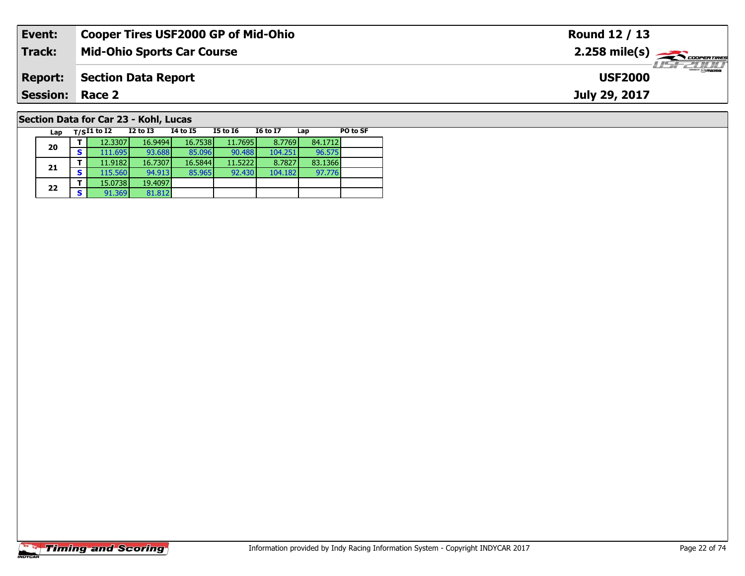| **Event:** | **Cooper Tires USF2000 GP of Mid-Ohio** | **Round 12 / 13** |
|---|---|---|
| **Track:** | **Mid-Ohio Sports Car Course** | **2.258 mile(s)** |
| **Report:** | **Section Data Report** | **USF2000** |
| **Session:** | **Race 2** | **July 29, 2017** |

## Section Data for Car 23 - Kohl, Lucas

| Lap | T/S | I1 to I2 | I2 to I3 | I4 to I5 | I5 to I6 | I6 to I7 | Lap | PO to SF |
|---|---|---|---|---|---|---|---|---|
| 20 | T | 12.3307 | 16.9494 | 16.7538 | 11.7695 | 8.7769 | 84.1712 | |
| | S | 111.695 | 93.688 | 85.096 | 90.488 | 104.251 | 96.575 | |
| 21 | T | 11.9182 | 16.7307 | 16.5844 | 11.5222 | 8.7827 | 83.1366 | |
| | S | 115.560 | 94.913 | 85.965 | 92.430 | 104.182 | 97.776 | |
| 22 | T | 15.0738 | 19.4097 | | | | | |
| | S | 91.369 | 81.812 | | | | | |

Information provided by Indy Racing Information System - Copyright INDYCAR 2017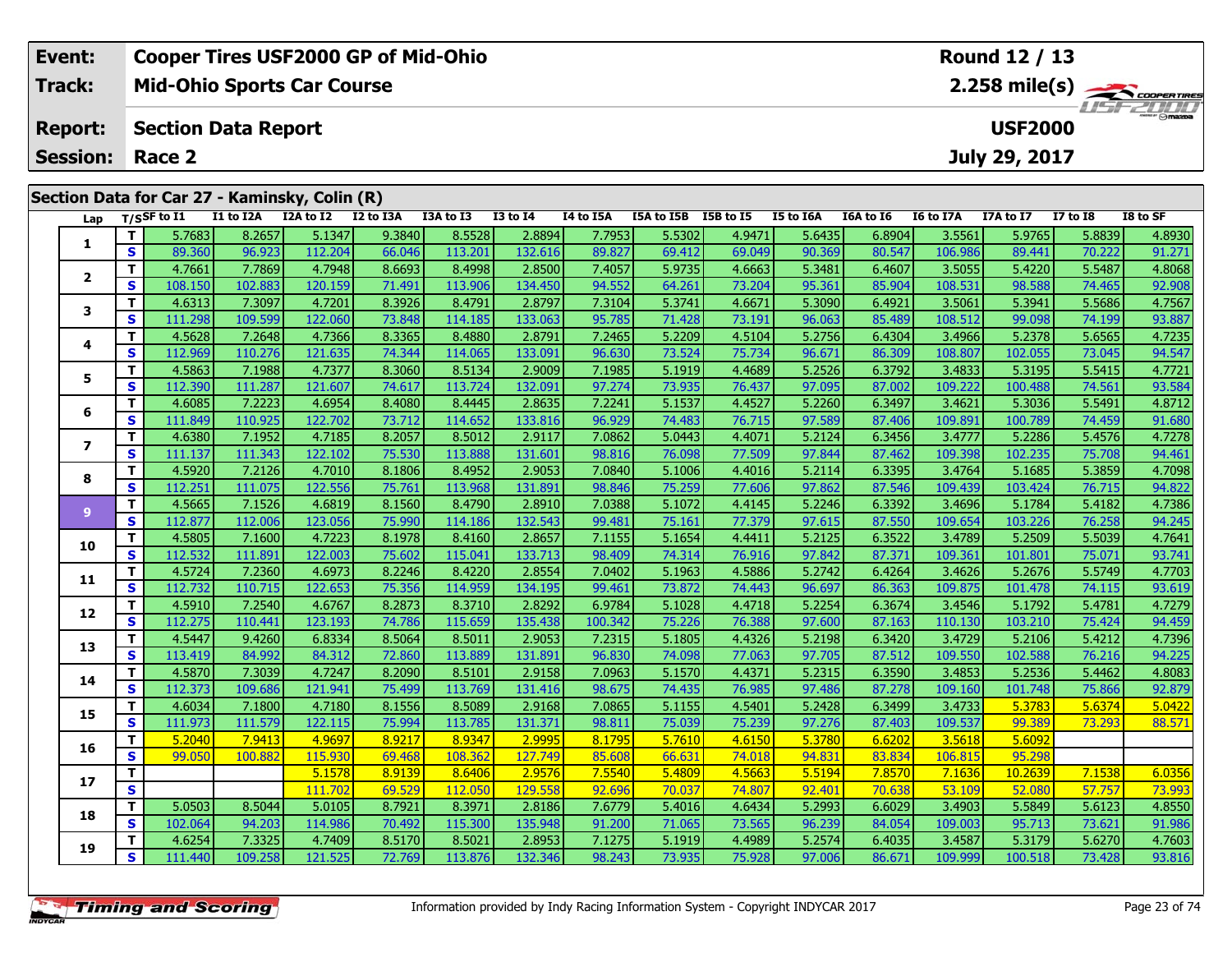| Event: | Cooper Tires USF2000 GP of Mid-Ohio | Round 12 / 13 |
|---|---|---|
| Track: | Mid-Ohio Sports Car Course | 2.258 mile(s) |
| Report: | Section Data Report | USF2000 |
| Session: | Race 2 | July 29, 2017 |

## Section Data for Car 27 - Kaminsky, Colin (R)

| Lap | T/S | SF to I1 | I1 to I2A | I2A to I2 | I2 to I3A | I3A to I3 | I3 to I4 | I4 to I5A | I5A to I5B | I5B to I5 | I5 to I6A | I6A to I6 | I6 to I7A | I7A to I7 | I7 to I8 | I8 to SF |
|---|---|---|---|---|---|---|---|---|---|---|---|---|---|---|---|---|
| 1 | T | 5.7683 | 8.2657 | 5.1347 | 9.3840 | 8.5528 | 2.8894 | 7.7953 | 5.5302 | 4.9471 | 5.6435 | 6.8904 | 3.5561 | 5.9765 | 5.8839 | 4.8930 |
| | S | 89.360 | 96.923 | 112.204 | 66.046 | 113.201 | 132.616 | 89.827 | 69.412 | 69.049 | 90.369 | 80.547 | 106.986 | 89.441 | 70.222 | 91.271 |
| 2 | T | 4.7661 | 7.7869 | 4.7948 | 8.6693 | 8.4998 | 2.8500 | 7.4057 | 5.9735 | 4.6663 | 5.3481 | 6.4607 | 3.5055 | 5.4220 | 5.5487 | 4.8068 |
| | S | 108.150 | 102.883 | 120.159 | 71.491 | 113.906 | 134.450 | 94.552 | 64.261 | 73.204 | 95.361 | 85.904 | 108.531 | 98.588 | 74.465 | 92.908 |
| 3 | T | 4.6313 | 7.3097 | 4.7201 | 8.3926 | 8.4791 | 2.8797 | 7.3104 | 5.3741 | 4.6671 | 5.3090 | 6.4921 | 3.5061 | 5.3941 | 5.5686 | 4.7567 |
| | S | 111.298 | 109.599 | 122.060 | 73.848 | 114.185 | 133.063 | 95.785 | 71.428 | 73.191 | 96.063 | 85.489 | 108.512 | 99.098 | 74.199 | 93.887 |
| 4 | T | 4.5628 | 7.2648 | 4.7366 | 8.3365 | 8.4880 | 2.8791 | 7.2465 | 5.2209 | 4.5104 | 5.2756 | 6.4304 | 3.4966 | 5.2378 | 5.6565 | 4.7235 |
| | S | 112.969 | 110.276 | 121.635 | 74.344 | 114.065 | 133.091 | 96.630 | 73.524 | 75.734 | 96.671 | 86.309 | 108.807 | 102.055 | 73.045 | 94.547 |
| 5 | T | 4.5863 | 7.1988 | 4.7377 | 8.3060 | 8.5134 | 2.9009 | 7.1985 | 5.1919 | 4.4689 | 5.2526 | 6.3792 | 3.4833 | 5.3195 | 5.5415 | 4.7721 |
| | S | 112.390 | 111.287 | 121.607 | 74.617 | 113.724 | 132.091 | 97.274 | 73.935 | 76.437 | 97.095 | 87.002 | 109.222 | 100.488 | 74.561 | 93.584 |
| 6 | T | 4.6085 | 7.2223 | 4.6954 | 8.4080 | 8.4445 | 2.8635 | 7.2241 | 5.1537 | 4.4527 | 5.2260 | 6.3497 | 3.4621 | 5.3036 | 5.5491 | 4.8712 |
| | S | 111.849 | 110.925 | 122.702 | 73.712 | 114.652 | 133.816 | 96.929 | 74.483 | 76.715 | 97.589 | 87.406 | 109.891 | 100.789 | 74.459 | 91.680 |
| 7 | T | 4.6380 | 7.1952 | 4.7185 | 8.2057 | 8.5012 | 2.9117 | 7.0862 | 5.0443 | 4.4071 | 5.2124 | 6.3456 | 3.4777 | 5.2286 | 5.4576 | 4.7278 |
| | S | 111.137 | 111.343 | 122.102 | 75.530 | 113.888 | 131.601 | 98.816 | 76.098 | 77.509 | 97.844 | 87.462 | 109.398 | 102.235 | 75.708 | 94.461 |
| 8 | T | 4.5920 | 7.2126 | 4.7010 | 8.1806 | 8.4952 | 2.9053 | 7.0840 | 5.1006 | 4.4016 | 5.2114 | 6.3395 | 3.4764 | 5.1685 | 5.3859 | 4.7098 |
| | S | 112.251 | 111.075 | 122.556 | 75.761 | 113.968 | 131.891 | 98.846 | 75.259 | 77.606 | 97.862 | 87.546 | 109.439 | 103.424 | 76.715 | 94.822 |
| 9 | T | 4.5665 | 7.1526 | 4.6819 | 8.1560 | 8.4790 | 2.8910 | 7.0388 | 5.1072 | 4.4145 | 5.2246 | 6.3392 | 3.4696 | 5.1784 | 5.4182 | 4.7386 |
| | S | 112.877 | 112.006 | 123.056 | 75.990 | 114.186 | 132.543 | 99.481 | 75.161 | 77.379 | 97.615 | 87.550 | 109.654 | 103.226 | 76.258 | 94.245 |
| 10 | T | 4.5805 | 7.1600 | 4.7223 | 8.1978 | 8.4160 | 2.8657 | 7.1155 | 5.1654 | 4.4411 | 5.2125 | 6.3522 | 3.4789 | 5.2509 | 5.5039 | 4.7641 |
| | S | 112.532 | 111.891 | 122.003 | 75.602 | 115.041 | 133.713 | 98.409 | 74.314 | 76.916 | 97.842 | 87.371 | 109.361 | 101.801 | 75.071 | 93.741 |
| 11 | T | 4.5724 | 7.2360 | 4.6973 | 8.2246 | 8.4220 | 2.8554 | 7.0402 | 5.1963 | 4.5886 | 5.2742 | 6.4264 | 3.4626 | 5.2676 | 5.5749 | 4.7703 |
| | S | 112.732 | 110.715 | 122.653 | 75.356 | 114.959 | 134.195 | 99.461 | 73.872 | 74.443 | 96.697 | 86.363 | 109.875 | 101.478 | 74.115 | 93.619 |
| 12 | T | 4.5910 | 7.2540 | 4.6767 | 8.2873 | 8.3710 | 2.8292 | 6.9784 | 5.1028 | 4.4718 | 5.2254 | 6.3674 | 3.4546 | 5.1792 | 5.4781 | 4.7279 |
| | S | 112.275 | 110.441 | 123.193 | 74.786 | 115.659 | 135.438 | 100.342 | 75.226 | 76.388 | 97.600 | 87.163 | 110.130 | 103.210 | 75.424 | 94.459 |
| 13 | T | 4.5447 | 9.4260 | 6.8334 | 8.5064 | 8.5011 | 2.9053 | 7.2315 | 5.1805 | 4.4326 | 5.2198 | 6.3420 | 3.4729 | 5.2106 | 5.4212 | 4.7396 |
| | S | 113.419 | 84.992 | 84.312 | 72.860 | 113.889 | 131.891 | 96.830 | 74.098 | 77.063 | 97.705 | 87.512 | 109.550 | 102.588 | 76.216 | 94.225 |
| 14 | T | 4.5870 | 7.3039 | 4.7247 | 8.2090 | 8.5101 | 2.9158 | 7.0963 | 5.1570 | 4.4371 | 5.2315 | 6.3590 | 3.4853 | 5.2536 | 5.4462 | 4.8083 |
| | S | 112.373 | 109.686 | 121.941 | 75.499 | 113.769 | 131.416 | 98.675 | 74.435 | 76.985 | 97.486 | 87.278 | 109.160 | 101.748 | 75.866 | 92.879 |
| 15 | T | 4.6034 | 7.1800 | 4.7180 | 8.1556 | 8.5089 | 2.9168 | 7.0865 | 5.1155 | 4.5401 | 5.2428 | 6.3499 | 3.4733 | 5.3783 | 5.6374 | 5.0422 |
| | S | 111.973 | 111.579 | 122.115 | 75.994 | 113.785 | 131.371 | 98.811 | 75.039 | 75.239 | 97.276 | 87.403 | 109.537 | 99.389 | 73.293 | 88.571 |
| 16 | T | 5.2040 | 7.9413 | 4.9697 | 8.9217 | 8.9347 | 2.9995 | 8.1795 | 5.7610 | 4.6150 | 5.3780 | 6.6202 | 3.5618 | 5.6092 | | |
| | S | 99.050 | 100.882 | 115.930 | 69.468 | 108.362 | 127.749 | 85.608 | 66.631 | 74.018 | 94.831 | 83.834 | 106.815 | 95.298 | | |
| 17 | T | | | 5.1578 | 8.9139 | 8.6406 | 2.9576 | 7.5540 | 5.4809 | 4.5663 | 5.5194 | 7.8570 | 7.1636 | 10.2639 | 7.1538 | 6.0356 |
| | S | | | 111.702 | 69.529 | 112.050 | 129.558 | 92.696 | 70.037 | 74.807 | 92.401 | 70.638 | 53.109 | 52.080 | 57.757 | 73.993 |
| 18 | T | 5.0503 | 8.5044 | 5.0105 | 8.7921 | 8.3971 | 2.8186 | 7.6779 | 5.4016 | 4.6434 | 5.2993 | 6.6029 | 3.4903 | 5.5849 | 5.6123 | 4.8550 |
| | S | 102.064 | 94.203 | 114.986 | 70.492 | 115.300 | 135.948 | 91.200 | 71.065 | 73.565 | 96.239 | 84.054 | 109.003 | 95.713 | 73.621 | 91.986 |
| 19 | T | 4.6254 | 7.3325 | 4.7409 | 8.5170 | 8.5021 | 2.8953 | 7.1275 | 5.1919 | 4.4989 | 5.2574 | 6.4035 | 3.4587 | 5.3179 | 5.6270 | 4.7603 |
| | S | 111.440 | 109.258 | 121.525 | 72.769 | 113.876 | 132.346 | 98.243 | 73.935 | 75.928 | 97.006 | 86.671 | 109.999 | 100.518 | 73.428 | 93.816 |

Information provided by Indy Racing Information System - Copyright INDYCAR 2017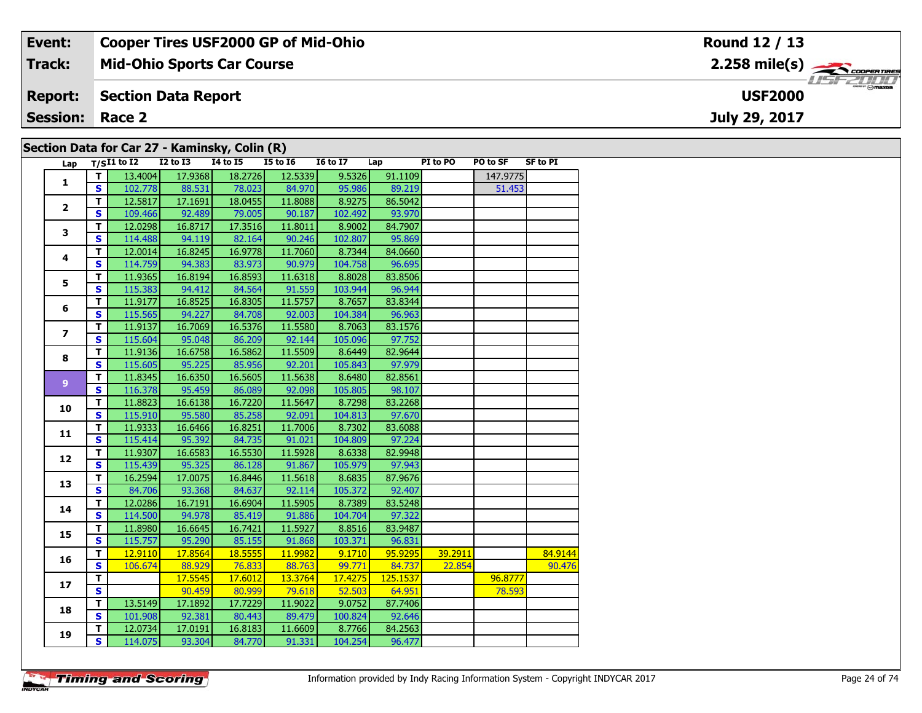| | |
|---|---|
| **Event:** | **Cooper Tires USF2000 GP of Mid-Ohio** |
| **Track:** | **Mid-Ohio Sports Car Course** |
| **Report:** | **Section Data Report** |
| **Session:** | **Race 2** |

**Round 12 / 13**
**2.258 mile(s)**
**USF2000**
**July 29, 2017**

## Section Data for Car 27 - Kaminsky, Colin (R)

| Lap | T/S | I1 to I2 | I2 to I3 | I4 to I5 | I5 to I6 | I6 to I7 | Lap | PI to PO | PO to SF | SF to PI |
|---|---|---|---|---|---|---|---|---|---|---|
| 1 | T | 13.4004 | 17.9368 | 18.2726 | 12.5339 | 9.5326 | 91.1109 | | 147.9775 | |
| | S | 102.778 | 88.531 | 78.023 | 84.970 | 95.986 | 89.219 | | 51.453 | |
| 2 | T | 12.5817 | 17.1691 | 18.0455 | 11.8088 | 8.9275 | 86.5042 | | | |
| | S | 109.466 | 92.489 | 79.005 | 90.187 | 102.492 | 93.970 | | | |
| 3 | T | 12.0298 | 16.8717 | 17.3516 | 11.8011 | 8.9002 | 84.7907 | | | |
| | S | 114.488 | 94.119 | 82.164 | 90.246 | 102.807 | 95.869 | | | |
| 4 | T | 12.0014 | 16.8245 | 16.9778 | 11.7060 | 8.7344 | 84.0660 | | | |
| | S | 114.759 | 94.383 | 83.973 | 90.979 | 104.758 | 96.695 | | | |
| 5 | T | 11.9365 | 16.8194 | 16.8593 | 11.6318 | 8.8028 | 83.8506 | | | |
| | S | 115.383 | 94.412 | 84.564 | 91.559 | 103.944 | 96.944 | | | |
| 6 | T | 11.9177 | 16.8525 | 16.8305 | 11.5757 | 8.7657 | 83.8344 | | | |
| | S | 115.565 | 94.227 | 84.708 | 92.003 | 104.384 | 96.963 | | | |
| 7 | T | 11.9137 | 16.7069 | 16.5376 | 11.5580 | 8.7063 | 83.1576 | | | |
| | S | 115.604 | 95.048 | 86.209 | 92.144 | 105.096 | 97.752 | | | |
| 8 | T | 11.9136 | 16.6758 | 16.5862 | 11.5509 | 8.6449 | 82.9644 | | | |
| | S | 115.605 | 95.225 | 85.956 | 92.201 | 105.843 | 97.979 | | | |
| 9 | T | 11.8345 | 16.6350 | 16.5605 | 11.5638 | 8.6480 | 82.8561 | | | |
| | S | 116.378 | 95.459 | 86.089 | 92.098 | 105.805 | 98.107 | | | |
| 10 | T | 11.8823 | 16.6138 | 16.7220 | 11.5647 | 8.7298 | 83.2268 | | | |
| | S | 115.910 | 95.580 | 85.258 | 92.091 | 104.813 | 97.670 | | | |
| 11 | T | 11.9333 | 16.6466 | 16.8251 | 11.7006 | 8.7302 | 83.6088 | | | |
| | S | 115.414 | 95.392 | 84.735 | 91.021 | 104.809 | 97.224 | | | |
| 12 | T | 11.9307 | 16.6583 | 16.5530 | 11.5928 | 8.6338 | 82.9948 | | | |
| | S | 115.439 | 95.325 | 86.128 | 91.867 | 105.979 | 97.943 | | | |
| 13 | T | 16.2594 | 17.0075 | 16.8446 | 11.5618 | 8.6835 | 87.9676 | | | |
| | S | 84.706 | 93.368 | 84.637 | 92.114 | 105.372 | 92.407 | | | |
| 14 | T | 12.0286 | 16.7191 | 16.6904 | 11.5905 | 8.7389 | 83.5248 | | | |
| | S | 114.500 | 94.978 | 85.419 | 91.886 | 104.704 | 97.322 | | | |
| 15 | T | 11.8980 | 16.6645 | 16.7421 | 11.5927 | 8.8516 | 83.9487 | | | |
| | S | 115.757 | 95.290 | 85.155 | 91.868 | 103.371 | 96.831 | | | |
| 16 | T | 12.9110 | 17.8564 | 18.5555 | 11.9982 | 9.1710 | 95.9295 | 39.2911 | | 84.9144 |
| | S | 106.674 | 88.929 | 76.833 | 88.763 | 99.771 | 84.737 | 22.854 | | 90.476 |
| 17 | T | | 17.5545 | 17.6012 | 13.3764 | 17.4275 | 125.1537 | | 96.8777 | |
| | S | | 90.459 | 80.999 | 79.618 | 52.503 | 64.951 | | 78.593 | |
| 18 | T | 13.5149 | 17.1892 | 17.7229 | 11.9022 | 9.0752 | 87.7406 | | | |
| | S | 101.908 | 92.381 | 80.443 | 89.479 | 100.824 | 92.646 | | | |
| 19 | T | 12.0734 | 17.0191 | 16.8183 | 11.6609 | 8.7766 | 84.2563 | | | |
| | S | 114.075 | 93.304 | 84.770 | 91.331 | 104.254 | 96.477 | | | |

Information provided by Indy Racing Information System - Copyright INDYCAR 2017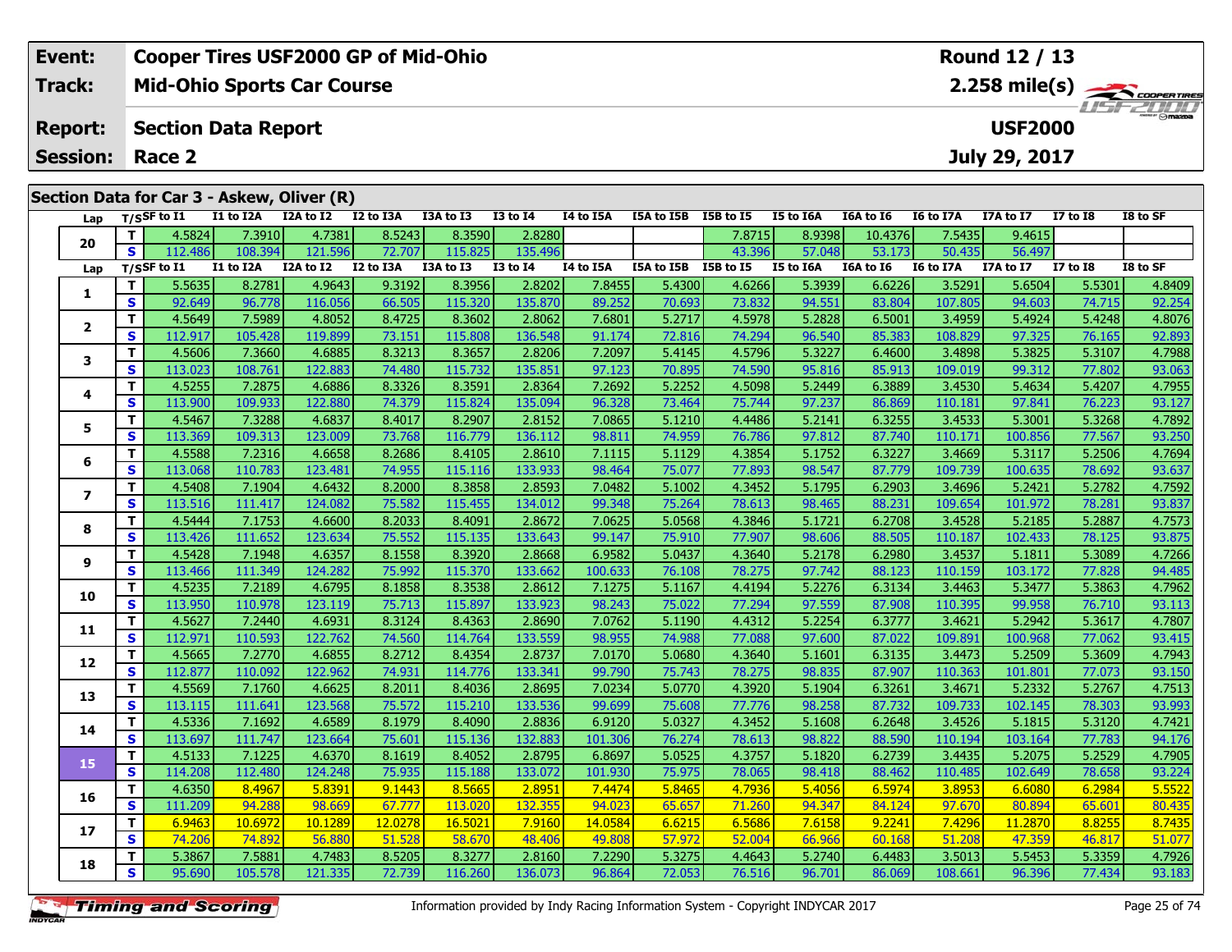| Event: | Cooper Tires USF2000 GP of Mid-Ohio | Round 12 / 13 |
|---|---|---|
| Track: | Mid-Ohio Sports Car Course | 2.258 mile(s) |
| Report: | Section Data Report | USF2000 |
| Session: | Race 2 | July 29, 2017 |

## Section Data for Car 3 - Askew, Oliver (R)

| Lap | T/S | SF to I1 | I1 to I2A | I2A to I2 | I2 to I3A | I3A to I3 | I3 to I4 | I4 to I5A | I5A to I5B | I5B to I5 | I5 to I6A | I6A to I6 | I6 to I7A | I7A to I7 | I7 to I8 | I8 to SF |
|---|---|---|---|---|---|---|---|---|---|---|---|---|---|---|---|---|
| 20 | T | 4.5824 | 7.3910 | 4.7381 | 8.5243 | 8.3590 | 2.8280 | | | 7.8715 | 8.9398 | 10.4376 | 7.5435 | 9.4615 | | |
| | S | 112.486 | 108.394 | 121.596 | 72.707 | 115.825 | 135.496 | | | 43.396 | 57.048 | 53.173 | 50.435 | 56.497 | | |

| Lap | T/S | SF to I1 | I1 to I2A | I2A to I2 | I2 to I3A | I3A to I3 | I3 to I4 | I4 to I5A | I5A to I5B | I5B to I5 | I5 to I6A | I6A to I6 | I6 to I7A | I7A to I7 | I7 to I8 | I8 to SF |
|---|---|---|---|---|---|---|---|---|---|---|---|---|---|---|---|---|
| 1 | T | 5.5635 | 8.2781 | 4.9643 | 9.3192 | 8.3956 | 2.8202 | 7.8455 | 5.4300 | 4.6266 | 5.3939 | 6.6226 | 3.5291 | 5.6504 | 5.5301 | 4.8409 |
| | S | 92.649 | 96.778 | 116.056 | 66.505 | 115.320 | 135.870 | 89.252 | 70.693 | 73.832 | 94.551 | 83.804 | 107.805 | 94.603 | 74.715 | 92.254 |
| 2 | T | 4.5649 | 7.5989 | 4.8052 | 8.4725 | 8.3602 | 2.8062 | 7.6801 | 5.2717 | 4.5978 | 5.2828 | 6.5001 | 3.4959 | 5.4924 | 5.4248 | 4.8076 |
| | S | 112.917 | 105.428 | 119.899 | 73.151 | 115.808 | 136.548 | 91.174 | 72.816 | 74.294 | 96.540 | 85.383 | 108.829 | 97.325 | 76.165 | 92.893 |
| 3 | T | 4.5606 | 7.3660 | 4.6885 | 8.3213 | 8.3657 | 2.8206 | 7.2097 | 5.4145 | 4.5796 | 5.3227 | 6.4600 | 3.4898 | 5.3825 | 5.3107 | 4.7988 |
| | S | 113.023 | 108.761 | 122.883 | 74.480 | 115.732 | 135.851 | 97.123 | 70.895 | 74.590 | 95.816 | 85.913 | 109.019 | 99.312 | 77.802 | 93.063 |
| 4 | T | 4.5255 | 7.2875 | 4.6886 | 8.3326 | 8.3591 | 2.8364 | 7.2692 | 5.2252 | 4.5098 | 5.2449 | 6.3889 | 3.4530 | 5.4634 | 5.4207 | 4.7955 |
| | S | 113.900 | 109.933 | 122.880 | 74.379 | 115.824 | 135.094 | 96.328 | 73.464 | 75.744 | 97.237 | 86.869 | 110.181 | 97.841 | 76.223 | 93.127 |
| 5 | T | 4.5467 | 7.3288 | 4.6837 | 8.4017 | 8.2907 | 2.8152 | 7.0865 | 5.1210 | 4.4486 | 5.2141 | 6.3255 | 3.4533 | 5.3001 | 5.3268 | 4.7892 |
| | S | 113.369 | 109.313 | 123.009 | 73.768 | 116.779 | 136.112 | 98.811 | 74.959 | 76.786 | 97.812 | 87.740 | 110.171 | 100.856 | 77.567 | 93.250 |
| 6 | T | 4.5588 | 7.2316 | 4.6658 | 8.2686 | 8.4105 | 2.8610 | 7.1115 | 5.1129 | 4.3854 | 5.1752 | 6.3227 | 3.4669 | 5.3117 | 5.2506 | 4.7694 |
| | S | 113.068 | 110.783 | 123.481 | 74.955 | 115.116 | 133.933 | 98.464 | 75.077 | 77.893 | 98.547 | 87.779 | 109.739 | 100.635 | 78.692 | 93.637 |
| 7 | T | 4.5408 | 7.1904 | 4.6432 | 8.2000 | 8.3858 | 2.8593 | 7.0482 | 5.1002 | 4.3452 | 5.1795 | 6.2903 | 3.4696 | 5.2421 | 5.2782 | 4.7592 |
| | S | 113.516 | 111.417 | 124.082 | 75.582 | 115.455 | 134.012 | 99.348 | 75.264 | 78.613 | 98.465 | 88.231 | 109.654 | 101.972 | 78.281 | 93.837 |
| 8 | T | 4.5444 | 7.1753 | 4.6600 | 8.2033 | 8.4091 | 2.8672 | 7.0625 | 5.0568 | 4.3846 | 5.1721 | 6.2708 | 3.4528 | 5.2185 | 5.2887 | 4.7573 |
| | S | 113.426 | 111.652 | 123.634 | 75.552 | 115.135 | 133.643 | 99.147 | 75.910 | 77.907 | 98.606 | 88.505 | 110.187 | 102.433 | 78.125 | 93.875 |
| 9 | T | 4.5428 | 7.1948 | 4.6357 | 8.1558 | 8.3920 | 2.8668 | 6.9582 | 5.0437 | 4.3640 | 5.2178 | 6.2980 | 3.4537 | 5.1811 | 5.3089 | 4.7266 |
| | S | 113.466 | 111.349 | 124.282 | 75.992 | 115.370 | 133.662 | 100.633 | 76.108 | 78.275 | 97.742 | 88.123 | 110.159 | 103.172 | 77.828 | 94.485 |
| 10 | T | 4.5235 | 7.2189 | 4.6795 | 8.1858 | 8.3538 | 2.8612 | 7.1275 | 5.1167 | 4.4194 | 5.2276 | 6.3134 | 3.4463 | 5.3477 | 5.3863 | 4.7962 |
| | S | 113.950 | 110.978 | 123.119 | 75.713 | 115.897 | 133.923 | 98.243 | 75.022 | 77.294 | 97.559 | 87.908 | 110.395 | 99.958 | 76.710 | 93.113 |
| 11 | T | 4.5627 | 7.2440 | 4.6931 | 8.3124 | 8.4363 | 2.8690 | 7.0762 | 5.1190 | 4.4312 | 5.2254 | 6.3777 | 3.4621 | 5.2942 | 5.3617 | 4.7807 |
| | S | 112.971 | 110.593 | 122.762 | 74.560 | 114.764 | 133.559 | 98.955 | 74.988 | 77.088 | 97.600 | 87.022 | 109.891 | 100.968 | 77.062 | 93.415 |
| 12 | T | 4.5665 | 7.2770 | 4.6855 | 8.2712 | 8.4354 | 2.8737 | 7.0170 | 5.0680 | 4.3640 | 5.1601 | 6.3135 | 3.4473 | 5.2509 | 5.3609 | 4.7943 |
| | S | 112.877 | 110.092 | 122.962 | 74.931 | 114.776 | 133.341 | 99.790 | 75.743 | 78.275 | 98.835 | 87.907 | 110.363 | 101.801 | 77.073 | 93.150 |
| 13 | T | 4.5569 | 7.1760 | 4.6625 | 8.2011 | 8.4036 | 2.8695 | 7.0234 | 5.0770 | 4.3920 | 5.1904 | 6.3261 | 3.4671 | 5.2332 | 5.2767 | 4.7513 |
| | S | 113.115 | 111.641 | 123.568 | 75.572 | 115.210 | 133.536 | 99.699 | 75.608 | 77.776 | 98.258 | 87.732 | 109.733 | 102.145 | 78.303 | 93.993 |
| 14 | T | 4.5336 | 7.1692 | 4.6589 | 8.1979 | 8.4090 | 2.8836 | 6.9120 | 5.0327 | 4.3452 | 5.1608 | 6.2648 | 3.4526 | 5.1815 | 5.3120 | 4.7421 |
| | S | 113.697 | 111.747 | 123.664 | 75.601 | 115.136 | 132.883 | 101.306 | 76.274 | 78.613 | 98.822 | 88.590 | 110.194 | 103.164 | 77.783 | 94.176 |
| 15 | T | 4.5133 | 7.1225 | 4.6370 | 8.1619 | 8.4052 | 2.8795 | 6.8697 | 5.0525 | 4.3757 | 5.1820 | 6.2739 | 3.4435 | 5.2075 | 5.2529 | 4.7905 |
| | S | 114.208 | 112.480 | 124.248 | 75.935 | 115.188 | 133.072 | 101.930 | 75.975 | 78.065 | 98.418 | 88.462 | 110.485 | 102.649 | 78.658 | 93.224 |
| 16 | T | 4.6350 | 8.4967 | 5.8391 | 9.1443 | 8.5665 | 2.8951 | 7.4474 | 5.8465 | 4.7936 | 5.4056 | 6.5974 | 3.8953 | 6.6080 | 6.2984 | 5.5522 |
| | S | 111.209 | 94.288 | 98.669 | 67.777 | 113.020 | 132.355 | 94.023 | 65.657 | 71.260 | 94.347 | 84.124 | 97.670 | 80.894 | 65.601 | 80.435 |
| 17 | T | 6.9463 | 10.6972 | 10.1289 | 12.0278 | 16.5021 | 7.9160 | 14.0584 | 6.6215 | 6.5686 | 7.6158 | 9.2241 | 7.4296 | 11.2870 | 8.8255 | 8.7435 |
| | S | 74.206 | 74.892 | 56.880 | 51.528 | 58.670 | 48.406 | 49.808 | 57.972 | 52.004 | 66.966 | 60.168 | 51.208 | 47.359 | 46.817 | 51.077 |
| 18 | T | 5.3867 | 7.5881 | 4.7483 | 8.5205 | 8.3277 | 2.8160 | 7.2290 | 5.3275 | 4.4643 | 5.2740 | 6.4483 | 3.5013 | 5.5453 | 5.3359 | 4.7926 |
| | S | 95.690 | 105.578 | 121.335 | 72.739 | 116.260 | 136.073 | 96.864 | 72.053 | 76.516 | 96.701 | 86.069 | 108.661 | 96.396 | 77.434 | 93.183 |

Information provided by Indy Racing Information System - Copyright INDYCAR 2017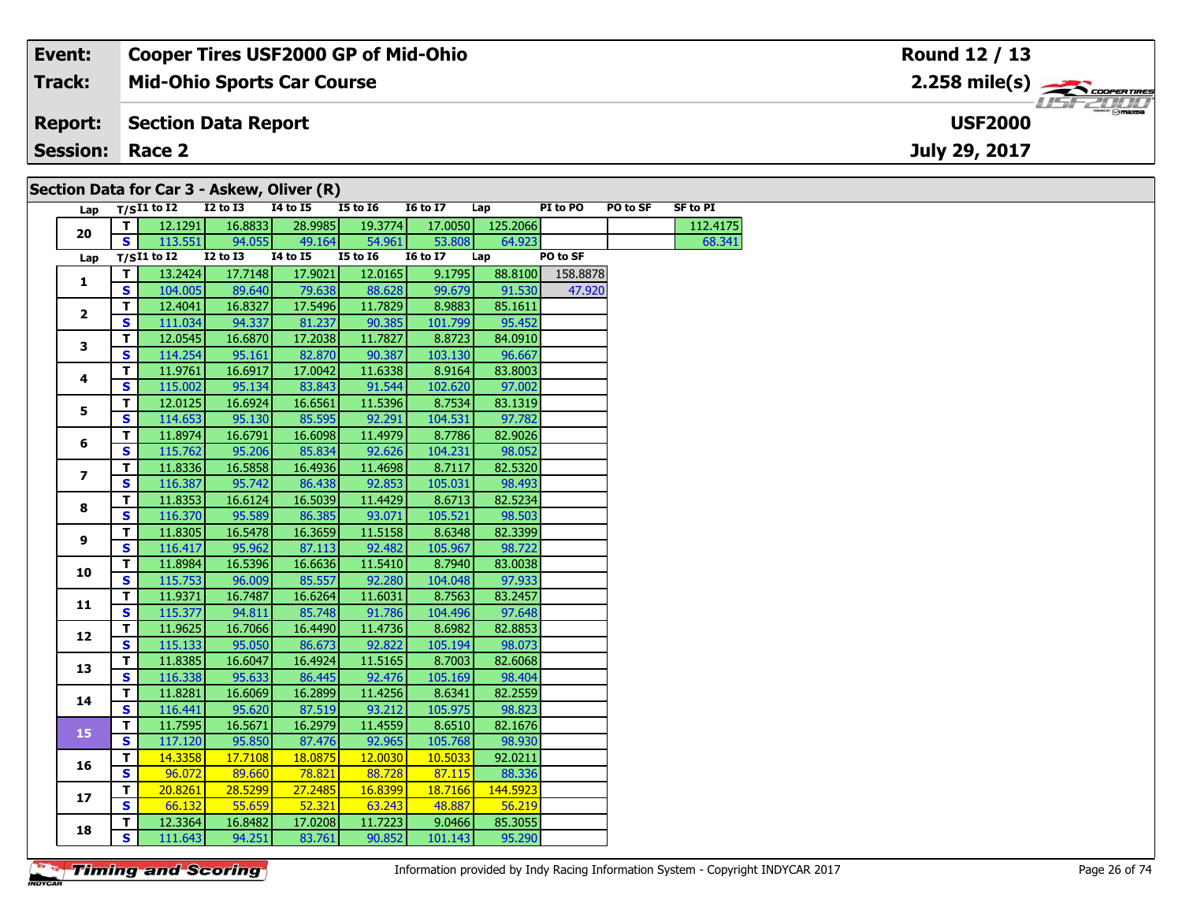| Event: | Cooper Tires USF2000 GP of Mid-Ohio | Round 12 / 13 |
|---|---|---|
| Track: | Mid-Ohio Sports Car Course | 2.258 mile(s) |
| Report: | Section Data Report | USF2000 |
| Session: | Race 2 | July 29, 2017 |

## Section Data for Car 3 - Askew, Oliver (R)

| Lap | T/S | I1 to I2 | I2 to I3 | I4 to I5 | I5 to I6 | I6 to I7 | Lap | PI to PO | PO to SF | SF to PI |
|---|---|---|---|---|---|---|---|---|---|---|
| 20 | T | 12.1291 | 16.8833 | 28.9985 | 19.3774 | 17.0050 | 125.2066 | | | 112.4175 |
| | S | 113.551 | 94.055 | 49.164 | 54.961 | 53.808 | 64.923 | | | 68.341 |

| Lap | T/S | I1 to I2 | I2 to I3 | I4 to I5 | I5 to I6 | I6 to I7 | Lap | PO to SF |
|---|---|---|---|---|---|---|---|---|
| 1 | T | 13.2424 | 17.7148 | 17.9021 | 12.0165 | 9.1795 | 88.8100 | 158.8878 |
| | S | 104.005 | 89.640 | 79.638 | 88.628 | 99.679 | 91.530 | 47.920 |
| 2 | T | 12.4041 | 16.8327 | 17.5496 | 11.7829 | 8.9883 | 85.1611 | |
| | S | 111.034 | 94.337 | 81.237 | 90.385 | 101.799 | 95.452 | |
| 3 | T | 12.0545 | 16.6870 | 17.2038 | 11.7827 | 8.8723 | 84.0910 | |
| | S | 114.254 | 95.161 | 82.870 | 90.387 | 103.130 | 96.667 | |
| 4 | T | 11.9761 | 16.6917 | 17.0042 | 11.6338 | 8.9164 | 83.8003 | |
| | S | 115.002 | 95.134 | 83.843 | 91.544 | 102.620 | 97.002 | |
| 5 | T | 12.0125 | 16.6924 | 16.6561 | 11.5396 | 8.7534 | 83.1319 | |
| | S | 114.653 | 95.130 | 85.595 | 92.291 | 104.531 | 97.782 | |
| 6 | T | 11.8974 | 16.6791 | 16.6098 | 11.4979 | 8.7786 | 82.9026 | |
| | S | 115.762 | 95.206 | 85.834 | 92.626 | 104.231 | 98.052 | |
| 7 | T | 11.8336 | 16.5858 | 16.4936 | 11.4698 | 8.7117 | 82.5320 | |
| | S | 116.387 | 95.742 | 86.438 | 92.853 | 105.031 | 98.493 | |
| 8 | T | 11.8353 | 16.6124 | 16.5039 | 11.4429 | 8.6713 | 82.5234 | |
| | S | 116.370 | 95.589 | 86.385 | 93.071 | 105.521 | 98.503 | |
| 9 | T | 11.8305 | 16.5478 | 16.3659 | 11.5158 | 8.6348 | 82.3399 | |
| | S | 116.417 | 95.962 | 87.113 | 92.482 | 105.967 | 98.722 | |
| 10 | T | 11.8984 | 16.5396 | 16.6636 | 11.5410 | 8.7940 | 83.0038 | |
| | S | 115.753 | 96.009 | 85.557 | 92.280 | 104.048 | 97.933 | |
| 11 | T | 11.9371 | 16.7487 | 16.6264 | 11.6031 | 8.7563 | 83.2457 | |
| | S | 115.377 | 94.811 | 85.748 | 91.786 | 104.496 | 97.648 | |
| 12 | T | 11.9625 | 16.7066 | 16.4490 | 11.4736 | 8.6982 | 82.8853 | |
| | S | 115.133 | 95.050 | 86.673 | 92.822 | 105.194 | 98.073 | |
| 13 | T | 11.8385 | 16.6047 | 16.4924 | 11.5165 | 8.7003 | 82.6068 | |
| | S | 116.338 | 95.633 | 86.445 | 92.476 | 105.169 | 98.404 | |
| 14 | T | 11.8281 | 16.6069 | 16.2899 | 11.4256 | 8.6341 | 82.2559 | |
| | S | 116.441 | 95.620 | 87.519 | 93.212 | 105.975 | 98.823 | |
| 15 | T | 11.7595 | 16.5671 | 16.2979 | 11.4559 | 8.6510 | 82.1676 | |
| | S | 117.120 | 95.850 | 87.476 | 92.965 | 105.768 | 98.930 | |
| 16 | T | 14.3358 | 17.7108 | 18.0875 | 12.0030 | 10.5033 | 92.0211 | |
| | S | 96.072 | 89.660 | 78.821 | 88.728 | 87.115 | 88.336 | |
| 17 | T | 20.8261 | 28.5299 | 27.2485 | 16.8399 | 18.7166 | 144.5923 | |
| | S | 66.132 | 55.659 | 52.321 | 63.243 | 48.887 | 56.219 | |
| 18 | T | 12.3364 | 16.8482 | 17.0208 | 11.7223 | 9.0466 | 85.3055 | |
| | S | 111.643 | 94.251 | 83.761 | 90.852 | 101.143 | 95.290 | |

Information provided by Indy Racing Information System - Copyright INDYCAR 2017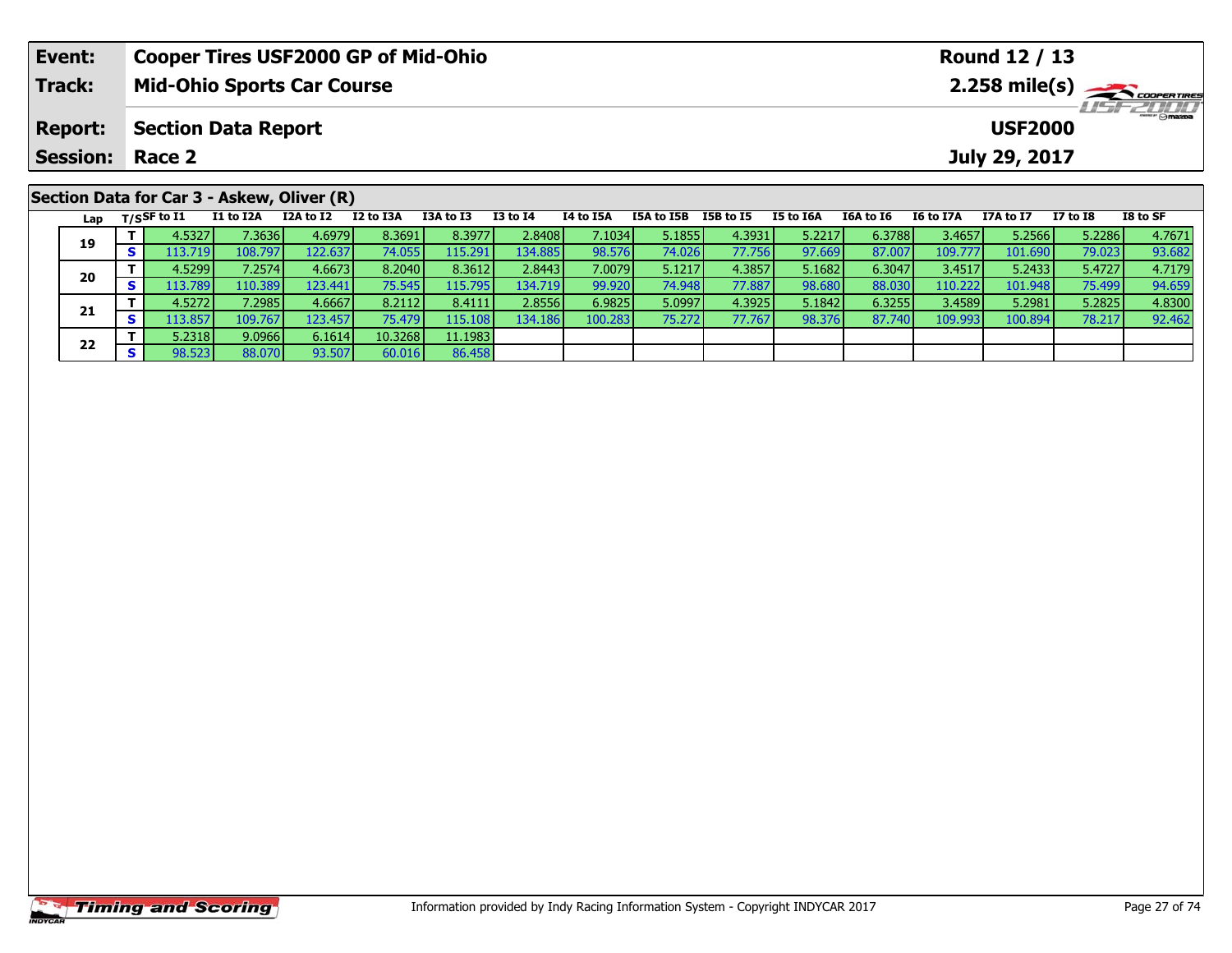| Event: | Cooper Tires USF2000 GP of Mid-Ohio | Round 12 / 13 |
|---|---|---|
| Track: | Mid-Ohio Sports Car Course | 2.258 mile(s) |
| Report: | Section Data Report | USF2000 |
| Session: | Race 2 | July 29, 2017 |

## Section Data for Car 3 - Askew, Oliver (R)

| Lap | T/S | SF to I1 | I1 to I2A | I2A to I2 | I2 to I3A | I3A to I3 | I3 to I4 | I4 to I5A | I5A to I5B | I5B to I5 | I5 to I6A | I6A to I6 | I6 to I7A | I7A to I7 | I7 to I8 | I8 to SF |
|---|---|---|---|---|---|---|---|---|---|---|---|---|---|---|---|---|
| 19 | T | 4.5327 | 7.3636 | 4.6979 | 8.3691 | 8.3977 | 2.8408 | 7.1034 | 5.1855 | 4.3931 | 5.2217 | 6.3788 | 3.4657 | 5.2566 | 5.2286 | 4.7671 |
| | S | 113.719 | 108.797 | 122.637 | 74.055 | 115.291 | 134.885 | 98.576 | 74.026 | 77.756 | 97.669 | 87.007 | 109.777 | 101.690 | 79.023 | 93.682 |
| 20 | T | 4.5299 | 7.2574 | 4.6673 | 8.2040 | 8.3612 | 2.8443 | 7.0079 | 5.1217 | 4.3857 | 5.1682 | 6.3047 | 3.4517 | 5.2433 | 5.4727 | 4.7179 |
| | S | 113.789 | 110.389 | 123.441 | 75.545 | 115.795 | 134.719 | 99.920 | 74.948 | 77.887 | 98.680 | 88.030 | 110.222 | 101.948 | 75.499 | 94.659 |
| 21 | T | 4.5272 | 7.2985 | 4.6667 | 8.2112 | 8.4111 | 2.8556 | 6.9825 | 5.0997 | 4.3925 | 5.1842 | 6.3255 | 3.4589 | 5.2981 | 5.2825 | 4.8300 |
| | S | 113.857 | 109.767 | 123.457 | 75.479 | 115.108 | 134.186 | 100.283 | 75.272 | 77.767 | 98.376 | 87.740 | 109.993 | 100.894 | 78.217 | 92.462 |
| 22 | T | 5.2318 | 9.0966 | 6.1614 | 10.3268 | 11.1983 | | | | | | | | | | |
| | S | 98.523 | 88.070 | 93.507 | 60.016 | 86.458 | | | | | | | | | | |

Information provided by Indy Racing Information System - Copyright INDYCAR 2017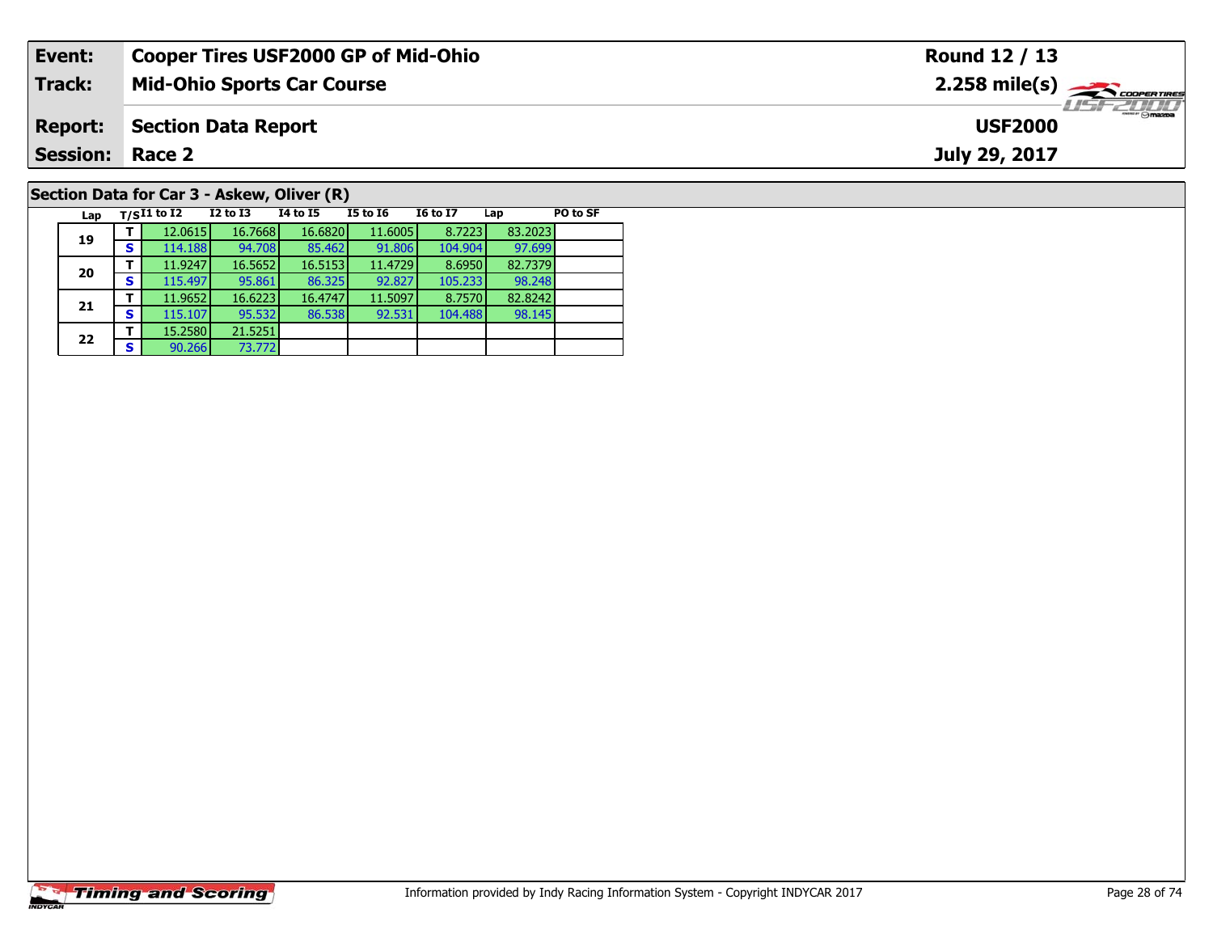| Event: | Cooper Tires USF2000 GP of Mid-Ohio | Round 12 / 13 |
|---|---|---|
| Track: | Mid-Ohio Sports Car Course | 2.258 mile(s) |
| Report: | Section Data Report | USF2000 |
| Session: | Race 2 | July 29, 2017 |

## Section Data for Car 3 - Askew, Oliver (R)

| Lap | T/S | I1 to I2 | I2 to I3 | I4 to I5 | I5 to I6 | I6 to I7 | Lap | PO to SF |
|---|---|---|---|---|---|---|---|---|
| 19 | T | 12.0615 | 16.7668 | 16.6820 | 11.6005 | 8.7223 | 83.2023 | |
| | S | 114.188 | 94.708 | 85.462 | 91.806 | 104.904 | 97.699 | |
| 20 | T | 11.9247 | 16.5652 | 16.5153 | 11.4729 | 8.6950 | 82.7379 | |
| | S | 115.497 | 95.861 | 86.325 | 92.827 | 105.233 | 98.248 | |
| 21 | T | 11.9652 | 16.6223 | 16.4747 | 11.5097 | 8.7570 | 82.8242 | |
| | S | 115.107 | 95.532 | 86.538 | 92.531 | 104.488 | 98.145 | |
| 22 | T | 15.2580 | 21.5251 | | | | | |
| | S | 90.266 | 73.772 | | | | | |

Information provided by Indy Racing Information System - Copyright INDYCAR 2017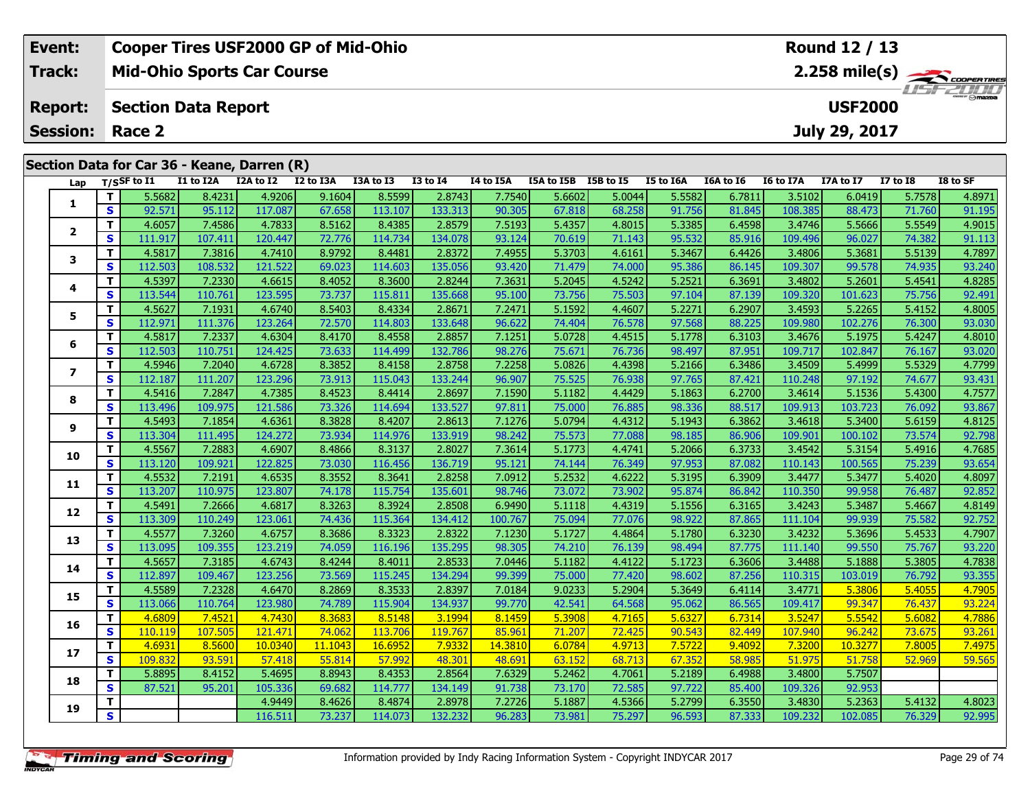| Event: | Cooper Tires USF2000 GP of Mid-Ohio | Round 12 / 13 |
|---|---|---|
| Track: | Mid-Ohio Sports Car Course | 2.258 mile(s) |
| Report: | Section Data Report | USF2000 |
| Session: | Race 2 | July 29, 2017 |

## Section Data for Car 36 - Keane, Darren (R)

| Lap | T/S | SF to I1 | I1 to I2A | I2A to I2 | I2 to I3A | I3A to I3 | I3 to I4 | I4 to I5A | I5A to I5B | I5B to I5 | I5 to I6A | I6A to I6 | I6 to I7A | I7A to I7 | I7 to I8 | I8 to SF |
|---|---|---|---|---|---|---|---|---|---|---|---|---|---|---|---|---|
| 1 | T | 5.5682 | 8.4231 | 4.9206 | 9.1604 | 8.5599 | 2.8743 | 7.7540 | 5.6602 | 5.0044 | 5.5582 | 6.7811 | 3.5102 | 6.0419 | 5.7578 | 4.8971 |
| | S | 92.571 | 95.112 | 117.087 | 67.658 | 113.107 | 133.313 | 90.305 | 67.818 | 68.258 | 91.756 | 81.845 | 108.385 | 88.473 | 71.760 | 91.195 |
| 2 | T | 4.6057 | 7.4586 | 4.7833 | 8.5162 | 8.4385 | 2.8579 | 7.5193 | 5.4357 | 4.8015 | 5.3385 | 6.4598 | 3.4746 | 5.5666 | 5.5549 | 4.9015 |
| | S | 111.917 | 107.411 | 120.447 | 72.776 | 114.734 | 134.078 | 93.124 | 70.619 | 71.143 | 95.532 | 85.916 | 109.496 | 96.027 | 74.382 | 91.113 |
| 3 | T | 4.5817 | 7.3816 | 4.7410 | 8.9792 | 8.4481 | 2.8372 | 7.4955 | 5.3703 | 4.6161 | 5.3467 | 6.4426 | 3.4806 | 5.3681 | 5.5139 | 4.7897 |
| | S | 112.503 | 108.532 | 121.522 | 69.023 | 114.603 | 135.056 | 93.420 | 71.479 | 74.000 | 95.386 | 86.145 | 109.307 | 99.578 | 74.935 | 93.240 |
| 4 | T | 4.5397 | 7.2330 | 4.6615 | 8.4052 | 8.3600 | 2.8244 | 7.3631 | 5.2045 | 4.5242 | 5.2521 | 6.3691 | 3.4802 | 5.2601 | 5.4541 | 4.8285 |
| | S | 113.544 | 110.761 | 123.595 | 73.737 | 115.811 | 135.668 | 95.100 | 73.756 | 75.503 | 97.104 | 87.139 | 109.320 | 101.623 | 75.756 | 92.491 |
| 5 | T | 4.5627 | 7.1931 | 4.6740 | 8.5403 | 8.4334 | 2.8671 | 7.2471 | 5.1592 | 4.4607 | 5.2271 | 6.2907 | 3.4593 | 5.2265 | 5.4152 | 4.8005 |
| | S | 112.971 | 111.376 | 123.264 | 72.570 | 114.803 | 133.648 | 96.622 | 74.404 | 76.578 | 97.568 | 88.225 | 109.980 | 102.276 | 76.300 | 93.030 |
| 6 | T | 4.5817 | 7.2337 | 4.6304 | 8.4170 | 8.4558 | 2.8857 | 7.1251 | 5.0728 | 4.4515 | 5.1778 | 6.3103 | 3.4676 | 5.1975 | 5.4247 | 4.8010 |
| | S | 112.503 | 110.751 | 124.425 | 73.633 | 114.499 | 132.786 | 98.276 | 75.671 | 76.736 | 98.497 | 87.951 | 109.717 | 102.847 | 76.167 | 93.020 |
| 7 | T | 4.5946 | 7.2040 | 4.6728 | 8.3852 | 8.4158 | 2.8758 | 7.2258 | 5.0826 | 4.4398 | 5.2166 | 6.3486 | 3.4509 | 5.4999 | 5.5329 | 4.7799 |
| | S | 112.187 | 111.207 | 123.296 | 73.913 | 115.043 | 133.244 | 96.907 | 75.525 | 76.938 | 97.765 | 87.421 | 110.248 | 97.192 | 74.677 | 93.431 |
| 8 | T | 4.5416 | 7.2847 | 4.7385 | 8.4523 | 8.4414 | 2.8697 | 7.1590 | 5.1182 | 4.4429 | 5.1863 | 6.2700 | 3.4614 | 5.1536 | 5.4300 | 4.7577 |
| | S | 113.496 | 109.975 | 121.586 | 73.326 | 114.694 | 133.527 | 97.811 | 75.000 | 76.885 | 98.336 | 88.517 | 109.913 | 103.723 | 76.092 | 93.867 |
| 9 | T | 4.5493 | 7.1854 | 4.6361 | 8.3828 | 8.4207 | 2.8613 | 7.1276 | 5.0794 | 4.4312 | 5.1943 | 6.3862 | 3.4618 | 5.3400 | 5.6159 | 4.8125 |
| | S | 113.304 | 111.495 | 124.272 | 73.934 | 114.976 | 133.919 | 98.242 | 75.573 | 77.088 | 98.185 | 86.906 | 109.901 | 100.102 | 73.574 | 92.798 |
| 10 | T | 4.5567 | 7.2883 | 4.6907 | 8.4866 | 8.3137 | 2.8027 | 7.3614 | 5.1773 | 4.4741 | 5.2066 | 6.3733 | 3.4542 | 5.3154 | 5.4916 | 4.7685 |
| | S | 113.120 | 109.921 | 122.825 | 73.030 | 116.456 | 136.719 | 95.121 | 74.144 | 76.349 | 97.953 | 87.082 | 110.143 | 100.565 | 75.239 | 93.654 |
| 11 | T | 4.5532 | 7.2191 | 4.6535 | 8.3552 | 8.3641 | 2.8258 | 7.0912 | 5.2532 | 4.6222 | 5.3195 | 6.3909 | 3.4477 | 5.3477 | 5.4020 | 4.8097 |
| | S | 113.207 | 110.975 | 123.807 | 74.178 | 115.754 | 135.601 | 98.746 | 73.072 | 73.902 | 95.874 | 86.842 | 110.350 | 99.958 | 76.487 | 92.852 |
| 12 | T | 4.5491 | 7.2666 | 4.6817 | 8.3263 | 8.3924 | 2.8508 | 6.9490 | 5.1118 | 4.4319 | 5.1556 | 6.3165 | 3.4243 | 5.3487 | 5.4667 | 4.8149 |
| | S | 113.309 | 110.249 | 123.061 | 74.436 | 115.364 | 134.412 | 100.767 | 75.094 | 77.076 | 98.922 | 87.865 | 111.104 | 99.939 | 75.582 | 92.752 |
| 13 | T | 4.5577 | 7.3260 | 4.6757 | 8.3686 | 8.3323 | 2.8322 | 7.1230 | 5.1727 | 4.4864 | 5.1780 | 6.3230 | 3.4232 | 5.3696 | 5.4533 | 4.7907 |
| | S | 113.095 | 109.355 | 123.219 | 74.059 | 116.196 | 135.295 | 98.305 | 74.210 | 76.139 | 98.494 | 87.775 | 111.140 | 99.550 | 75.767 | 93.220 |
| 14 | T | 4.5657 | 7.3185 | 4.6743 | 8.4244 | 8.4011 | 2.8533 | 7.0446 | 5.1182 | 4.4122 | 5.1723 | 6.3606 | 3.4488 | 5.1888 | 5.3805 | 4.7838 |
| | S | 112.897 | 109.467 | 123.256 | 73.569 | 115.245 | 134.294 | 99.399 | 75.000 | 77.420 | 98.602 | 87.256 | 110.315 | 103.019 | 76.792 | 93.355 |
| 15 | T | 4.5589 | 7.2328 | 4.6470 | 8.2869 | 8.3533 | 2.8397 | 7.0184 | 9.0233 | 5.2904 | 5.3649 | 6.4114 | 3.4771 | 5.3806 | 5.4055 | 4.7905 |
| | S | 113.066 | 110.764 | 123.980 | 74.789 | 115.904 | 134.937 | 99.770 | 42.541 | 64.568 | 95.062 | 86.565 | 109.417 | 99.347 | 76.437 | 93.224 |
| 16 | T | 4.6809 | 7.4521 | 4.7430 | 8.3683 | 8.5148 | 3.1994 | 8.1459 | 5.3908 | 4.7165 | 5.6327 | 6.7314 | 3.5247 | 5.5542 | 5.6082 | 4.7886 |
| | S | 110.119 | 107.505 | 121.471 | 74.062 | 113.706 | 119.767 | 85.961 | 71.207 | 72.425 | 90.543 | 82.449 | 107.940 | 96.242 | 73.675 | 93.261 |
| 17 | T | 4.6931 | 8.5600 | 10.0340 | 11.1043 | 16.6952 | 7.9332 | 14.3810 | 6.0784 | 4.9713 | 7.5722 | 9.4092 | 7.3200 | 10.3277 | 7.8005 | 7.4975 |
| | S | 109.832 | 93.591 | 57.418 | 55.814 | 57.992 | 48.301 | 48.691 | 63.152 | 68.713 | 67.352 | 58.985 | 51.975 | 51.758 | 52.969 | 59.565 |
| 18 | T | 5.8895 | 8.4152 | 5.4695 | 8.8943 | 8.4353 | 2.8564 | 7.6329 | 5.2462 | 4.7061 | 5.2189 | 6.4988 | 3.4800 | 5.7507 | | |
| | S | 87.521 | 95.201 | 105.336 | 69.682 | 114.777 | 134.149 | 91.738 | 73.170 | 72.585 | 97.722 | 85.400 | 109.326 | 92.953 | | |
| 19 | T | | | 4.9449 | 8.4626 | 8.4874 | 2.8978 | 7.2726 | 5.1887 | 4.5366 | 5.2799 | 6.3550 | 3.4830 | 5.2363 | 5.4132 | 4.8023 |
| | S | | | 116.511 | 73.237 | 114.073 | 132.232 | 96.283 | 73.981 | 75.297 | 96.593 | 87.333 | 109.232 | 102.085 | 76.329 | 92.995 |

Information provided by Indy Racing Information System - Copyright INDYCAR 2017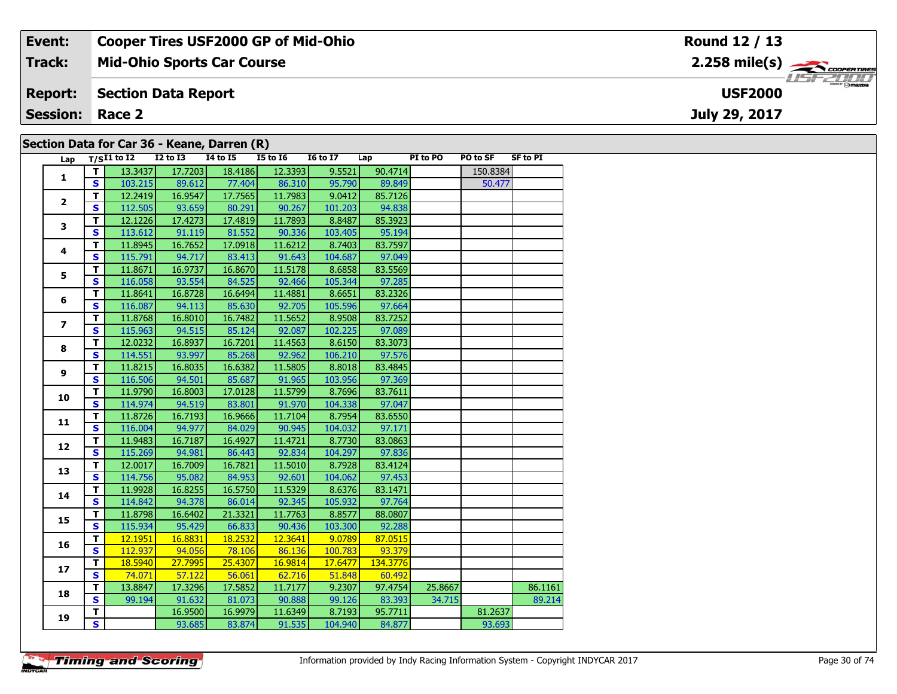| Event: | Cooper Tires USF2000 GP of Mid-Ohio | Round 12 / 13 |
|---|---|---|
| Track: | Mid-Ohio Sports Car Course | 2.258 mile(s) |
| Report: | Section Data Report | USF2000 |
| Session: | Race 2 | July 29, 2017 |

## Section Data for Car 36 - Keane, Darren (R)

| Lap | T/S | I1 to I2 | I2 to I3 | I4 to I5 | I5 to I6 | I6 to I7 | Lap | PI to PO | PO to SF | SF to PI |
|---|---|---|---|---|---|---|---|---|---|---|
| 1 | T | 13.3437 | 17.7203 | 18.4186 | 12.3393 | 9.5521 | 90.4714 | | 150.8384 | |
| | S | 103.215 | 89.612 | 77.404 | 86.310 | 95.790 | 89.849 | | 50.477 | |
| 2 | T | 12.2419 | 16.9547 | 17.7565 | 11.7983 | 9.0412 | 85.7126 | | | |
| | S | 112.505 | 93.659 | 80.291 | 90.267 | 101.203 | 94.838 | | | |
| 3 | T | 12.1226 | 17.4273 | 17.4819 | 11.7893 | 8.8487 | 85.3923 | | | |
| | S | 113.612 | 91.119 | 81.552 | 90.336 | 103.405 | 95.194 | | | |
| 4 | T | 11.8945 | 16.7652 | 17.0918 | 11.6212 | 8.7403 | 83.7597 | | | |
| | S | 115.791 | 94.717 | 83.413 | 91.643 | 104.687 | 97.049 | | | |
| 5 | T | 11.8671 | 16.9737 | 16.8670 | 11.5178 | 8.6858 | 83.5569 | | | |
| | S | 116.058 | 93.554 | 84.525 | 92.466 | 105.344 | 97.285 | | | |
| 6 | T | 11.8641 | 16.8728 | 16.6494 | 11.4881 | 8.6651 | 83.2326 | | | |
| | S | 116.087 | 94.113 | 85.630 | 92.705 | 105.596 | 97.664 | | | |
| 7 | T | 11.8768 | 16.8010 | 16.7482 | 11.5652 | 8.9508 | 83.7252 | | | |
| | S | 115.963 | 94.515 | 85.124 | 92.087 | 102.225 | 97.089 | | | |
| 8 | T | 12.0232 | 16.8937 | 16.7201 | 11.4563 | 8.6150 | 83.3073 | | | |
| | S | 114.551 | 93.997 | 85.268 | 92.962 | 106.210 | 97.576 | | | |
| 9 | T | 11.8215 | 16.8035 | 16.6382 | 11.5805 | 8.8018 | 83.4845 | | | |
| | S | 116.506 | 94.501 | 85.687 | 91.965 | 103.956 | 97.369 | | | |
| 10 | T | 11.9790 | 16.8003 | 17.0128 | 11.5799 | 8.7696 | 83.7611 | | | |
| | S | 114.974 | 94.519 | 83.801 | 91.970 | 104.338 | 97.047 | | | |
| 11 | T | 11.8726 | 16.7193 | 16.9666 | 11.7104 | 8.7954 | 83.6550 | | | |
| | S | 116.004 | 94.977 | 84.029 | 90.945 | 104.032 | 97.171 | | | |
| 12 | T | 11.9483 | 16.7187 | 16.4927 | 11.4721 | 8.7730 | 83.0863 | | | |
| | S | 115.269 | 94.981 | 86.443 | 92.834 | 104.297 | 97.836 | | | |
| 13 | T | 12.0017 | 16.7009 | 16.7821 | 11.5010 | 8.7928 | 83.4124 | | | |
| | S | 114.756 | 95.082 | 84.953 | 92.601 | 104.062 | 97.453 | | | |
| 14 | T | 11.9928 | 16.8255 | 16.5750 | 11.5329 | 8.6376 | 83.1471 | | | |
| | S | 114.842 | 94.378 | 86.014 | 92.345 | 105.932 | 97.764 | | | |
| 15 | T | 11.8798 | 16.6402 | 21.3321 | 11.7763 | 8.8577 | 88.0807 | | | |
| | S | 115.934 | 95.429 | 66.833 | 90.436 | 103.300 | 92.288 | | | |
| 16 | T | 12.1951 | 16.8831 | 18.2532 | 12.3641 | 9.0789 | 87.0515 | | | |
| | S | 112.937 | 94.056 | 78.106 | 86.136 | 100.783 | 93.379 | | | |
| 17 | T | 18.5940 | 27.7995 | 25.4307 | 16.9814 | 17.6477 | 134.3776 | | | |
| | S | 74.071 | 57.122 | 56.061 | 62.716 | 51.848 | 60.492 | | | |
| 18 | T | 13.8847 | 17.3296 | 17.5852 | 11.7177 | 9.2307 | 97.4754 | 25.8667 | | 86.1161 |
| | S | 99.194 | 91.632 | 81.073 | 90.888 | 99.126 | 83.393 | 34.715 | | 89.214 |
| 19 | T | | 16.9500 | 16.9979 | 11.6349 | 8.7193 | 95.7711 | | 81.2637 | |
| | S | | 93.685 | 83.874 | 91.535 | 104.940 | 84.877 | | 93.693 | |

Information provided by Indy Racing Information System - Copyright INDYCAR 2017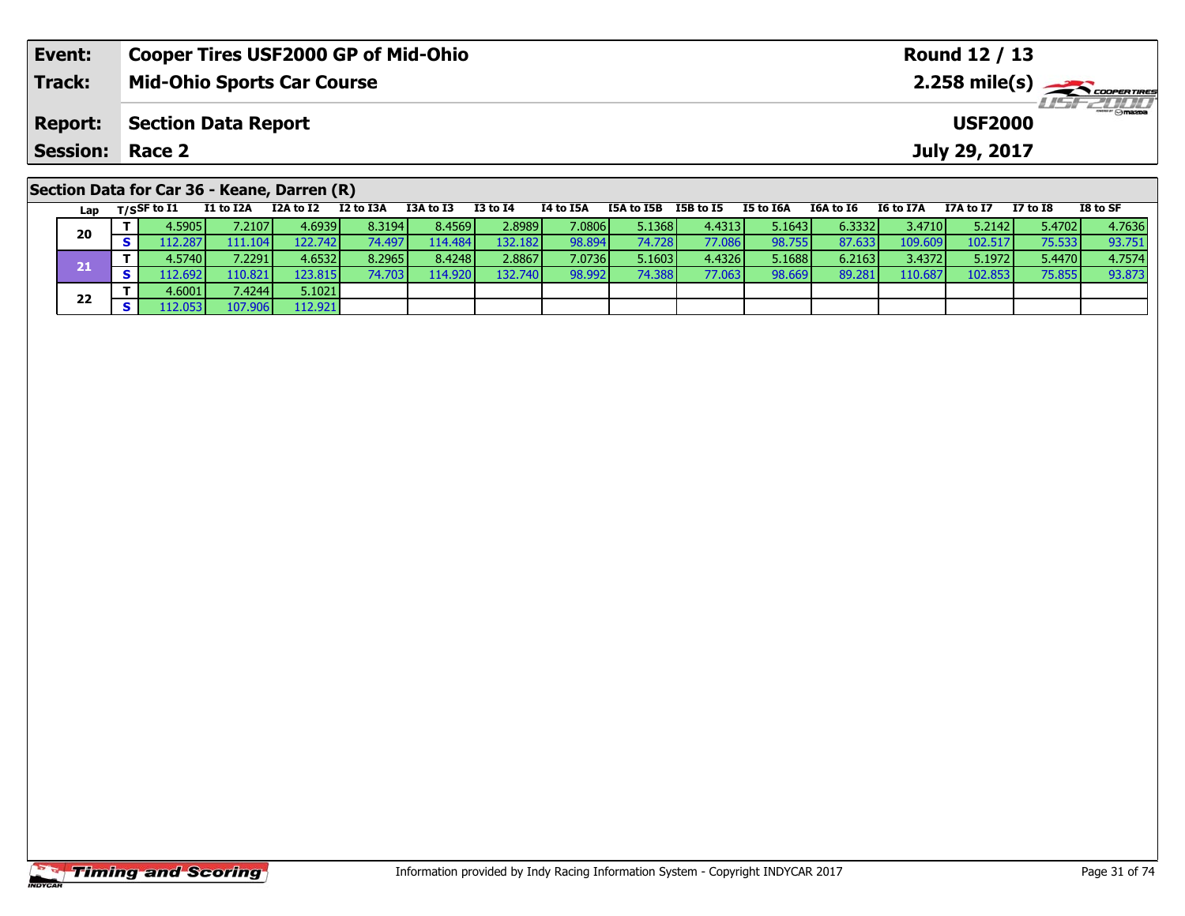| Event: | Cooper Tires USF2000 GP of Mid-Ohio | Round 12 / 13 |
|---|---|---|
| Track: | Mid-Ohio Sports Car Course | 2.258 mile(s) |
| Report: | Section Data Report | USF2000 |
| Session: | Race 2 | July 29, 2017 |

## Section Data for Car 36 - Keane, Darren (R)

| Lap | T/S | SF to I1 | I1 to I2A | I2A to I2 | I2 to I3A | I3A to I3 | I3 to I4 | I4 to I5A | I5A to I5B | I5B to I5 | I5 to I6A | I6A to I6 | I6 to I7A | I7A to I7 | I7 to I8 | I8 to SF |
|---|---|---|---|---|---|---|---|---|---|---|---|---|---|---|---|---|
| 20 | T | 4.5905 | 7.2107 | 4.6939 | 8.3194 | 8.4569 | 2.8989 | 7.0806 | 5.1368 | 4.4313 | 5.1643 | 6.3332 | 3.4710 | 5.2142 | 5.4702 | 4.7636 |
| | S | 112.287 | 111.104 | 122.742 | 74.497 | 114.484 | 132.182 | 98.894 | 74.728 | 77.086 | 98.755 | 87.633 | 109.609 | 102.517 | 75.533 | 93.751 |
| 21 | T | 4.5740 | 7.2291 | 4.6532 | 8.2965 | 8.4248 | 2.8867 | 7.0736 | 5.1603 | 4.4326 | 5.1688 | 6.2163 | 3.4372 | 5.1972 | 5.4470 | 4.7574 |
| | S | 112.692 | 110.821 | 123.815 | 74.703 | 114.920 | 132.740 | 98.992 | 74.388 | 77.063 | 98.669 | 89.281 | 110.687 | 102.853 | 75.855 | 93.873 |
| 22 | T | 4.6001 | 7.4244 | 5.1021 | | | | | | | | | | | | |
| | S | 112.053 | 107.906 | 112.921 | | | | | | | | | | | | |

Information provided by Indy Racing Information System - Copyright INDYCAR 2017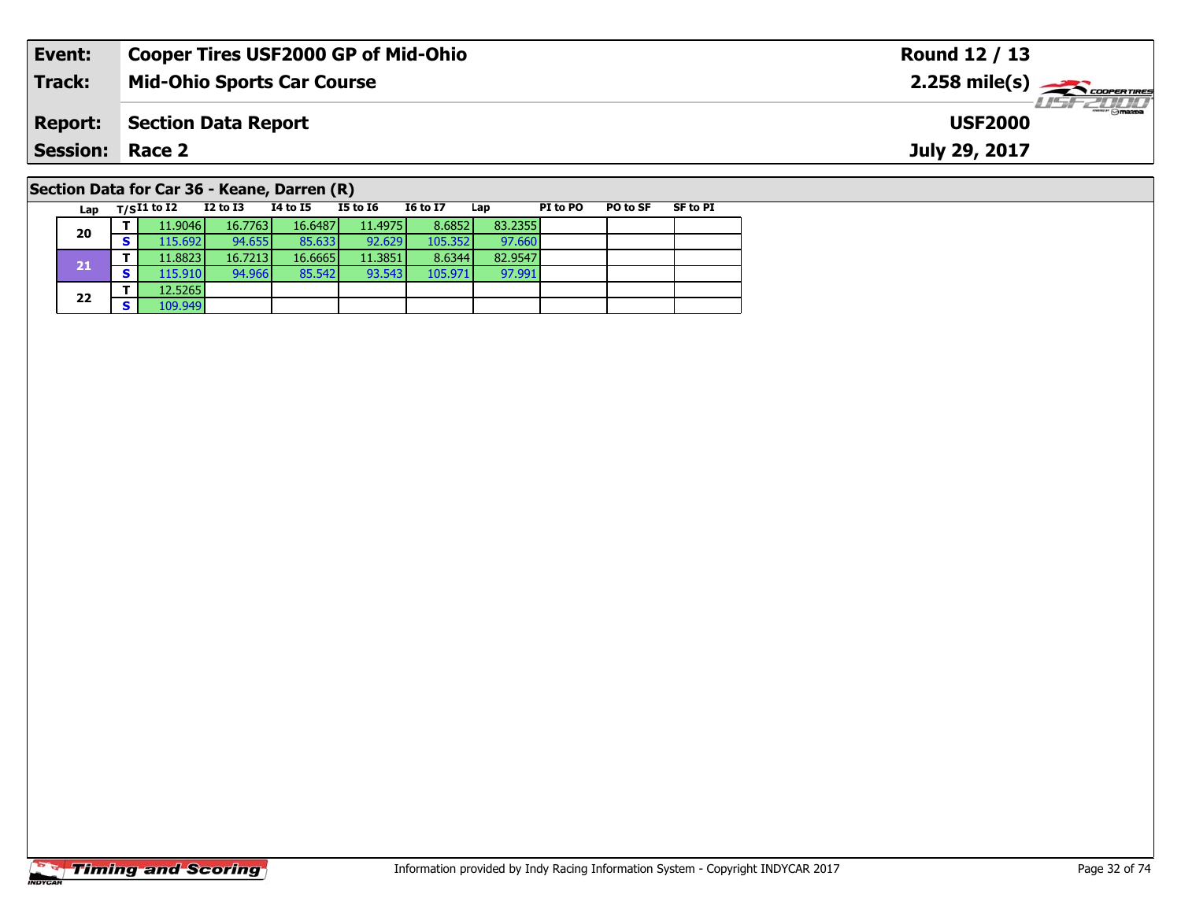| Event: | Cooper Tires USF2000 GP of Mid-Ohio | Round 12 / 13 |
|---|---|---|
| Track: | Mid-Ohio Sports Car Course | 2.258 mile(s) |
| Report: | Section Data Report | USF2000 |
| Session: | Race 2 | July 29, 2017 |

## Section Data for Car 36 - Keane, Darren (R)

| Lap | T/S | I1 to I2 | I2 to I3 | I4 to I5 | I5 to I6 | I6 to I7 | Lap | PI to PO | PO to SF | SF to PI |
|---|---|---|---|---|---|---|---|---|---|---|
| 20 | T | 11.9046 | 16.7763 | 16.6487 | 11.4975 | 8.6852 | 83.2355 | | | |
| | S | 115.692 | 94.655 | 85.633 | 92.629 | 105.352 | 97.660 | | | |
| 21 | T | 11.8823 | 16.7213 | 16.6665 | 11.3851 | 8.6344 | 82.9547 | | | |
| | S | 115.910 | 94.966 | 85.542 | 93.543 | 105.971 | 97.991 | | | |
| 22 | T | 12.5265 | | | | | | | | |
| | S | 109.949 | | | | | | | | |

Information provided by Indy Racing Information System - Copyright INDYCAR 2017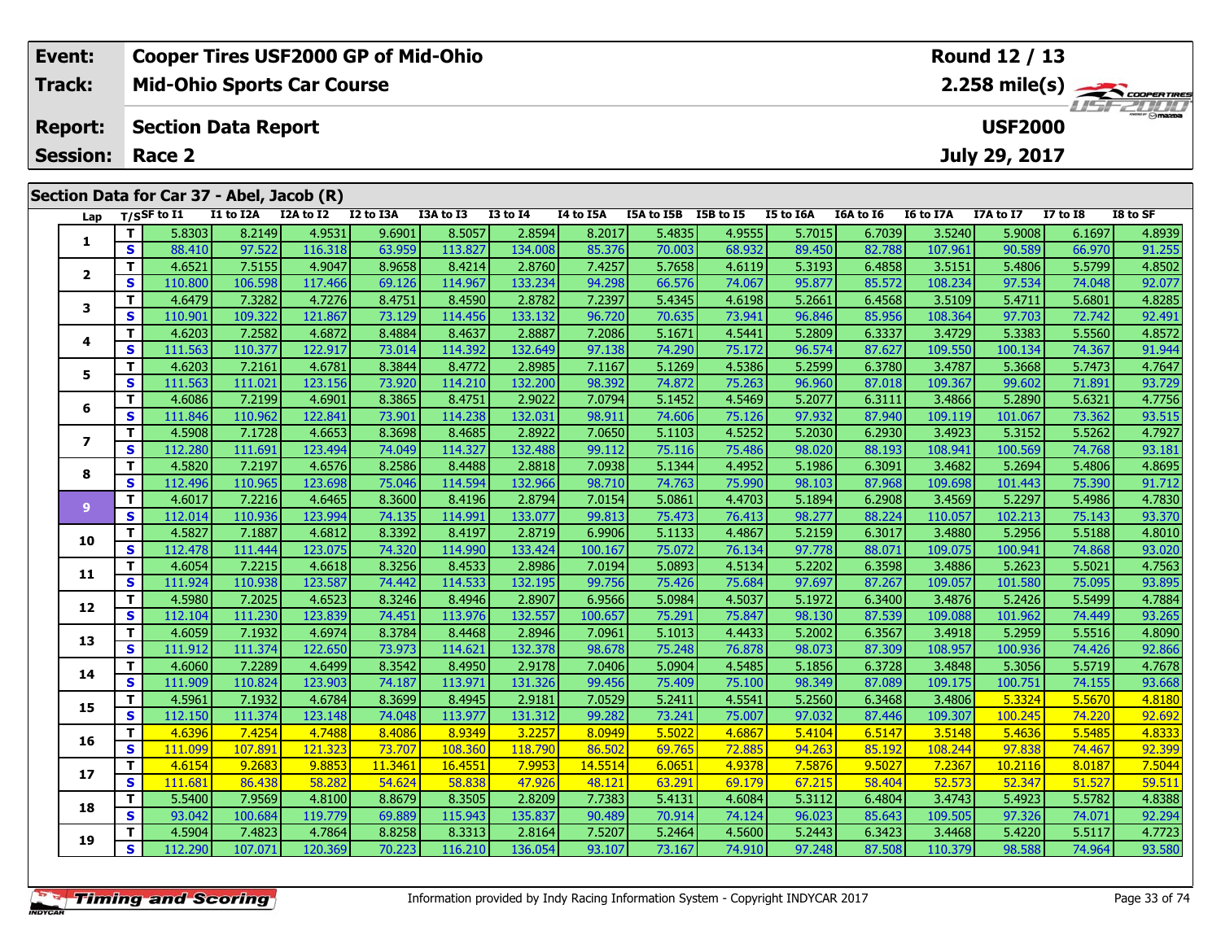| Event: | Cooper Tires USF2000 GP of Mid-Ohio | Round 12 / 13 |
|---|---|---|
| Track: | Mid-Ohio Sports Car Course | 2.258 mile(s) |
| Report: | Section Data Report | USF2000 |
| Session: | Race 2 | July 29, 2017 |

## Section Data for Car 37 - Abel, Jacob (R)

| Lap | T/S | SF to I1 | I1 to I2A | I2A to I2 | I2 to I3A | I3A to I3 | I3 to I4 | I4 to I5A | I5A to I5B | I5B to I5 | I5 to I6A | I6A to I6 | I6 to I7A | I7A to I7 | I7 to I8 | I8 to SF |
|---|---|---|---|---|---|---|---|---|---|---|---|---|---|---|---|---|
| 1 | T | 5.8303 | 8.2149 | 4.9531 | 9.6901 | 8.5057 | 2.8594 | 8.2017 | 5.4835 | 4.9555 | 5.7015 | 6.7039 | 3.5240 | 5.9008 | 6.1697 | 4.8939 |
| | S | 88.410 | 97.522 | 116.318 | 63.959 | 113.827 | 134.008 | 85.376 | 70.003 | 68.932 | 89.450 | 82.788 | 107.961 | 90.589 | 66.970 | 91.255 |
| 2 | T | 4.6521 | 7.5155 | 4.9047 | 8.9658 | 8.4214 | 2.8760 | 7.4257 | 5.7658 | 4.6119 | 5.3193 | 6.4858 | 3.5151 | 5.4806 | 5.5799 | 4.8502 |
| | S | 110.800 | 106.598 | 117.466 | 69.126 | 114.967 | 133.234 | 94.298 | 66.576 | 74.067 | 95.877 | 85.572 | 108.234 | 97.534 | 74.048 | 92.077 |
| 3 | T | 4.6479 | 7.3282 | 4.7276 | 8.4751 | 8.4590 | 2.8782 | 7.2397 | 5.4345 | 4.6198 | 5.2661 | 6.4568 | 3.5109 | 5.4711 | 5.6801 | 4.8285 |
| | S | 110.901 | 109.322 | 121.867 | 73.129 | 114.456 | 133.132 | 96.720 | 70.635 | 73.941 | 96.846 | 85.956 | 108.364 | 97.703 | 72.742 | 92.491 |
| 4 | T | 4.6203 | 7.2582 | 4.6872 | 8.4884 | 8.4637 | 2.8887 | 7.2086 | 5.1671 | 4.5441 | 5.2809 | 6.3337 | 3.4729 | 5.3383 | 5.5560 | 4.8572 |
| | S | 111.563 | 110.377 | 122.917 | 73.014 | 114.392 | 132.649 | 97.138 | 74.290 | 75.172 | 96.574 | 87.627 | 109.550 | 100.134 | 74.367 | 91.944 |
| 5 | T | 4.6203 | 7.2161 | 4.6781 | 8.3844 | 8.4772 | 2.8985 | 7.1167 | 5.1269 | 4.5386 | 5.2599 | 6.3780 | 3.4787 | 5.3668 | 5.7473 | 4.7647 |
| | S | 111.563 | 111.021 | 123.156 | 73.920 | 114.210 | 132.200 | 98.392 | 74.872 | 75.263 | 96.960 | 87.018 | 109.367 | 99.602 | 71.891 | 93.729 |
| 6 | T | 4.6086 | 7.2199 | 4.6901 | 8.3865 | 8.4751 | 2.9022 | 7.0794 | 5.1452 | 4.5469 | 5.2077 | 6.3111 | 3.4866 | 5.2890 | 5.6321 | 4.7756 |
| | S | 111.846 | 110.962 | 122.841 | 73.901 | 114.238 | 132.031 | 98.911 | 74.606 | 75.126 | 97.932 | 87.940 | 109.119 | 101.067 | 73.362 | 93.515 |
| 7 | T | 4.5908 | 7.1728 | 4.6653 | 8.3698 | 8.4685 | 2.8922 | 7.0650 | 5.1103 | 4.5252 | 5.2030 | 6.2930 | 3.4923 | 5.3152 | 5.5262 | 4.7927 |
| | S | 112.280 | 111.691 | 123.494 | 74.049 | 114.327 | 132.488 | 99.112 | 75.116 | 75.486 | 98.020 | 88.193 | 108.941 | 100.569 | 74.768 | 93.181 |
| 8 | T | 4.5820 | 7.2197 | 4.6576 | 8.2586 | 8.4488 | 2.8818 | 7.0938 | 5.1344 | 4.4952 | 5.1986 | 6.3091 | 3.4682 | 5.2694 | 5.4806 | 4.8695 |
| | S | 112.496 | 110.965 | 123.698 | 75.046 | 114.594 | 132.966 | 98.710 | 74.763 | 75.990 | 98.103 | 87.968 | 109.698 | 101.443 | 75.390 | 91.712 |
| 9 | T | 4.6017 | 7.2216 | 4.6465 | 8.3600 | 8.4196 | 2.8794 | 7.0154 | 5.0861 | 4.4703 | 5.1894 | 6.2908 | 3.4569 | 5.2297 | 5.4986 | 4.7830 |
| | S | 112.014 | 110.936 | 123.994 | 74.135 | 114.991 | 133.077 | 99.813 | 75.473 | 76.413 | 98.277 | 88.224 | 110.057 | 102.213 | 75.143 | 93.370 |
| 10 | T | 4.5827 | 7.1887 | 4.6812 | 8.3392 | 8.4197 | 2.8719 | 6.9906 | 5.1133 | 4.4867 | 5.2159 | 6.3017 | 3.4880 | 5.2956 | 5.5188 | 4.8010 |
| | S | 112.478 | 111.444 | 123.075 | 74.320 | 114.990 | 133.424 | 100.167 | 75.072 | 76.134 | 97.778 | 88.071 | 109.075 | 100.941 | 74.868 | 93.020 |
| 11 | T | 4.6054 | 7.2215 | 4.6618 | 8.3256 | 8.4533 | 2.8986 | 7.0194 | 5.0893 | 4.5134 | 5.2202 | 6.3598 | 3.4886 | 5.2623 | 5.5021 | 4.7563 |
| | S | 111.924 | 110.938 | 123.587 | 74.442 | 114.533 | 132.195 | 99.756 | 75.426 | 75.684 | 97.697 | 87.267 | 109.057 | 101.580 | 75.095 | 93.895 |
| 12 | T | 4.5980 | 7.2025 | 4.6523 | 8.3246 | 8.4946 | 2.8907 | 6.9566 | 5.0984 | 4.5037 | 5.1972 | 6.3400 | 3.4876 | 5.2426 | 5.5499 | 4.7884 |
| | S | 112.104 | 111.230 | 123.839 | 74.451 | 113.976 | 132.557 | 100.657 | 75.291 | 75.847 | 98.130 | 87.539 | 109.088 | 101.962 | 74.449 | 93.265 |
| 13 | T | 4.6059 | 7.1932 | 4.6974 | 8.3784 | 8.4468 | 2.8946 | 7.0961 | 5.1013 | 4.4433 | 5.2002 | 6.3567 | 3.4918 | 5.2959 | 5.5516 | 4.8090 |
| | S | 111.912 | 111.374 | 122.650 | 73.973 | 114.621 | 132.378 | 98.678 | 75.248 | 76.878 | 98.073 | 87.309 | 108.957 | 100.936 | 74.426 | 92.866 |
| 14 | T | 4.6060 | 7.2289 | 4.6499 | 8.3542 | 8.4950 | 2.9178 | 7.0406 | 5.0904 | 4.5485 | 5.1856 | 6.3728 | 3.4848 | 5.3056 | 5.5719 | 4.7678 |
| | S | 111.909 | 110.824 | 123.903 | 74.187 | 113.971 | 131.326 | 99.456 | 75.409 | 75.100 | 98.349 | 87.089 | 109.175 | 100.751 | 74.155 | 93.668 |
| 15 | T | 4.5961 | 7.1932 | 4.6784 | 8.3699 | 8.4945 | 2.9181 | 7.0529 | 5.2411 | 4.5541 | 5.2560 | 6.3468 | 3.4806 | 5.3324 | 5.5670 | 4.8180 |
| | S | 112.150 | 111.374 | 123.148 | 74.048 | 113.977 | 131.312 | 99.282 | 73.241 | 75.007 | 97.032 | 87.446 | 109.307 | 100.245 | 74.220 | 92.692 |
| 16 | T | 4.6396 | 7.4254 | 4.7488 | 8.4086 | 8.9349 | 3.2257 | 8.0949 | 5.5022 | 4.6867 | 5.4104 | 6.5147 | 3.5148 | 5.4636 | 5.5485 | 4.8333 |
| | S | 111.099 | 107.891 | 121.323 | 73.707 | 108.360 | 118.790 | 86.502 | 69.765 | 72.885 | 94.263 | 85.192 | 108.244 | 97.838 | 74.467 | 92.399 |
| 17 | T | 4.6154 | 9.2683 | 9.8853 | 11.3461 | 16.4551 | 7.9953 | 14.5514 | 6.0651 | 4.9378 | 7.5876 | 9.5027 | 7.2367 | 10.2116 | 8.0187 | 7.5044 |
| | S | 111.681 | 86.438 | 58.282 | 54.624 | 58.838 | 47.926 | 48.121 | 63.291 | 69.179 | 67.215 | 58.404 | 52.573 | 52.347 | 51.527 | 59.511 |
| 18 | T | 5.5400 | 7.9569 | 4.8100 | 8.8679 | 8.3505 | 2.8209 | 7.7383 | 5.4131 | 4.6084 | 5.3112 | 6.4804 | 3.4743 | 5.4923 | 5.5782 | 4.8388 |
| | S | 93.042 | 100.684 | 119.779 | 69.889 | 115.943 | 135.837 | 90.489 | 70.914 | 74.124 | 96.023 | 85.643 | 109.505 | 97.326 | 74.071 | 92.294 |
| 19 | T | 4.5904 | 7.4823 | 4.7864 | 8.8258 | 8.3313 | 2.8164 | 7.5207 | 5.2464 | 4.5600 | 5.2443 | 6.3423 | 3.4468 | 5.4220 | 5.5117 | 4.7723 |
| | S | 112.290 | 107.071 | 120.369 | 70.223 | 116.210 | 136.054 | 93.107 | 73.167 | 74.910 | 97.248 | 87.508 | 110.379 | 98.588 | 74.964 | 93.580 |

Information provided by Indy Racing Information System - Copyright INDYCAR 2017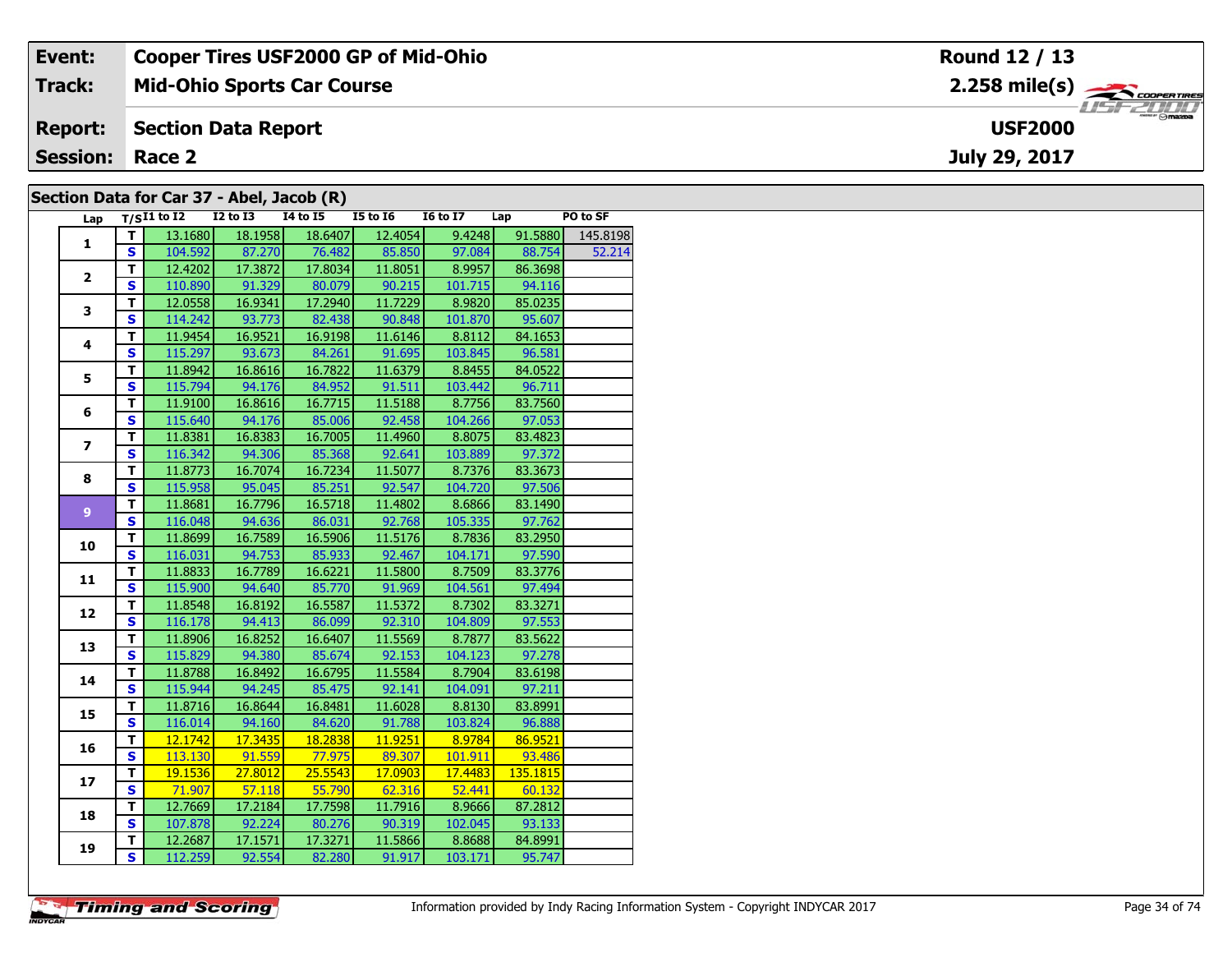| Event: | Cooper Tires USF2000 GP of Mid-Ohio | Round 12 / 13 |
|---|---|---|
| Track: | Mid-Ohio Sports Car Course | 2.258 mile(s) |
| Report: | Section Data Report | USF2000 |
| Session: | Race 2 | July 29, 2017 |

## Section Data for Car 37 - Abel, Jacob (R)

| Lap | T/S | I1 to I2 | I2 to I3 | I4 to I5 | I5 to I6 | I6 to I7 | Lap | PO to SF |
|---|---|---|---|---|---|---|---|---|
| 1 | T | 13.1680 | 18.1958 | 18.6407 | 12.4054 | 9.4248 | 91.5880 | 145.8198 |
| | S | 104.592 | 87.270 | 76.482 | 85.850 | 97.084 | 88.754 | 52.214 |
| 2 | T | 12.4202 | 17.3872 | 17.8034 | 11.8051 | 8.9957 | 86.3698 | |
| | S | 110.890 | 91.329 | 80.079 | 90.215 | 101.715 | 94.116 | |
| 3 | T | 12.0558 | 16.9341 | 17.2940 | 11.7229 | 8.9820 | 85.0235 | |
| | S | 114.242 | 93.773 | 82.438 | 90.848 | 101.870 | 95.607 | |
| 4 | T | 11.9454 | 16.9521 | 16.9198 | 11.6146 | 8.8112 | 84.1653 | |
| | S | 115.297 | 93.673 | 84.261 | 91.695 | 103.845 | 96.581 | |
| 5 | T | 11.8942 | 16.8616 | 16.7822 | 11.6379 | 8.8455 | 84.0522 | |
| | S | 115.794 | 94.176 | 84.952 | 91.511 | 103.442 | 96.711 | |
| 6 | T | 11.9100 | 16.8616 | 16.7715 | 11.5188 | 8.7756 | 83.7560 | |
| | S | 115.640 | 94.176 | 85.006 | 92.458 | 104.266 | 97.053 | |
| 7 | T | 11.8381 | 16.8383 | 16.7005 | 11.4960 | 8.8075 | 83.4823 | |
| | S | 116.342 | 94.306 | 85.368 | 92.641 | 103.889 | 97.372 | |
| 8 | T | 11.8773 | 16.7074 | 16.7234 | 11.5077 | 8.7376 | 83.3673 | |
| | S | 115.958 | 95.045 | 85.251 | 92.547 | 104.720 | 97.506 | |
| 9 | T | 11.8681 | 16.7796 | 16.5718 | 11.4802 | 8.6866 | 83.1490 | |
| | S | 116.048 | 94.636 | 86.031 | 92.768 | 105.335 | 97.762 | |
| 10 | T | 11.8699 | 16.7589 | 16.5906 | 11.5176 | 8.7836 | 83.2950 | |
| | S | 116.031 | 94.753 | 85.933 | 92.467 | 104.171 | 97.590 | |
| 11 | T | 11.8833 | 16.7789 | 16.6221 | 11.5800 | 8.7509 | 83.3776 | |
| | S | 115.900 | 94.640 | 85.770 | 91.969 | 104.561 | 97.494 | |
| 12 | T | 11.8548 | 16.8192 | 16.5587 | 11.5372 | 8.7302 | 83.3271 | |
| | S | 116.178 | 94.413 | 86.099 | 92.310 | 104.809 | 97.553 | |
| 13 | T | 11.8906 | 16.8252 | 16.6407 | 11.5569 | 8.7877 | 83.5622 | |
| | S | 115.829 | 94.380 | 85.674 | 92.153 | 104.123 | 97.278 | |
| 14 | T | 11.8788 | 16.8492 | 16.6795 | 11.5584 | 8.7904 | 83.6198 | |
| | S | 115.944 | 94.245 | 85.475 | 92.141 | 104.091 | 97.211 | |
| 15 | T | 11.8716 | 16.8644 | 16.8481 | 11.6028 | 8.8130 | 83.8991 | |
| | S | 116.014 | 94.160 | 84.620 | 91.788 | 103.824 | 96.888 | |
| 16 | T | 12.1742 | 17.3435 | 18.2838 | 11.9251 | 8.9784 | 86.9521 | |
| | S | 113.130 | 91.559 | 77.975 | 89.307 | 101.911 | 93.486 | |
| 17 | T | 19.1536 | 27.8012 | 25.5543 | 17.0903 | 17.4483 | 135.1815 | |
| | S | 71.907 | 57.118 | 55.790 | 62.316 | 52.441 | 60.132 | |
| 18 | T | 12.7669 | 17.2184 | 17.7598 | 11.7916 | 8.9666 | 87.2812 | |
| | S | 107.878 | 92.224 | 80.276 | 90.319 | 102.045 | 93.133 | |
| 19 | T | 12.2687 | 17.1571 | 17.3271 | 11.5866 | 8.8688 | 84.8991 | |
| | S | 112.259 | 92.554 | 82.280 | 91.917 | 103.171 | 95.747 | |

Information provided by Indy Racing Information System - Copyright INDYCAR 2017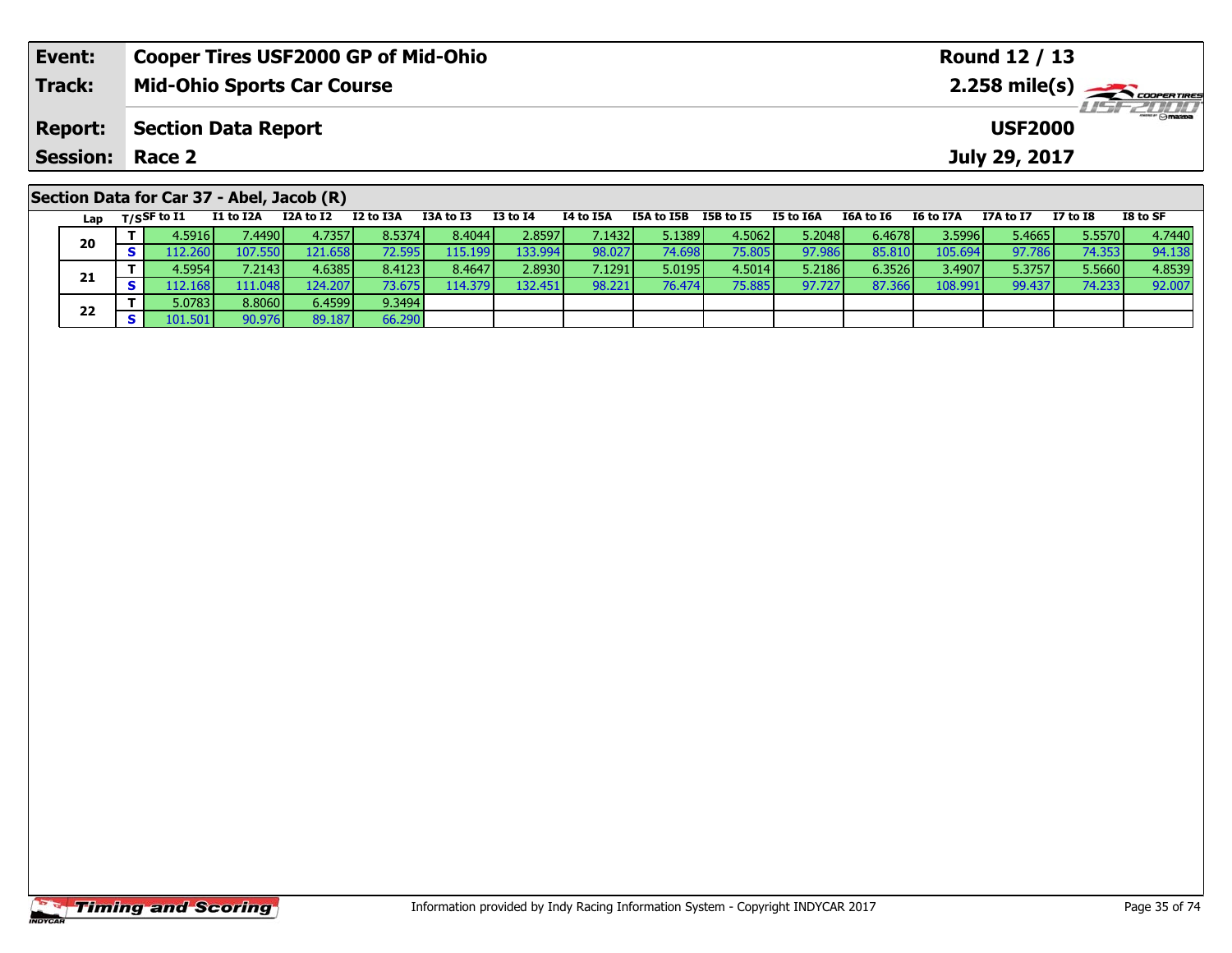| Event: | Cooper Tires USF2000 GP of Mid-Ohio | Round 12 / 13 |
|---|---|---|
| Track: | Mid-Ohio Sports Car Course | 2.258 mile(s) |
| Report: | Section Data Report | USF2000 |
| Session: | Race 2 | July 29, 2017 |

## Section Data for Car 37 - Abel, Jacob (R)

| Lap | T/S | SF to I1 | I1 to I2A | I2A to I2 | I2 to I3A | I3A to I3 | I3 to I4 | I4 to I5A | I5A to I5B | I5B to I5 | I5 to I6A | I6A to I6 | I6 to I7A | I7A to I7 | I7 to I8 | I8 to SF |
|---|---|---|---|---|---|---|---|---|---|---|---|---|---|---|---|---|
| 20 | T | 4.5916 | 7.4490 | 4.7357 | 8.5374 | 8.4044 | 2.8597 | 7.1432 | 5.1389 | 4.5062 | 5.2048 | 6.4678 | 3.5996 | 5.4665 | 5.5570 | 4.7440 |
| | S | 112.260 | 107.550 | 121.658 | 72.595 | 115.199 | 133.994 | 98.027 | 74.698 | 75.805 | 97.986 | 85.810 | 105.694 | 97.786 | 74.353 | 94.138 |
| 21 | T | 4.5954 | 7.2143 | 4.6385 | 8.4123 | 8.4647 | 2.8930 | 7.1291 | 5.0195 | 4.5014 | 5.2186 | 6.3526 | 3.4907 | 5.3757 | 5.5660 | 4.8539 |
| | S | 112.168 | 111.048 | 124.207 | 73.675 | 114.379 | 132.451 | 98.221 | 76.474 | 75.885 | 97.727 | 87.366 | 108.991 | 99.437 | 74.233 | 92.007 |
| 22 | T | 5.0783 | 8.8060 | 6.4599 | 9.3494 | | | | | | | | | | | |
| | S | 101.501 | 90.976 | 89.187 | 66.290 | | | | | | | | | | | |

Information provided by Indy Racing Information System - Copyright INDYCAR 2017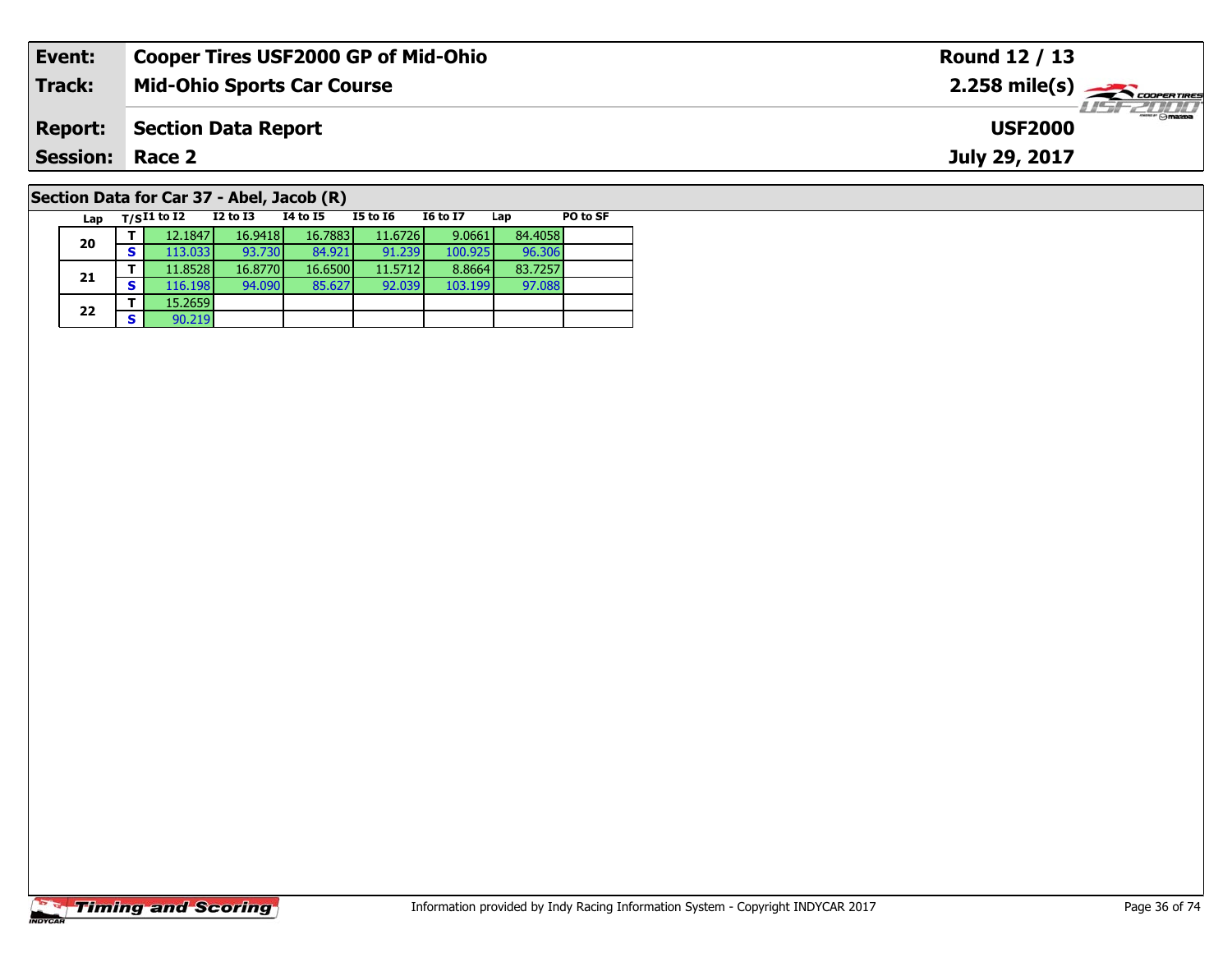| Event: | Cooper Tires USF2000 GP of Mid-Ohio | Round 12 / 13 |
|---|---|---|
| Track: | Mid-Ohio Sports Car Course | 2.258 mile(s) |
| Report: | Section Data Report | USF2000 |
| Session: | Race 2 | July 29, 2017 |

## Section Data for Car 37 - Abel, Jacob (R)

| Lap | T/S | I1 to I2 | I2 to I3 | I4 to I5 | I5 to I6 | I6 to I7 | Lap | PO to SF |
|---|---|---|---|---|---|---|---|---|
| 20 | T | 12.1847 | 16.9418 | 16.7883 | 11.6726 | 9.0661 | 84.4058 | |
| | S | 113.033 | 93.730 | 84.921 | 91.239 | 100.925 | 96.306 | |
| 21 | T | 11.8528 | 16.8770 | 16.6500 | 11.5712 | 8.8664 | 83.7257 | |
| | S | 116.198 | 94.090 | 85.627 | 92.039 | 103.199 | 97.088 | |
| 22 | T | 15.2659 | | | | | | |
| | S | 90.219 | | | | | | |

Information provided by Indy Racing Information System - Copyright INDYCAR 2017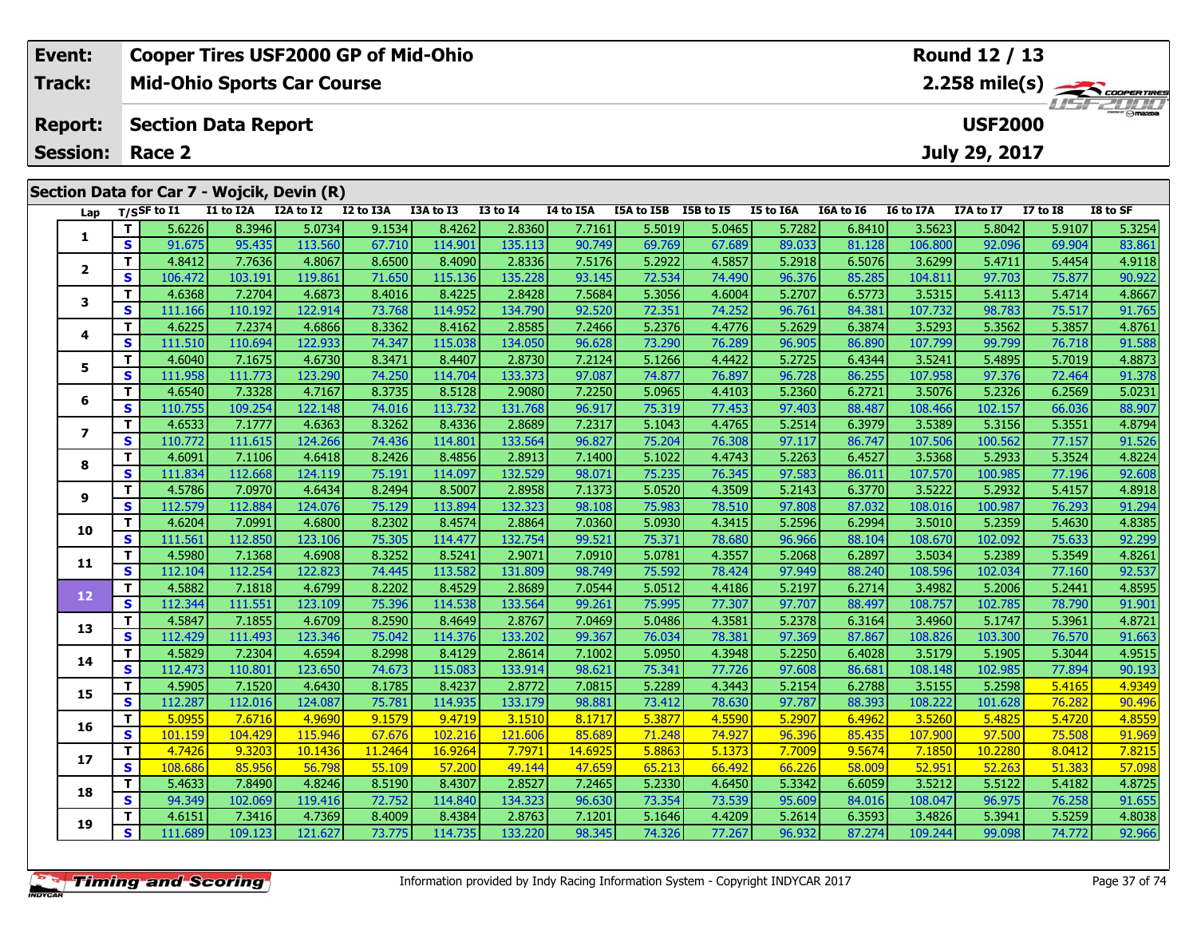| | |
|---|---|
| **Event:** | **Cooper Tires USF2000 GP of Mid-Ohio** |
| **Track:** | **Mid-Ohio Sports Car Course** |
| **Report:** | **Section Data Report** |
| **Session:** | **Race 2** |

**Round 12 / 13**
**2.258 mile(s)**
**USF2000**
**July 29, 2017**

## Section Data for Car 7 - Wojcik, Devin (R)

| Lap | T/S | SF to I1 | I1 to I2A | I2A to I2 | I2 to I3A | I3A to I3 | I3 to I4 | I4 to I5A | I5A to I5B | I5B to I5 | I5 to I6A | I6A to I6 | I6 to I7A | I7A to I7 | I7 to I8 | I8 to SF |
|---|---|---|---|---|---|---|---|---|---|---|---|---|---|---|---|---|
| 1 | T | 5.6226 | 8.3946 | 5.0734 | 9.1534 | 8.4262 | 2.8360 | 7.7161 | 5.5019 | 5.0465 | 5.7282 | 6.8410 | 3.5623 | 5.8042 | 5.9107 | 5.3254 |
| | S | 91.675 | 95.435 | 113.560 | 67.710 | 114.901 | 135.113 | 90.749 | 69.769 | 67.689 | 89.033 | 81.128 | 106.800 | 92.096 | 69.904 | 83.861 |
| 2 | T | 4.8412 | 7.7636 | 4.8067 | 8.6500 | 8.4090 | 2.8336 | 7.5176 | 5.2922 | 4.5857 | 5.2918 | 6.5076 | 3.6299 | 5.4711 | 5.4454 | 4.9118 |
| | S | 106.472 | 103.191 | 119.861 | 71.650 | 115.136 | 135.228 | 93.145 | 72.534 | 74.490 | 96.376 | 85.285 | 104.811 | 97.703 | 75.877 | 90.922 |
| 3 | T | 4.6368 | 7.2704 | 4.6873 | 8.4016 | 8.4225 | 2.8428 | 7.5684 | 5.3056 | 4.6004 | 5.2707 | 6.5773 | 3.5315 | 5.4113 | 5.4714 | 4.8667 |
| | S | 111.166 | 110.192 | 122.914 | 73.768 | 114.952 | 134.790 | 92.520 | 72.351 | 74.252 | 96.761 | 84.381 | 107.732 | 98.783 | 75.517 | 91.765 |
| 4 | T | 4.6225 | 7.2374 | 4.6866 | 8.3362 | 8.4162 | 2.8585 | 7.2466 | 5.2376 | 4.4776 | 5.2629 | 6.3874 | 3.5293 | 5.3562 | 5.3857 | 4.8761 |
| | S | 111.510 | 110.694 | 122.933 | 74.347 | 115.038 | 134.050 | 96.628 | 73.290 | 76.289 | 96.905 | 86.890 | 107.799 | 99.799 | 76.718 | 91.588 |
| 5 | T | 4.6040 | 7.1675 | 4.6730 | 8.3471 | 8.4407 | 2.8730 | 7.2124 | 5.1266 | 4.4422 | 5.2725 | 6.4344 | 3.5241 | 5.4895 | 5.7019 | 4.8873 |
| | S | 111.958 | 111.773 | 123.290 | 74.250 | 114.704 | 133.373 | 97.087 | 74.877 | 76.897 | 96.728 | 86.255 | 107.958 | 97.376 | 72.464 | 91.378 |
| 6 | T | 4.6540 | 7.3328 | 4.7167 | 8.3735 | 8.5128 | 2.9080 | 7.2250 | 5.0965 | 4.4103 | 5.2360 | 6.2721 | 3.5076 | 5.2326 | 6.2569 | 5.0231 |
| | S | 110.755 | 109.254 | 122.148 | 74.016 | 113.732 | 131.768 | 96.917 | 75.319 | 77.453 | 97.403 | 88.487 | 108.466 | 102.157 | 66.036 | 88.907 |
| 7 | T | 4.6533 | 7.1777 | 4.6363 | 8.3262 | 8.4336 | 2.8689 | 7.2317 | 5.1043 | 4.4765 | 5.2514 | 6.3979 | 3.5389 | 5.3156 | 5.3551 | 4.8794 |
| | S | 110.772 | 111.615 | 124.266 | 74.436 | 114.801 | 133.564 | 96.827 | 75.204 | 76.308 | 97.117 | 86.747 | 107.506 | 100.562 | 77.157 | 91.526 |
| 8 | T | 4.6091 | 7.1106 | 4.6418 | 8.2426 | 8.4856 | 2.8913 | 7.1400 | 5.1022 | 4.4743 | 5.2263 | 6.4527 | 3.5368 | 5.2933 | 5.3524 | 4.8224 |
| | S | 111.834 | 112.668 | 124.119 | 75.191 | 114.097 | 132.529 | 98.071 | 75.235 | 76.345 | 97.583 | 86.011 | 107.570 | 100.985 | 77.196 | 92.608 |
| 9 | T | 4.5786 | 7.0970 | 4.6434 | 8.2494 | 8.5007 | 2.8958 | 7.1373 | 5.0520 | 4.3509 | 5.2143 | 6.3770 | 3.5222 | 5.2932 | 5.4157 | 4.8918 |
| | S | 112.579 | 112.884 | 124.076 | 75.129 | 113.894 | 132.323 | 98.108 | 75.983 | 78.510 | 97.808 | 87.032 | 108.016 | 100.987 | 76.293 | 91.294 |
| 10 | T | 4.6204 | 7.0991 | 4.6800 | 8.2302 | 8.4574 | 2.8864 | 7.0360 | 5.0930 | 4.3415 | 5.2596 | 6.2994 | 3.5010 | 5.2359 | 5.4630 | 4.8385 |
| | S | 111.561 | 112.850 | 123.106 | 75.305 | 114.477 | 132.754 | 99.521 | 75.371 | 78.680 | 96.966 | 88.104 | 108.670 | 102.092 | 75.633 | 92.299 |
| 11 | T | 4.5980 | 7.1368 | 4.6908 | 8.3252 | 8.5241 | 2.9071 | 7.0910 | 5.0781 | 4.3557 | 5.2068 | 6.2897 | 3.5034 | 5.2389 | 5.3549 | 4.8261 |
| | S | 112.104 | 112.254 | 122.823 | 74.445 | 113.582 | 131.809 | 98.749 | 75.592 | 78.424 | 97.949 | 88.240 | 108.596 | 102.034 | 77.160 | 92.537 |
| 12 | T | 4.5882 | 7.1818 | 4.6799 | 8.2202 | 8.4529 | 2.8689 | 7.0544 | 5.0512 | 4.4186 | 5.2197 | 6.2714 | 3.4982 | 5.2006 | 5.2441 | 4.8595 |
| | S | 112.344 | 111.551 | 123.109 | 75.396 | 114.538 | 133.564 | 99.261 | 75.995 | 77.307 | 97.707 | 88.497 | 108.757 | 102.785 | 78.790 | 91.901 |
| 13 | T | 4.5847 | 7.1855 | 4.6709 | 8.2590 | 8.4649 | 2.8767 | 7.0469 | 5.0486 | 4.3581 | 5.2378 | 6.3164 | 3.4960 | 5.1747 | 5.3961 | 4.8721 |
| | S | 112.429 | 111.493 | 123.346 | 75.042 | 114.376 | 133.202 | 99.367 | 76.034 | 78.381 | 97.369 | 87.867 | 108.826 | 103.300 | 76.570 | 91.663 |
| 14 | T | 4.5829 | 7.2304 | 4.6594 | 8.2998 | 8.4129 | 2.8614 | 7.1002 | 5.0950 | 4.3948 | 5.2250 | 6.4028 | 3.5179 | 5.1905 | 5.3044 | 4.9515 |
| | S | 112.473 | 110.801 | 123.650 | 74.673 | 115.083 | 133.914 | 98.621 | 75.341 | 77.726 | 97.608 | 86.681 | 108.148 | 102.985 | 77.894 | 90.193 |
| 15 | T | 4.5905 | 7.1520 | 4.6430 | 8.1785 | 8.4237 | 2.8772 | 7.0815 | 5.2289 | 4.3443 | 5.2154 | 6.2788 | 3.5155 | 5.2598 | 5.4165 | 4.9349 |
| | S | 112.287 | 112.016 | 124.087 | 75.781 | 114.935 | 133.179 | 98.881 | 73.412 | 78.630 | 97.787 | 88.393 | 108.222 | 101.628 | 76.282 | 90.496 |
| 16 | T | 5.0955 | 7.6716 | 4.9690 | 9.1579 | 9.4719 | 3.1510 | 8.1717 | 5.3877 | 4.5590 | 5.2907 | 6.4962 | 3.5260 | 5.4825 | 5.4720 | 4.8559 |
| | S | 101.159 | 104.429 | 115.946 | 67.676 | 102.216 | 121.606 | 85.689 | 71.248 | 74.927 | 96.396 | 85.435 | 107.900 | 97.500 | 75.508 | 91.969 |
| 17 | T | 4.7426 | 9.3203 | 10.1436 | 11.2464 | 16.9264 | 7.7971 | 14.6925 | 5.8863 | 5.1373 | 7.7009 | 9.5674 | 7.1850 | 10.2280 | 8.0412 | 7.8215 |
| | S | 108.686 | 85.956 | 56.798 | 55.109 | 57.200 | 49.144 | 47.659 | 65.213 | 66.492 | 66.226 | 58.009 | 52.951 | 52.263 | 51.383 | 57.098 |
| 18 | T | 5.4633 | 7.8490 | 4.8246 | 8.5190 | 8.4307 | 2.8527 | 7.2465 | 5.2330 | 4.6450 | 5.3342 | 6.6059 | 3.5212 | 5.5122 | 5.4182 | 4.8725 |
| | S | 94.349 | 102.069 | 119.416 | 72.752 | 114.840 | 134.323 | 96.630 | 73.354 | 73.539 | 95.609 | 84.016 | 108.047 | 96.975 | 76.258 | 91.655 |
| 19 | T | 4.6151 | 7.3416 | 4.7369 | 8.4009 | 8.4384 | 2.8763 | 7.1201 | 5.1646 | 4.4209 | 5.2614 | 6.3593 | 3.4826 | 5.3941 | 5.5259 | 4.8038 |
| | S | 111.689 | 109.123 | 121.627 | 73.775 | 114.735 | 133.220 | 98.345 | 74.326 | 77.267 | 96.932 | 87.274 | 109.244 | 99.098 | 74.772 | 92.966 |

Information provided by Indy Racing Information System - Copyright INDYCAR 2017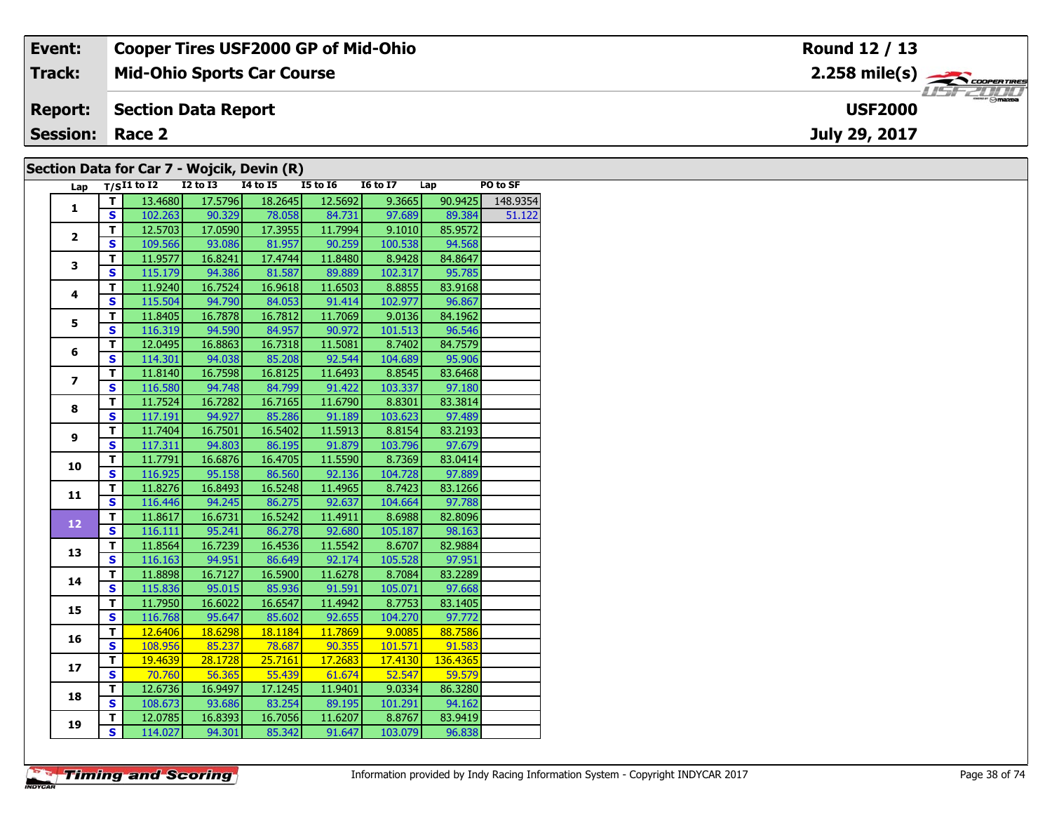| | | | |
|---|---|---|---|
| **Event:** | **Cooper Tires USF2000 GP of Mid-Ohio** | | **Round 12 / 13** |
| **Track:** | **Mid-Ohio Sports Car Course** | | **2.258 mile(s)** |
| **Report:** | **Section Data Report** | | **USF2000** |
| **Session:** | **Race 2** | | **July 29, 2017** |

## Section Data for Car 7 - Wojcik, Devin (R)

| Lap | T/S | I1 to I2 | I2 to I3 | I4 to I5 | I5 to I6 | I6 to I7 | Lap | PO to SF |
|---|---|---|---|---|---|---|---|---|
| 1 | T | 13.4680 | 17.5796 | 18.2645 | 12.5692 | 9.3665 | 90.9425 | 148.9354 |
| | S | 102.263 | 90.329 | 78.058 | 84.731 | 97.689 | 89.384 | 51.122 |
| 2 | T | 12.5703 | 17.0590 | 17.3955 | 11.7994 | 9.1010 | 85.9572 | |
| | S | 109.566 | 93.086 | 81.957 | 90.259 | 100.538 | 94.568 | |
| 3 | T | 11.9577 | 16.8241 | 17.4744 | 11.8480 | 8.9428 | 84.8647 | |
| | S | 115.179 | 94.386 | 81.587 | 89.889 | 102.317 | 95.785 | |
| 4 | T | 11.9240 | 16.7524 | 16.9618 | 11.6503 | 8.8855 | 83.9168 | |
| | S | 115.504 | 94.790 | 84.053 | 91.414 | 102.977 | 96.867 | |
| 5 | T | 11.8405 | 16.7878 | 16.7812 | 11.7069 | 9.0136 | 84.1962 | |
| | S | 116.319 | 94.590 | 84.957 | 90.972 | 101.513 | 96.546 | |
| 6 | T | 12.0495 | 16.8863 | 16.7318 | 11.5081 | 8.7402 | 84.7579 | |
| | S | 114.301 | 94.038 | 85.208 | 92.544 | 104.689 | 95.906 | |
| 7 | T | 11.8140 | 16.7598 | 16.8125 | 11.6493 | 8.8545 | 83.6468 | |
| | S | 116.580 | 94.748 | 84.799 | 91.422 | 103.337 | 97.180 | |
| 8 | T | 11.7524 | 16.7282 | 16.7165 | 11.6790 | 8.8301 | 83.3814 | |
| | S | 117.191 | 94.927 | 85.286 | 91.189 | 103.623 | 97.489 | |
| 9 | T | 11.7404 | 16.7501 | 16.5402 | 11.5913 | 8.8154 | 83.2193 | |
| | S | 117.311 | 94.803 | 86.195 | 91.879 | 103.796 | 97.679 | |
| 10 | T | 11.7791 | 16.6876 | 16.4705 | 11.5590 | 8.7369 | 83.0414 | |
| | S | 116.925 | 95.158 | 86.560 | 92.136 | 104.728 | 97.889 | |
| 11 | T | 11.8276 | 16.8493 | 16.5248 | 11.4965 | 8.7423 | 83.1266 | |
| | S | 116.446 | 94.245 | 86.275 | 92.637 | 104.664 | 97.788 | |
| 12 | T | 11.8617 | 16.6731 | 16.5242 | 11.4911 | 8.6988 | 82.8096 | |
| | S | 116.111 | 95.241 | 86.278 | 92.680 | 105.187 | 98.163 | |
| 13 | T | 11.8564 | 16.7239 | 16.4536 | 11.5542 | 8.6707 | 82.9884 | |
| | S | 116.163 | 94.951 | 86.649 | 92.174 | 105.528 | 97.951 | |
| 14 | T | 11.8898 | 16.7127 | 16.5900 | 11.6278 | 8.7084 | 83.2289 | |
| | S | 115.836 | 95.015 | 85.936 | 91.591 | 105.071 | 97.668 | |
| 15 | T | 11.7950 | 16.6022 | 16.6547 | 11.4942 | 8.7753 | 83.1405 | |
| | S | 116.768 | 95.647 | 85.602 | 92.655 | 104.270 | 97.772 | |
| 16 | T | 12.6406 | 18.6298 | 18.1184 | 11.7869 | 9.0085 | 88.7586 | |
| | S | 108.956 | 85.237 | 78.687 | 90.355 | 101.571 | 91.583 | |
| 17 | T | 19.4639 | 28.1728 | 25.7161 | 17.2683 | 17.4130 | 136.4365 | |
| | S | 70.760 | 56.365 | 55.439 | 61.674 | 52.547 | 59.579 | |
| 18 | T | 12.6736 | 16.9497 | 17.1245 | 11.9401 | 9.0334 | 86.3280 | |
| | S | 108.673 | 93.686 | 83.254 | 89.195 | 101.291 | 94.162 | |
| 19 | T | 12.0785 | 16.8393 | 16.7056 | 11.6207 | 8.8767 | 83.9419 | |
| | S | 114.027 | 94.301 | 85.342 | 91.647 | 103.079 | 96.838 | |

Information provided by Indy Racing Information System - Copyright INDYCAR 2017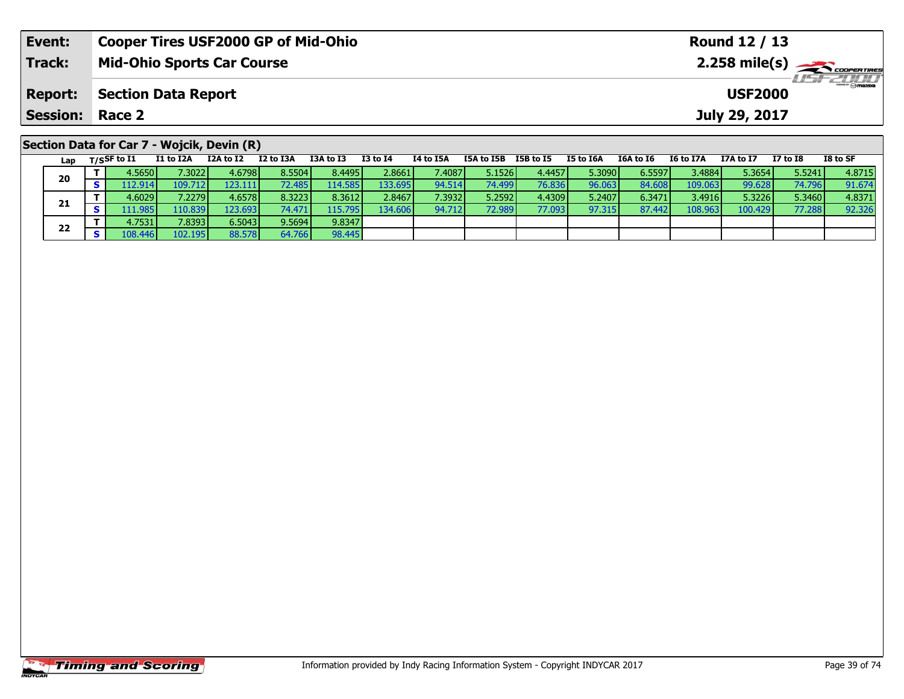| **Event:** | **Cooper Tires USF2000 GP of Mid-Ohio** | **Round 12 / 13** |
|---|---|---|
| **Track:** | **Mid-Ohio Sports Car Course** | **2.258 mile(s)** |
| **Report:** | **Section Data Report** | **USF2000** |
| **Session:** | **Race 2** | **July 29, 2017** |

## Section Data for Car 7 - Wojcik, Devin (R)

| Lap | T/S | SF to I1 | I1 to I2A | I2A to I2 | I2 to I3A | I3A to I3 | I3 to I4 | I4 to I5A | I5A to I5B | I5B to I5 | I5 to I6A | I6A to I6 | I6 to I7A | I7A to I7 | I7 to I8 | I8 to SF |
|---|---|---|---|---|---|---|---|---|---|---|---|---|---|---|---|---|
| 20 | T | 4.5650 | 7.3022 | 4.6798 | 8.5504 | 8.4495 | 2.8661 | 7.4087 | 5.1526 | 4.4457 | 5.3090 | 6.5597 | 3.4884 | 5.3654 | 5.5241 | 4.8715 |
| | S | 112.914 | 109.712 | 123.111 | 72.485 | 114.585 | 133.695 | 94.514 | 74.499 | 76.836 | 96.063 | 84.608 | 109.063 | 99.628 | 74.796 | 91.674 |
| 21 | T | 4.6029 | 7.2279 | 4.6578 | 8.3223 | 8.3612 | 2.8467 | 7.3932 | 5.2592 | 4.4309 | 5.2407 | 6.3471 | 3.4916 | 5.3226 | 5.3460 | 4.8371 |
| | S | 111.985 | 110.839 | 123.693 | 74.471 | 115.795 | 134.606 | 94.712 | 72.989 | 77.093 | 97.315 | 87.442 | 108.963 | 100.429 | 77.288 | 92.326 |
| 22 | T | 4.7531 | 7.8393 | 6.5043 | 9.5694 | 9.8347 | | | | | | | | | | |
| | S | 108.446 | 102.195 | 88.578 | 64.766 | 98.445 | | | | | | | | | | |

Information provided by Indy Racing Information System - Copyright INDYCAR 2017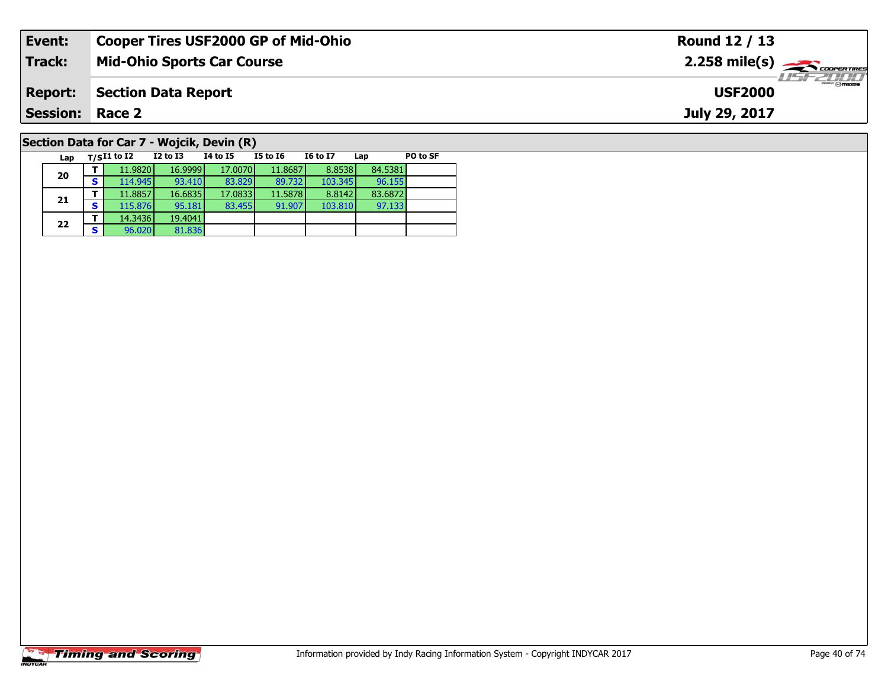| **Event:** | **Cooper Tires USF2000 GP of Mid-Ohio** | **Round 12 / 13** |
|---|---|---|
| **Track:** | **Mid-Ohio Sports Car Course** | **2.258 mile(s)** |
| **Report:** | **Section Data Report** | **USF2000** |
| **Session:** | **Race 2** | **July 29, 2017** |

## Section Data for Car 7 - Wojcik, Devin (R)

| Lap | T/S | I1 to I2 | I2 to I3 | I4 to I5 | I5 to I6 | I6 to I7 | Lap | PO to SF |
|---|---|---|---|---|---|---|---|---|
| 20 | T | 11.9820 | 16.9999 | 17.0070 | 11.8687 | 8.8538 | 84.5381 | |
| | S | 114.945 | 93.410 | 83.829 | 89.732 | 103.345 | 96.155 | |
| 21 | T | 11.8857 | 16.6835 | 17.0833 | 11.5878 | 8.8142 | 83.6872 | |
| | S | 115.876 | 95.181 | 83.455 | 91.907 | 103.810 | 97.133 | |
| 22 | T | 14.3436 | 19.4041 | | | | | |
| | S | 96.020 | 81.836 | | | | | |

Timing and Scoring

Information provided by Indy Racing Information System - Copyright INDYCAR 2017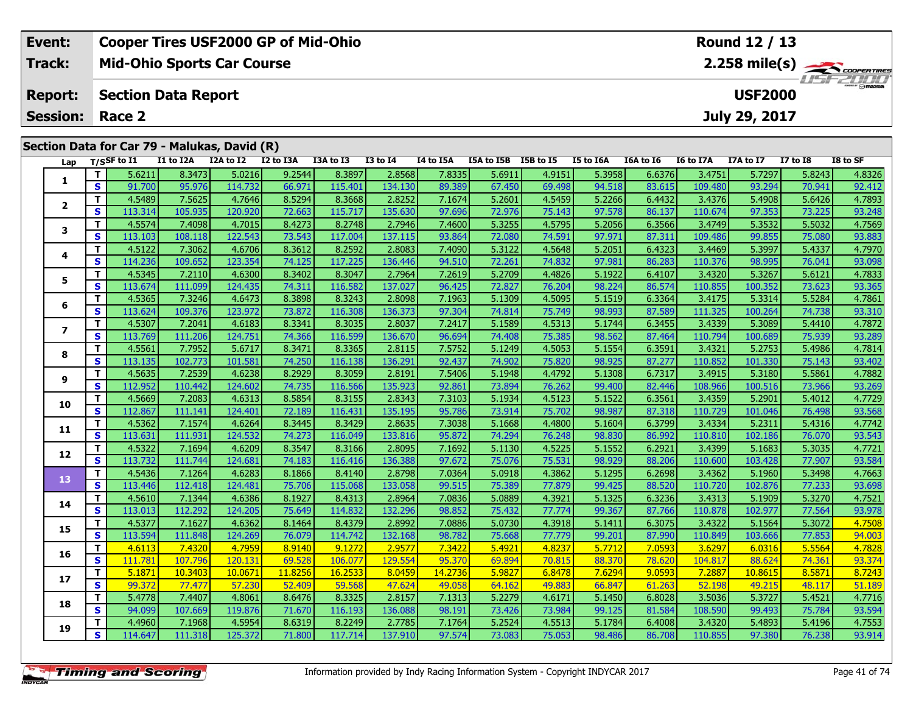| Event: | Cooper Tires USF2000 GP of Mid-Ohio | Round 12 / 13 |
|---|---|---|
| Track: | Mid-Ohio Sports Car Course | 2.258 mile(s) |
| Report: | Section Data Report | USF2000 |
| Session: | Race 2 | July 29, 2017 |

## Section Data for Car 79 - Malukas, David (R)

| Lap | T/S | SF to I1 | I1 to I2A | I2A to I2 | I2 to I3A | I3A to I3 | I3 to I4 | I4 to I5A | I5A to I5B | I5B to I5 | I5 to I6A | I6A to I6 | I6 to I7A | I7A to I7 | I7 to I8 | I8 to SF |
|---|---|---|---|---|---|---|---|---|---|---|---|---|---|---|---|---|
| 1 | T | 5.6211 | 8.3473 | 5.0216 | 9.2544 | 8.3897 | 2.8568 | 7.8335 | 5.6911 | 4.9151 | 5.3958 | 6.6376 | 3.4751 | 5.7297 | 5.8243 | 4.8326 |
| | S | 91.700 | 95.976 | 114.732 | 66.971 | 115.401 | 134.130 | 89.389 | 67.450 | 69.498 | 94.518 | 83.615 | 109.480 | 93.294 | 70.941 | 92.412 |
| 2 | T | 4.5489 | 7.5625 | 4.7646 | 8.5294 | 8.3668 | 2.8252 | 7.1674 | 5.2601 | 4.5459 | 5.2266 | 6.4432 | 3.4376 | 5.4908 | 5.6426 | 4.7893 |
| | S | 113.314 | 105.935 | 120.920 | 72.663 | 115.717 | 135.630 | 97.696 | 72.976 | 75.143 | 97.578 | 86.137 | 110.674 | 97.353 | 73.225 | 93.248 |
| 3 | T | 4.5574 | 7.4098 | 4.7015 | 8.4273 | 8.2748 | 2.7946 | 7.4600 | 5.3255 | 4.5795 | 5.2056 | 6.3566 | 3.4749 | 5.3532 | 5.5032 | 4.7569 |
| | S | 113.103 | 108.118 | 122.543 | 73.543 | 117.004 | 137.115 | 93.864 | 72.080 | 74.591 | 97.971 | 87.311 | 109.486 | 99.855 | 75.080 | 93.883 |
| 4 | T | 4.5122 | 7.3062 | 4.6706 | 8.3612 | 8.2592 | 2.8083 | 7.4090 | 5.3122 | 4.5648 | 5.2051 | 6.4323 | 3.4469 | 5.3997 | 5.4337 | 4.7970 |
| | S | 114.236 | 109.652 | 123.354 | 74.125 | 117.225 | 136.446 | 94.510 | 72.261 | 74.832 | 97.981 | 86.283 | 110.376 | 98.995 | 76.041 | 93.098 |
| 5 | T | 4.5345 | 7.2110 | 4.6300 | 8.3402 | 8.3047 | 2.7964 | 7.2619 | 5.2709 | 4.4826 | 5.1922 | 6.4107 | 3.4320 | 5.3267 | 5.6121 | 4.7833 |
| | S | 113.674 | 111.099 | 124.435 | 74.311 | 116.582 | 137.027 | 96.425 | 72.827 | 76.204 | 98.224 | 86.574 | 110.855 | 100.352 | 73.623 | 93.365 |
| 6 | T | 4.5365 | 7.3246 | 4.6473 | 8.3898 | 8.3243 | 2.8098 | 7.1963 | 5.1309 | 4.5095 | 5.1519 | 6.3364 | 3.4175 | 5.3314 | 5.5284 | 4.7861 |
| | S | 113.624 | 109.376 | 123.972 | 73.872 | 116.308 | 136.373 | 97.304 | 74.814 | 75.749 | 98.993 | 87.589 | 111.325 | 100.264 | 74.738 | 93.310 |
| 7 | T | 4.5307 | 7.2041 | 4.6183 | 8.3341 | 8.3035 | 2.8037 | 7.2417 | 5.1589 | 4.5313 | 5.1744 | 6.3455 | 3.4339 | 5.3089 | 5.4410 | 4.7872 |
| | S | 113.769 | 111.206 | 124.751 | 74.366 | 116.599 | 136.670 | 96.694 | 74.408 | 75.385 | 98.562 | 87.464 | 110.794 | 100.689 | 75.939 | 93.289 |
| 8 | T | 4.5561 | 7.7952 | 5.6717 | 8.3471 | 8.3365 | 2.8115 | 7.5752 | 5.1249 | 4.5053 | 5.1554 | 6.3591 | 3.4321 | 5.2753 | 5.4986 | 4.7814 |
| | S | 113.135 | 102.773 | 101.581 | 74.250 | 116.138 | 136.291 | 92.437 | 74.902 | 75.820 | 98.925 | 87.277 | 110.852 | 101.330 | 75.143 | 93.402 |
| 9 | T | 4.5635 | 7.2539 | 4.6238 | 8.2929 | 8.3059 | 2.8191 | 7.5406 | 5.1948 | 4.4792 | 5.1308 | 6.7317 | 3.4915 | 5.3180 | 5.5861 | 4.7882 |
| | S | 112.952 | 110.442 | 124.602 | 74.735 | 116.566 | 135.923 | 92.861 | 73.894 | 76.262 | 99.400 | 82.446 | 108.966 | 100.516 | 73.966 | 93.269 |
| 10 | T | 4.5669 | 7.2083 | 4.6313 | 8.5854 | 8.3155 | 2.8343 | 7.3103 | 5.1934 | 4.5123 | 5.1522 | 6.3561 | 3.4359 | 5.2901 | 5.4012 | 4.7729 |
| | S | 112.867 | 111.141 | 124.401 | 72.189 | 116.431 | 135.195 | 95.786 | 73.914 | 75.702 | 98.987 | 87.318 | 110.729 | 101.046 | 76.498 | 93.568 |
| 11 | T | 4.5362 | 7.1574 | 4.6264 | 8.3445 | 8.3429 | 2.8635 | 7.3038 | 5.1668 | 4.4800 | 5.1604 | 6.3799 | 3.4334 | 5.2311 | 5.4316 | 4.7742 |
| | S | 113.631 | 111.931 | 124.532 | 74.273 | 116.049 | 133.816 | 95.872 | 74.294 | 76.248 | 98.830 | 86.992 | 110.810 | 102.186 | 76.070 | 93.543 |
| 12 | T | 4.5322 | 7.1694 | 4.6209 | 8.3547 | 8.3166 | 2.8095 | 7.1692 | 5.1130 | 4.5225 | 5.1552 | 6.2921 | 3.4399 | 5.1683 | 5.3035 | 4.7721 |
| | S | 113.732 | 111.744 | 124.681 | 74.183 | 116.416 | 136.388 | 97.672 | 75.076 | 75.531 | 98.929 | 88.206 | 110.600 | 103.428 | 77.907 | 93.584 |
| 13 | T | 4.5436 | 7.1264 | 4.6283 | 8.1866 | 8.4140 | 2.8798 | 7.0364 | 5.0918 | 4.3862 | 5.1295 | 6.2698 | 3.4362 | 5.1960 | 5.3498 | 4.7663 |
| | S | 113.446 | 112.418 | 124.481 | 75.706 | 115.068 | 133.058 | 99.515 | 75.389 | 77.879 | 99.425 | 88.520 | 110.720 | 102.876 | 77.233 | 93.698 |
| 14 | T | 4.5610 | 7.1344 | 4.6386 | 8.1927 | 8.4313 | 2.8964 | 7.0836 | 5.0889 | 4.3921 | 5.1325 | 6.3236 | 3.4313 | 5.1909 | 5.3270 | 4.7521 |
| | S | 113.013 | 112.292 | 124.205 | 75.649 | 114.832 | 132.296 | 98.852 | 75.432 | 77.774 | 99.367 | 87.766 | 110.878 | 102.977 | 77.564 | 93.978 |
| 15 | T | 4.5377 | 7.1627 | 4.6362 | 8.1464 | 8.4379 | 2.8992 | 7.0886 | 5.0730 | 4.3918 | 5.1411 | 6.3075 | 3.4322 | 5.1564 | 5.3072 | 4.7508 |
| | S | 113.594 | 111.848 | 124.269 | 76.079 | 114.742 | 132.168 | 98.782 | 75.668 | 77.779 | 99.201 | 87.990 | 110.849 | 103.666 | 77.853 | 94.003 |
| 16 | T | 4.6113 | 7.4320 | 4.7959 | 8.9140 | 9.1272 | 2.9577 | 7.3422 | 5.4921 | 4.8237 | 5.7712 | 7.0593 | 3.6297 | 6.0316 | 5.5564 | 4.7828 |
| | S | 111.781 | 107.796 | 120.131 | 69.528 | 106.077 | 129.554 | 95.370 | 69.894 | 70.815 | 88.370 | 78.620 | 104.817 | 88.624 | 74.361 | 93.374 |
| 17 | T | 5.1871 | 10.3403 | 10.0671 | 11.8256 | 16.2533 | 8.0459 | 14.2736 | 5.9827 | 6.8478 | 7.6294 | 9.0593 | 7.2887 | 10.8615 | 8.5871 | 8.7243 |
| | S | 99.372 | 77.477 | 57.230 | 52.409 | 59.568 | 47.624 | 49.058 | 64.162 | 49.883 | 66.847 | 61.263 | 52.198 | 49.215 | 48.117 | 51.189 |
| 18 | T | 5.4778 | 7.4407 | 4.8061 | 8.6476 | 8.3325 | 2.8157 | 7.1313 | 5.2279 | 4.6171 | 5.1450 | 6.8028 | 3.5036 | 5.3727 | 5.4521 | 4.7716 |
| | S | 94.099 | 107.669 | 119.876 | 71.670 | 116.193 | 136.088 | 98.191 | 73.426 | 73.984 | 99.125 | 81.584 | 108.590 | 99.493 | 75.784 | 93.594 |
| 19 | T | 4.4960 | 7.1968 | 4.5954 | 8.6319 | 8.2249 | 2.7785 | 7.1764 | 5.2524 | 4.5513 | 5.1784 | 6.4008 | 3.4320 | 5.4893 | 5.4196 | 4.7553 |
| | S | 114.647 | 111.318 | 125.372 | 71.800 | 117.714 | 137.910 | 97.574 | 73.083 | 75.053 | 98.486 | 86.708 | 110.855 | 97.380 | 76.238 | 93.914 |

Information provided by Indy Racing Information System - Copyright INDYCAR 2017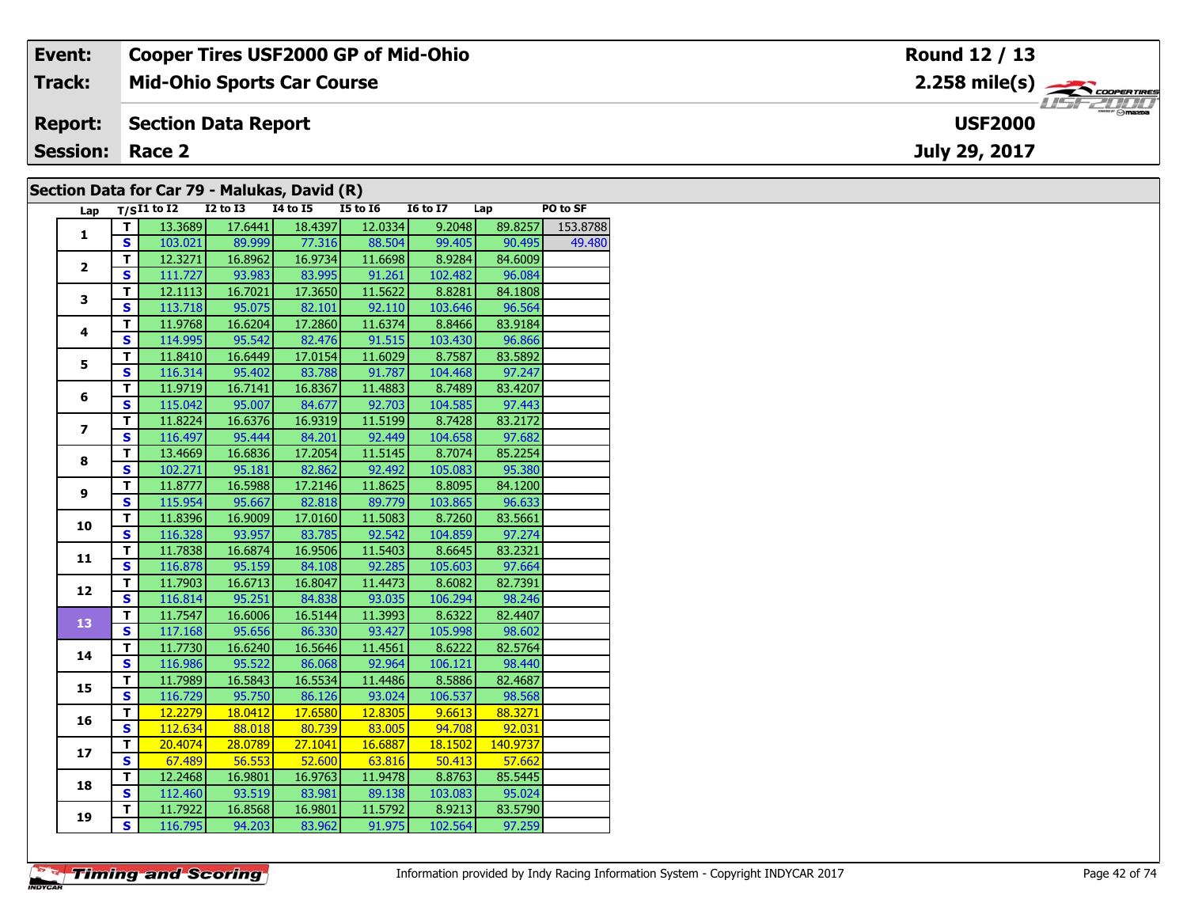| Event: | Cooper Tires USF2000 GP of Mid-Ohio | Round 12 / 13 |
|---|---|---|
| Track: | Mid-Ohio Sports Car Course | 2.258 mile(s) |
| Report: | Section Data Report | USF2000 |
| Session: | Race 2 | July 29, 2017 |

## Section Data for Car 79 - Malukas, David (R)

| Lap | T/S | I1 to I2 | I2 to I3 | I4 to I5 | I5 to I6 | I6 to I7 | Lap | PO to SF |
|---|---|---|---|---|---|---|---|---|
| 1 | T | 13.3689 | 17.6441 | 18.4397 | 12.0334 | 9.2048 | 89.8257 | 153.8788 |
| | S | 103.021 | 89.999 | 77.316 | 88.504 | 99.405 | 90.495 | 49.480 |
| 2 | T | 12.3271 | 16.8962 | 16.9734 | 11.6698 | 8.9284 | 84.6009 | |
| | S | 111.727 | 93.983 | 83.995 | 91.261 | 102.482 | 96.084 | |
| 3 | T | 12.1113 | 16.7021 | 17.3650 | 11.5622 | 8.8281 | 84.1808 | |
| | S | 113.718 | 95.075 | 82.101 | 92.110 | 103.646 | 96.564 | |
| 4 | T | 11.9768 | 16.6204 | 17.2860 | 11.6374 | 8.8466 | 83.9184 | |
| | S | 114.995 | 95.542 | 82.476 | 91.515 | 103.430 | 96.866 | |
| 5 | T | 11.8410 | 16.6449 | 17.0154 | 11.6029 | 8.7587 | 83.5892 | |
| | S | 116.314 | 95.402 | 83.788 | 91.787 | 104.468 | 97.247 | |
| 6 | T | 11.9719 | 16.7141 | 16.8367 | 11.4883 | 8.7489 | 83.4207 | |
| | S | 115.042 | 95.007 | 84.677 | 92.703 | 104.585 | 97.443 | |
| 7 | T | 11.8224 | 16.6376 | 16.9319 | 11.5199 | 8.7428 | 83.2172 | |
| | S | 116.497 | 95.444 | 84.201 | 92.449 | 104.658 | 97.682 | |
| 8 | T | 13.4669 | 16.6836 | 17.2054 | 11.5145 | 8.7074 | 85.2254 | |
| | S | 102.271 | 95.181 | 82.862 | 92.492 | 105.083 | 95.380 | |
| 9 | T | 11.8777 | 16.5988 | 17.2146 | 11.8625 | 8.8095 | 84.1200 | |
| | S | 115.954 | 95.667 | 82.818 | 89.779 | 103.865 | 96.633 | |
| 10 | T | 11.8396 | 16.9009 | 17.0160 | 11.5083 | 8.7260 | 83.5661 | |
| | S | 116.328 | 93.957 | 83.785 | 92.542 | 104.859 | 97.274 | |
| 11 | T | 11.7838 | 16.6874 | 16.9506 | 11.5403 | 8.6645 | 83.2321 | |
| | S | 116.878 | 95.159 | 84.108 | 92.285 | 105.603 | 97.664 | |
| 12 | T | 11.7903 | 16.6713 | 16.8047 | 11.4473 | 8.6082 | 82.7391 | |
| | S | 116.814 | 95.251 | 84.838 | 93.035 | 106.294 | 98.246 | |
| 13 | T | 11.7547 | 16.6006 | 16.5144 | 11.3993 | 8.6322 | 82.4407 | |
| | S | 117.168 | 95.656 | 86.330 | 93.427 | 105.998 | 98.602 | |
| 14 | T | 11.7730 | 16.6240 | 16.5646 | 11.4561 | 8.6222 | 82.5764 | |
| | S | 116.986 | 95.522 | 86.068 | 92.964 | 106.121 | 98.440 | |
| 15 | T | 11.7989 | 16.5843 | 16.5534 | 11.4486 | 8.5886 | 82.4687 | |
| | S | 116.729 | 95.750 | 86.126 | 93.024 | 106.537 | 98.568 | |
| 16 | T | 12.2279 | 18.0412 | 17.6580 | 12.8305 | 9.6613 | 88.3271 | |
| | S | 112.634 | 88.018 | 80.739 | 83.005 | 94.708 | 92.031 | |
| 17 | T | 20.4074 | 28.0789 | 27.1041 | 16.6887 | 18.1502 | 140.9737 | |
| | S | 67.489 | 56.553 | 52.600 | 63.816 | 50.413 | 57.662 | |
| 18 | T | 12.2468 | 16.9801 | 16.9763 | 11.9478 | 8.8763 | 85.5445 | |
| | S | 112.460 | 93.519 | 83.981 | 89.138 | 103.083 | 95.024 | |
| 19 | T | 11.7922 | 16.8568 | 16.9801 | 11.5792 | 8.9213 | 83.5790 | |
| | S | 116.795 | 94.203 | 83.962 | 91.975 | 102.564 | 97.259 | |

Information provided by Indy Racing Information System - Copyright INDYCAR 2017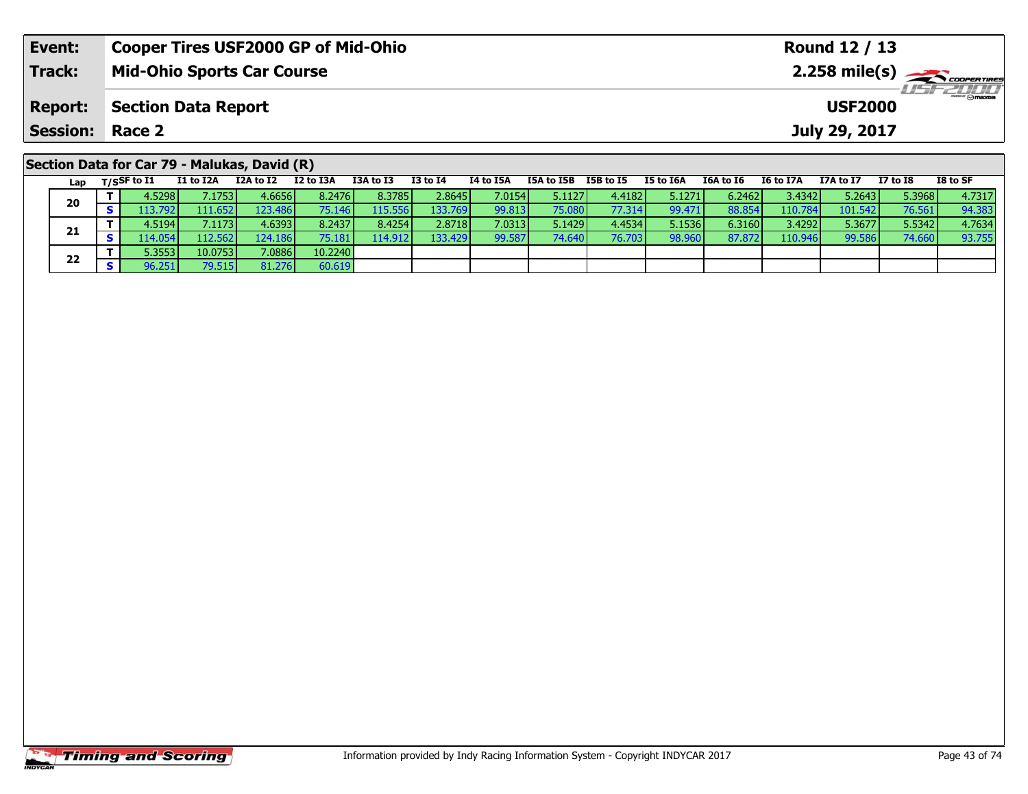| Event: | Cooper Tires USF2000 GP of Mid-Ohio | Round 12 / 13 |
|---|---|---|
| Track: | Mid-Ohio Sports Car Course | 2.258 mile(s) |
| Report: | Section Data Report | USF2000 |
| Session: | Race 2 | July 29, 2017 |

## Section Data for Car 79 - Malukas, David (R)

| Lap | T/S | SF to I1 | I1 to I2A | I2A to I2 | I2 to I3A | I3A to I3 | I3 to I4 | I4 to I5A | I5A to I5B | I5B to I5 | I5 to I6A | I6A to I6 | I6 to I7A | I7A to I7 | I7 to I8 | I8 to SF |
|---|---|---|---|---|---|---|---|---|---|---|---|---|---|---|---|---|
| 20 | T | 4.5298 | 7.1753 | 4.6656 | 8.2476 | 8.3785 | 2.8645 | 7.0154 | 5.1127 | 4.4182 | 5.1271 | 6.2462 | 3.4342 | 5.2643 | 5.3968 | 4.7317 |
| | S | 113.792 | 111.652 | 123.486 | 75.146 | 115.556 | 133.769 | 99.813 | 75.080 | 77.314 | 99.471 | 88.854 | 110.784 | 101.542 | 76.561 | 94.383 |
| 21 | T | 4.5194 | 7.1173 | 4.6393 | 8.2437 | 8.4254 | 2.8718 | 7.0313 | 5.1429 | 4.4534 | 5.1536 | 6.3160 | 3.4292 | 5.3677 | 5.5342 | 4.7634 |
| | S | 114.054 | 112.562 | 124.186 | 75.181 | 114.912 | 133.429 | 99.587 | 74.640 | 76.703 | 98.960 | 87.872 | 110.946 | 99.586 | 74.660 | 93.755 |
| 22 | T | 5.3553 | 10.0753 | 7.0886 | 10.2240 | | | | | | | | | | | |
| | S | 96.251 | 79.515 | 81.276 | 60.619 | | | | | | | | | | | |

Information provided by Indy Racing Information System - Copyright INDYCAR 2017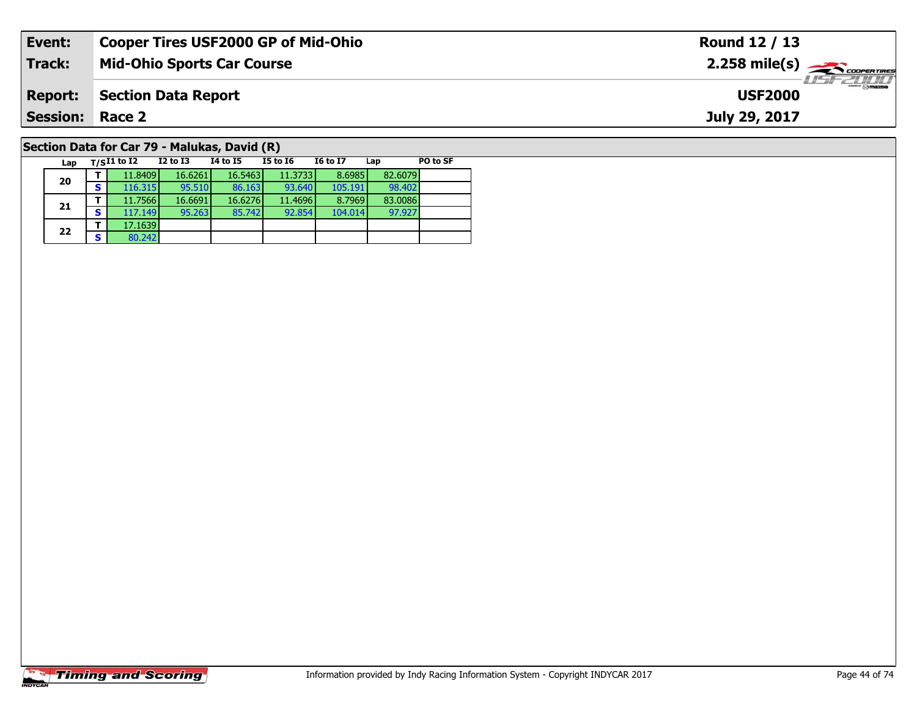| Event: | Cooper Tires USF2000 GP of Mid-Ohio | Round 12 / 13 |
|---|---|---|
| Track: | Mid-Ohio Sports Car Course | 2.258 mile(s) |
| Report: | Section Data Report | USF2000 |
| Session: | Race 2 | July 29, 2017 |

## Section Data for Car 79 - Malukas, David (R)

| Lap | T/S | I1 to I2 | I2 to I3 | I4 to I5 | I5 to I6 | I6 to I7 | Lap | PO to SF |
|---|---|---|---|---|---|---|---|---|
| 20 | T | 11.8409 | 16.6261 | 16.5463 | 11.3733 | 8.6985 | 82.6079 | |
| | S | 116.315 | 95.510 | 86.163 | 93.640 | 105.191 | 98.402 | |
| 21 | T | 11.7566 | 16.6691 | 16.6276 | 11.4696 | 8.7969 | 83.0086 | |
| | S | 117.149 | 95.263 | 85.742 | 92.854 | 104.014 | 97.927 | |
| 22 | T | 17.1639 | | | | | | |
| | S | 80.242 | | | | | | |

Information provided by Indy Racing Information System - Copyright INDYCAR 2017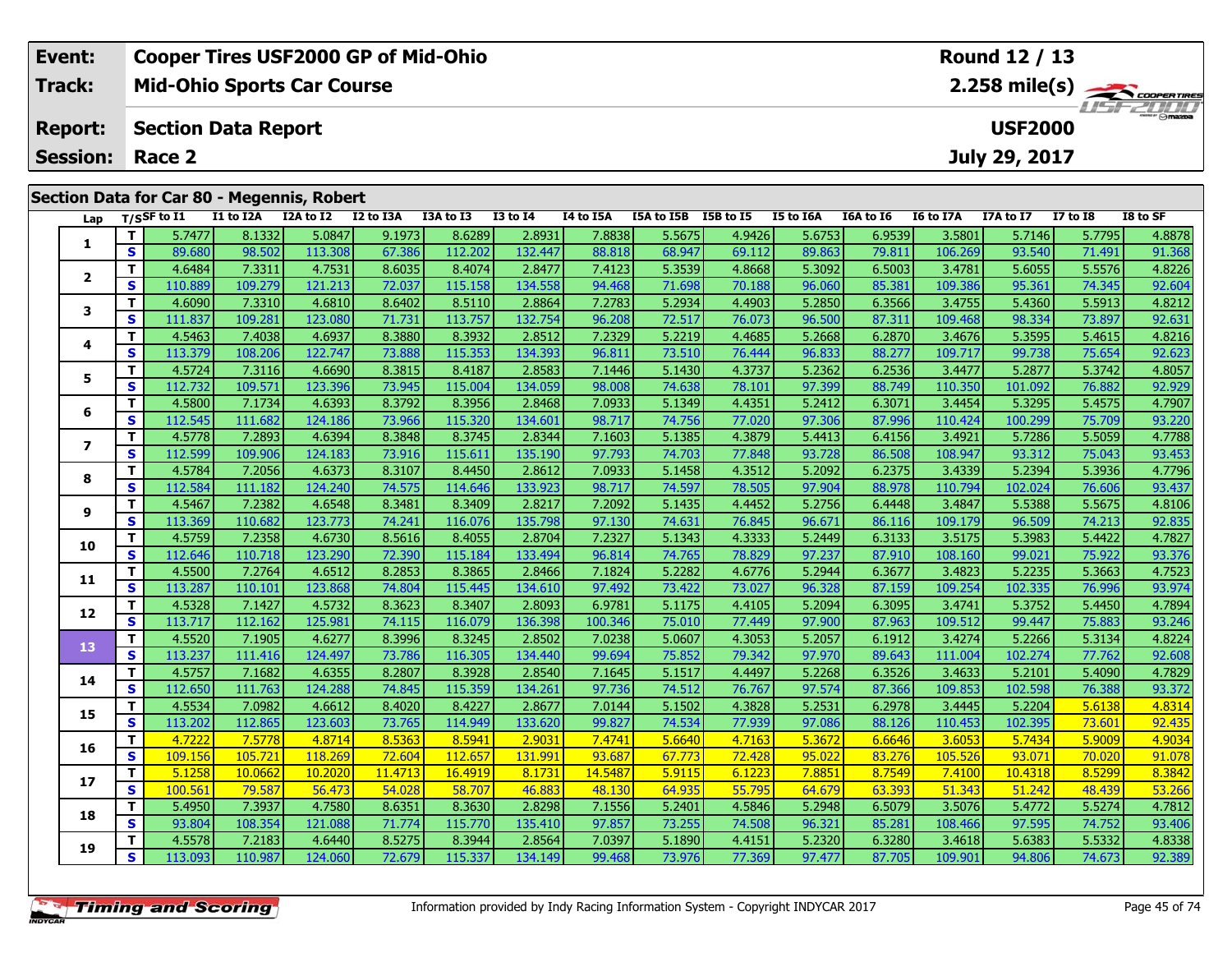| Event: | Cooper Tires USF2000 GP of Mid-Ohio | Round 12 / 13 |
|---|---|---|
| Track: | Mid-Ohio Sports Car Course | 2.258 mile(s) |
| Report: | Section Data Report | USF2000 |
| Session: | Race 2 | July 29, 2017 |

## Section Data for Car 80 - Megennis, Robert

| Lap | T/S | SF to I1 | I1 to I2A | I2A to I2 | I2 to I3A | I3A to I3 | I3 to I4 | I4 to I5A | I5A to I5B | I5B to I5 | I5 to I6A | I6A to I6 | I6 to I7A | I7A to I7 | I7 to I8 | I8 to SF |
|---|---|---|---|---|---|---|---|---|---|---|---|---|---|---|---|---|
| 1 | T | 5.7477 | 8.1332 | 5.0847 | 9.1973 | 8.6289 | 2.8931 | 7.8838 | 5.5675 | 4.9426 | 5.6753 | 6.9539 | 3.5801 | 5.7146 | 5.7795 | 4.8878 |
| | S | 89.680 | 98.502 | 113.308 | 67.386 | 112.202 | 132.447 | 88.818 | 68.947 | 69.112 | 89.863 | 79.811 | 106.269 | 93.540 | 71.491 | 91.368 |
| 2 | T | 4.6484 | 7.3311 | 4.7531 | 8.6035 | 8.4074 | 2.8477 | 7.4123 | 5.3539 | 4.8668 | 5.3092 | 6.5003 | 3.4781 | 5.6055 | 5.5576 | 4.8226 |
| | S | 110.889 | 109.279 | 121.213 | 72.037 | 115.158 | 134.558 | 94.468 | 71.698 | 70.188 | 96.060 | 85.381 | 109.386 | 95.361 | 74.345 | 92.604 |
| 3 | T | 4.6090 | 7.3310 | 4.6810 | 8.6402 | 8.5110 | 2.8864 | 7.2783 | 5.2934 | 4.4903 | 5.2850 | 6.3566 | 3.4755 | 5.4360 | 5.5913 | 4.8212 |
| | S | 111.837 | 109.281 | 123.080 | 71.731 | 113.757 | 132.754 | 96.208 | 72.517 | 76.073 | 96.500 | 87.311 | 109.468 | 98.334 | 73.897 | 92.631 |
| 4 | T | 4.5463 | 7.4038 | 4.6937 | 8.3880 | 8.3932 | 2.8512 | 7.2329 | 5.2219 | 4.4685 | 5.2668 | 6.2870 | 3.4676 | 5.3595 | 5.4615 | 4.8216 |
| | S | 113.379 | 108.206 | 122.747 | 73.888 | 115.353 | 134.393 | 96.811 | 73.510 | 76.444 | 96.833 | 88.277 | 109.717 | 99.738 | 75.654 | 92.623 |
| 5 | T | 4.5724 | 7.3116 | 4.6690 | 8.3815 | 8.4187 | 2.8583 | 7.1446 | 5.1430 | 4.3737 | 5.2362 | 6.2536 | 3.4477 | 5.2877 | 5.3742 | 4.8057 |
| | S | 112.732 | 109.571 | 123.396 | 73.945 | 115.004 | 134.059 | 98.008 | 74.638 | 78.101 | 97.399 | 88.749 | 110.350 | 101.092 | 76.882 | 92.929 |
| 6 | T | 4.5800 | 7.1734 | 4.6393 | 8.3792 | 8.3956 | 2.8468 | 7.0933 | 5.1349 | 4.4351 | 5.2412 | 6.3071 | 3.4454 | 5.3295 | 5.4575 | 4.7907 |
| | S | 112.545 | 111.682 | 124.186 | 73.966 | 115.320 | 134.601 | 98.717 | 74.756 | 77.020 | 97.306 | 87.996 | 110.424 | 100.299 | 75.709 | 93.220 |
| 7 | T | 4.5778 | 7.2893 | 4.6394 | 8.3848 | 8.3745 | 2.8344 | 7.1603 | 5.1385 | 4.3879 | 5.4413 | 6.4156 | 3.4921 | 5.7286 | 5.5059 | 4.7788 |
| | S | 112.599 | 109.906 | 124.183 | 73.916 | 115.611 | 135.190 | 97.793 | 74.703 | 77.848 | 93.728 | 86.508 | 108.947 | 93.312 | 75.043 | 93.453 |
| 8 | T | 4.5784 | 7.2056 | 4.6373 | 8.3107 | 8.4450 | 2.8612 | 7.0933 | 5.1458 | 4.3512 | 5.2092 | 6.2375 | 3.4339 | 5.2394 | 5.3936 | 4.7796 |
| | S | 112.584 | 111.182 | 124.240 | 74.575 | 114.646 | 133.923 | 98.717 | 74.597 | 78.505 | 97.904 | 88.978 | 110.794 | 102.024 | 76.606 | 93.437 |
| 9 | T | 4.5467 | 7.2382 | 4.6548 | 8.3481 | 8.3409 | 2.8217 | 7.2092 | 5.1435 | 4.4452 | 5.2756 | 6.4448 | 3.4847 | 5.5388 | 5.5675 | 4.8106 |
| | S | 113.369 | 110.682 | 123.773 | 74.241 | 116.076 | 135.798 | 97.130 | 74.631 | 76.845 | 96.671 | 86.116 | 109.179 | 96.509 | 74.213 | 92.835 |
| 10 | T | 4.5759 | 7.2358 | 4.6730 | 8.5616 | 8.4055 | 2.8704 | 7.2327 | 5.1343 | 4.3333 | 5.2449 | 6.3133 | 3.5175 | 5.3983 | 5.4422 | 4.7827 |
| | S | 112.646 | 110.718 | 123.290 | 72.390 | 115.184 | 133.494 | 96.814 | 74.765 | 78.829 | 97.237 | 87.910 | 108.160 | 99.021 | 75.922 | 93.376 |
| 11 | T | 4.5500 | 7.2764 | 4.6512 | 8.2853 | 8.3865 | 2.8466 | 7.1824 | 5.2282 | 4.6776 | 5.2944 | 6.3677 | 3.4823 | 5.2235 | 5.3663 | 4.7523 |
| | S | 113.287 | 110.101 | 123.868 | 74.804 | 115.445 | 134.610 | 97.492 | 73.422 | 73.027 | 96.328 | 87.159 | 109.254 | 102.335 | 76.996 | 93.974 |
| 12 | T | 4.5328 | 7.1427 | 4.5732 | 8.3623 | 8.3407 | 2.8093 | 6.9781 | 5.1175 | 4.4105 | 5.2094 | 6.3095 | 3.4741 | 5.3752 | 5.4450 | 4.7894 |
| | S | 113.717 | 112.162 | 125.981 | 74.115 | 116.079 | 136.398 | 100.346 | 75.010 | 77.449 | 97.900 | 87.963 | 109.512 | 99.447 | 75.883 | 93.246 |
| 13 | T | 4.5520 | 7.1905 | 4.6277 | 8.3996 | 8.3245 | 2.8502 | 7.0238 | 5.0607 | 4.3053 | 5.2057 | 6.1912 | 3.4274 | 5.2266 | 5.3134 | 4.8224 |
| | S | 113.237 | 111.416 | 124.497 | 73.786 | 116.305 | 134.440 | 99.694 | 75.852 | 79.342 | 97.970 | 89.643 | 111.004 | 102.274 | 77.762 | 92.608 |
| 14 | T | 4.5757 | 7.1682 | 4.6355 | 8.2807 | 8.3928 | 2.8540 | 7.1645 | 5.1517 | 4.4497 | 5.2268 | 6.3526 | 3.4633 | 5.2101 | 5.4090 | 4.7829 |
| | S | 112.650 | 111.763 | 124.288 | 74.845 | 115.359 | 134.261 | 97.736 | 74.512 | 76.767 | 97.574 | 87.366 | 109.853 | 102.598 | 76.388 | 93.372 |
| 15 | T | 4.5534 | 7.0982 | 4.6612 | 8.4020 | 8.4227 | 2.8677 | 7.0144 | 5.1502 | 4.3828 | 5.2531 | 6.2978 | 3.4445 | 5.2204 | 5.6138 | 4.8314 |
| | S | 113.202 | 112.865 | 123.603 | 73.765 | 114.949 | 133.620 | 99.827 | 74.534 | 77.939 | 97.086 | 88.126 | 110.453 | 102.395 | 73.601 | 92.435 |
| 16 | T | 4.7222 | 7.5778 | 4.8714 | 8.5363 | 8.5941 | 2.9031 | 7.4741 | 5.6640 | 4.7163 | 5.3672 | 6.6646 | 3.6053 | 5.7434 | 5.9009 | 4.9034 |
| | S | 109.156 | 105.721 | 118.269 | 72.604 | 112.657 | 131.991 | 93.687 | 67.773 | 72.428 | 95.022 | 83.276 | 105.526 | 93.071 | 70.020 | 91.078 |
| 17 | T | 5.1258 | 10.0662 | 10.2020 | 11.4713 | 16.4919 | 8.1731 | 14.5487 | 5.9115 | 6.1223 | 7.8851 | 8.7549 | 7.4100 | 10.4318 | 8.5299 | 8.3842 |
| | S | 100.561 | 79.587 | 56.473 | 54.028 | 58.707 | 46.883 | 48.130 | 64.935 | 55.795 | 64.679 | 63.393 | 51.343 | 51.242 | 48.439 | 53.266 |
| 18 | T | 5.4950 | 7.3937 | 4.7580 | 8.6351 | 8.3630 | 2.8298 | 7.1556 | 5.2401 | 4.5846 | 5.2948 | 6.5079 | 3.5076 | 5.4772 | 5.5274 | 4.7812 |
| | S | 93.804 | 108.354 | 121.088 | 71.774 | 115.770 | 135.410 | 97.857 | 73.255 | 74.508 | 96.321 | 85.281 | 108.466 | 97.595 | 74.752 | 93.406 |
| 19 | T | 4.5578 | 7.2183 | 4.6440 | 8.5275 | 8.3944 | 2.8564 | 7.0397 | 5.1890 | 4.4151 | 5.2320 | 6.3280 | 3.4618 | 5.6383 | 5.5332 | 4.8338 |
| | S | 113.093 | 110.987 | 124.060 | 72.679 | 115.337 | 134.149 | 99.468 | 73.976 | 77.369 | 97.477 | 87.705 | 109.901 | 94.806 | 74.673 | 92.389 |

Information provided by Indy Racing Information System - Copyright INDYCAR 2017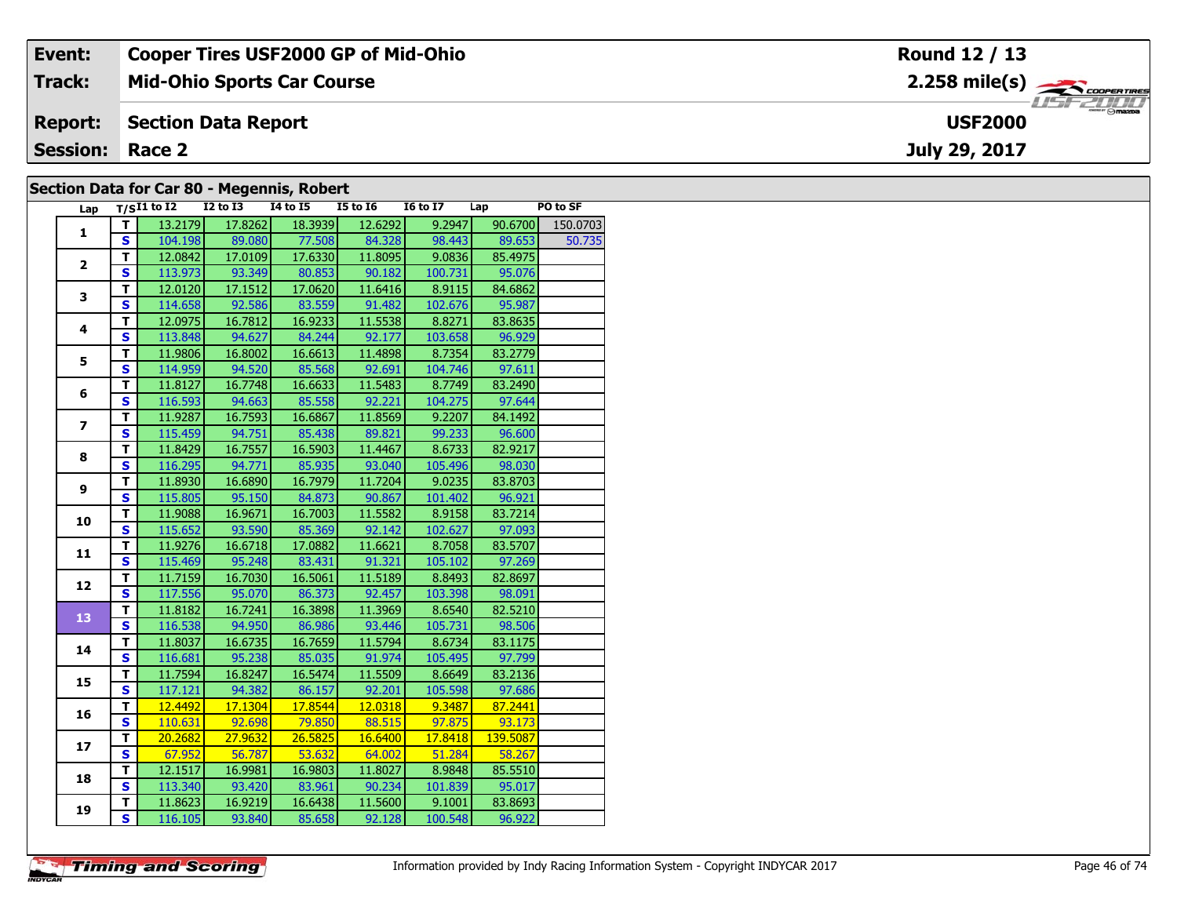| Event: | Cooper Tires USF2000 GP of Mid-Ohio | Round 12 / 13 |
|---|---|---|
| Track: | Mid-Ohio Sports Car Course | 2.258 mile(s) |
| Report: | Section Data Report | USF2000 |
| Session: | Race 2 | July 29, 2017 |

## Section Data for Car 80 - Megennis, Robert

| Lap | T/S | I1 to I2 | I2 to I3 | I4 to I5 | I5 to I6 | I6 to I7 | Lap | PO to SF |
|---|---|---|---|---|---|---|---|---|
| 1 | T | 13.2179 | 17.8262 | 18.3939 | 12.6292 | 9.2947 | 90.6700 | 150.0703 |
|  | S | 104.198 | 89.080 | 77.508 | 84.328 | 98.443 | 89.653 | 50.735 |
| 2 | T | 12.0842 | 17.0109 | 17.6330 | 11.8095 | 9.0836 | 85.4975 | |
|  | S | 113.973 | 93.349 | 80.853 | 90.182 | 100.731 | 95.076 | |
| 3 | T | 12.0120 | 17.1512 | 17.0620 | 11.6416 | 8.9115 | 84.6862 | |
|  | S | 114.658 | 92.586 | 83.559 | 91.482 | 102.676 | 95.987 | |
| 4 | T | 12.0975 | 16.7812 | 16.9233 | 11.5538 | 8.8271 | 83.8635 | |
|  | S | 113.848 | 94.627 | 84.244 | 92.177 | 103.658 | 96.929 | |
| 5 | T | 11.9806 | 16.8002 | 16.6613 | 11.4898 | 8.7354 | 83.2779 | |
|  | S | 114.959 | 94.520 | 85.568 | 92.691 | 104.746 | 97.611 | |
| 6 | T | 11.8127 | 16.7748 | 16.6633 | 11.5483 | 8.7749 | 83.2490 | |
|  | S | 116.593 | 94.663 | 85.558 | 92.221 | 104.275 | 97.644 | |
| 7 | T | 11.9287 | 16.7593 | 16.6867 | 11.8569 | 9.2207 | 84.1492 | |
|  | S | 115.459 | 94.751 | 85.438 | 89.821 | 99.233 | 96.600 | |
| 8 | T | 11.8429 | 16.7557 | 16.5903 | 11.4467 | 8.6733 | 82.9217 | |
|  | S | 116.295 | 94.771 | 85.935 | 93.040 | 105.496 | 98.030 | |
| 9 | T | 11.8930 | 16.6890 | 16.7979 | 11.7204 | 9.0235 | 83.8703 | |
|  | S | 115.805 | 95.150 | 84.873 | 90.867 | 101.402 | 96.921 | |
| 10 | T | 11.9088 | 16.9671 | 16.7003 | 11.5582 | 8.9158 | 83.7214 | |
|  | S | 115.652 | 93.590 | 85.369 | 92.142 | 102.627 | 97.093 | |
| 11 | T | 11.9276 | 16.6718 | 17.0882 | 11.6621 | 8.7058 | 83.5707 | |
|  | S | 115.469 | 95.248 | 83.431 | 91.321 | 105.102 | 97.269 | |
| 12 | T | 11.7159 | 16.7030 | 16.5061 | 11.5189 | 8.8493 | 82.8697 | |
|  | S | 117.556 | 95.070 | 86.373 | 92.457 | 103.398 | 98.091 | |
| 13 | T | 11.8182 | 16.7241 | 16.3898 | 11.3969 | 8.6540 | 82.5210 | |
|  | S | 116.538 | 94.950 | 86.986 | 93.446 | 105.731 | 98.506 | |
| 14 | T | 11.8037 | 16.6735 | 16.7659 | 11.5794 | 8.6734 | 83.1175 | |
|  | S | 116.681 | 95.238 | 85.035 | 91.974 | 105.495 | 97.799 | |
| 15 | T | 11.7594 | 16.8247 | 16.5474 | 11.5509 | 8.6649 | 83.2136 | |
|  | S | 117.121 | 94.382 | 86.157 | 92.201 | 105.598 | 97.686 | |
| 16 | T | 12.4492 | 17.1304 | 17.8544 | 12.0318 | 9.3487 | 87.2441 | |
|  | S | 110.631 | 92.698 | 79.850 | 88.515 | 97.875 | 93.173 | |
| 17 | T | 20.2682 | 27.9632 | 26.5825 | 16.6400 | 17.8418 | 139.5087 | |
|  | S | 67.952 | 56.787 | 53.632 | 64.002 | 51.284 | 58.267 | |
| 18 | T | 12.1517 | 16.9981 | 16.9803 | 11.8027 | 8.9848 | 85.5510 | |
|  | S | 113.340 | 93.420 | 83.961 | 90.234 | 101.839 | 95.017 | |
| 19 | T | 11.8623 | 16.9219 | 16.6438 | 11.5600 | 9.1001 | 83.8693 | |
|  | S | 116.105 | 93.840 | 85.658 | 92.128 | 100.548 | 96.922 | |

Information provided by Indy Racing Information System - Copyright INDYCAR 2017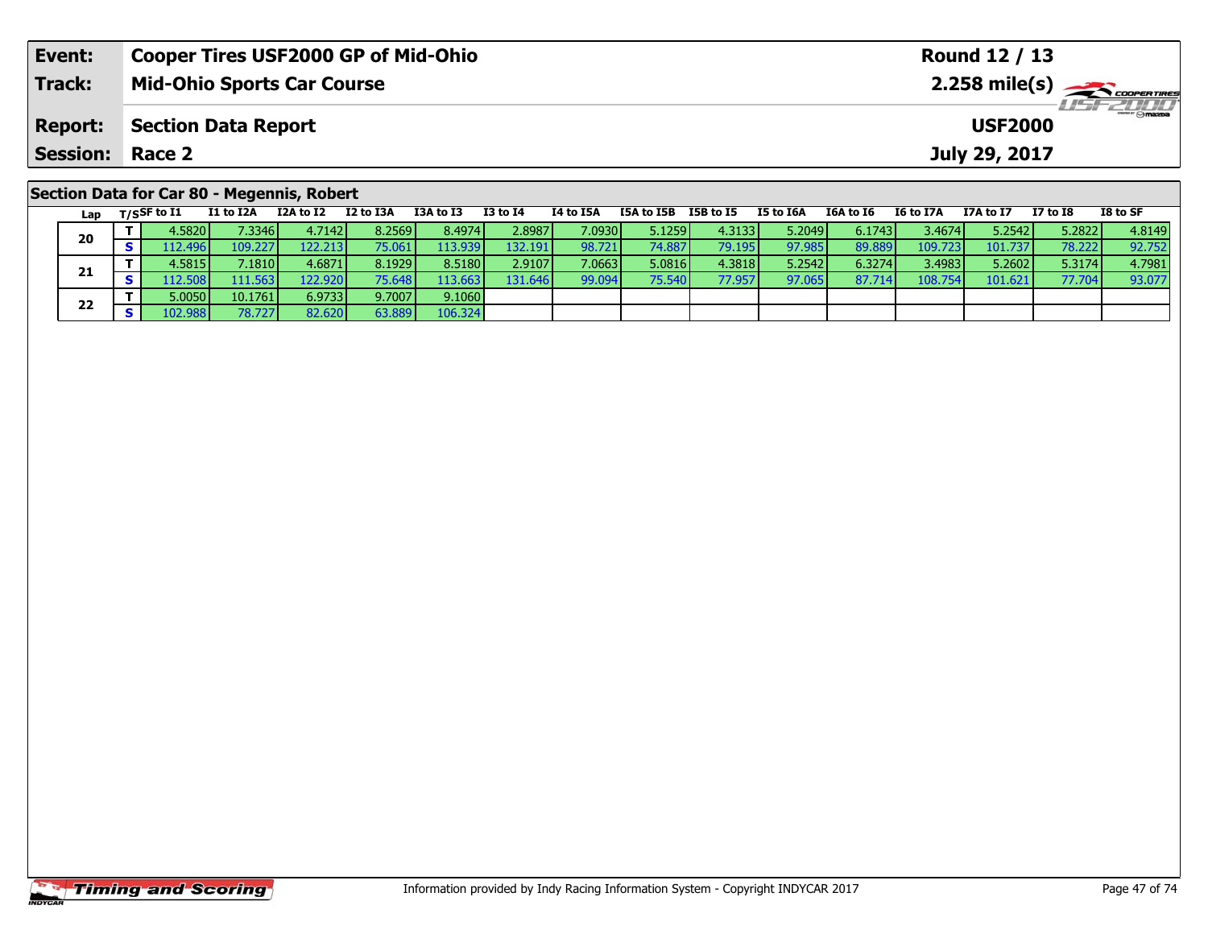| Event: | Cooper Tires USF2000 GP of Mid-Ohio | Round 12 / 13 |
|---|---|---|
| Track: | Mid-Ohio Sports Car Course | 2.258 mile(s) |
| Report: | Section Data Report | USF2000 |
| Session: | Race 2 | July 29, 2017 |

## Section Data for Car 80 - Megennis, Robert

| Lap | T/S | SF to I1 | I1 to I2A | I2A to I2 | I2 to I3A | I3A to I3 | I3 to I4 | I4 to I5A | I5A to I5B | I5B to I5 | I5 to I6A | I6A to I6 | I6 to I7A | I7A to I7 | I7 to I8 | I8 to SF |
|---|---|---|---|---|---|---|---|---|---|---|---|---|---|---|---|---|
| 20 | T | 4.5820 | 7.3346 | 4.7142 | 8.2569 | 8.4974 | 2.8987 | 7.0930 | 5.1259 | 4.3133 | 5.2049 | 6.1743 | 3.4674 | 5.2542 | 5.2822 | 4.8149 |
| | S | 112.496 | 109.227 | 122.213 | 75.061 | 113.939 | 132.191 | 98.721 | 74.887 | 79.195 | 97.985 | 89.889 | 109.723 | 101.737 | 78.222 | 92.752 |
| 21 | T | 4.5815 | 7.1810 | 4.6871 | 8.1929 | 8.5180 | 2.9107 | 7.0663 | 5.0816 | 4.3818 | 5.2542 | 6.3274 | 3.4983 | 5.2602 | 5.3174 | 4.7981 |
| | S | 112.508 | 111.563 | 122.920 | 75.648 | 113.663 | 131.646 | 99.094 | 75.540 | 77.957 | 97.065 | 87.714 | 108.754 | 101.621 | 77.704 | 93.077 |
| 22 | T | 5.0050 | 10.1761 | 6.9733 | 9.7007 | 9.1060 | | | | | | | | | | |
| | S | 102.988 | 78.727 | 82.620 | 63.889 | 106.324 | | | | | | | | | | |

Information provided by Indy Racing Information System - Copyright INDYCAR 2017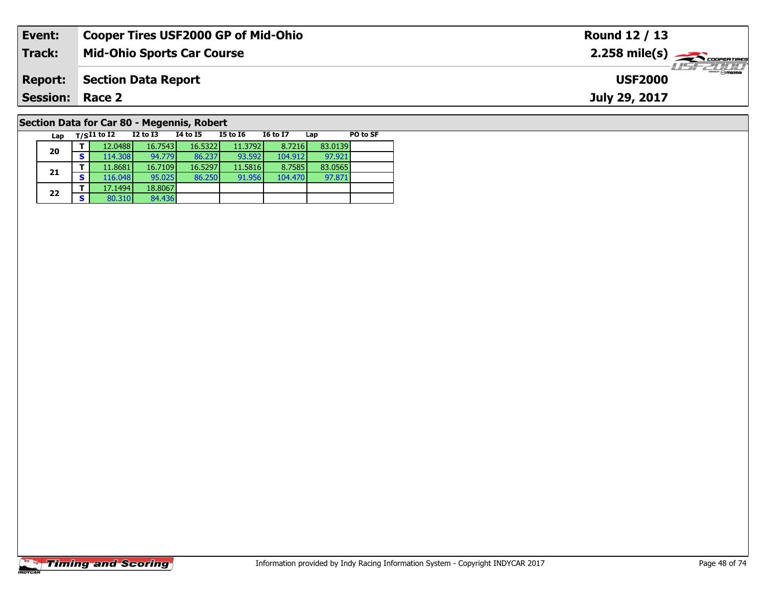| Event: | Cooper Tires USF2000 GP of Mid-Ohio | Round 12 / 13 |
|---|---|---|
| Track: | Mid-Ohio Sports Car Course | 2.258 mile(s) |
| Report: | Section Data Report | USF2000 |
| Session: | Race 2 | July 29, 2017 |

## Section Data for Car 80 - Megennis, Robert

| Lap | T/S | I1 to I2 | I2 to I3 | I4 to I5 | I5 to I6 | I6 to I7 | Lap | PO to SF |
|---|---|---|---|---|---|---|---|---|
| 20 | T | 12.0488 | 16.7543 | 16.5322 | 11.3792 | 8.7216 | 83.0139 | |
| | S | 114.308 | 94.779 | 86.237 | 93.592 | 104.912 | 97.921 | |
| 21 | T | 11.8681 | 16.7109 | 16.5297 | 11.5816 | 8.7585 | 83.0565 | |
| | S | 116.048 | 95.025 | 86.250 | 91.956 | 104.470 | 97.871 | |
| 22 | T | 17.1494 | 18.8067 | | | | | |
| | S | 80.310 | 84.436 | | | | | |

Information provided by Indy Racing Information System - Copyright INDYCAR 2017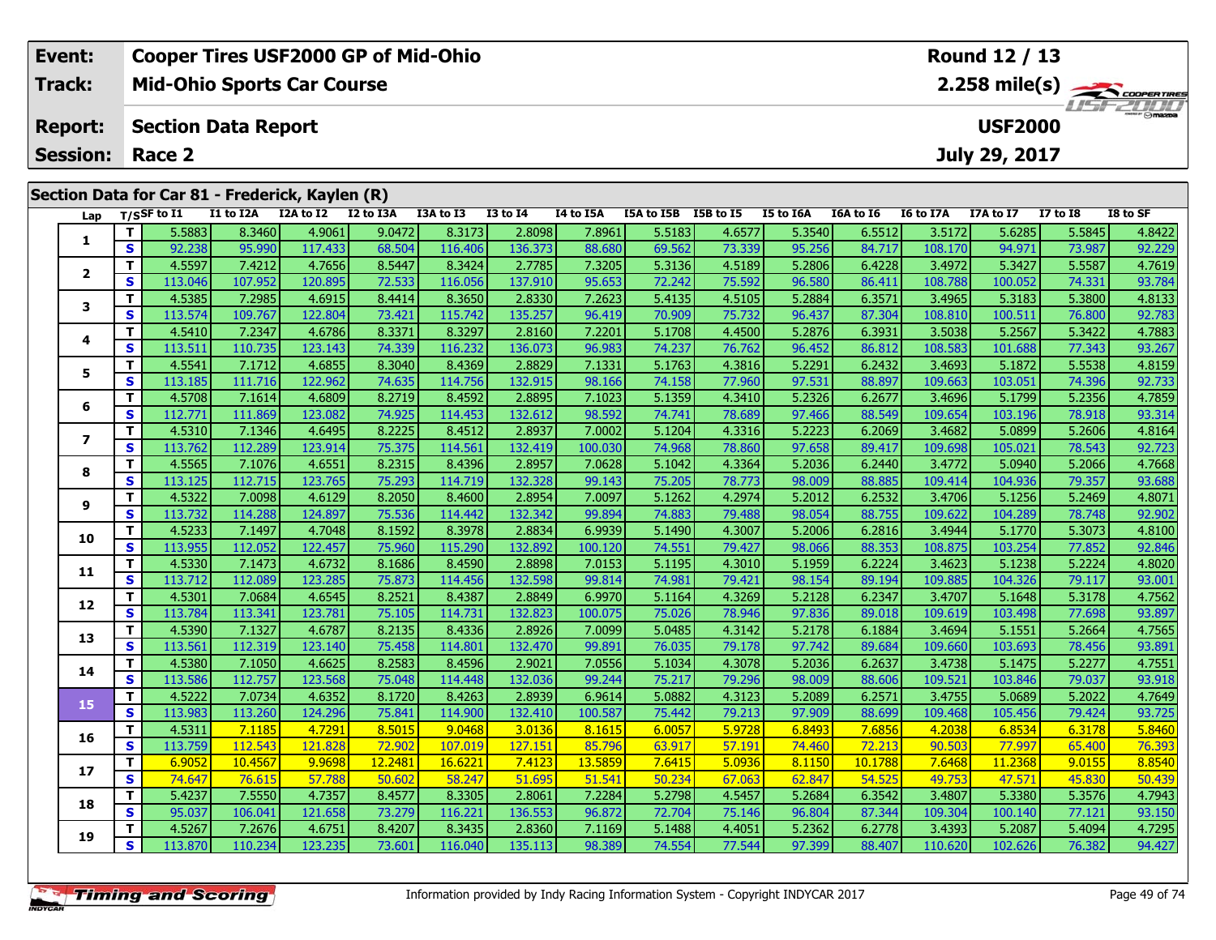| Event: | Cooper Tires USF2000 GP of Mid-Ohio | Round 12 / 13 |
|---|---|---|
| Track: | Mid-Ohio Sports Car Course | 2.258 mile(s) |
| Report: | Section Data Report | USF2000 |
| Session: | Race 2 | July 29, 2017 |

## Section Data for Car 81 - Frederick, Kaylen (R)

| Lap | T/S | SF to I1 | I1 to I2A | I2A to I2 | I2 to I3A | I3A to I3 | I3 to I4 | I4 to I5A | I5A to I5B | I5B to I5 | I5 to I6A | I6A to I6 | I6 to I7A | I7A to I7 | I7 to I8 | I8 to SF |
|---|---|---|---|---|---|---|---|---|---|---|---|---|---|---|---|---|
| 1 | T | 5.5883 | 8.3460 | 4.9061 | 9.0472 | 8.3173 | 2.8098 | 7.8961 | 5.5183 | 4.6577 | 5.3540 | 6.5512 | 3.5172 | 5.6285 | 5.5845 | 4.8422 |
| | S | 92.238 | 95.990 | 117.433 | 68.504 | 116.406 | 136.373 | 88.680 | 69.562 | 73.339 | 95.256 | 84.717 | 108.170 | 94.971 | 73.987 | 92.229 |
| 2 | T | 4.5597 | 7.4212 | 4.7656 | 8.5447 | 8.3424 | 2.7785 | 7.3205 | 5.3136 | 4.5189 | 5.2806 | 6.4228 | 3.4972 | 5.3427 | 5.5587 | 4.7619 |
| | S | 113.046 | 107.952 | 120.895 | 72.533 | 116.056 | 137.910 | 95.653 | 72.242 | 75.592 | 96.580 | 86.411 | 108.788 | 100.052 | 74.331 | 93.784 |
| 3 | T | 4.5385 | 7.2985 | 4.6915 | 8.4414 | 8.3650 | 2.8330 | 7.2623 | 5.4135 | 4.5105 | 5.2884 | 6.3571 | 3.4965 | 5.3183 | 5.3800 | 4.8133 |
| | S | 113.574 | 109.767 | 122.804 | 73.421 | 115.742 | 135.257 | 96.419 | 70.909 | 75.732 | 96.437 | 87.304 | 108.810 | 100.511 | 76.800 | 92.783 |
| 4 | T | 4.5410 | 7.2347 | 4.6786 | 8.3371 | 8.3297 | 2.8160 | 7.2201 | 5.1708 | 4.4500 | 5.2876 | 6.3931 | 3.5038 | 5.2567 | 5.3422 | 4.7883 |
| | S | 113.511 | 110.735 | 123.143 | 74.339 | 116.232 | 136.073 | 96.983 | 74.237 | 76.762 | 96.452 | 86.812 | 108.583 | 101.688 | 77.343 | 93.267 |
| 5 | T | 4.5541 | 7.1712 | 4.6855 | 8.3040 | 8.4369 | 2.8829 | 7.1331 | 5.1763 | 4.3816 | 5.2291 | 6.2432 | 3.4693 | 5.1872 | 5.5538 | 4.8159 |
| | S | 113.185 | 111.716 | 122.962 | 74.635 | 114.756 | 132.915 | 98.166 | 74.158 | 77.960 | 97.531 | 88.897 | 109.663 | 103.051 | 74.396 | 92.733 |
| 6 | T | 4.5708 | 7.1614 | 4.6809 | 8.2719 | 8.4592 | 2.8895 | 7.1023 | 5.1359 | 4.3410 | 5.2326 | 6.2677 | 3.4696 | 5.1799 | 5.2356 | 4.7859 |
| | S | 112.771 | 111.869 | 123.082 | 74.925 | 114.453 | 132.612 | 98.592 | 74.741 | 78.689 | 97.466 | 88.549 | 109.654 | 103.196 | 78.918 | 93.314 |
| 7 | T | 4.5310 | 7.1346 | 4.6495 | 8.2225 | 8.4512 | 2.8937 | 7.0002 | 5.1204 | 4.3316 | 5.2223 | 6.2069 | 3.4682 | 5.0899 | 5.2606 | 4.8164 |
| | S | 113.762 | 112.289 | 123.914 | 75.375 | 114.561 | 132.419 | 100.030 | 74.968 | 78.860 | 97.658 | 89.417 | 109.698 | 105.021 | 78.543 | 92.723 |
| 8 | T | 4.5565 | 7.1076 | 4.6551 | 8.2315 | 8.4396 | 2.8957 | 7.0628 | 5.1042 | 4.3364 | 5.2036 | 6.2440 | 3.4772 | 5.0940 | 5.2066 | 4.7668 |
| | S | 113.125 | 112.715 | 123.765 | 75.293 | 114.719 | 132.328 | 99.143 | 75.205 | 78.773 | 98.009 | 88.885 | 109.414 | 104.936 | 79.357 | 93.688 |
| 9 | T | 4.5322 | 7.0098 | 4.6129 | 8.2050 | 8.4600 | 2.8954 | 7.0097 | 5.1262 | 4.2974 | 5.2012 | 6.2532 | 3.4706 | 5.1256 | 5.2469 | 4.8071 |
| | S | 113.732 | 114.288 | 124.897 | 75.536 | 114.442 | 132.342 | 99.894 | 74.883 | 79.488 | 98.054 | 88.755 | 109.622 | 104.289 | 78.748 | 92.902 |
| 10 | T | 4.5233 | 7.1497 | 4.7048 | 8.1592 | 8.3978 | 2.8834 | 6.9939 | 5.1490 | 4.3007 | 5.2006 | 6.2816 | 3.4944 | 5.1770 | 5.3073 | 4.8100 |
| | S | 113.955 | 112.052 | 122.457 | 75.960 | 115.290 | 132.892 | 100.120 | 74.551 | 79.427 | 98.066 | 88.353 | 108.875 | 103.254 | 77.852 | 92.846 |
| 11 | T | 4.5330 | 7.1473 | 4.6732 | 8.1686 | 8.4590 | 2.8898 | 7.0153 | 5.1195 | 4.3010 | 5.1959 | 6.2224 | 3.4623 | 5.1238 | 5.2224 | 4.8020 |
| | S | 113.712 | 112.089 | 123.285 | 75.873 | 114.456 | 132.598 | 99.814 | 74.981 | 79.421 | 98.154 | 89.194 | 109.885 | 104.326 | 79.117 | 93.001 |
| 12 | T | 4.5301 | 7.0684 | 4.6545 | 8.2521 | 8.4387 | 2.8849 | 6.9970 | 5.1164 | 4.3269 | 5.2128 | 6.2347 | 3.4707 | 5.1648 | 5.3178 | 4.7562 |
| | S | 113.784 | 113.341 | 123.781 | 75.105 | 114.731 | 132.823 | 100.075 | 75.026 | 78.946 | 97.836 | 89.018 | 109.619 | 103.498 | 77.698 | 93.897 |
| 13 | T | 4.5390 | 7.1327 | 4.6787 | 8.2135 | 8.4336 | 2.8926 | 7.0099 | 5.0485 | 4.3142 | 5.2178 | 6.1884 | 3.4694 | 5.1551 | 5.2664 | 4.7565 |
| | S | 113.561 | 112.319 | 123.140 | 75.458 | 114.801 | 132.470 | 99.891 | 76.035 | 79.178 | 97.742 | 89.684 | 109.660 | 103.693 | 78.456 | 93.891 |
| 14 | T | 4.5380 | 7.1050 | 4.6625 | 8.2583 | 8.4596 | 2.9021 | 7.0556 | 5.1034 | 4.3078 | 5.2036 | 6.2637 | 3.4738 | 5.1475 | 5.2277 | 4.7551 |
| | S | 113.586 | 112.757 | 123.568 | 75.048 | 114.448 | 132.036 | 99.244 | 75.217 | 79.296 | 98.009 | 88.606 | 109.521 | 103.846 | 79.037 | 93.918 |
| 15 | T | 4.5222 | 7.0734 | 4.6352 | 8.1720 | 8.4263 | 2.8939 | 6.9614 | 5.0882 | 4.3123 | 5.2089 | 6.2571 | 3.4755 | 5.0689 | 5.2022 | 4.7649 |
| | S | 113.983 | 113.260 | 124.296 | 75.841 | 114.900 | 132.410 | 100.587 | 75.442 | 79.213 | 97.909 | 88.699 | 109.468 | 105.456 | 79.424 | 93.725 |
| 16 | T | 4.5311 | 7.1185 | 4.7291 | 8.5015 | 9.0468 | 3.0136 | 8.1615 | 6.0057 | 5.9728 | 6.8493 | 7.6856 | 4.2038 | 6.8534 | 6.3178 | 5.8460 |
| | S | 113.759 | 112.543 | 121.828 | 72.902 | 107.019 | 127.151 | 85.796 | 63.917 | 57.191 | 74.460 | 72.213 | 90.503 | 77.997 | 65.400 | 76.393 |
| 17 | T | 6.9052 | 10.4567 | 9.9698 | 12.2481 | 16.6221 | 7.4123 | 13.5859 | 7.6415 | 5.0936 | 8.1150 | 10.1788 | 7.6468 | 11.2368 | 9.0155 | 8.8540 |
| | S | 74.647 | 76.615 | 57.788 | 50.602 | 58.247 | 51.695 | 51.541 | 50.234 | 67.063 | 62.847 | 54.525 | 49.753 | 47.571 | 45.830 | 50.439 |
| 18 | T | 5.4237 | 7.5550 | 4.7357 | 8.4577 | 8.3305 | 2.8061 | 7.2284 | 5.2798 | 4.5457 | 5.2684 | 6.3542 | 3.4807 | 5.3380 | 5.3576 | 4.7943 |
| | S | 95.037 | 106.041 | 121.658 | 73.279 | 116.221 | 136.553 | 96.872 | 72.704 | 75.146 | 96.804 | 87.344 | 109.304 | 100.140 | 77.121 | 93.150 |
| 19 | T | 4.5267 | 7.2676 | 4.6751 | 8.4207 | 8.3435 | 2.8360 | 7.1169 | 5.1488 | 4.4051 | 5.2362 | 6.2778 | 3.4393 | 5.2087 | 5.4094 | 4.7295 |
| | S | 113.870 | 110.234 | 123.235 | 73.601 | 116.040 | 135.113 | 98.389 | 74.554 | 77.544 | 97.399 | 88.407 | 110.620 | 102.626 | 76.382 | 94.427 |

Information provided by Indy Racing Information System - Copyright INDYCAR 2017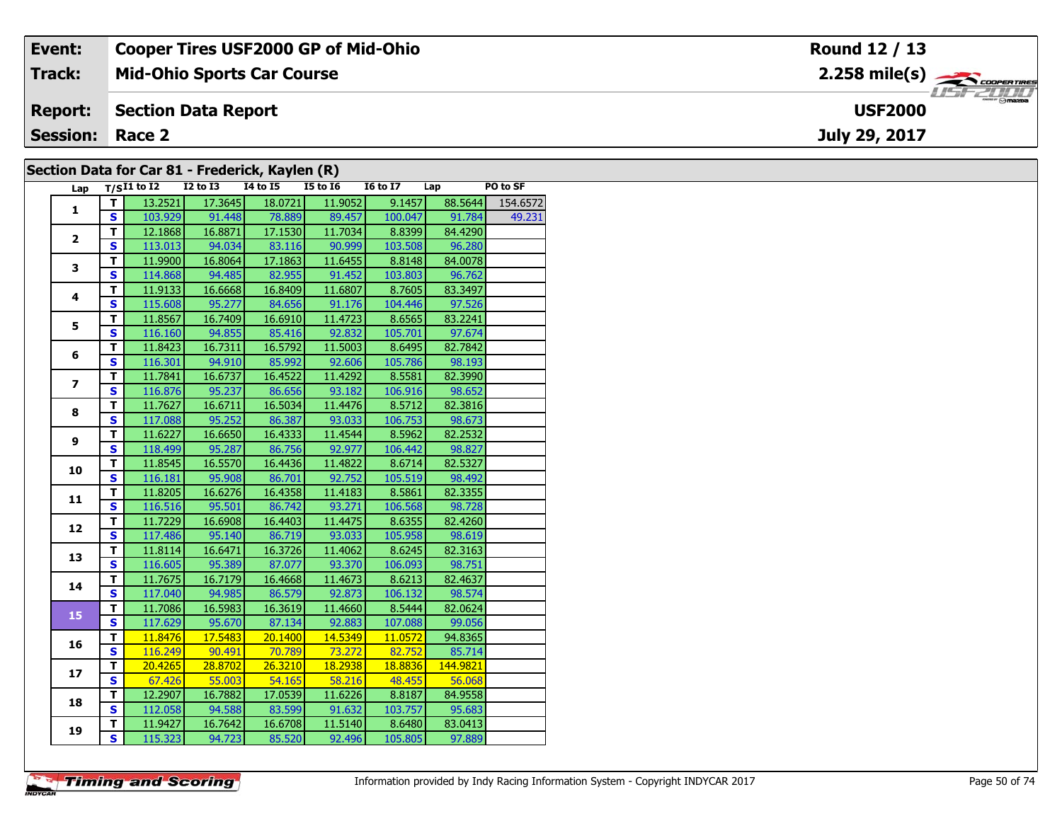| Event: | Cooper Tires USF2000 GP of Mid-Ohio | Round 12 / 13 |
|---|---|---|
| Track: | Mid-Ohio Sports Car Course | 2.258 mile(s) |
| Report: | Section Data Report | USF2000 |
| Session: | Race 2 | July 29, 2017 |

## Section Data for Car 81 - Frederick, Kaylen (R)

| Lap | T/S | I1 to I2 | I2 to I3 | I4 to I5 | I5 to I6 | I6 to I7 | Lap | PO to SF |
|---|---|---|---|---|---|---|---|---|
| 1 | T | 13.2521 | 17.3645 | 18.0721 | 11.9052 | 9.1457 | 88.5644 | 154.6572 |
| | S | 103.929 | 91.448 | 78.889 | 89.457 | 100.047 | 91.784 | 49.231 |
| 2 | T | 12.1868 | 16.8871 | 17.1530 | 11.7034 | 8.8399 | 84.4290 | |
| | S | 113.013 | 94.034 | 83.116 | 90.999 | 103.508 | 96.280 | |
| 3 | T | 11.9900 | 16.8064 | 17.1863 | 11.6455 | 8.8148 | 84.0078 | |
| | S | 114.868 | 94.485 | 82.955 | 91.452 | 103.803 | 96.762 | |
| 4 | T | 11.9133 | 16.6668 | 16.8409 | 11.6807 | 8.7605 | 83.3497 | |
| | S | 115.608 | 95.277 | 84.656 | 91.176 | 104.446 | 97.526 | |
| 5 | T | 11.8567 | 16.7409 | 16.6910 | 11.4723 | 8.6565 | 83.2241 | |
| | S | 116.160 | 94.855 | 85.416 | 92.832 | 105.701 | 97.674 | |
| 6 | T | 11.8423 | 16.7311 | 16.5792 | 11.5003 | 8.6495 | 82.7842 | |
| | S | 116.301 | 94.910 | 85.992 | 92.606 | 105.786 | 98.193 | |
| 7 | T | 11.7841 | 16.6737 | 16.4522 | 11.4292 | 8.5581 | 82.3990 | |
| | S | 116.876 | 95.237 | 86.656 | 93.182 | 106.916 | 98.652 | |
| 8 | T | 11.7627 | 16.6711 | 16.5034 | 11.4476 | 8.5712 | 82.3816 | |
| | S | 117.088 | 95.252 | 86.387 | 93.033 | 106.753 | 98.673 | |
| 9 | T | 11.6227 | 16.6650 | 16.4333 | 11.4544 | 8.5962 | 82.2532 | |
| | S | 118.499 | 95.287 | 86.756 | 92.977 | 106.442 | 98.827 | |
| 10 | T | 11.8545 | 16.5570 | 16.4436 | 11.4822 | 8.6714 | 82.5327 | |
| | S | 116.181 | 95.908 | 86.701 | 92.752 | 105.519 | 98.492 | |
| 11 | T | 11.8205 | 16.6276 | 16.4358 | 11.4183 | 8.5861 | 82.3355 | |
| | S | 116.516 | 95.501 | 86.742 | 93.271 | 106.568 | 98.728 | |
| 12 | T | 11.7229 | 16.6908 | 16.4403 | 11.4475 | 8.6355 | 82.4260 | |
| | S | 117.486 | 95.140 | 86.719 | 93.033 | 105.958 | 98.619 | |
| 13 | T | 11.8114 | 16.6471 | 16.3726 | 11.4062 | 8.6245 | 82.3163 | |
| | S | 116.605 | 95.389 | 87.077 | 93.370 | 106.093 | 98.751 | |
| 14 | T | 11.7675 | 16.7179 | 16.4668 | 11.4673 | 8.6213 | 82.4637 | |
| | S | 117.040 | 94.985 | 86.579 | 92.873 | 106.132 | 98.574 | |
| 15 | T | 11.7086 | 16.5983 | 16.3619 | 11.4660 | 8.5444 | 82.0624 | |
| | S | 117.629 | 95.670 | 87.134 | 92.883 | 107.088 | 99.056 | |
| 16 | T | 11.8476 | 17.5483 | 20.1400 | 14.5349 | 11.0572 | 94.8365 | |
| | S | 116.249 | 90.491 | 70.789 | 73.272 | 82.752 | 85.714 | |
| 17 | T | 20.4265 | 28.8702 | 26.3210 | 18.2938 | 18.8836 | 144.9821 | |
| | S | 67.426 | 55.003 | 54.165 | 58.216 | 48.455 | 56.068 | |
| 18 | T | 12.2907 | 16.7882 | 17.0539 | 11.6226 | 8.8187 | 84.9558 | |
| | S | 112.058 | 94.588 | 83.599 | 91.632 | 103.757 | 95.683 | |
| 19 | T | 11.9427 | 16.7642 | 16.6708 | 11.5140 | 8.6480 | 83.0413 | |
| | S | 115.323 | 94.723 | 85.520 | 92.496 | 105.805 | 97.889 | |

Information provided by Indy Racing Information System - Copyright INDYCAR 2017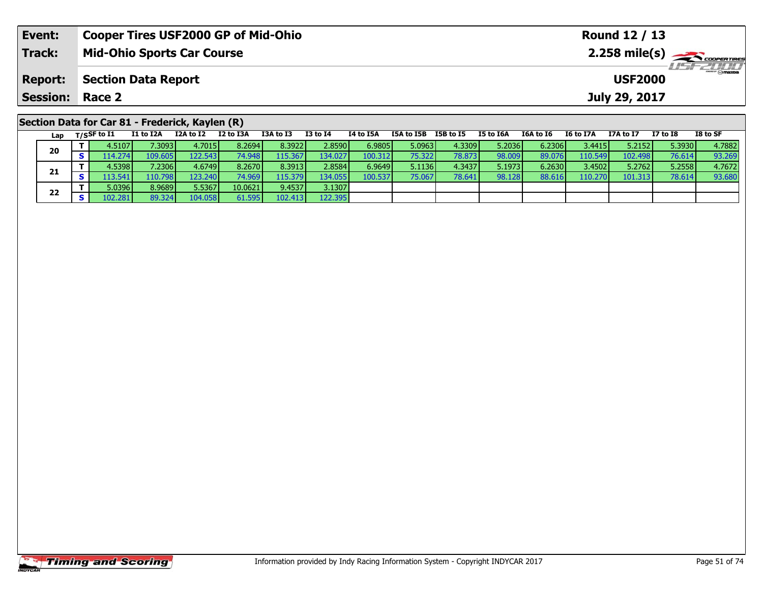| **Event:** | **Cooper Tires USF2000 GP of Mid-Ohio** | **Round 12 / 13** |
|---|---|---|
| **Track:** | **Mid-Ohio Sports Car Course** | **2.258 mile(s)** |
| **Report:** | **Section Data Report** | **USF2000** |
| **Session:** | **Race 2** | **July 29, 2017** |

## Section Data for Car 81 - Frederick, Kaylen (R)

| Lap | T/S | SF to I1 | I1 to I2A | I2A to I2 | I2 to I3A | I3A to I3 | I3 to I4 | I4 to I5A | I5A to I5B | I5B to I5 | I5 to I6A | I6A to I6 | I6 to I7A | I7A to I7 | I7 to I8 | I8 to SF |
|---|---|---|---|---|---|---|---|---|---|---|---|---|---|---|---|---|
| 20 | T | 4.5107 | 7.3093 | 4.7015 | 8.2694 | 8.3922 | 2.8590 | 6.9805 | 5.0963 | 4.3309 | 5.2036 | 6.2306 | 3.4415 | 5.2152 | 5.3930 | 4.7882 |
| | S | 114.274 | 109.605 | 122.543 | 74.948 | 115.367 | 134.027 | 100.312 | 75.322 | 78.873 | 98.009 | 89.076 | 110.549 | 102.498 | 76.614 | 93.269 |
| 21 | T | 4.5398 | 7.2306 | 4.6749 | 8.2670 | 8.3913 | 2.8584 | 6.9649 | 5.1136 | 4.3437 | 5.1973 | 6.2630 | 3.4502 | 5.2762 | 5.2558 | 4.7672 |
| | S | 113.541 | 110.798 | 123.240 | 74.969 | 115.379 | 134.055 | 100.537 | 75.067 | 78.641 | 98.128 | 88.616 | 110.270 | 101.313 | 78.614 | 93.680 |
| 22 | T | 5.0396 | 8.9689 | 5.5367 | 10.0621 | 9.4537 | 3.1307 | | | | | | | | | |
| | S | 102.281 | 89.324 | 104.058 | 61.595 | 102.413 | 122.395 | | | | | | | | | |

Information provided by Indy Racing Information System - Copyright INDYCAR 2017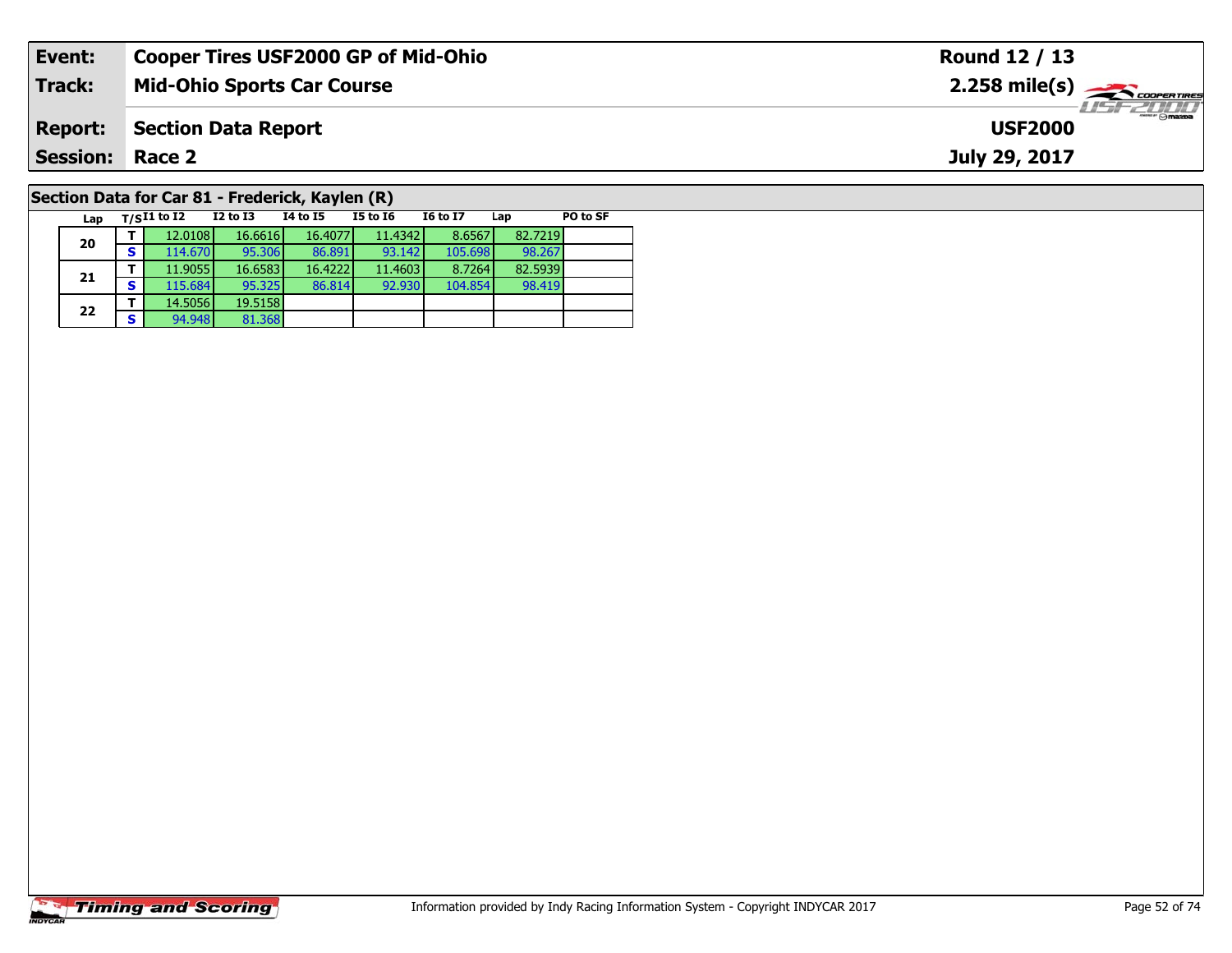| Event: | Cooper Tires USF2000 GP of Mid-Ohio | Round 12 / 13 |
|---|---|---|
| Track: | Mid-Ohio Sports Car Course | 2.258 mile(s) |
| Report: | Section Data Report | USF2000 |
| Session: | Race 2 | July 29, 2017 |

## Section Data for Car 81 - Frederick, Kaylen (R)

| Lap | T/S | I1 to I2 | I2 to I3 | I4 to I5 | I5 to I6 | I6 to I7 | Lap | PO to SF |
|---|---|---|---|---|---|---|---|---|
| 20 | T | 12.0108 | 16.6616 | 16.4077 | 11.4342 | 8.6567 | 82.7219 | |
| | S | 114.670 | 95.306 | 86.891 | 93.142 | 105.698 | 98.267 | |
| 21 | T | 11.9055 | 16.6583 | 16.4222 | 11.4603 | 8.7264 | 82.5939 | |
| | S | 115.684 | 95.325 | 86.814 | 92.930 | 104.854 | 98.419 | |
| 22 | T | 14.5056 | 19.5158 | | | | | |
| | S | 94.948 | 81.368 | | | | | |

Information provided by Indy Racing Information System - Copyright INDYCAR 2017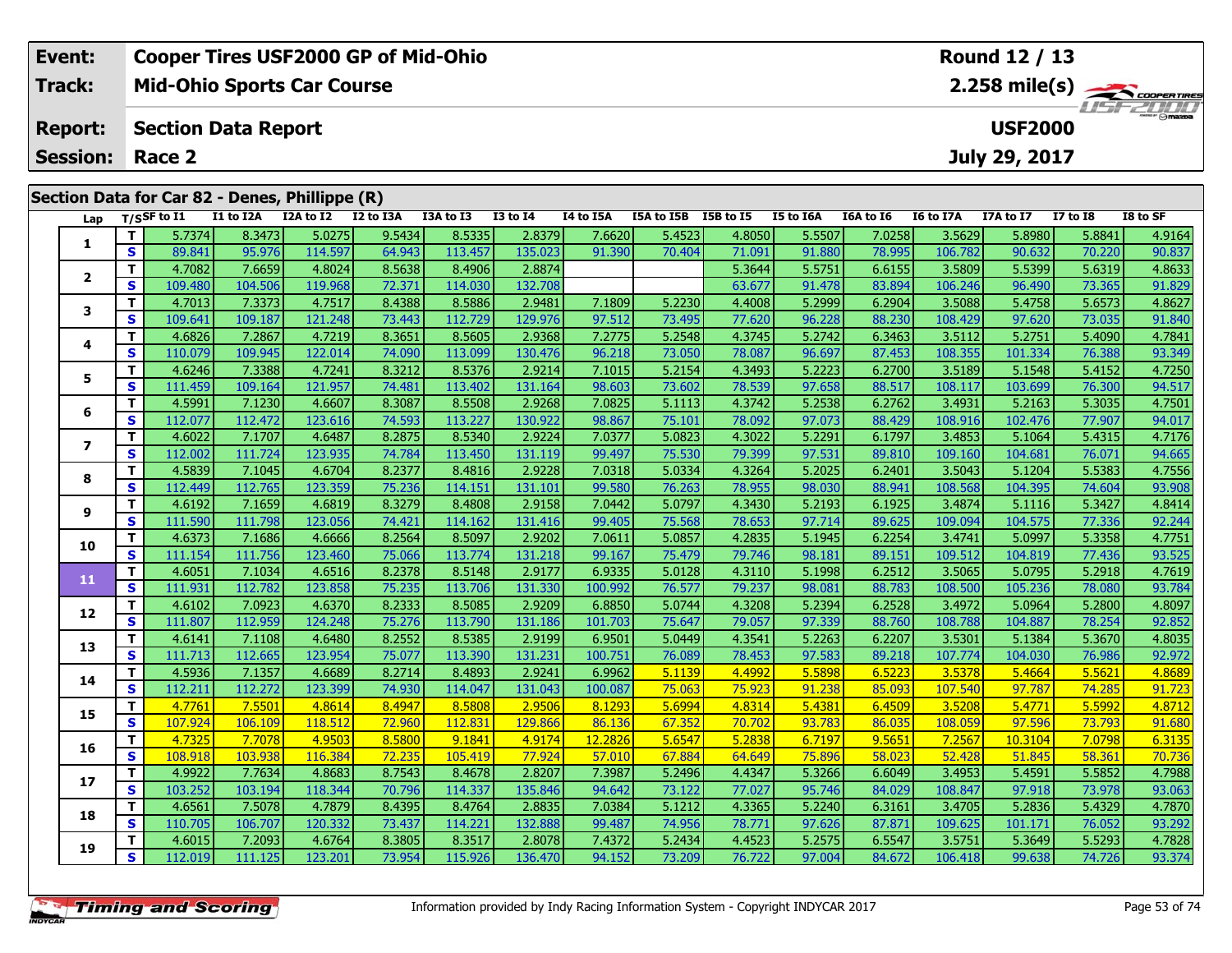| Event: | Cooper Tires USF2000 GP of Mid-Ohio | Round 12 / 13 |
|---|---|---|
| Track: | Mid-Ohio Sports Car Course | 2.258 mile(s) |
| Report: | Section Data Report | USF2000 |
| Session: | Race 2 | July 29, 2017 |

## Section Data for Car 82 - Denes, Phillippe (R)

| Lap | T/S | SF to I1 | I1 to I2A | I2A to I2 | I2 to I3A | I3A to I3 | I3 to I4 | I4 to I5A | I5A to I5B | I5B to I5 | I5 to I6A | I6A to I6 | I6 to I7A | I7A to I7 | I7 to I8 | I8 to SF |
|---|---|---|---|---|---|---|---|---|---|---|---|---|---|---|---|---|
| 1 | T | 5.7374 | 8.3473 | 5.0275 | 9.5434 | 8.5335 | 2.8379 | 7.6620 | 5.4523 | 4.8050 | 5.5507 | 7.0258 | 3.5629 | 5.8980 | 5.8841 | 4.9164 |
| | S | 89.841 | 95.976 | 114.597 | 64.943 | 113.457 | 135.023 | 91.390 | 70.404 | 71.091 | 91.880 | 78.995 | 106.782 | 90.632 | 70.220 | 90.837 |
| 2 | T | 4.7082 | 7.6659 | 4.8024 | 8.5638 | 8.4906 | 2.8874 | | | 5.3644 | 5.5751 | 6.6155 | 3.5809 | 5.5399 | 5.6319 | 4.8633 |
| | S | 109.480 | 104.506 | 119.968 | 72.371 | 114.030 | 132.708 | | | 63.677 | 91.478 | 83.894 | 106.246 | 96.490 | 73.365 | 91.829 |
| 3 | T | 4.7013 | 7.3373 | 4.7517 | 8.4388 | 8.5886 | 2.9481 | 7.1809 | 5.2230 | 4.4008 | 5.2999 | 6.2904 | 3.5088 | 5.4758 | 5.6573 | 4.8627 |
| | S | 109.641 | 109.187 | 121.248 | 73.443 | 112.729 | 129.976 | 97.512 | 73.495 | 77.620 | 96.228 | 88.230 | 108.429 | 97.620 | 73.035 | 91.840 |
| 4 | T | 4.6826 | 7.2867 | 4.7219 | 8.3651 | 8.5605 | 2.9368 | 7.2775 | 5.2548 | 4.3745 | 5.2742 | 6.3463 | 3.5112 | 5.2751 | 5.4090 | 4.7841 |
| | S | 110.079 | 109.945 | 122.014 | 74.090 | 113.099 | 130.476 | 96.218 | 73.050 | 78.087 | 96.697 | 87.453 | 108.355 | 101.334 | 76.388 | 93.349 |
| 5 | T | 4.6246 | 7.3388 | 4.7241 | 8.3212 | 8.5376 | 2.9214 | 7.1015 | 5.2154 | 4.3493 | 5.2223 | 6.2700 | 3.5189 | 5.1548 | 5.4152 | 4.7250 |
| | S | 111.459 | 109.164 | 121.957 | 74.481 | 113.402 | 131.164 | 98.603 | 73.602 | 78.539 | 97.658 | 88.517 | 108.117 | 103.699 | 76.300 | 94.517 |
| 6 | T | 4.5991 | 7.1230 | 4.6607 | 8.3087 | 8.5508 | 2.9268 | 7.0825 | 5.1113 | 4.3742 | 5.2538 | 6.2762 | 3.4931 | 5.2163 | 5.3035 | 4.7501 |
| | S | 112.077 | 112.472 | 123.616 | 74.593 | 113.227 | 130.922 | 98.867 | 75.101 | 78.092 | 97.073 | 88.429 | 108.916 | 102.476 | 77.907 | 94.017 |
| 7 | T | 4.6022 | 7.1707 | 4.6487 | 8.2875 | 8.5340 | 2.9224 | 7.0377 | 5.0823 | 4.3022 | 5.2291 | 6.1797 | 3.4853 | 5.1064 | 5.4315 | 4.7176 |
| | S | 112.002 | 111.724 | 123.935 | 74.784 | 113.450 | 131.119 | 99.497 | 75.530 | 79.399 | 97.531 | 89.810 | 109.160 | 104.681 | 76.071 | 94.665 |
| 8 | T | 4.5839 | 7.1045 | 4.6704 | 8.2377 | 8.4816 | 2.9228 | 7.0318 | 5.0334 | 4.3264 | 5.2025 | 6.2401 | 3.5043 | 5.1204 | 5.5383 | 4.7556 |
| | S | 112.449 | 112.765 | 123.359 | 75.236 | 114.151 | 131.101 | 99.580 | 76.263 | 78.955 | 98.030 | 88.941 | 108.568 | 104.395 | 74.604 | 93.908 |
| 9 | T | 4.6192 | 7.1659 | 4.6819 | 8.3279 | 8.4808 | 2.9158 | 7.0442 | 5.0797 | 4.3430 | 5.2193 | 6.1925 | 3.4874 | 5.1116 | 5.3427 | 4.8414 |
| | S | 111.590 | 111.798 | 123.056 | 74.421 | 114.162 | 131.416 | 99.405 | 75.568 | 78.653 | 97.714 | 89.625 | 109.094 | 104.575 | 77.336 | 92.244 |
| 10 | T | 4.6373 | 7.1686 | 4.6666 | 8.2564 | 8.5097 | 2.9202 | 7.0611 | 5.0857 | 4.2835 | 5.1945 | 6.2254 | 3.4741 | 5.0997 | 5.3358 | 4.7751 |
| | S | 111.154 | 111.756 | 123.460 | 75.066 | 113.774 | 131.218 | 99.167 | 75.479 | 79.746 | 98.181 | 89.151 | 109.512 | 104.819 | 77.436 | 93.525 |
| 11 | T | 4.6051 | 7.1034 | 4.6516 | 8.2378 | 8.5148 | 2.9177 | 6.9335 | 5.0128 | 4.3110 | 5.1998 | 6.2512 | 3.5065 | 5.0795 | 5.2918 | 4.7619 |
| | S | 111.931 | 112.782 | 123.858 | 75.235 | 113.706 | 131.330 | 100.992 | 76.577 | 79.237 | 98.081 | 88.783 | 108.500 | 105.236 | 78.080 | 93.784 |
| 12 | T | 4.6102 | 7.0923 | 4.6370 | 8.2333 | 8.5085 | 2.9209 | 6.8850 | 5.0744 | 4.3208 | 5.2394 | 6.2528 | 3.4972 | 5.0964 | 5.2800 | 4.8097 |
| | S | 111.807 | 112.959 | 124.248 | 75.276 | 113.790 | 131.186 | 101.703 | 75.647 | 79.057 | 97.339 | 88.760 | 108.788 | 104.887 | 78.254 | 92.852 |
| 13 | T | 4.6141 | 7.1108 | 4.6480 | 8.2552 | 8.5385 | 2.9199 | 6.9501 | 5.0449 | 4.3541 | 5.2263 | 6.2207 | 3.5301 | 5.1384 | 5.3670 | 4.8035 |
| | S | 111.713 | 112.665 | 123.954 | 75.077 | 113.390 | 131.231 | 100.751 | 76.089 | 78.453 | 97.583 | 89.218 | 107.774 | 104.030 | 76.986 | 92.972 |
| 14 | T | 4.5936 | 7.1357 | 4.6689 | 8.2714 | 8.4893 | 2.9241 | 6.9962 | 5.1139 | 4.4992 | 5.5898 | 6.5223 | 3.5378 | 5.4664 | 5.5621 | 4.8689 |
| | S | 112.211 | 112.272 | 123.399 | 74.930 | 114.047 | 131.043 | 100.087 | 75.063 | 75.923 | 91.238 | 85.093 | 107.540 | 97.787 | 74.285 | 91.723 |
| 15 | T | 4.7761 | 7.5501 | 4.8614 | 8.4947 | 8.5808 | 2.9506 | 8.1293 | 5.6994 | 4.8314 | 5.4381 | 6.4509 | 3.5208 | 5.4771 | 5.5992 | 4.8712 |
| | S | 107.924 | 106.109 | 118.512 | 72.960 | 112.831 | 129.866 | 86.136 | 67.352 | 70.702 | 93.783 | 86.035 | 108.059 | 97.596 | 73.793 | 91.680 |
| 16 | T | 4.7325 | 7.7078 | 4.9503 | 8.5800 | 9.1841 | 4.9174 | 12.2826 | 5.6547 | 5.2838 | 6.7197 | 9.5651 | 7.2567 | 10.3104 | 7.0798 | 6.3135 |
| | S | 108.918 | 103.938 | 116.384 | 72.235 | 105.419 | 77.924 | 57.010 | 67.884 | 64.649 | 75.896 | 58.023 | 52.428 | 51.845 | 58.361 | 70.736 |
| 17 | T | 4.9922 | 7.7634 | 4.8683 | 8.7543 | 8.4678 | 2.8207 | 7.3987 | 5.2496 | 4.4347 | 5.3266 | 6.6049 | 3.4953 | 5.4591 | 5.5852 | 4.7988 |
| | S | 103.252 | 103.194 | 118.344 | 70.796 | 114.337 | 135.846 | 94.642 | 73.122 | 77.027 | 95.746 | 84.029 | 108.847 | 97.918 | 73.978 | 93.063 |
| 18 | T | 4.6561 | 7.5078 | 4.7879 | 8.4395 | 8.4764 | 2.8835 | 7.0384 | 5.1212 | 4.3365 | 5.2240 | 6.3161 | 3.4705 | 5.2836 | 5.4329 | 4.7870 |
| | S | 110.705 | 106.707 | 120.332 | 73.437 | 114.221 | 132.888 | 99.487 | 74.956 | 78.771 | 97.626 | 87.871 | 109.625 | 101.171 | 76.052 | 93.292 |
| 19 | T | 4.6015 | 7.2093 | 4.6764 | 8.3805 | 8.3517 | 2.8078 | 7.4372 | 5.2434 | 4.4523 | 5.2575 | 6.5547 | 3.5751 | 5.3649 | 5.5293 | 4.7828 |
| | S | 112.019 | 111.125 | 123.201 | 73.954 | 115.926 | 136.470 | 94.152 | 73.209 | 76.722 | 97.004 | 84.672 | 106.418 | 99.638 | 74.726 | 93.374 |

Information provided by Indy Racing Information System - Copyright INDYCAR 2017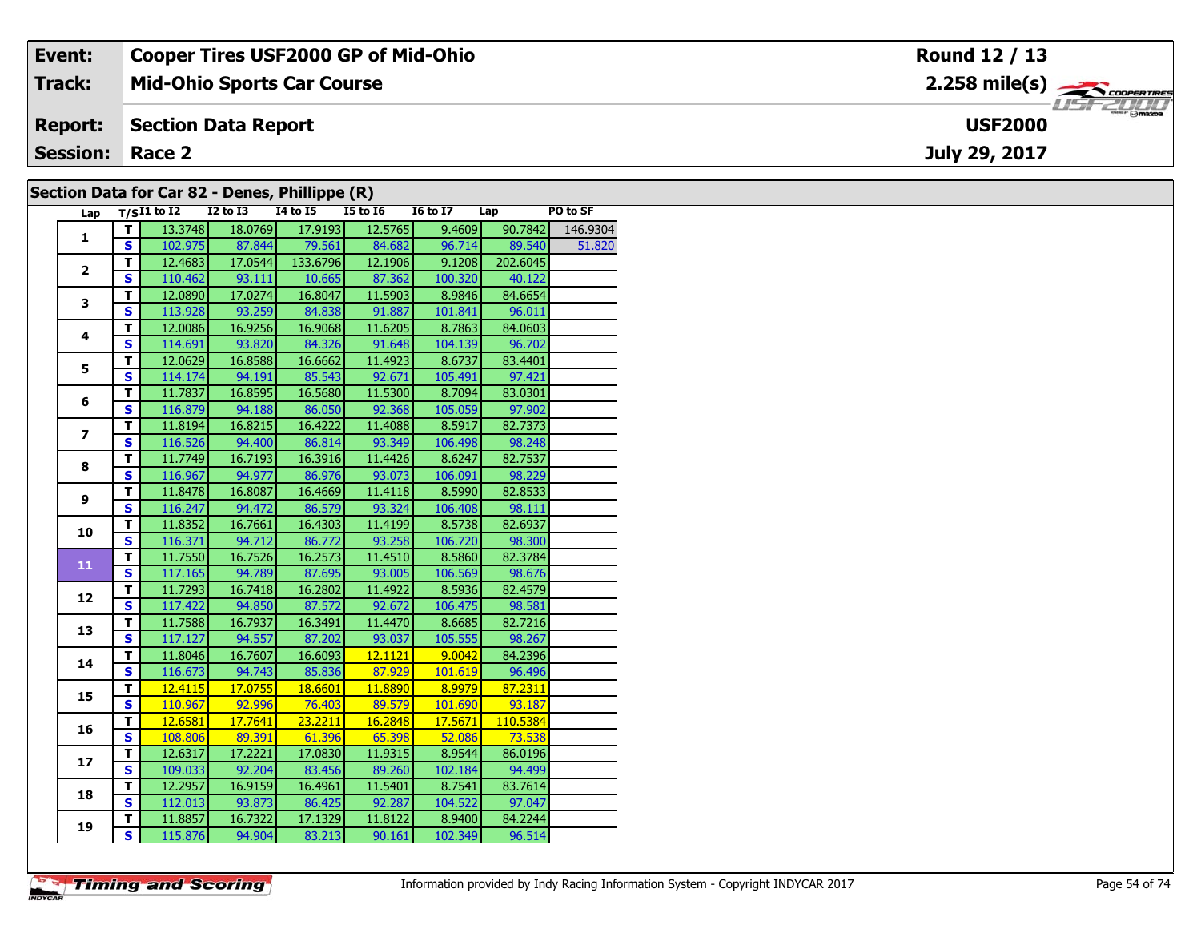| Event: | Cooper Tires USF2000 GP of Mid-Ohio | Round 12 / 13 |
|---|---|---|
| Track: | Mid-Ohio Sports Car Course | 2.258 mile(s) |
| Report: | Section Data Report | USF2000 |
| Session: | Race 2 | July 29, 2017 |

## Section Data for Car 82 - Denes, Phillippe (R)

| Lap | T/S | I1 to I2 | I2 to I3 | I4 to I5 | I5 to I6 | I6 to I7 | Lap | PO to SF |
|---|---|---|---|---|---|---|---|---|
| 1 | T | 13.3748 | 18.0769 | 17.9193 | 12.5765 | 9.4609 | 90.7842 | 146.9304 |
| | S | 102.975 | 87.844 | 79.561 | 84.682 | 96.714 | 89.540 | 51.820 |
| 2 | T | 12.4683 | 17.0544 | 133.6796 | 12.1906 | 9.1208 | 202.6045 | |
| | S | 110.462 | 93.111 | 10.665 | 87.362 | 100.320 | 40.122 | |
| 3 | T | 12.0890 | 17.0274 | 16.8047 | 11.5903 | 8.9846 | 84.6654 | |
| | S | 113.928 | 93.259 | 84.838 | 91.887 | 101.841 | 96.011 | |
| 4 | T | 12.0086 | 16.9256 | 16.9068 | 11.6205 | 8.7863 | 84.0603 | |
| | S | 114.691 | 93.820 | 84.326 | 91.648 | 104.139 | 96.702 | |
| 5 | T | 12.0629 | 16.8588 | 16.6662 | 11.4923 | 8.6737 | 83.4401 | |
| | S | 114.174 | 94.191 | 85.543 | 92.671 | 105.491 | 97.421 | |
| 6 | T | 11.7837 | 16.8595 | 16.5680 | 11.5300 | 8.7094 | 83.0301 | |
| | S | 116.879 | 94.188 | 86.050 | 92.368 | 105.059 | 97.902 | |
| 7 | T | 11.8194 | 16.8215 | 16.4222 | 11.4088 | 8.5917 | 82.7373 | |
| | S | 116.526 | 94.400 | 86.814 | 93.349 | 106.498 | 98.248 | |
| 8 | T | 11.7749 | 16.7193 | 16.3916 | 11.4426 | 8.6247 | 82.7537 | |
| | S | 116.967 | 94.977 | 86.976 | 93.073 | 106.091 | 98.229 | |
| 9 | T | 11.8478 | 16.8087 | 16.4669 | 11.4118 | 8.5990 | 82.8533 | |
| | S | 116.247 | 94.472 | 86.579 | 93.324 | 106.408 | 98.111 | |
| 10 | T | 11.8352 | 16.7661 | 16.4303 | 11.4199 | 8.5738 | 82.6937 | |
| | S | 116.371 | 94.712 | 86.772 | 93.258 | 106.720 | 98.300 | |
| 11 | T | 11.7550 | 16.7526 | 16.2573 | 11.4510 | 8.5860 | 82.3784 | |
| | S | 117.165 | 94.789 | 87.695 | 93.005 | 106.569 | 98.676 | |
| 12 | T | 11.7293 | 16.7418 | 16.2802 | 11.4922 | 8.5936 | 82.4579 | |
| | S | 117.422 | 94.850 | 87.572 | 92.672 | 106.475 | 98.581 | |
| 13 | T | 11.7588 | 16.7937 | 16.3491 | 11.4470 | 8.6685 | 82.7216 | |
| | S | 117.127 | 94.557 | 87.202 | 93.037 | 105.555 | 98.267 | |
| 14 | T | 11.8046 | 16.7607 | 16.6093 | 12.1121 | 9.0042 | 84.2396 | |
| | S | 116.673 | 94.743 | 85.836 | 87.929 | 101.619 | 96.496 | |
| 15 | T | 12.4115 | 17.0755 | 18.6601 | 11.8890 | 8.9979 | 87.2311 | |
| | S | 110.967 | 92.996 | 76.403 | 89.579 | 101.690 | 93.187 | |
| 16 | T | 12.6581 | 17.7641 | 23.2211 | 16.2848 | 17.5671 | 110.5384 | |
| | S | 108.806 | 89.391 | 61.396 | 65.398 | 52.086 | 73.538 | |
| 17 | T | 12.6317 | 17.2221 | 17.0830 | 11.9315 | 8.9544 | 86.0196 | |
| | S | 109.033 | 92.204 | 83.456 | 89.260 | 102.184 | 94.499 | |
| 18 | T | 12.2957 | 16.9159 | 16.4961 | 11.5401 | 8.7541 | 83.7614 | |
| | S | 112.013 | 93.873 | 86.425 | 92.287 | 104.522 | 97.047 | |
| 19 | T | 11.8857 | 16.7322 | 17.1329 | 11.8122 | 8.9400 | 84.2244 | |
| | S | 115.876 | 94.904 | 83.213 | 90.161 | 102.349 | 96.514 | |

Information provided by Indy Racing Information System - Copyright INDYCAR 2017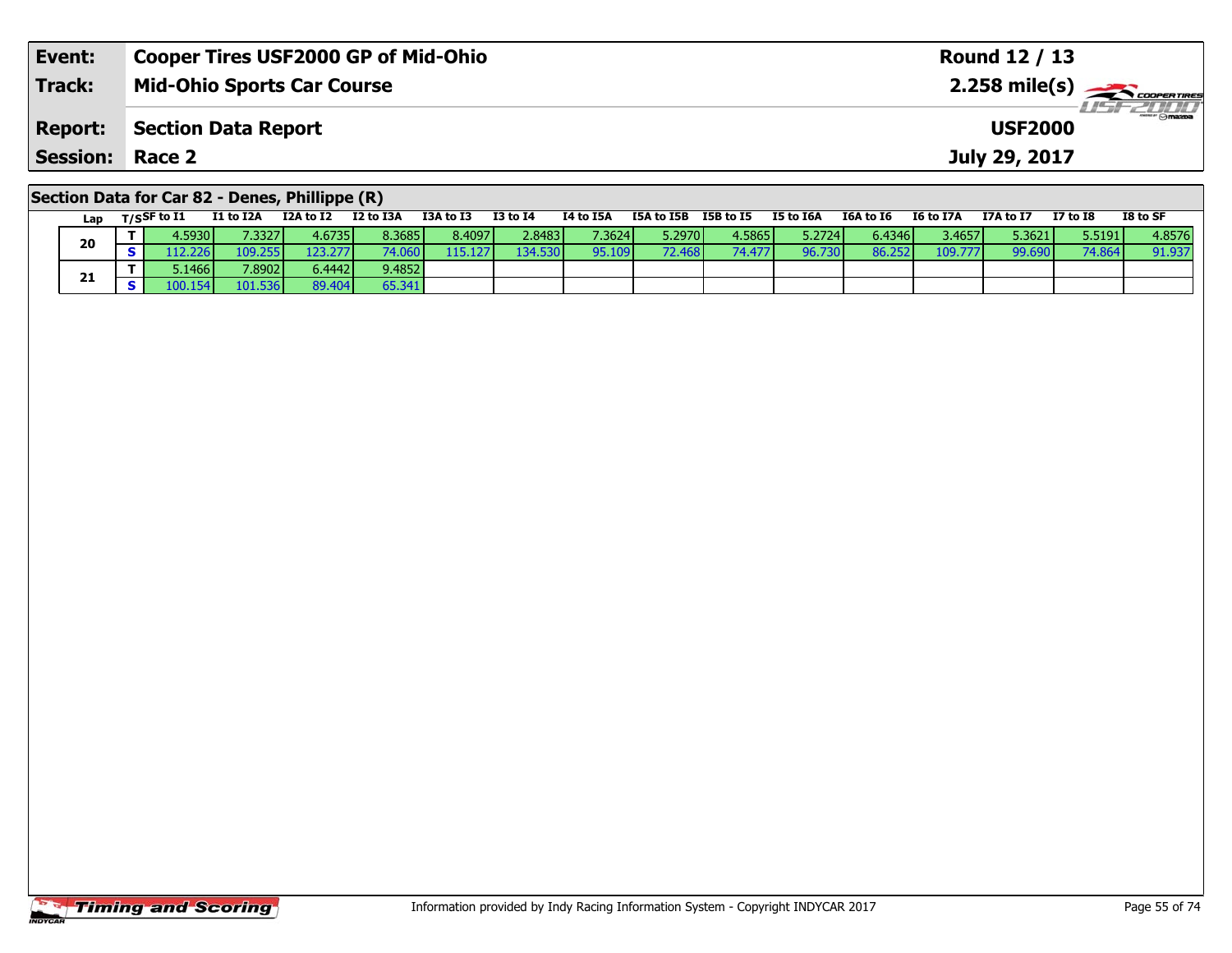| Event: | Cooper Tires USF2000 GP of Mid-Ohio | Round 12 / 13 |
|---|---|---|
| Track: | Mid-Ohio Sports Car Course | 2.258 mile(s) |
| Report: | Section Data Report | USF2000 |
| Session: | Race 2 | July 29, 2017 |

## Section Data for Car 82 - Denes, Phillippe (R)

| Lap | T/S | SF to I1 | I1 to I2A | I2A to I2 | I2 to I3A | I3A to I3 | I3 to I4 | I4 to I5A | I5A to I5B | I5B to I5 | I5 to I6A | I6A to I6 | I6 to I7A | I7A to I7 | I7 to I8 | I8 to SF |
|---|---|---|---|---|---|---|---|---|---|---|---|---|---|---|---|---|
| 20 | T | 4.5930 | 7.3327 | 4.6735 | 8.3685 | 8.4097 | 2.8483 | 7.3624 | 5.2970 | 4.5865 | 5.2724 | 6.4346 | 3.4657 | 5.3621 | 5.5191 | 4.8576 |
| | S | 112.226 | 109.255 | 123.277 | 74.060 | 115.127 | 134.530 | 95.109 | 72.468 | 74.477 | 96.730 | 86.252 | 109.777 | 99.690 | 74.864 | 91.937 |
| 21 | T | 5.1466 | 7.8902 | 6.4442 | 9.4852 | | | | | | | | | | | |
| | S | 100.154 | 101.536 | 89.404 | 65.341 | | | | | | | | | | | |

Information provided by Indy Racing Information System - Copyright INDYCAR 2017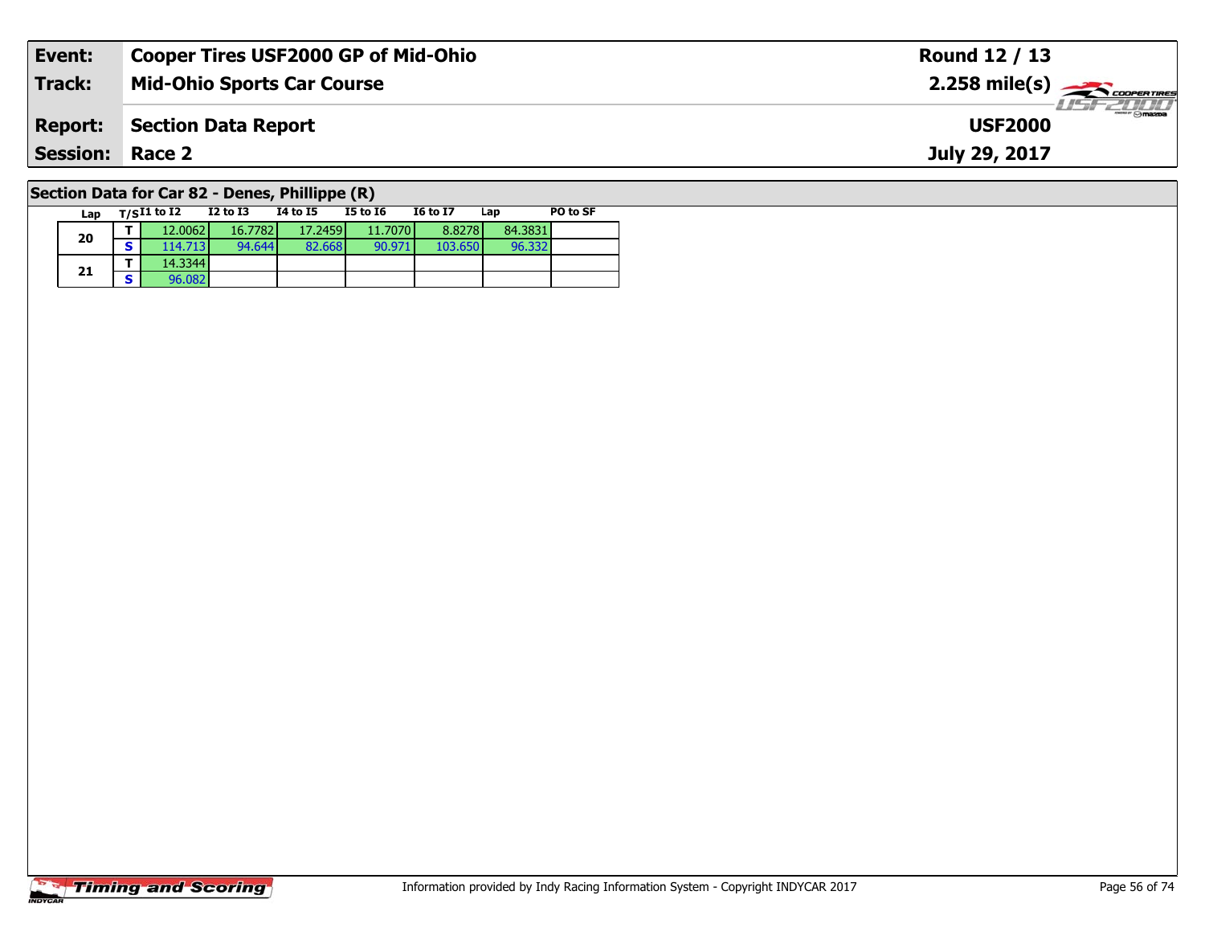| **Event:** | **Cooper Tires USF2000 GP of Mid-Ohio** | **Round 12 / 13** |
|---|---|---|
| **Track:** | **Mid-Ohio Sports Car Course** | **2.258 mile(s)** |
| **Report:** | **Section Data Report** | **USF2000** |
| **Session:** | **Race 2** | **July 29, 2017** |

## Section Data for Car 82 - Denes, Phillippe (R)

| Lap | T/S | I1 to I2 | I2 to I3 | I4 to I5 | I5 to I6 | I6 to I7 | Lap | PO to SF |
|---|---|---|---|---|---|---|---|---|
| 20 | T | 12.0062 | 16.7782 | 17.2459 | 11.7070 | 8.8278 | 84.3831 | |
| | S | 114.713 | 94.644 | 82.668 | 90.971 | 103.650 | 96.332 | |
| 21 | T | 14.3344 | | | | | | |
| | S | 96.082 | | | | | | |

Information provided by Indy Racing Information System - Copyright INDYCAR 2017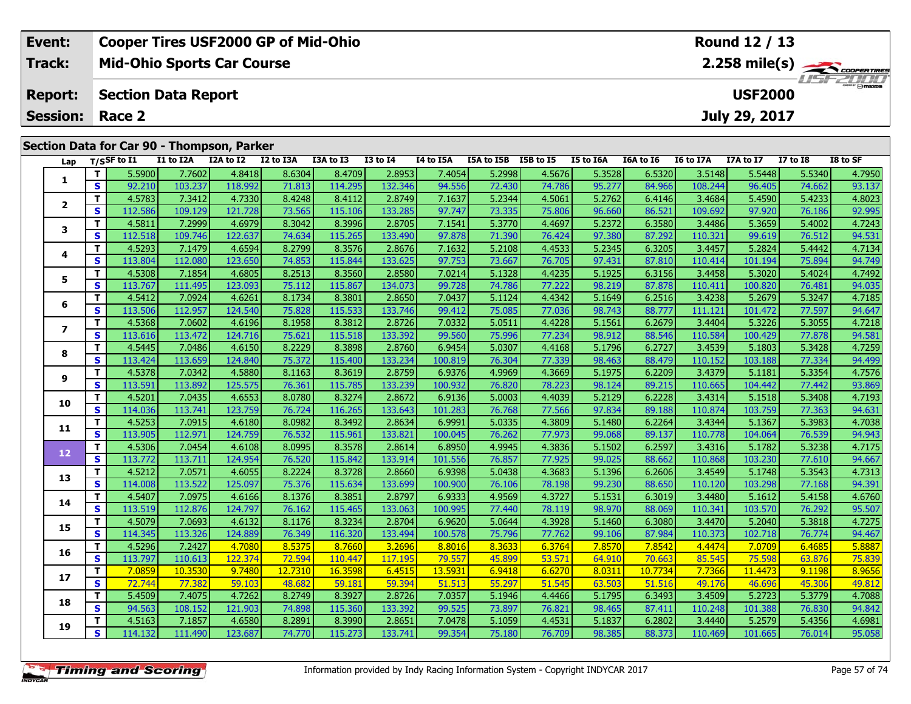| Event: | Cooper Tires USF2000 GP of Mid-Ohio | Round 12 / 13 |
|---|---|---|
| Track: | Mid-Ohio Sports Car Course | 2.258 mile(s) |
| Report: | Section Data Report | USF2000 |
| Session: | Race 2 | July 29, 2017 |

## Section Data for Car 90 - Thompson, Parker

| Lap | T/S | SF to I1 | I1 to I2A | I2A to I2 | I2 to I3A | I3A to I3 | I3 to I4 | I4 to I5A | I5A to I5B | I5B to I5 | I5 to I6A | I6A to I6 | I6 to I7A | I7A to I7 | I7 to I8 | I8 to SF |
|---|---|---|---|---|---|---|---|---|---|---|---|---|---|---|---|---|
| 1 | T | 5.5900 | 7.7602 | 4.8418 | 8.6304 | 8.4709 | 2.8953 | 7.4054 | 5.2998 | 4.5676 | 5.3528 | 6.5320 | 3.5148 | 5.5448 | 5.5340 | 4.7950 |
| | S | 92.210 | 103.237 | 118.992 | 71.813 | 114.295 | 132.346 | 94.556 | 72.430 | 74.786 | 95.277 | 84.966 | 108.244 | 96.405 | 74.662 | 93.137 |
| 2 | T | 4.5783 | 7.3412 | 4.7330 | 8.4248 | 8.4112 | 2.8749 | 7.1637 | 5.2344 | 4.5061 | 5.2762 | 6.4146 | 3.4684 | 5.4590 | 5.4233 | 4.8023 |
| | S | 112.586 | 109.129 | 121.728 | 73.565 | 115.106 | 133.285 | 97.747 | 73.335 | 75.806 | 96.660 | 86.521 | 109.692 | 97.920 | 76.186 | 92.995 |
| 3 | T | 4.5811 | 7.2999 | 4.6979 | 8.3042 | 8.3996 | 2.8705 | 7.1541 | 5.3770 | 4.4697 | 5.2372 | 6.3580 | 3.4486 | 5.3659 | 5.4002 | 4.7243 |
| | S | 112.518 | 109.746 | 122.637 | 74.634 | 115.265 | 133.490 | 97.878 | 71.390 | 76.424 | 97.380 | 87.292 | 110.321 | 99.619 | 76.512 | 94.531 |
| 4 | T | 4.5293 | 7.1479 | 4.6594 | 8.2799 | 8.3576 | 2.8676 | 7.1632 | 5.2108 | 4.4533 | 5.2345 | 6.3205 | 3.4457 | 5.2824 | 5.4442 | 4.7134 |
| | S | 113.804 | 112.080 | 123.650 | 74.853 | 115.844 | 133.625 | 97.753 | 73.667 | 76.705 | 97.431 | 87.810 | 110.414 | 101.194 | 75.894 | 94.749 |
| 5 | T | 4.5308 | 7.1854 | 4.6805 | 8.2513 | 8.3560 | 2.8580 | 7.0214 | 5.1328 | 4.4235 | 5.1925 | 6.3156 | 3.4458 | 5.3020 | 5.4024 | 4.7492 |
| | S | 113.767 | 111.495 | 123.093 | 75.112 | 115.867 | 134.073 | 99.728 | 74.786 | 77.222 | 98.219 | 87.878 | 110.411 | 100.820 | 76.481 | 94.035 |
| 6 | T | 4.5412 | 7.0924 | 4.6261 | 8.1734 | 8.3801 | 2.8650 | 7.0437 | 5.1124 | 4.4342 | 5.1649 | 6.2516 | 3.4238 | 5.2679 | 5.3247 | 4.7185 |
| | S | 113.506 | 112.957 | 124.540 | 75.828 | 115.533 | 133.746 | 99.412 | 75.085 | 77.036 | 98.743 | 88.777 | 111.121 | 101.472 | 77.597 | 94.647 |
| 7 | T | 4.5368 | 7.0602 | 4.6196 | 8.1958 | 8.3812 | 2.8726 | 7.0332 | 5.0511 | 4.4228 | 5.1561 | 6.2679 | 3.4404 | 5.3226 | 5.3055 | 4.7218 |
| | S | 113.616 | 113.472 | 124.716 | 75.621 | 115.518 | 133.392 | 99.560 | 75.996 | 77.234 | 98.912 | 88.546 | 110.584 | 100.429 | 77.878 | 94.581 |
| 8 | T | 4.5445 | 7.0486 | 4.6150 | 8.2229 | 8.3898 | 2.8760 | 6.9454 | 5.0307 | 4.4168 | 5.1796 | 6.2727 | 3.4539 | 5.1803 | 5.3428 | 4.7259 |
| | S | 113.424 | 113.659 | 124.840 | 75.372 | 115.400 | 133.234 | 100.819 | 76.304 | 77.339 | 98.463 | 88.479 | 110.152 | 103.188 | 77.334 | 94.499 |
| 9 | T | 4.5378 | 7.0342 | 4.5880 | 8.1163 | 8.3619 | 2.8759 | 6.9376 | 4.9969 | 4.3669 | 5.1975 | 6.2209 | 3.4379 | 5.1181 | 5.3354 | 4.7576 |
| | S | 113.591 | 113.892 | 125.575 | 76.361 | 115.785 | 133.239 | 100.932 | 76.820 | 78.223 | 98.124 | 89.215 | 110.665 | 104.442 | 77.442 | 93.869 |
| 10 | T | 4.5201 | 7.0435 | 4.6553 | 8.0780 | 8.3274 | 2.8672 | 6.9136 | 5.0003 | 4.4039 | 5.2129 | 6.2228 | 3.4314 | 5.1518 | 5.3408 | 4.7193 |
| | S | 114.036 | 113.741 | 123.759 | 76.724 | 116.265 | 133.643 | 101.283 | 76.768 | 77.566 | 97.834 | 89.188 | 110.874 | 103.759 | 77.363 | 94.631 |
| 11 | T | 4.5253 | 7.0915 | 4.6180 | 8.0982 | 8.3492 | 2.8634 | 6.9991 | 5.0335 | 4.3809 | 5.1480 | 6.2264 | 3.4344 | 5.1367 | 5.3983 | 4.7038 |
| | S | 113.905 | 112.971 | 124.759 | 76.532 | 115.961 | 133.821 | 100.045 | 76.262 | 77.973 | 99.068 | 89.137 | 110.778 | 104.064 | 76.539 | 94.943 |
| 12 | T | 4.5306 | 7.0454 | 4.6108 | 8.0995 | 8.3578 | 2.8614 | 6.8950 | 4.9945 | 4.3836 | 5.1502 | 6.2597 | 3.4316 | 5.1782 | 5.3238 | 4.7175 |
| | S | 113.772 | 113.711 | 124.954 | 76.520 | 115.842 | 133.914 | 101.556 | 76.857 | 77.925 | 99.025 | 88.662 | 110.868 | 103.230 | 77.610 | 94.667 |
| 13 | T | 4.5212 | 7.0571 | 4.6055 | 8.2224 | 8.3728 | 2.8660 | 6.9398 | 5.0438 | 4.3683 | 5.1396 | 6.2606 | 3.4549 | 5.1748 | 5.3543 | 4.7313 |
| | S | 114.008 | 113.522 | 125.097 | 75.376 | 115.634 | 133.699 | 100.900 | 76.106 | 78.198 | 99.230 | 88.650 | 110.120 | 103.298 | 77.168 | 94.391 |
| 14 | T | 4.5407 | 7.0975 | 4.6166 | 8.1376 | 8.3851 | 2.8797 | 6.9333 | 4.9569 | 4.3727 | 5.1531 | 6.3019 | 3.4480 | 5.1612 | 5.4158 | 4.6760 |
| | S | 113.519 | 112.876 | 124.797 | 76.162 | 115.465 | 133.063 | 100.995 | 77.440 | 78.119 | 98.970 | 88.069 | 110.341 | 103.570 | 76.292 | 95.507 |
| 15 | T | 4.5079 | 7.0693 | 4.6132 | 8.1176 | 8.3234 | 2.8704 | 6.9620 | 5.0644 | 4.3928 | 5.1460 | 6.3080 | 3.4470 | 5.2040 | 5.3818 | 4.7275 |
| | S | 114.345 | 113.326 | 124.889 | 76.349 | 116.320 | 133.494 | 100.578 | 75.796 | 77.762 | 99.106 | 87.984 | 110.373 | 102.718 | 76.774 | 94.467 |
| 16 | T | 4.5296 | 7.2427 | 4.7080 | 8.5375 | 8.7660 | 3.2696 | 8.8016 | 8.3633 | 6.3764 | 7.8570 | 7.8542 | 4.4474 | 7.0709 | 6.4685 | 5.8887 |
| | S | 113.797 | 110.613 | 122.374 | 72.594 | 110.447 | 117.195 | 79.557 | 45.899 | 53.571 | 64.910 | 70.663 | 85.545 | 75.598 | 63.876 | 75.839 |
| 17 | T | 7.0859 | 10.3530 | 9.7480 | 12.7310 | 16.3598 | 6.4515 | 13.5931 | 6.9418 | 6.6270 | 8.0311 | 10.7734 | 7.7366 | 11.4473 | 9.1198 | 8.9656 |
| | S | 72.744 | 77.382 | 59.103 | 48.682 | 59.181 | 59.394 | 51.513 | 55.297 | 51.545 | 63.503 | 51.516 | 49.176 | 46.696 | 45.306 | 49.812 |
| 18 | T | 5.4509 | 7.4075 | 4.7262 | 8.2749 | 8.3927 | 2.8726 | 7.0357 | 5.1946 | 4.4466 | 5.1795 | 6.3493 | 3.4509 | 5.2723 | 5.3779 | 4.7088 |
| | S | 94.563 | 108.152 | 121.903 | 74.898 | 115.360 | 133.392 | 99.525 | 73.897 | 76.821 | 98.465 | 87.411 | 110.248 | 101.388 | 76.830 | 94.842 |
| 19 | T | 4.5163 | 7.1857 | 4.6580 | 8.2891 | 8.3990 | 2.8651 | 7.0478 | 5.1059 | 4.4531 | 5.1837 | 6.2802 | 3.4440 | 5.2579 | 5.4356 | 4.6981 |
| | S | 114.132 | 111.490 | 123.687 | 74.770 | 115.273 | 133.741 | 99.354 | 75.180 | 76.709 | 98.385 | 88.373 | 110.469 | 101.665 | 76.014 | 95.058 |

Information provided by Indy Racing Information System - Copyright INDYCAR 2017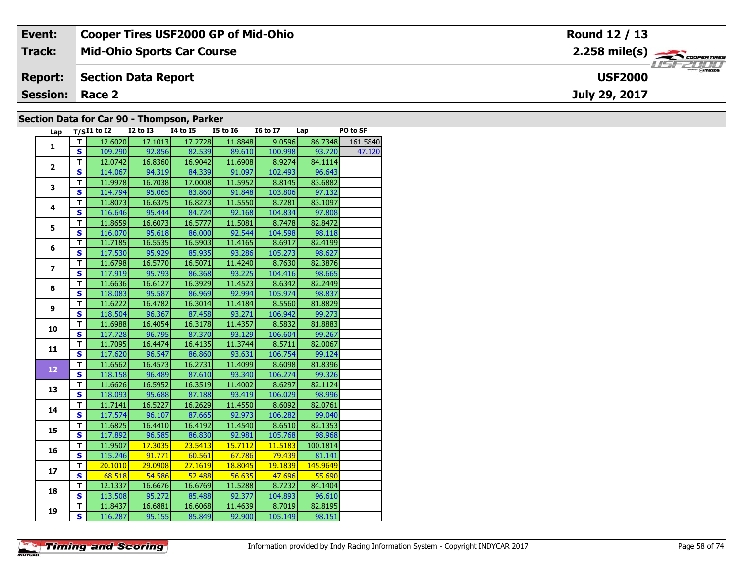| Event: | Cooper Tires USF2000 GP of Mid-Ohio | Round 12 / 13 |
|---|---|---|
| Track: | Mid-Ohio Sports Car Course | 2.258 mile(s) |
| Report: | Section Data Report | USF2000 |
| Session: | Race 2 | July 29, 2017 |

## Section Data for Car 90 - Thompson, Parker

| Lap | T/S | I1 to I2 | I2 to I3 | I4 to I5 | I5 to I6 | I6 to I7 | Lap | PO to SF |
|---|---|---|---|---|---|---|---|---|
| 1 | T | 12.6020 | 17.1013 | 17.2728 | 11.8848 | 9.0596 | 86.7348 | 161.5840 |
| | S | 109.290 | 92.856 | 82.539 | 89.610 | 100.998 | 93.720 | 47.120 |
| 2 | T | 12.0742 | 16.8360 | 16.9042 | 11.6908 | 8.9274 | 84.1114 | |
| | S | 114.067 | 94.319 | 84.339 | 91.097 | 102.493 | 96.643 | |
| 3 | T | 11.9978 | 16.7038 | 17.0008 | 11.5952 | 8.8145 | 83.6882 | |
| | S | 114.794 | 95.065 | 83.860 | 91.848 | 103.806 | 97.132 | |
| 4 | T | 11.8073 | 16.6375 | 16.8273 | 11.5550 | 8.7281 | 83.1097 | |
| | S | 116.646 | 95.444 | 84.724 | 92.168 | 104.834 | 97.808 | |
| 5 | T | 11.8659 | 16.6073 | 16.5777 | 11.5081 | 8.7478 | 82.8472 | |
| | S | 116.070 | 95.618 | 86.000 | 92.544 | 104.598 | 98.118 | |
| 6 | T | 11.7185 | 16.5535 | 16.5903 | 11.4165 | 8.6917 | 82.4199 | |
| | S | 117.530 | 95.929 | 85.935 | 93.286 | 105.273 | 98.627 | |
| 7 | T | 11.6798 | 16.5770 | 16.5071 | 11.4240 | 8.7630 | 82.3876 | |
| | S | 117.919 | 95.793 | 86.368 | 93.225 | 104.416 | 98.665 | |
| 8 | T | 11.6636 | 16.6127 | 16.3929 | 11.4523 | 8.6342 | 82.2449 | |
| | S | 118.083 | 95.587 | 86.969 | 92.994 | 105.974 | 98.837 | |
| 9 | T | 11.6222 | 16.4782 | 16.3014 | 11.4184 | 8.5560 | 81.8829 | |
| | S | 118.504 | 96.367 | 87.458 | 93.271 | 106.942 | 99.273 | |
| 10 | T | 11.6988 | 16.4054 | 16.3178 | 11.4357 | 8.5832 | 81.8883 | |
| | S | 117.728 | 96.795 | 87.370 | 93.129 | 106.604 | 99.267 | |
| 11 | T | 11.7095 | 16.4474 | 16.4135 | 11.3744 | 8.5711 | 82.0067 | |
| | S | 117.620 | 96.547 | 86.860 | 93.631 | 106.754 | 99.124 | |
| 12 | T | 11.6562 | 16.4573 | 16.2731 | 11.4099 | 8.6098 | 81.8396 | |
| | S | 118.158 | 96.489 | 87.610 | 93.340 | 106.274 | 99.326 | |
| 13 | T | 11.6626 | 16.5952 | 16.3519 | 11.4002 | 8.6297 | 82.1124 | |
| | S | 118.093 | 95.688 | 87.188 | 93.419 | 106.029 | 98.996 | |
| 14 | T | 11.7141 | 16.5227 | 16.2629 | 11.4550 | 8.6092 | 82.0761 | |
| | S | 117.574 | 96.107 | 87.665 | 92.973 | 106.282 | 99.040 | |
| 15 | T | 11.6825 | 16.4410 | 16.4192 | 11.4540 | 8.6510 | 82.1353 | |
| | S | 117.892 | 96.585 | 86.830 | 92.981 | 105.768 | 98.968 | |
| 16 | T | 11.9507 | 17.3035 | 23.5413 | 15.7112 | 11.5183 | 100.1814 | |
| | S | 115.246 | 91.771 | 60.561 | 67.786 | 79.439 | 81.141 | |
| 17 | T | 20.1010 | 29.0908 | 27.1619 | 18.8045 | 19.1839 | 145.9649 | |
| | S | 68.518 | 54.586 | 52.488 | 56.635 | 47.696 | 55.690 | |
| 18 | T | 12.1337 | 16.6676 | 16.6769 | 11.5288 | 8.7232 | 84.1404 | |
| | S | 113.508 | 95.272 | 85.488 | 92.377 | 104.893 | 96.610 | |
| 19 | T | 11.8437 | 16.6881 | 16.6068 | 11.4639 | 8.7019 | 82.8195 | |
| | S | 116.287 | 95.155 | 85.849 | 92.900 | 105.149 | 98.151 | |

Information provided by Indy Racing Information System - Copyright INDYCAR 2017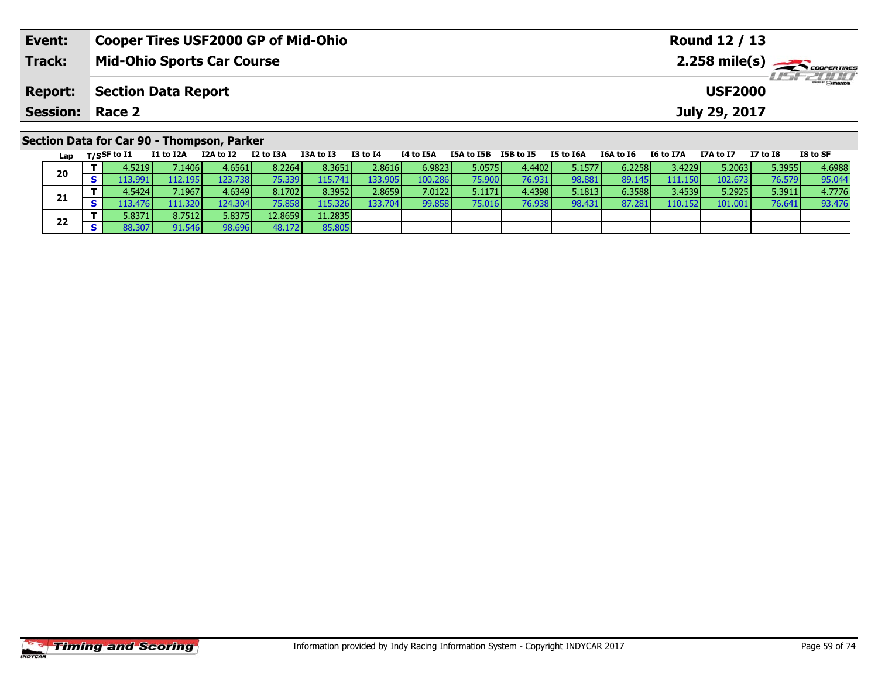| **Event:** | **Cooper Tires USF2000 GP of Mid-Ohio** | **Round 12 / 13** |
|---|---|---|
| **Track:** | **Mid-Ohio Sports Car Course** | **2.258 mile(s)** |
| **Report:** | **Section Data Report** | **USF2000** |
| **Session:** | **Race 2** | **July 29, 2017** |

## Section Data for Car 90 - Thompson, Parker

| Lap | T/S | SF to I1 | I1 to I2A | I2A to I2 | I2 to I3A | I3A to I3 | I3 to I4 | I4 to I5A | I5A to I5B | I5B to I5 | I5 to I6A | I6A to I6 | I6 to I7A | I7A to I7 | I7 to I8 | I8 to SF |
|---|---|---|---|---|---|---|---|---|---|---|---|---|---|---|---|---|
| 20 | T | 4.5219 | 7.1406 | 4.6561 | 8.2264 | 8.3651 | 2.8616 | 6.9823 | 5.0575 | 4.4402 | 5.1577 | 6.2258 | 3.4229 | 5.2063 | 5.3955 | 4.6988 |
| | S | 113.991 | 112.195 | 123.738 | 75.339 | 115.741 | 133.905 | 100.286 | 75.900 | 76.931 | 98.881 | 89.145 | 111.150 | 102.673 | 76.579 | 95.044 |
| 21 | T | 4.5424 | 7.1967 | 4.6349 | 8.1702 | 8.3952 | 2.8659 | 7.0122 | 5.1171 | 4.4398 | 5.1813 | 6.3588 | 3.4539 | 5.2925 | 5.3911 | 4.7776 |
| | S | 113.476 | 111.320 | 124.304 | 75.858 | 115.326 | 133.704 | 99.858 | 75.016 | 76.938 | 98.431 | 87.281 | 110.152 | 101.001 | 76.641 | 93.476 |
| 22 | T | 5.8371 | 8.7512 | 5.8375 | 12.8659 | 11.2835 | | | | | | | | | | |
| | S | 88.307 | 91.546 | 98.696 | 48.172 | 85.805 | | | | | | | | | | |

Information provided by Indy Racing Information System - Copyright INDYCAR 2017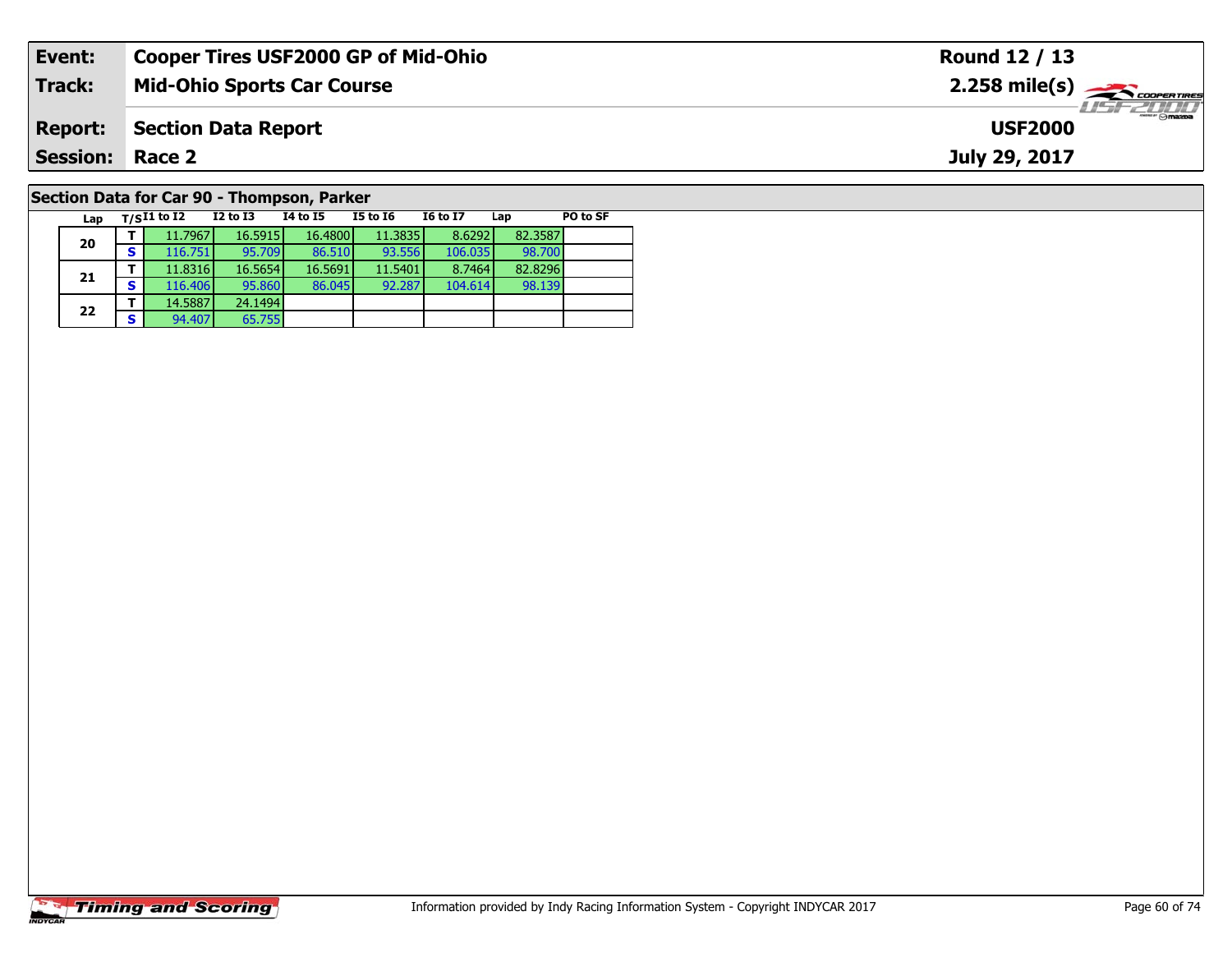| Event: | Cooper Tires USF2000 GP of Mid-Ohio | Round 12 / 13 |
|---|---|---|
| Track: | Mid-Ohio Sports Car Course | 2.258 mile(s) |
| Report: | Section Data Report | USF2000 |
| Session: | Race 2 | July 29, 2017 |

## Section Data for Car 90 - Thompson, Parker

| Lap | T/S | I1 to I2 | I2 to I3 | I4 to I5 | I5 to I6 | I6 to I7 | Lap | PO to SF |
|---|---|---|---|---|---|---|---|---|
| 20 | T | 11.7967 | 16.5915 | 16.4800 | 11.3835 | 8.6292 | 82.3587 | |
| | S | 116.751 | 95.709 | 86.510 | 93.556 | 106.035 | 98.700 | |
| 21 | T | 11.8316 | 16.5654 | 16.5691 | 11.5401 | 8.7464 | 82.8296 | |
| | S | 116.406 | 95.860 | 86.045 | 92.287 | 104.614 | 98.139 | |
| 22 | T | 14.5887 | 24.1494 | | | | | |
| | S | 94.407 | 65.755 | | | | | |

Information provided by Indy Racing Information System - Copyright INDYCAR 2017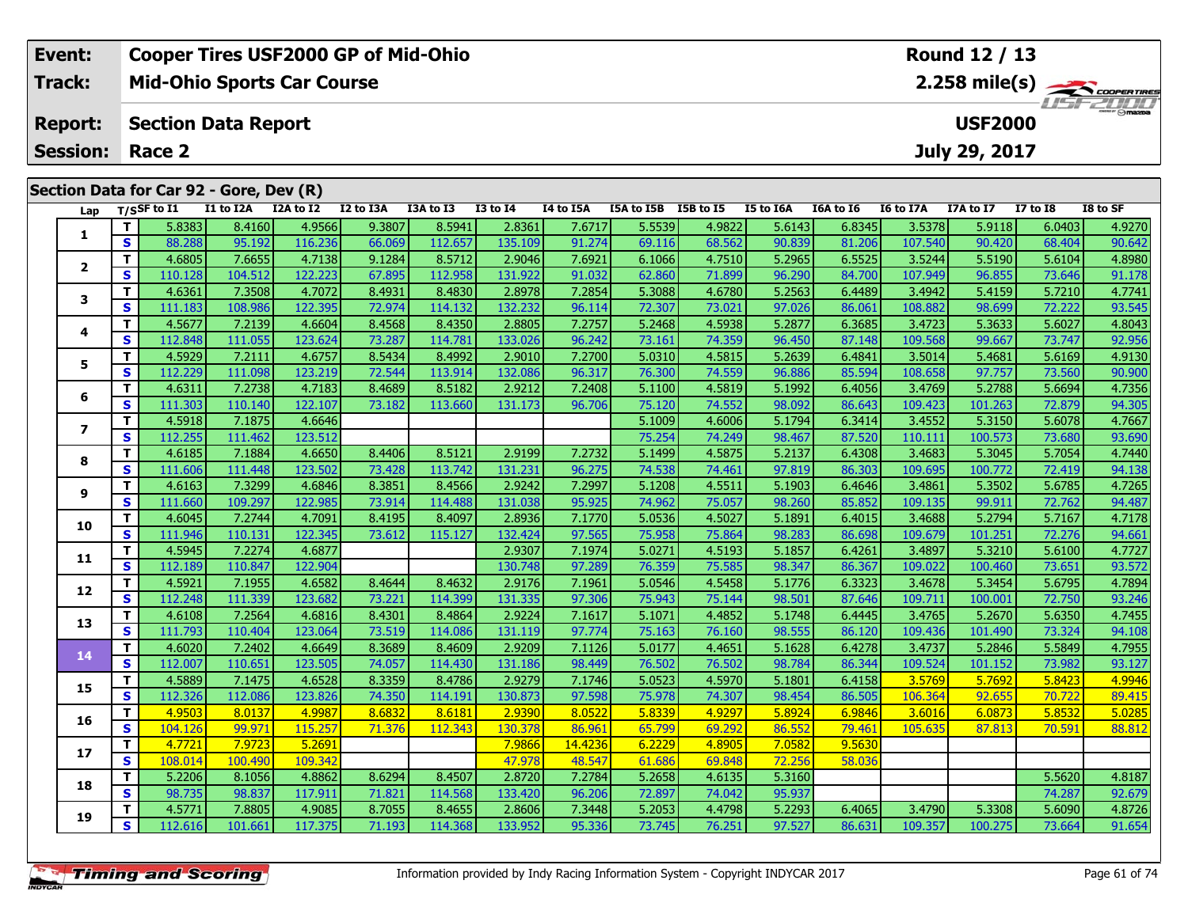| Event: | Cooper Tires USF2000 GP of Mid-Ohio | Round 12 / 13 |
|---|---|---|
| Track: | Mid-Ohio Sports Car Course | 2.258 mile(s) |
| Report: | Section Data Report | USF2000 |
| Session: | Race 2 | July 29, 2017 |

## Section Data for Car 92 - Gore, Dev (R)

| Lap | T/S | SF to I1 | I1 to I2A | I2A to I2 | I2 to I3A | I3A to I3 | I3 to I4 | I4 to I5A | I5A to I5B | I5B to I5 | I5 to I6A | I6A to I6 | I6 to I7A | I7A to I7 | I7 to I8 | I8 to SF |
|---|---|---|---|---|---|---|---|---|---|---|---|---|---|---|---|---|
| 1 | T | 5.8383 | 8.4160 | 4.9566 | 9.3807 | 8.5941 | 2.8361 | 7.6717 | 5.5539 | 4.9822 | 5.6143 | 6.8345 | 3.5378 | 5.9118 | 6.0403 | 4.9270 |
| | S | 88.288 | 95.192 | 116.236 | 66.069 | 112.657 | 135.109 | 91.274 | 69.116 | 68.562 | 90.839 | 81.206 | 107.540 | 90.420 | 68.404 | 90.642 |
| 2 | T | 4.6805 | 7.6655 | 4.7138 | 9.1284 | 8.5712 | 2.9046 | 7.6921 | 6.1066 | 4.7510 | 5.2965 | 6.5525 | 3.5244 | 5.5190 | 5.6104 | 4.8980 |
| | S | 110.128 | 104.512 | 122.223 | 67.895 | 112.958 | 131.922 | 91.032 | 62.860 | 71.899 | 96.290 | 84.700 | 107.949 | 96.855 | 73.646 | 91.178 |
| 3 | T | 4.6361 | 7.3508 | 4.7072 | 8.4931 | 8.4830 | 2.8978 | 7.2854 | 5.3088 | 4.6780 | 5.2563 | 6.4489 | 3.4942 | 5.4159 | 5.7210 | 4.7741 |
| | S | 111.183 | 108.986 | 122.395 | 72.974 | 114.132 | 132.232 | 96.114 | 72.307 | 73.021 | 97.026 | 86.061 | 108.882 | 98.699 | 72.222 | 93.545 |
| 4 | T | 4.5677 | 7.2139 | 4.6604 | 8.4568 | 8.4350 | 2.8805 | 7.2757 | 5.2468 | 4.5938 | 5.2877 | 6.3685 | 3.4723 | 5.3633 | 5.6027 | 4.8043 |
| | S | 112.848 | 111.055 | 123.624 | 73.287 | 114.781 | 133.026 | 96.242 | 73.161 | 74.359 | 96.450 | 87.148 | 109.568 | 99.667 | 73.747 | 92.956 |
| 5 | T | 4.5929 | 7.2111 | 4.6757 | 8.5434 | 8.4992 | 2.9010 | 7.2700 | 5.0310 | 4.5815 | 5.2639 | 6.4841 | 3.5014 | 5.4681 | 5.6169 | 4.9130 |
| | S | 112.229 | 111.098 | 123.219 | 72.544 | 113.914 | 132.086 | 96.317 | 76.300 | 74.559 | 96.886 | 85.594 | 108.658 | 97.757 | 73.560 | 90.900 |
| 6 | T | 4.6311 | 7.2738 | 4.7183 | 8.4689 | 8.5182 | 2.9212 | 7.2408 | 5.1100 | 4.5819 | 5.1992 | 6.4056 | 3.4769 | 5.2788 | 5.6694 | 4.7356 |
| | S | 111.303 | 110.140 | 122.107 | 73.182 | 113.660 | 131.173 | 96.706 | 75.120 | 74.552 | 98.092 | 86.643 | 109.423 | 101.263 | 72.879 | 94.305 |
| 7 | T | 4.5918 | 7.1875 | 4.6646 | | | | | 5.1009 | 4.6006 | 5.1794 | 6.3414 | 3.4552 | 5.3150 | 5.6078 | 4.7667 |
| | S | 112.255 | 111.462 | 123.512 | | | | | 75.254 | 74.249 | 98.467 | 87.520 | 110.111 | 100.573 | 73.680 | 93.690 |
| 8 | T | 4.6185 | 7.1884 | 4.6650 | 8.4406 | 8.5121 | 2.9199 | 7.2732 | 5.1499 | 4.5875 | 5.2137 | 6.4308 | 3.4683 | 5.3045 | 5.7054 | 4.7440 |
| | S | 111.606 | 111.448 | 123.502 | 73.428 | 113.742 | 131.231 | 96.275 | 74.538 | 74.461 | 97.819 | 86.303 | 109.695 | 100.772 | 72.419 | 94.138 |
| 9 | T | 4.6163 | 7.3299 | 4.6846 | 8.3851 | 8.4566 | 2.9242 | 7.2997 | 5.1208 | 4.5511 | 5.1903 | 6.4646 | 3.4861 | 5.3502 | 5.6785 | 4.7265 |
| | S | 111.660 | 109.297 | 122.985 | 73.914 | 114.488 | 131.038 | 95.925 | 74.962 | 75.057 | 98.260 | 85.852 | 109.135 | 99.911 | 72.762 | 94.487 |
| 10 | T | 4.6045 | 7.2744 | 4.7091 | 8.4195 | 8.4097 | 2.8936 | 7.1770 | 5.0536 | 4.5027 | 5.1891 | 6.4015 | 3.4688 | 5.2794 | 5.7167 | 4.7178 |
| | S | 111.946 | 110.131 | 122.345 | 73.612 | 115.127 | 132.424 | 97.565 | 75.958 | 75.864 | 98.283 | 86.698 | 109.679 | 101.251 | 72.276 | 94.661 |
| 11 | T | 4.5945 | 7.2274 | 4.6877 | | | 2.9307 | 7.1974 | 5.0271 | 4.5193 | 5.1857 | 6.4261 | 3.4897 | 5.3210 | 5.6100 | 4.7727 |
| | S | 112.189 | 110.847 | 122.904 | | | 130.748 | 97.289 | 76.359 | 75.585 | 98.347 | 86.367 | 109.022 | 100.460 | 73.651 | 93.572 |
| 12 | T | 4.5921 | 7.1955 | 4.6582 | 8.4644 | 8.4632 | 2.9176 | 7.1961 | 5.0546 | 4.5458 | 5.1776 | 6.3323 | 3.4678 | 5.3454 | 5.6795 | 4.7894 |
| | S | 112.248 | 111.339 | 123.682 | 73.221 | 114.399 | 131.335 | 97.306 | 75.943 | 75.144 | 98.501 | 87.646 | 109.711 | 100.001 | 72.750 | 93.246 |
| 13 | T | 4.6108 | 7.2564 | 4.6816 | 8.4301 | 8.4864 | 2.9224 | 7.1617 | 5.1071 | 4.4852 | 5.1748 | 6.4445 | 3.4765 | 5.2670 | 5.6350 | 4.7455 |
| | S | 111.793 | 110.404 | 123.064 | 73.519 | 114.086 | 131.119 | 97.774 | 75.163 | 76.160 | 98.555 | 86.120 | 109.436 | 101.490 | 73.324 | 94.108 |
| 14 | T | 4.6020 | 7.2402 | 4.6649 | 8.3689 | 8.4609 | 2.9209 | 7.1126 | 5.0177 | 4.4651 | 5.1628 | 6.4278 | 3.4737 | 5.2846 | 5.5849 | 4.7955 |
| | S | 112.007 | 110.651 | 123.505 | 74.057 | 114.430 | 131.186 | 98.449 | 76.502 | 76.502 | 98.784 | 86.344 | 109.524 | 101.152 | 73.982 | 93.127 |
| 15 | T | 4.5889 | 7.1475 | 4.6528 | 8.3359 | 8.4786 | 2.9279 | 7.1746 | 5.0523 | 4.5970 | 5.1801 | 6.4158 | 3.5769 | 5.7692 | 5.8423 | 4.9946 |
| | S | 112.326 | 112.086 | 123.826 | 74.350 | 114.191 | 130.873 | 97.598 | 75.978 | 74.307 | 98.454 | 86.505 | 106.364 | 92.655 | 70.722 | 89.415 |
| 16 | T | 4.9503 | 8.0137 | 4.9987 | 8.6832 | 8.6181 | 2.9390 | 8.0522 | 5.8339 | 4.9297 | 5.8924 | 6.9846 | 3.6016 | 6.0873 | 5.8532 | 5.0285 |
| | S | 104.126 | 99.971 | 115.257 | 71.376 | 112.343 | 130.378 | 86.961 | 65.799 | 69.292 | 86.552 | 79.461 | 105.635 | 87.813 | 70.591 | 88.812 |
| 17 | T | 4.7721 | 7.9723 | 5.2691 | | | 7.9866 | 14.4236 | 6.2229 | 4.8905 | 7.0582 | 9.5630 | | | | |
| | S | 108.014 | 100.490 | 109.342 | | | 47.978 | 48.547 | 61.686 | 69.848 | 72.256 | 58.036 | | | | |
| 18 | T | 5.2206 | 8.1056 | 4.8862 | 8.6294 | 8.4507 | 2.8720 | 7.2784 | 5.2658 | 4.6135 | 5.3160 | | | | 5.5620 | 4.8187 |
| | S | 98.735 | 98.837 | 117.911 | 71.821 | 114.568 | 133.420 | 96.206 | 72.897 | 74.042 | 95.937 | | | | 74.287 | 92.679 |
| 19 | T | 4.5771 | 7.8805 | 4.9085 | 8.7055 | 8.4655 | 2.8606 | 7.3448 | 5.2053 | 4.4798 | 5.2293 | 6.4065 | 3.4790 | 5.3308 | 5.6090 | 4.8726 |
| | S | 112.616 | 101.661 | 117.375 | 71.193 | 114.368 | 133.952 | 95.336 | 73.745 | 76.251 | 97.527 | 86.631 | 109.357 | 100.275 | 73.664 | 91.654 |

Information provided by Indy Racing Information System - Copyright INDYCAR 2017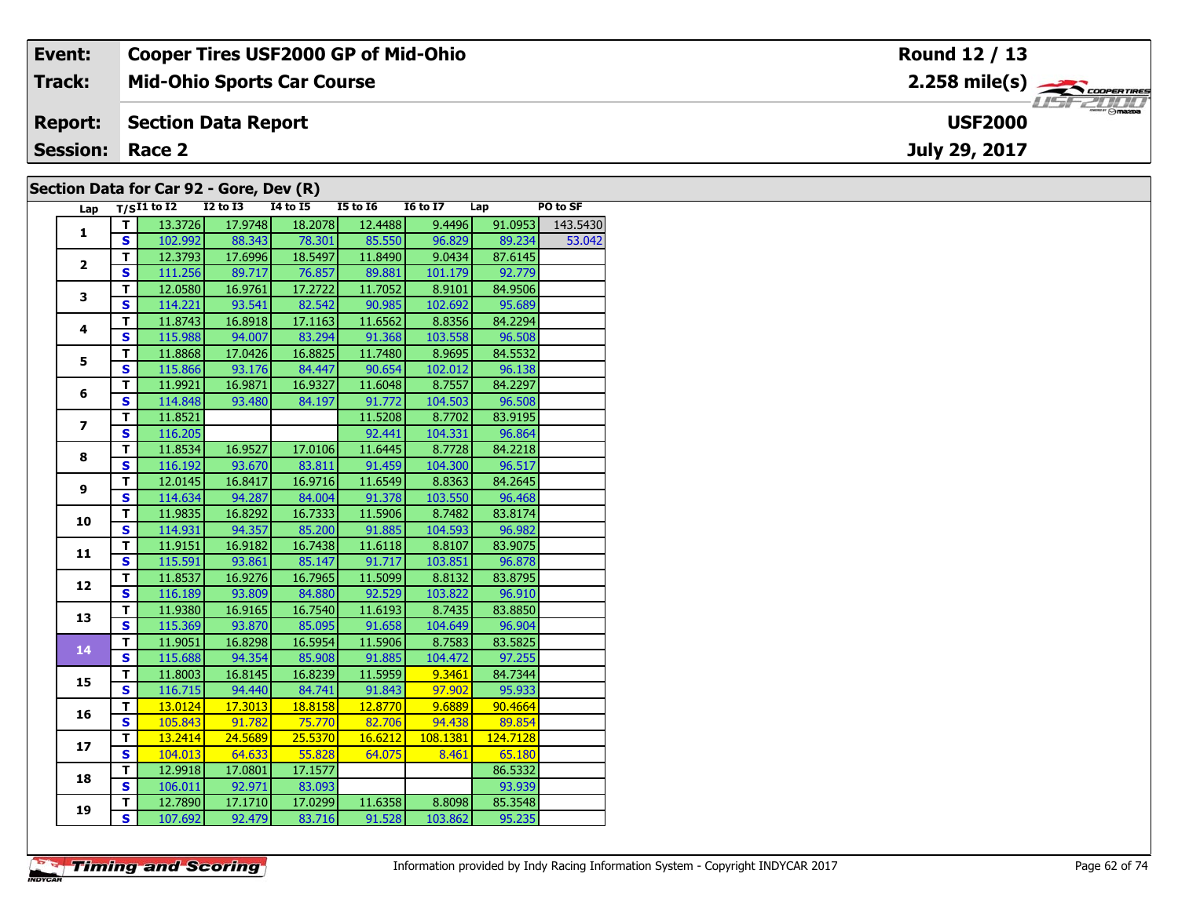| Event: | Cooper Tires USF2000 GP of Mid-Ohio | Round 12 / 13 |
|---|---|---|
| Track: | Mid-Ohio Sports Car Course | 2.258 mile(s) |
| Report: | Section Data Report | USF2000 |
| Session: | Race 2 | July 29, 2017 |

## Section Data for Car 92 - Gore, Dev (R)

| Lap | T/S | I1 to I2 | I2 to I3 | I4 to I5 | I5 to I6 | I6 to I7 | Lap | PO to SF |
|---|---|---|---|---|---|---|---|---|
| 1 | T | 13.3726 | 17.9748 | 18.2078 | 12.4488 | 9.4496 | 91.0953 | 143.5430 |
| | S | 102.992 | 88.343 | 78.301 | 85.550 | 96.829 | 89.234 | 53.042 |
| 2 | T | 12.3793 | 17.6996 | 18.5497 | 11.8490 | 9.0434 | 87.6145 | |
| | S | 111.256 | 89.717 | 76.857 | 89.881 | 101.179 | 92.779 | |
| 3 | T | 12.0580 | 16.9761 | 17.2722 | 11.7052 | 8.9101 | 84.9506 | |
| | S | 114.221 | 93.541 | 82.542 | 90.985 | 102.692 | 95.689 | |
| 4 | T | 11.8743 | 16.8918 | 17.1163 | 11.6562 | 8.8356 | 84.2294 | |
| | S | 115.988 | 94.007 | 83.294 | 91.368 | 103.558 | 96.508 | |
| 5 | T | 11.8868 | 17.0426 | 16.8825 | 11.7480 | 8.9695 | 84.5532 | |
| | S | 115.866 | 93.176 | 84.447 | 90.654 | 102.012 | 96.138 | |
| 6 | T | 11.9921 | 16.9871 | 16.9327 | 11.6048 | 8.7557 | 84.2297 | |
| | S | 114.848 | 93.480 | 84.197 | 91.772 | 104.503 | 96.508 | |
| 7 | T | 11.8521 | | | 11.5208 | 8.7702 | 83.9195 | |
| | S | 116.205 | | | 92.441 | 104.331 | 96.864 | |
| 8 | T | 11.8534 | 16.9527 | 17.0106 | 11.6445 | 8.7728 | 84.2218 | |
| | S | 116.192 | 93.670 | 83.811 | 91.459 | 104.300 | 96.517 | |
| 9 | T | 12.0145 | 16.8417 | 16.9716 | 11.6549 | 8.8363 | 84.2645 | |
| | S | 114.634 | 94.287 | 84.004 | 91.378 | 103.550 | 96.468 | |
| 10 | T | 11.9835 | 16.8292 | 16.7333 | 11.5906 | 8.7482 | 83.8174 | |
| | S | 114.931 | 94.357 | 85.200 | 91.885 | 104.593 | 96.982 | |
| 11 | T | 11.9151 | 16.9182 | 16.7438 | 11.6118 | 8.8107 | 83.9075 | |
| | S | 115.591 | 93.861 | 85.147 | 91.717 | 103.851 | 96.878 | |
| 12 | T | 11.8537 | 16.9276 | 16.7965 | 11.5099 | 8.8132 | 83.8795 | |
| | S | 116.189 | 93.809 | 84.880 | 92.529 | 103.822 | 96.910 | |
| 13 | T | 11.9380 | 16.9165 | 16.7540 | 11.6193 | 8.7435 | 83.8850 | |
| | S | 115.369 | 93.870 | 85.095 | 91.658 | 104.649 | 96.904 | |
| 14 | T | 11.9051 | 16.8298 | 16.5954 | 11.5906 | 8.7583 | 83.5825 | |
| | S | 115.688 | 94.354 | 85.908 | 91.885 | 104.472 | 97.255 | |
| 15 | T | 11.8003 | 16.8145 | 16.8239 | 11.5959 | 9.3461 | 84.7344 | |
| | S | 116.715 | 94.440 | 84.741 | 91.843 | 97.902 | 95.933 | |
| 16 | T | 13.0124 | 17.3013 | 18.8158 | 12.8770 | 9.6889 | 90.4664 | |
| | S | 105.843 | 91.782 | 75.770 | 82.706 | 94.438 | 89.854 | |
| 17 | T | 13.2414 | 24.5689 | 25.5370 | 16.6212 | 108.1381 | 124.7128 | |
| | S | 104.013 | 64.633 | 55.828 | 64.075 | 8.461 | 65.180 | |
| 18 | T | 12.9918 | 17.0801 | 17.1577 | | | 86.5332 | |
| | S | 106.011 | 92.971 | 83.093 | | | 93.939 | |
| 19 | T | 12.7890 | 17.1710 | 17.0299 | 11.6358 | 8.8098 | 85.3548 | |
| | S | 107.692 | 92.479 | 83.716 | 91.528 | 103.862 | 95.235 | |

Information provided by Indy Racing Information System - Copyright INDYCAR 2017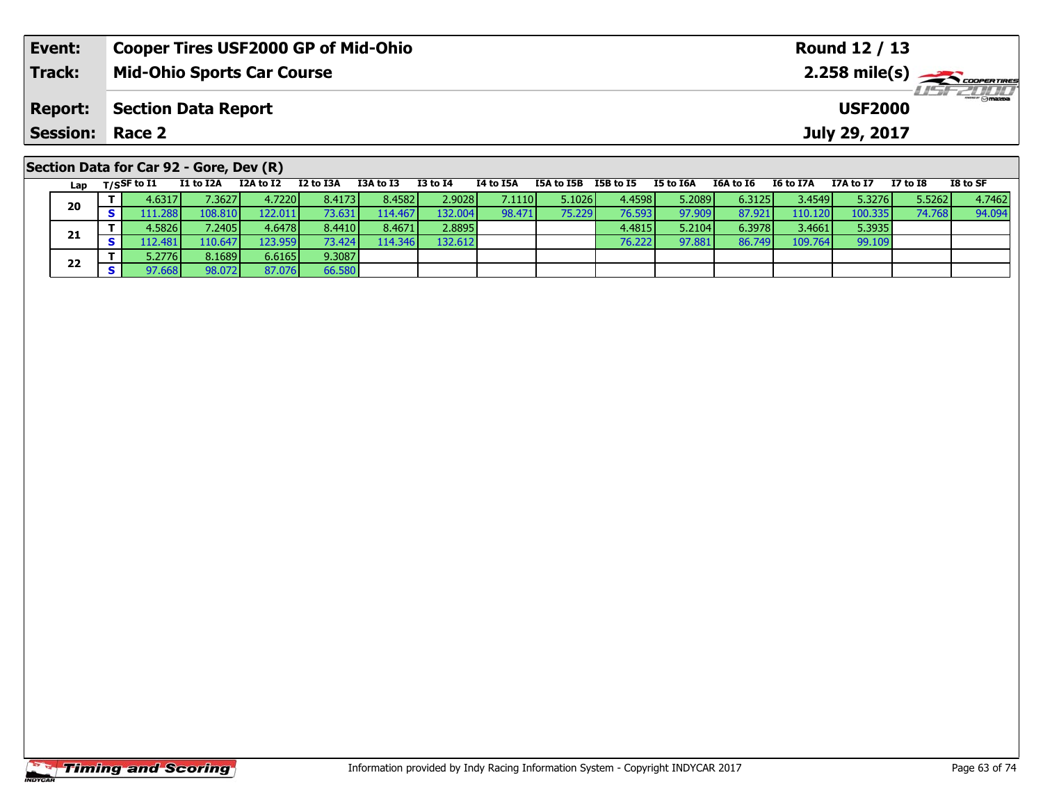| Event: | Cooper Tires USF2000 GP of Mid-Ohio | Round 12 / 13 |
|---|---|---|
| Track: | Mid-Ohio Sports Car Course | 2.258 mile(s) |
| Report: | Section Data Report | USF2000 |
| Session: | Race 2 | July 29, 2017 |

## Section Data for Car 92 - Gore, Dev (R)

| Lap | T/S | SF to I1 | I1 to I2A | I2A to I2 | I2 to I3A | I3A to I3 | I3 to I4 | I4 to I5A | I5A to I5B | I5B to I5 | I5 to I6A | I6A to I6 | I6 to I7A | I7A to I7 | I7 to I8 | I8 to SF |
|---|---|---|---|---|---|---|---|---|---|---|---|---|---|---|---|---|
| 20 | T | 4.6317 | 7.3627 | 4.7220 | 8.4173 | 8.4582 | 2.9028 | 7.1110 | 5.1026 | 4.4598 | 5.2089 | 6.3125 | 3.4549 | 5.3276 | 5.5262 | 4.7462 |
| | S | 111.288 | 108.810 | 122.011 | 73.631 | 114.467 | 132.004 | 98.471 | 75.229 | 76.593 | 97.909 | 87.921 | 110.120 | 100.335 | 74.768 | 94.094 |
| 21 | T | 4.5826 | 7.2405 | 4.6478 | 8.4410 | 8.4671 | 2.8895 | | | 4.4815 | 5.2104 | 6.3978 | 3.4661 | 5.3935 | | |
| | S | 112.481 | 110.647 | 123.959 | 73.424 | 114.346 | 132.612 | | | 76.222 | 97.881 | 86.749 | 109.764 | 99.109 | | |
| 22 | T | 5.2776 | 8.1689 | 6.6165 | 9.3087 | | | | | | | | | | | |
| | S | 97.668 | 98.072 | 87.076 | 66.580 | | | | | | | | | | | |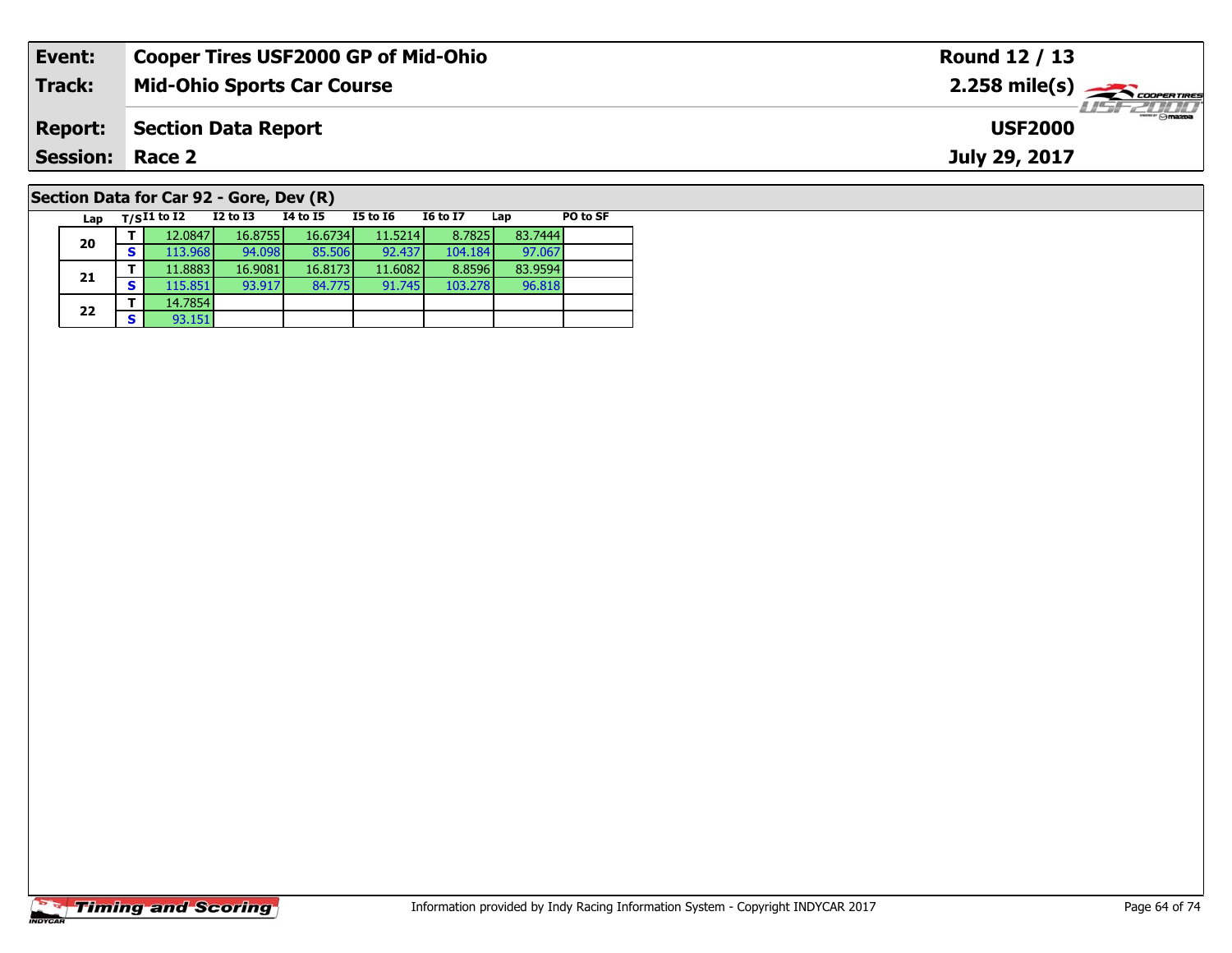| **Event:** | **Cooper Tires USF2000 GP of Mid-Ohio** | **Round 12 / 13** |
|---|---|---|
| **Track:** | **Mid-Ohio Sports Car Course** | **2.258 mile(s)** |
| **Report:** | **Section Data Report** | **USF2000** |
| **Session:** | **Race 2** | **July 29, 2017** |

## Section Data for Car 92 - Gore, Dev (R)

| Lap | T/S | I1 to I2 | I2 to I3 | I4 to I5 | I5 to I6 | I6 to I7 | Lap | PO to SF |
|---|---|---|---|---|---|---|---|---|
| 20 | T | 12.0847 | 16.8755 | 16.6734 | 11.5214 | 8.7825 | 83.7444 | |
| | S | 113.968 | 94.098 | 85.506 | 92.437 | 104.184 | 97.067 | |
| 21 | T | 11.8883 | 16.9081 | 16.8173 | 11.6082 | 8.8596 | 83.9594 | |
| | S | 115.851 | 93.917 | 84.775 | 91.745 | 103.278 | 96.818 | |
| 22 | T | 14.7854 | | | | | | |
| | S | 93.151 | | | | | | |

Information provided by Indy Racing Information System - Copyright INDYCAR 2017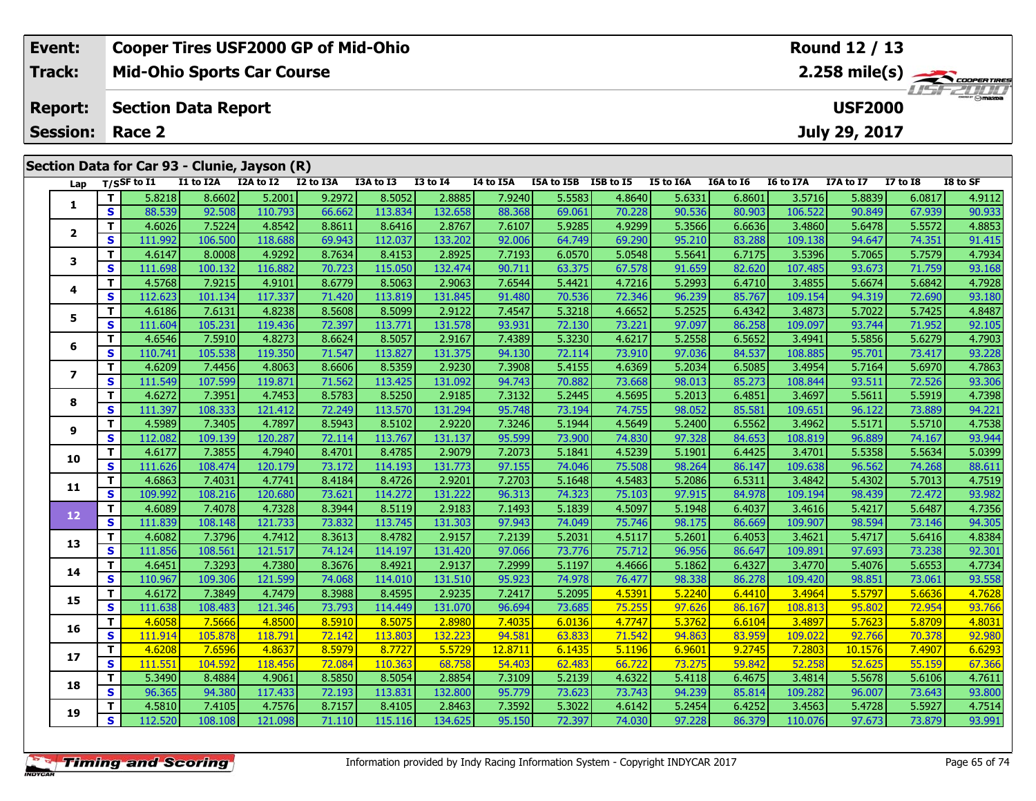| Event: | Cooper Tires USF2000 GP of Mid-Ohio | Round 12 / 13 |
|---|---|---|
| Track: | Mid-Ohio Sports Car Course | 2.258 mile(s) |
| Report: | Section Data Report | USF2000 |
| Session: | Race 2 | July 29, 2017 |

## Section Data for Car 93 - Clunie, Jayson (R)

| Lap | T/S | SF to I1 | I1 to I2A | I2A to I2 | I2 to I3A | I3A to I3 | I3 to I4 | I4 to I5A | I5A to I5B | I5B to I5 | I5 to I6A | I6A to I6 | I6 to I7A | I7A to I7 | I7 to I8 | I8 to SF |
|---|---|---|---|---|---|---|---|---|---|---|---|---|---|---|---|---|
| 1 | T | 5.8218 | 8.6602 | 5.2001 | 9.2972 | 8.5052 | 2.8885 | 7.9240 | 5.5583 | 4.8640 | 5.6331 | 6.8601 | 3.5716 | 5.8839 | 6.0817 | 4.9112 |
| | S | 88.539 | 92.508 | 110.793 | 66.662 | 113.834 | 132.658 | 88.368 | 69.061 | 70.228 | 90.536 | 80.903 | 106.522 | 90.849 | 67.939 | 90.933 |
| 2 | T | 4.6026 | 7.5224 | 4.8542 | 8.8611 | 8.6416 | 2.8767 | 7.6107 | 5.9285 | 4.9299 | 5.3566 | 6.6636 | 3.4860 | 5.6478 | 5.5572 | 4.8853 |
| | S | 111.992 | 106.500 | 118.688 | 69.943 | 112.037 | 133.202 | 92.006 | 64.749 | 69.290 | 95.210 | 83.288 | 109.138 | 94.647 | 74.351 | 91.415 |
| 3 | T | 4.6147 | 8.0008 | 4.9292 | 8.7634 | 8.4153 | 2.8925 | 7.7193 | 6.0570 | 5.0548 | 5.5641 | 6.7175 | 3.5396 | 5.7065 | 5.7579 | 4.7934 |
| | S | 111.698 | 100.132 | 116.882 | 70.723 | 115.050 | 132.474 | 90.711 | 63.375 | 67.578 | 91.659 | 82.620 | 107.485 | 93.673 | 71.759 | 93.168 |
| 4 | T | 4.5768 | 7.9215 | 4.9101 | 8.6779 | 8.5063 | 2.9063 | 7.6544 | 5.4421 | 4.7216 | 5.2993 | 6.4710 | 3.4855 | 5.6674 | 5.6842 | 4.7928 |
| | S | 112.623 | 101.134 | 117.337 | 71.420 | 113.819 | 131.845 | 91.480 | 70.536 | 72.346 | 96.239 | 85.767 | 109.154 | 94.319 | 72.690 | 93.180 |
| 5 | T | 4.6186 | 7.6131 | 4.8238 | 8.5608 | 8.5099 | 2.9122 | 7.4547 | 5.3218 | 4.6652 | 5.2525 | 6.4342 | 3.4873 | 5.7022 | 5.7425 | 4.8487 |
| | S | 111.604 | 105.231 | 119.436 | 72.397 | 113.771 | 131.578 | 93.931 | 72.130 | 73.221 | 97.097 | 86.258 | 109.097 | 93.744 | 71.952 | 92.105 |
| 6 | T | 4.6546 | 7.5910 | 4.8273 | 8.6624 | 8.5057 | 2.9167 | 7.4389 | 5.3230 | 4.6217 | 5.2558 | 6.5652 | 3.4941 | 5.5856 | 5.6279 | 4.7903 |
| | S | 110.741 | 105.538 | 119.350 | 71.547 | 113.827 | 131.375 | 94.130 | 72.114 | 73.910 | 97.036 | 84.537 | 108.885 | 95.701 | 73.417 | 93.228 |
| 7 | T | 4.6209 | 7.4456 | 4.8063 | 8.6606 | 8.5359 | 2.9230 | 7.3908 | 5.4155 | 4.6369 | 5.2034 | 6.5085 | 3.4954 | 5.7164 | 5.6970 | 4.7863 |
| | S | 111.549 | 107.599 | 119.871 | 71.562 | 113.425 | 131.092 | 94.743 | 70.882 | 73.668 | 98.013 | 85.273 | 108.844 | 93.511 | 72.526 | 93.306 |
| 8 | T | 4.6272 | 7.3951 | 4.7453 | 8.5783 | 8.5250 | 2.9185 | 7.3132 | 5.2445 | 4.5695 | 5.2013 | 6.4851 | 3.4697 | 5.5611 | 5.5919 | 4.7398 |
| | S | 111.397 | 108.333 | 121.412 | 72.249 | 113.570 | 131.294 | 95.748 | 73.194 | 74.755 | 98.052 | 85.581 | 109.651 | 96.122 | 73.889 | 94.221 |
| 9 | T | 4.5989 | 7.3405 | 4.7897 | 8.5943 | 8.5102 | 2.9220 | 7.3246 | 5.1944 | 4.5649 | 5.2400 | 6.5562 | 3.4962 | 5.5171 | 5.5710 | 4.7538 |
| | S | 112.082 | 109.139 | 120.287 | 72.114 | 113.767 | 131.137 | 95.599 | 73.900 | 74.830 | 97.328 | 84.653 | 108.819 | 96.889 | 74.167 | 93.944 |
| 10 | T | 4.6177 | 7.3855 | 4.7940 | 8.4701 | 8.4785 | 2.9079 | 7.2073 | 5.1841 | 4.5239 | 5.1901 | 6.4425 | 3.4701 | 5.5358 | 5.5634 | 5.0399 |
| | S | 111.626 | 108.474 | 120.179 | 73.172 | 114.193 | 131.773 | 97.155 | 74.046 | 75.508 | 98.264 | 86.147 | 109.638 | 96.562 | 74.268 | 88.611 |
| 11 | T | 4.6863 | 7.4031 | 4.7741 | 8.4184 | 8.4726 | 2.9201 | 7.2703 | 5.1648 | 4.5483 | 5.2086 | 6.5311 | 3.4842 | 5.4302 | 5.7013 | 4.7519 |
| | S | 109.992 | 108.216 | 120.680 | 73.621 | 114.272 | 131.222 | 96.313 | 74.323 | 75.103 | 97.915 | 84.978 | 109.194 | 98.439 | 72.472 | 93.982 |
| 12 | T | 4.6089 | 7.4078 | 4.7328 | 8.3944 | 8.5119 | 2.9183 | 7.1493 | 5.1839 | 4.5097 | 5.1948 | 6.4037 | 3.4616 | 5.4217 | 5.6487 | 4.7356 |
| | S | 111.839 | 108.148 | 121.733 | 73.832 | 113.745 | 131.303 | 97.943 | 74.049 | 75.746 | 98.175 | 86.669 | 109.907 | 98.594 | 73.146 | 94.305 |
| 13 | T | 4.6082 | 7.3796 | 4.7412 | 8.3613 | 8.4782 | 2.9157 | 7.2139 | 5.2031 | 4.5117 | 5.2601 | 6.4053 | 3.4621 | 5.4717 | 5.6416 | 4.8384 |
| | S | 111.856 | 108.561 | 121.517 | 74.124 | 114.197 | 131.420 | 97.066 | 73.776 | 75.712 | 96.956 | 86.647 | 109.891 | 97.693 | 73.238 | 92.301 |
| 14 | T | 4.6451 | 7.3293 | 4.7380 | 8.3676 | 8.4921 | 2.9137 | 7.2999 | 5.1197 | 4.4666 | 5.1862 | 6.4327 | 3.4770 | 5.4076 | 5.6553 | 4.7734 |
| | S | 110.967 | 109.306 | 121.599 | 74.068 | 114.010 | 131.510 | 95.923 | 74.978 | 76.477 | 98.338 | 86.278 | 109.420 | 98.851 | 73.061 | 93.558 |
| 15 | T | 4.6172 | 7.3849 | 4.7479 | 8.3988 | 8.4595 | 2.9235 | 7.2417 | 5.2095 | 4.5391 | 5.2240 | 6.4410 | 3.4964 | 5.5797 | 5.6636 | 4.7628 |
| | S | 111.638 | 108.483 | 121.346 | 73.793 | 114.449 | 131.070 | 96.694 | 73.685 | 75.255 | 97.626 | 86.167 | 108.813 | 95.802 | 72.954 | 93.766 |
| 16 | T | 4.6058 | 7.5666 | 4.8500 | 8.5910 | 8.5075 | 2.8980 | 7.4035 | 6.0136 | 4.7747 | 5.3762 | 6.6104 | 3.4897 | 5.7623 | 5.8709 | 4.8031 |
| | S | 111.914 | 105.878 | 118.791 | 72.142 | 113.803 | 132.223 | 94.581 | 63.833 | 71.542 | 94.863 | 83.959 | 109.022 | 92.766 | 70.378 | 92.980 |
| 17 | T | 4.6208 | 7.6596 | 4.8637 | 8.5979 | 8.7727 | 5.5729 | 12.8711 | 6.1435 | 5.1196 | 6.9601 | 9.2745 | 7.2803 | 10.1576 | 7.4907 | 6.6293 |
| | S | 111.551 | 104.592 | 118.456 | 72.084 | 110.363 | 68.758 | 54.403 | 62.483 | 66.722 | 73.275 | 59.842 | 52.258 | 52.625 | 55.159 | 67.366 |
| 18 | T | 5.3490 | 8.4884 | 4.9061 | 8.5850 | 8.5054 | 2.8854 | 7.3109 | 5.2139 | 4.6322 | 5.4118 | 6.4675 | 3.4814 | 5.5678 | 5.6106 | 4.7611 |
| | S | 96.365 | 94.380 | 117.433 | 72.193 | 113.831 | 132.800 | 95.779 | 73.623 | 73.743 | 94.239 | 85.814 | 109.282 | 96.007 | 73.643 | 93.800 |
| 19 | T | 4.5810 | 7.4105 | 4.7576 | 8.7157 | 8.4105 | 2.8463 | 7.3592 | 5.3022 | 4.6142 | 5.2454 | 6.4252 | 3.4563 | 5.4728 | 5.5927 | 4.7514 |
| | S | 112.520 | 108.108 | 121.098 | 71.110 | 115.116 | 134.625 | 95.150 | 72.397 | 74.030 | 97.228 | 86.379 | 110.076 | 97.673 | 73.879 | 93.991 |

Information provided by Indy Racing Information System - Copyright INDYCAR 2017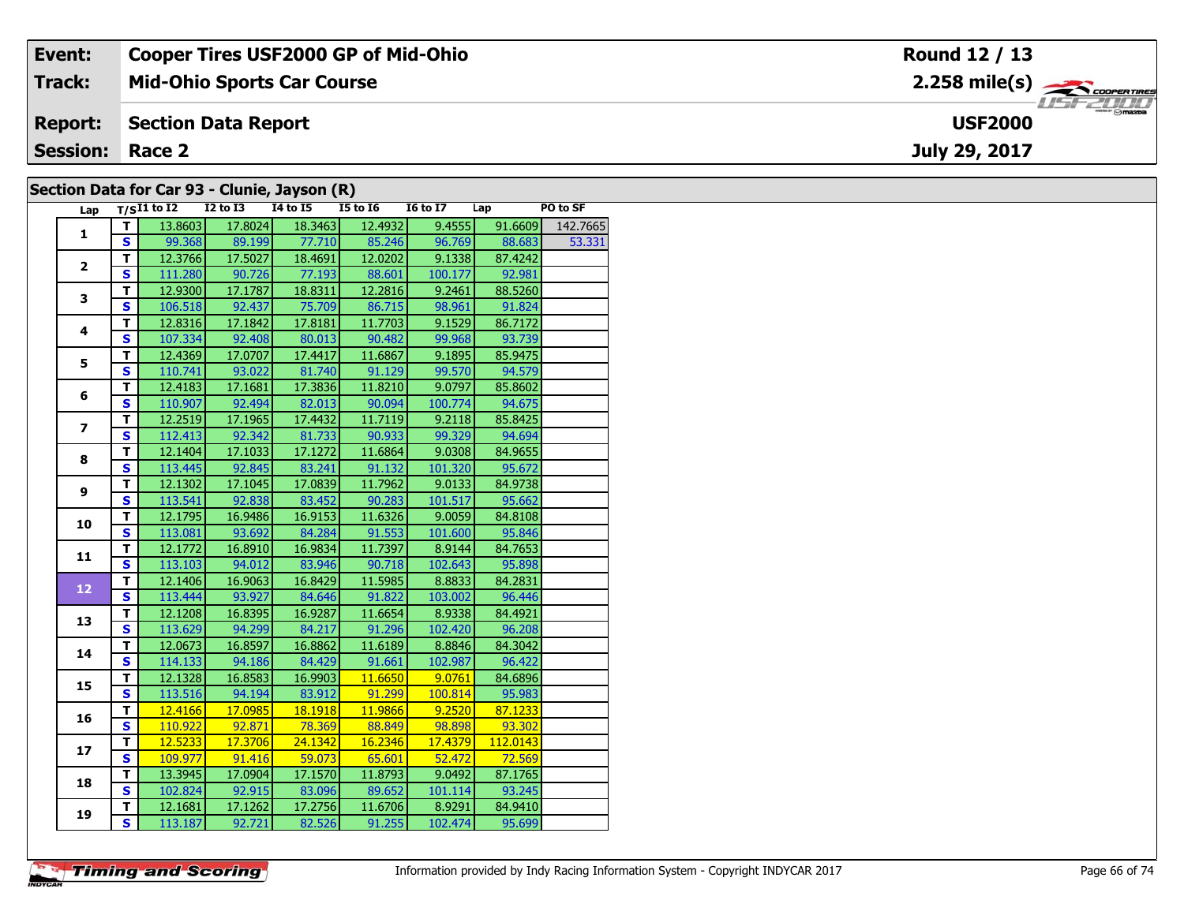| Event: | Cooper Tires USF2000 GP of Mid-Ohio | Round 12 / 13 |
|---|---|---|
| Track: | Mid-Ohio Sports Car Course | 2.258 mile(s) |
| Report: | Section Data Report | USF2000 |
| Session: | Race 2 | July 29, 2017 |

## Section Data for Car 93 - Clunie, Jayson (R)

| Lap | T/S | I1 to I2 | I2 to I3 | I4 to I5 | I5 to I6 | I6 to I7 | Lap | PO to SF |
|---|---|---|---|---|---|---|---|---|
| 1 | T | 13.8603 | 17.8024 | 18.3463 | 12.4932 | 9.4555 | 91.6609 | 142.7665 |
| | S | 99.368 | 89.199 | 77.710 | 85.246 | 96.769 | 88.683 | 53.331 |
| 2 | T | 12.3766 | 17.5027 | 18.4691 | 12.0202 | 9.1338 | 87.4242 | |
| | S | 111.280 | 90.726 | 77.193 | 88.601 | 100.177 | 92.981 | |
| 3 | T | 12.9300 | 17.1787 | 18.8311 | 12.2816 | 9.2461 | 88.5260 | |
| | S | 106.518 | 92.437 | 75.709 | 86.715 | 98.961 | 91.824 | |
| 4 | T | 12.8316 | 17.1842 | 17.8181 | 11.7703 | 9.1529 | 86.7172 | |
| | S | 107.334 | 92.408 | 80.013 | 90.482 | 99.968 | 93.739 | |
| 5 | T | 12.4369 | 17.0707 | 17.4417 | 11.6867 | 9.1895 | 85.9475 | |
| | S | 110.741 | 93.022 | 81.740 | 91.129 | 99.570 | 94.579 | |
| 6 | T | 12.4183 | 17.1681 | 17.3836 | 11.8210 | 9.0797 | 85.8602 | |
| | S | 110.907 | 92.494 | 82.013 | 90.094 | 100.774 | 94.675 | |
| 7 | T | 12.2519 | 17.1965 | 17.4432 | 11.7119 | 9.2118 | 85.8425 | |
| | S | 112.413 | 92.342 | 81.733 | 90.933 | 99.329 | 94.694 | |
| 8 | T | 12.1404 | 17.1033 | 17.1272 | 11.6864 | 9.0308 | 84.9655 | |
| | S | 113.445 | 92.845 | 83.241 | 91.132 | 101.320 | 95.672 | |
| 9 | T | 12.1302 | 17.1045 | 17.0839 | 11.7962 | 9.0133 | 84.9738 | |
| | S | 113.541 | 92.838 | 83.452 | 90.283 | 101.517 | 95.662 | |
| 10 | T | 12.1795 | 16.9486 | 16.9153 | 11.6326 | 9.0059 | 84.8108 | |
| | S | 113.081 | 93.692 | 84.284 | 91.553 | 101.600 | 95.846 | |
| 11 | T | 12.1772 | 16.8910 | 16.9834 | 11.7397 | 8.9144 | 84.7653 | |
| | S | 113.103 | 94.012 | 83.946 | 90.718 | 102.643 | 95.898 | |
| 12 | T | 12.1406 | 16.9063 | 16.8429 | 11.5985 | 8.8833 | 84.2831 | |
| | S | 113.444 | 93.927 | 84.646 | 91.822 | 103.002 | 96.446 | |
| 13 | T | 12.1208 | 16.8395 | 16.9287 | 11.6654 | 8.9338 | 84.4921 | |
| | S | 113.629 | 94.299 | 84.217 | 91.296 | 102.420 | 96.208 | |
| 14 | T | 12.0673 | 16.8597 | 16.8862 | 11.6189 | 8.8846 | 84.3042 | |
| | S | 114.133 | 94.186 | 84.429 | 91.661 | 102.987 | 96.422 | |
| 15 | T | 12.1328 | 16.8583 | 16.9903 | 11.6650 | 9.0761 | 84.6896 | |
| | S | 113.516 | 94.194 | 83.912 | 91.299 | 100.814 | 95.983 | |
| 16 | T | 12.4166 | 17.0985 | 18.1918 | 11.9866 | 9.2520 | 87.1233 | |
| | S | 110.922 | 92.871 | 78.369 | 88.849 | 98.898 | 93.302 | |
| 17 | T | 12.5233 | 17.3706 | 24.1342 | 16.2346 | 17.4379 | 112.0143 | |
| | S | 109.977 | 91.416 | 59.073 | 65.601 | 52.472 | 72.569 | |
| 18 | T | 13.3945 | 17.0904 | 17.1570 | 11.8793 | 9.0492 | 87.1765 | |
| | S | 102.824 | 92.915 | 83.096 | 89.652 | 101.114 | 93.245 | |
| 19 | T | 12.1681 | 17.1262 | 17.2756 | 11.6706 | 8.9291 | 84.9410 | |
| | S | 113.187 | 92.721 | 82.526 | 91.255 | 102.474 | 95.699 | |

Information provided by Indy Racing Information System - Copyright INDYCAR 2017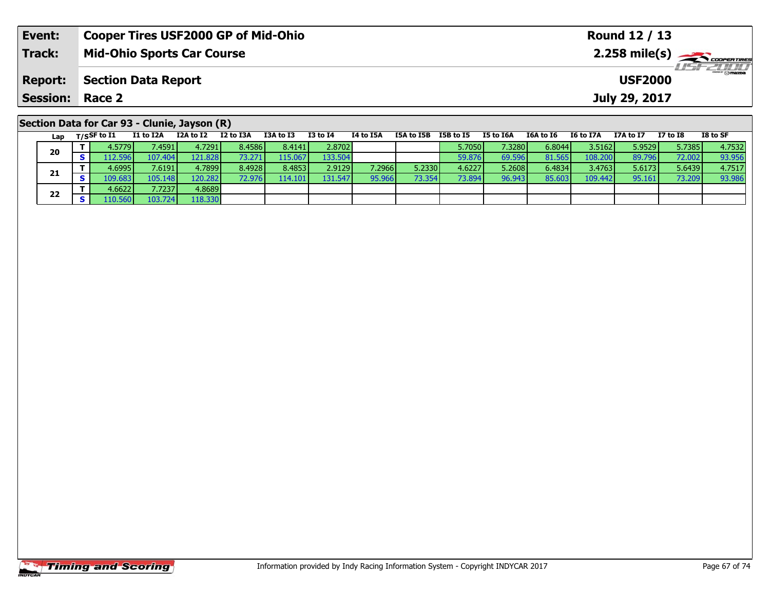| **Event:** | **Cooper Tires USF2000 GP of Mid-Ohio** | **Round 12 / 13** |
|---|---|---|
| **Track:** | **Mid-Ohio Sports Car Course** | **2.258 mile(s)** |
| **Report:** | **Section Data Report** | **USF2000** |
| **Session:** | **Race 2** | **July 29, 2017** |

## Section Data for Car 93 - Clunie, Jayson (R)

| Lap | T/S | SF to I1 | I1 to I2A | I2A to I2 | I2 to I3A | I3A to I3 | I3 to I4 | I4 to I5A | I5A to I5B | I5B to I5 | I5 to I6A | I6A to I6 | I6 to I7A | I7A to I7 | I7 to I8 | I8 to SF |
|---|---|---|---|---|---|---|---|---|---|---|---|---|---|---|---|---|
| 20 | T | 4.5779 | 7.4591 | 4.7291 | 8.4586 | 8.4141 | 2.8702 | | | 5.7050 | 7.3280 | 6.8044 | 3.5162 | 5.9529 | 5.7385 | 4.7532 |
| | S | 112.596 | 107.404 | 121.828 | 73.271 | 115.067 | 133.504 | | | 59.876 | 69.596 | 81.565 | 108.200 | 89.796 | 72.002 | 93.956 |
| 21 | T | 4.6995 | 7.6191 | 4.7899 | 8.4928 | 8.4853 | 2.9129 | 7.2966 | 5.2330 | 4.6227 | 5.2608 | 6.4834 | 3.4763 | 5.6173 | 5.6439 | 4.7517 |
| | S | 109.683 | 105.148 | 120.282 | 72.976 | 114.101 | 131.547 | 95.966 | 73.354 | 73.894 | 96.943 | 85.603 | 109.442 | 95.161 | 73.209 | 93.986 |
| 22 | T | 4.6622 | 7.7237 | 4.8689 | | | | | | | | | | | | |
| | S | 110.560 | 103.724 | 118.330 | | | | | | | | | | | | |

Information provided by Indy Racing Information System - Copyright INDYCAR 2017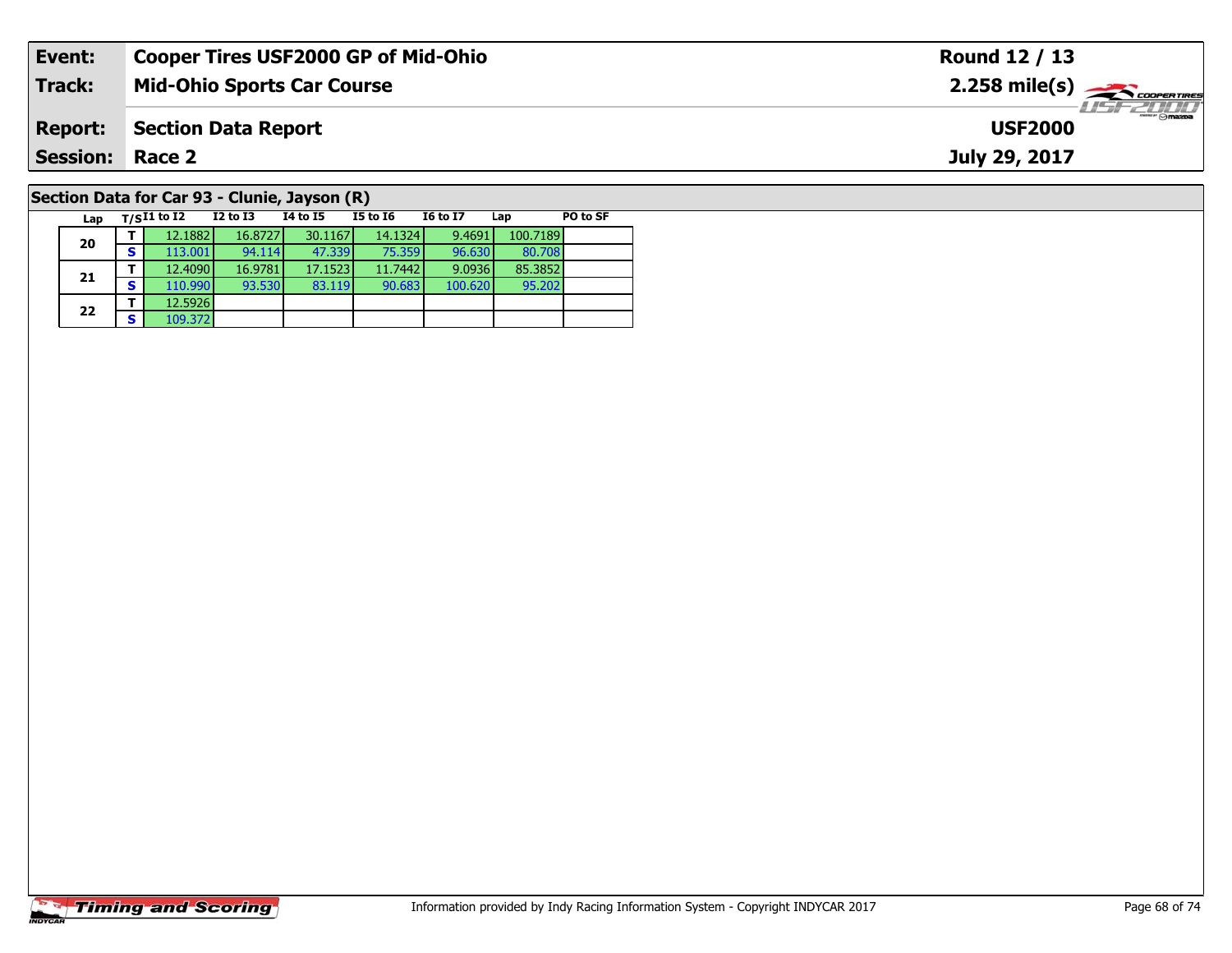| **Event:** | **Cooper Tires USF2000 GP of Mid-Ohio** | **Round 12 / 13** |
|---|---|---|
| **Track:** | **Mid-Ohio Sports Car Course** | **2.258 mile(s)** |
| **Report:** | **Section Data Report** | **USF2000** |
| **Session:** | **Race 2** | **July 29, 2017** |

## Section Data for Car 93 - Clunie, Jayson (R)

| Lap | T/S | I1 to I2 | I2 to I3 | I4 to I5 | I5 to I6 | I6 to I7 | Lap | PO to SF |
|---|---|---|---|---|---|---|---|---|
| 20 | T | 12.1882 | 16.8727 | 30.1167 | 14.1324 | 9.4691 | 100.7189 | |
| | S | 113.001 | 94.114 | 47.339 | 75.359 | 96.630 | 80.708 | |
| 21 | T | 12.4090 | 16.9781 | 17.1523 | 11.7442 | 9.0936 | 85.3852 | |
| | S | 110.990 | 93.530 | 83.119 | 90.683 | 100.620 | 95.202 | |
| 22 | T | 12.5926 | | | | | | |
| | S | 109.372 | | | | | | |

Information provided by Indy Racing Information System - Copyright INDYCAR 2017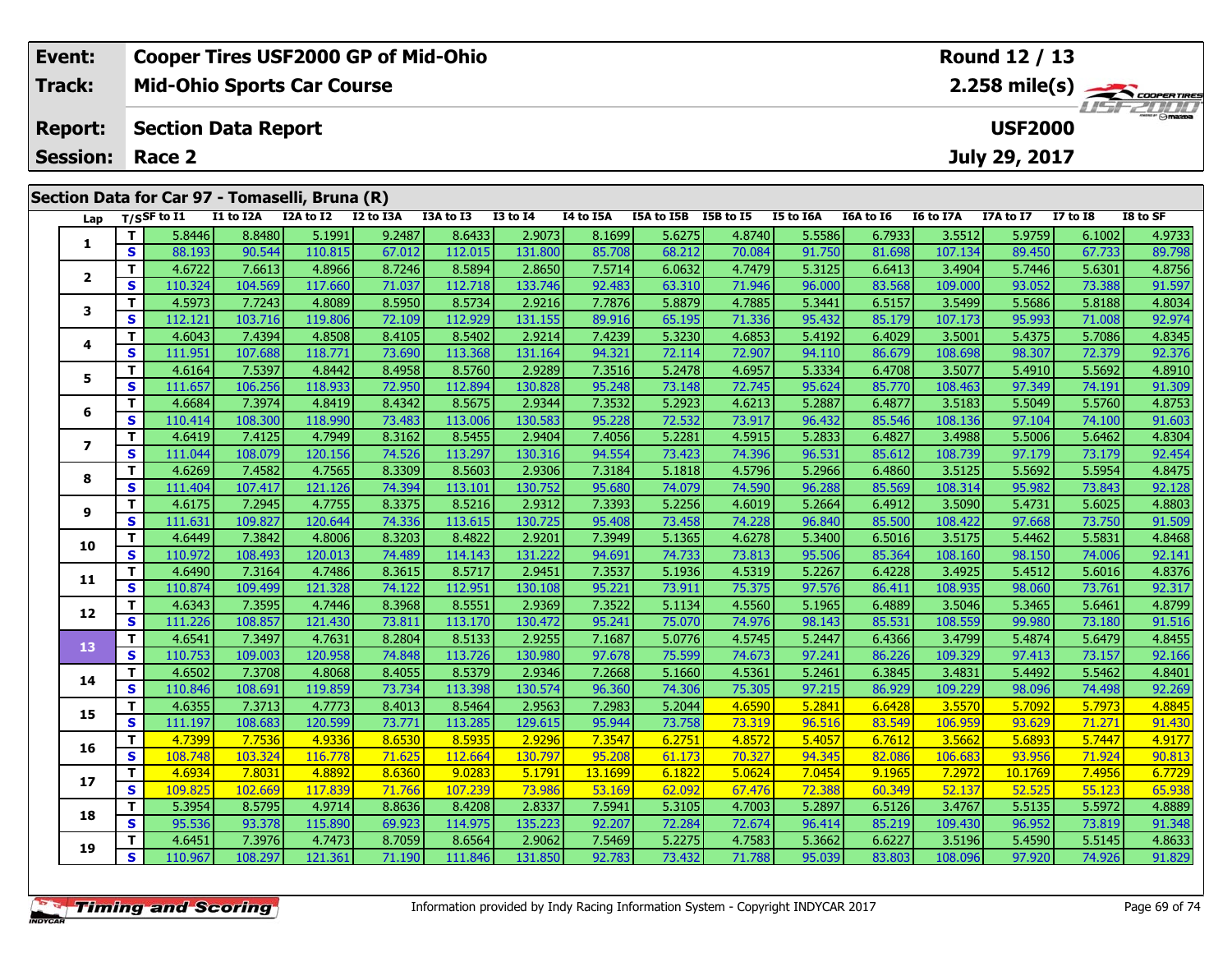| Event: | Cooper Tires USF2000 GP of Mid-Ohio | Round 12 / 13 |
|---|---|---|
| Track: | Mid-Ohio Sports Car Course | 2.258 mile(s) |
| Report: | Section Data Report | USF2000 |
| Session: | Race 2 | July 29, 2017 |

## Section Data for Car 97 - Tomaselli, Bruna (R)

| Lap | T/S | SF to I1 | I1 to I2A | I2A to I2 | I2 to I3A | I3A to I3 | I3 to I4 | I4 to I5A | I5A to I5B | I5B to I5 | I5 to I6A | I6A to I6 | I6 to I7A | I7A to I7 | I7 to I8 | I8 to SF |
|---|---|---|---|---|---|---|---|---|---|---|---|---|---|---|---|---|
| 1 | T | 5.8446 | 8.8480 | 5.1991 | 9.2487 | 8.6433 | 2.9073 | 8.1699 | 5.6275 | 4.8740 | 5.5586 | 6.7933 | 3.5512 | 5.9759 | 6.1002 | 4.9733 |
| | S | 88.193 | 90.544 | 110.815 | 67.012 | 112.015 | 131.800 | 85.708 | 68.212 | 70.084 | 91.750 | 81.698 | 107.134 | 89.450 | 67.733 | 89.798 |
| 2 | T | 4.6722 | 7.6613 | 4.8966 | 8.7246 | 8.5894 | 2.8650 | 7.5714 | 6.0632 | 4.7479 | 5.3125 | 6.6413 | 3.4904 | 5.7446 | 5.6301 | 4.8756 |
| | S | 110.324 | 104.569 | 117.660 | 71.037 | 112.718 | 133.746 | 92.483 | 63.310 | 71.946 | 96.000 | 83.568 | 109.000 | 93.052 | 73.388 | 91.597 |
| 3 | T | 4.5973 | 7.7243 | 4.8089 | 8.5950 | 8.5734 | 2.9216 | 7.7876 | 5.8879 | 4.7885 | 5.3441 | 6.5157 | 3.5499 | 5.5686 | 5.8188 | 4.8034 |
| | S | 112.121 | 103.716 | 119.806 | 72.109 | 112.929 | 131.155 | 89.916 | 65.195 | 71.336 | 95.432 | 85.179 | 107.173 | 95.993 | 71.008 | 92.974 |
| 4 | T | 4.6043 | 7.4394 | 4.8508 | 8.4105 | 8.5402 | 2.9214 | 7.4239 | 5.3230 | 4.6853 | 5.4192 | 6.4029 | 3.5001 | 5.4375 | 5.7086 | 4.8345 |
| | S | 111.951 | 107.688 | 118.771 | 73.690 | 113.368 | 131.164 | 94.321 | 72.114 | 72.907 | 94.110 | 86.679 | 108.698 | 98.307 | 72.379 | 92.376 |
| 5 | T | 4.6164 | 7.5397 | 4.8442 | 8.4958 | 8.5760 | 2.9289 | 7.3516 | 5.2478 | 4.6957 | 5.3334 | 6.4708 | 3.5077 | 5.4910 | 5.5692 | 4.8910 |
| | S | 111.657 | 106.256 | 118.933 | 72.950 | 112.894 | 130.828 | 95.248 | 73.148 | 72.745 | 95.624 | 85.770 | 108.463 | 97.349 | 74.191 | 91.309 |
| 6 | T | 4.6684 | 7.3974 | 4.8419 | 8.4342 | 8.5675 | 2.9344 | 7.3532 | 5.2923 | 4.6213 | 5.2887 | 6.4877 | 3.5183 | 5.5049 | 5.5760 | 4.8753 |
| | S | 110.414 | 108.300 | 118.990 | 73.483 | 113.006 | 130.583 | 95.228 | 72.532 | 73.917 | 96.432 | 85.546 | 108.136 | 97.104 | 74.100 | 91.603 |
| 7 | T | 4.6419 | 7.4125 | 4.7949 | 8.3162 | 8.5455 | 2.9404 | 7.4056 | 5.2281 | 4.5915 | 5.2833 | 6.4827 | 3.4988 | 5.5006 | 5.6462 | 4.8304 |
| | S | 111.044 | 108.079 | 120.156 | 74.526 | 113.297 | 130.316 | 94.554 | 73.423 | 74.396 | 96.531 | 85.612 | 108.739 | 97.179 | 73.179 | 92.454 |
| 8 | T | 4.6269 | 7.4582 | 4.7565 | 8.3309 | 8.5603 | 2.9306 | 7.3184 | 5.1818 | 4.5796 | 5.2966 | 6.4860 | 3.5125 | 5.5692 | 5.5954 | 4.8475 |
| | S | 111.404 | 107.417 | 121.126 | 74.394 | 113.101 | 130.752 | 95.680 | 74.079 | 74.590 | 96.288 | 85.569 | 108.314 | 95.982 | 73.843 | 92.128 |
| 9 | T | 4.6175 | 7.2945 | 4.7755 | 8.3375 | 8.5216 | 2.9312 | 7.3393 | 5.2256 | 4.6019 | 5.2664 | 6.4912 | 3.5090 | 5.4731 | 5.6025 | 4.8803 |
| | S | 111.631 | 109.827 | 120.644 | 74.336 | 113.615 | 130.725 | 95.408 | 73.458 | 74.228 | 96.840 | 85.500 | 108.422 | 97.668 | 73.750 | 91.509 |
| 10 | T | 4.6449 | 7.3842 | 4.8006 | 8.3203 | 8.4822 | 2.9201 | 7.3949 | 5.1365 | 4.6278 | 5.3400 | 6.5016 | 3.5175 | 5.4462 | 5.5831 | 4.8468 |
| | S | 110.972 | 108.493 | 120.013 | 74.489 | 114.143 | 131.222 | 94.691 | 74.733 | 73.813 | 95.506 | 85.364 | 108.160 | 98.150 | 74.006 | 92.141 |
| 11 | T | 4.6490 | 7.3164 | 4.7486 | 8.3615 | 8.5717 | 2.9451 | 7.3537 | 5.1936 | 4.5319 | 5.2267 | 6.4228 | 3.4925 | 5.4512 | 5.6016 | 4.8376 |
| | S | 110.874 | 109.499 | 121.328 | 74.122 | 112.951 | 130.108 | 95.221 | 73.911 | 75.375 | 97.576 | 86.411 | 108.935 | 98.060 | 73.761 | 92.317 |
| 12 | T | 4.6343 | 7.3595 | 4.7446 | 8.3968 | 8.5551 | 2.9369 | 7.3522 | 5.1134 | 4.5560 | 5.1965 | 6.4889 | 3.5046 | 5.3465 | 5.6461 | 4.8799 |
| | S | 111.226 | 108.857 | 121.430 | 73.811 | 113.170 | 130.472 | 95.241 | 75.070 | 74.976 | 98.143 | 85.531 | 108.559 | 99.980 | 73.180 | 91.516 |
| 13 | T | 4.6541 | 7.3497 | 4.7631 | 8.2804 | 8.5133 | 2.9255 | 7.1687 | 5.0776 | 4.5745 | 5.2447 | 6.4366 | 3.4799 | 5.4874 | 5.6479 | 4.8455 |
| | S | 110.753 | 109.003 | 120.958 | 74.848 | 113.726 | 130.980 | 97.678 | 75.599 | 74.673 | 97.241 | 86.226 | 109.329 | 97.413 | 73.157 | 92.166 |
| 14 | T | 4.6502 | 7.3708 | 4.8068 | 8.4055 | 8.5379 | 2.9346 | 7.2668 | 5.1660 | 4.5361 | 5.2461 | 6.3845 | 3.4831 | 5.4492 | 5.5462 | 4.8401 |
| | S | 110.846 | 108.691 | 119.859 | 73.734 | 113.398 | 130.574 | 96.360 | 74.306 | 75.305 | 97.215 | 86.929 | 109.229 | 98.096 | 74.498 | 92.269 |
| 15 | T | 4.6355 | 7.3713 | 4.7773 | 8.4013 | 8.5464 | 2.9563 | 7.2983 | 5.2044 | 4.6590 | 5.2841 | 6.6428 | 3.5570 | 5.7092 | 5.7973 | 4.8845 |
| | S | 111.197 | 108.683 | 120.599 | 73.771 | 113.285 | 129.615 | 95.944 | 73.758 | 73.319 | 96.516 | 83.549 | 106.959 | 93.629 | 71.271 | 91.430 |
| 16 | T | 4.7399 | 7.7536 | 4.9336 | 8.6530 | 8.5935 | 2.9296 | 7.3547 | 6.2751 | 4.8572 | 5.4057 | 6.7612 | 3.5662 | 5.6893 | 5.7447 | 4.9177 |
| | S | 108.748 | 103.324 | 116.778 | 71.625 | 112.664 | 130.797 | 95.208 | 61.173 | 70.327 | 94.345 | 82.086 | 106.683 | 93.956 | 71.924 | 90.813 |
| 17 | T | 4.6934 | 7.8031 | 4.8892 | 8.6360 | 9.0283 | 5.1791 | 13.1699 | 6.1822 | 5.0624 | 7.0454 | 9.1965 | 7.2972 | 10.1769 | 7.4956 | 6.7729 |
| | S | 109.825 | 102.669 | 117.839 | 71.766 | 107.239 | 73.986 | 53.169 | 62.092 | 67.476 | 72.388 | 60.349 | 52.137 | 52.525 | 55.123 | 65.938 |
| 18 | T | 5.3954 | 8.5795 | 4.9714 | 8.8636 | 8.4208 | 2.8337 | 7.5941 | 5.3105 | 4.7003 | 5.2897 | 6.5126 | 3.4767 | 5.5135 | 5.5972 | 4.8889 |
| | S | 95.536 | 93.378 | 115.890 | 69.923 | 114.975 | 135.223 | 92.207 | 72.284 | 72.674 | 96.414 | 85.219 | 109.430 | 96.952 | 73.819 | 91.348 |
| 19 | T | 4.6451 | 7.3976 | 4.7473 | 8.7059 | 8.6564 | 2.9062 | 7.5469 | 5.2275 | 4.7583 | 5.3662 | 6.6227 | 3.5196 | 5.4590 | 5.5145 | 4.8633 |
| | S | 110.967 | 108.297 | 121.361 | 71.190 | 111.846 | 131.850 | 92.783 | 73.432 | 71.788 | 95.039 | 83.803 | 108.096 | 97.920 | 74.926 | 91.829 |

Information provided by Indy Racing Information System - Copyright INDYCAR 2017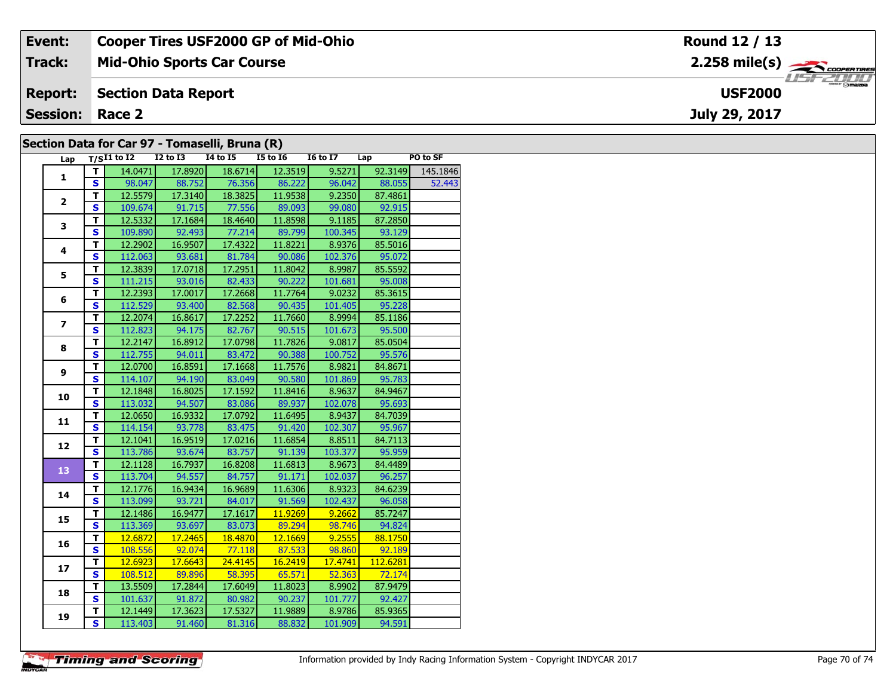| **Event:** | **Cooper Tires USF2000 GP of Mid-Ohio** | **Round 12 / 13** |
|---|---|---|
| **Track:** | **Mid-Ohio Sports Car Course** | **2.258 mile(s)** |
| **Report:** | **Section Data Report** | **USF2000** |
| **Session:** | **Race 2** | **July 29, 2017** |

## Section Data for Car 97 - Tomaselli, Bruna (R)

| Lap | T/S | I1 to I2 | I2 to I3 | I4 to I5 | I5 to I6 | I6 to I7 | Lap | PO to SF |
|---|---|---|---|---|---|---|---|---|
| 1 | T | 14.0471 | 17.8920 | 18.6714 | 12.3519 | 9.5271 | 92.3149 | 145.1846 |
| | S | 98.047 | 88.752 | 76.356 | 86.222 | 96.042 | 88.055 | 52.443 |
| 2 | T | 12.5579 | 17.3140 | 18.3825 | 11.9538 | 9.2350 | 87.4861 | |
| | S | 109.674 | 91.715 | 77.556 | 89.093 | 99.080 | 92.915 | |
| 3 | T | 12.5332 | 17.1684 | 18.4640 | 11.8598 | 9.1185 | 87.2850 | |
| | S | 109.890 | 92.493 | 77.214 | 89.799 | 100.345 | 93.129 | |
| 4 | T | 12.2902 | 16.9507 | 17.4322 | 11.8221 | 8.9376 | 85.5016 | |
| | S | 112.063 | 93.681 | 81.784 | 90.086 | 102.376 | 95.072 | |
| 5 | T | 12.3839 | 17.0718 | 17.2951 | 11.8042 | 8.9987 | 85.5592 | |
| | S | 111.215 | 93.016 | 82.433 | 90.222 | 101.681 | 95.008 | |
| 6 | T | 12.2393 | 17.0017 | 17.2668 | 11.7764 | 9.0232 | 85.3615 | |
| | S | 112.529 | 93.400 | 82.568 | 90.435 | 101.405 | 95.228 | |
| 7 | T | 12.2074 | 16.8617 | 17.2252 | 11.7660 | 8.9994 | 85.1186 | |
| | S | 112.823 | 94.175 | 82.767 | 90.515 | 101.673 | 95.500 | |
| 8 | T | 12.2147 | 16.8912 | 17.0798 | 11.7826 | 9.0817 | 85.0504 | |
| | S | 112.755 | 94.011 | 83.472 | 90.388 | 100.752 | 95.576 | |
| 9 | T | 12.0700 | 16.8591 | 17.1668 | 11.7576 | 8.9821 | 84.8671 | |
| | S | 114.107 | 94.190 | 83.049 | 90.580 | 101.869 | 95.783 | |
| 10 | T | 12.1848 | 16.8025 | 17.1592 | 11.8416 | 8.9637 | 84.9467 | |
| | S | 113.032 | 94.507 | 83.086 | 89.937 | 102.078 | 95.693 | |
| 11 | T | 12.0650 | 16.9332 | 17.0792 | 11.6495 | 8.9437 | 84.7039 | |
| | S | 114.154 | 93.778 | 83.475 | 91.420 | 102.307 | 95.967 | |
| 12 | T | 12.1041 | 16.9519 | 17.0216 | 11.6854 | 8.8511 | 84.7113 | |
| | S | 113.786 | 93.674 | 83.757 | 91.139 | 103.377 | 95.959 | |
| 13 | T | 12.1128 | 16.7937 | 16.8208 | 11.6813 | 8.9673 | 84.4489 | |
| | S | 113.704 | 94.557 | 84.757 | 91.171 | 102.037 | 96.257 | |
| 14 | T | 12.1776 | 16.9434 | 16.9689 | 11.6306 | 8.9323 | 84.6239 | |
| | S | 113.099 | 93.721 | 84.017 | 91.569 | 102.437 | 96.058 | |
| 15 | T | 12.1486 | 16.9477 | 17.1617 | 11.9269 | 9.2662 | 85.7247 | |
| | S | 113.369 | 93.697 | 83.073 | 89.294 | 98.746 | 94.824 | |
| 16 | T | 12.6872 | 17.2465 | 18.4870 | 12.1669 | 9.2555 | 88.1750 | |
| | S | 108.556 | 92.074 | 77.118 | 87.533 | 98.860 | 92.189 | |
| 17 | T | 12.6923 | 17.6643 | 24.4145 | 16.2419 | 17.4741 | 112.6281 | |
| | S | 108.512 | 89.896 | 58.395 | 65.571 | 52.363 | 72.174 | |
| 18 | T | 13.5509 | 17.2844 | 17.6049 | 11.8023 | 8.9902 | 87.9479 | |
| | S | 101.637 | 91.872 | 80.982 | 90.237 | 101.777 | 92.427 | |
| 19 | T | 12.1449 | 17.3623 | 17.5327 | 11.9889 | 8.9786 | 85.9365 | |
| | S | 113.403 | 91.460 | 81.316 | 88.832 | 101.909 | 94.591 | |

Information provided by Indy Racing Information System - Copyright INDYCAR 2017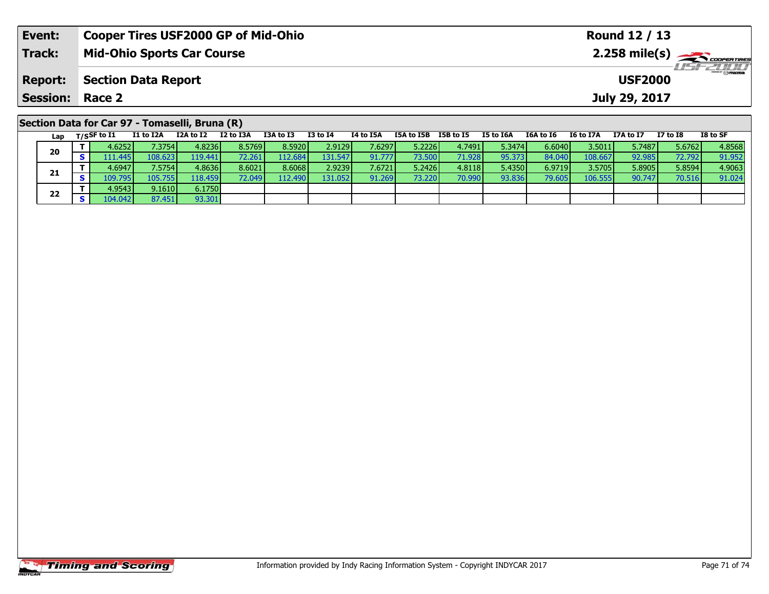| **Event:** | **Cooper Tires USF2000 GP of Mid-Ohio** | **Round 12 / 13** |
|---|---|---|
| **Track:** | **Mid-Ohio Sports Car Course** | **2.258 mile(s)** |
| **Report:** | **Section Data Report** | **USF2000** |
| **Session:** | **Race 2** | **July 29, 2017** |

## Section Data for Car 97 - Tomaselli, Bruna (R)

| Lap | T/S | SF to I1 | I1 to I2A | I2A to I2 | I2 to I3A | I3A to I3 | I3 to I4 | I4 to I5A | I5A to I5B | I5B to I5 | I5 to I6A | I6A to I6 | I6 to I7A | I7A to I7 | I7 to I8 | I8 to SF |
|---|---|---|---|---|---|---|---|---|---|---|---|---|---|---|---|---|
| 20 | T | 4.6252 | 7.3754 | 4.8236 | 8.5769 | 8.5920 | 2.9129 | 7.6297 | 5.2226 | 4.7491 | 5.3474 | 6.6040 | 3.5011 | 5.7487 | 5.6762 | 4.8568 |
| | S | 111.445 | 108.623 | 119.441 | 72.261 | 112.684 | 131.547 | 91.777 | 73.500 | 71.928 | 95.373 | 84.040 | 108.667 | 92.985 | 72.792 | 91.952 |
| 21 | T | 4.6947 | 7.5754 | 4.8636 | 8.6021 | 8.6068 | 2.9239 | 7.6721 | 5.2426 | 4.8118 | 5.4350 | 6.9719 | 3.5705 | 5.8905 | 5.8594 | 4.9063 |
| | S | 109.795 | 105.755 | 118.459 | 72.049 | 112.490 | 131.052 | 91.269 | 73.220 | 70.990 | 93.836 | 79.605 | 106.555 | 90.747 | 70.516 | 91.024 |
| 22 | T | 4.9543 | 9.1610 | 6.1750 | | | | | | | | | | | | |
| | S | 104.042 | 87.451 | 93.301 | | | | | | | | | | | | |

Information provided by Indy Racing Information System - Copyright INDYCAR 2017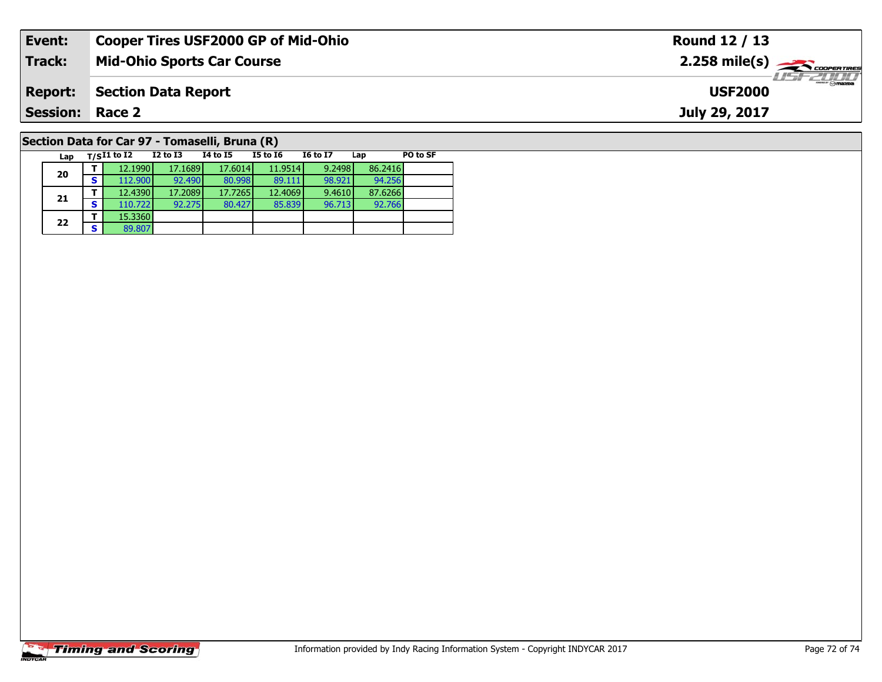| Event: | Cooper Tires USF2000 GP of Mid-Ohio | Round 12 / 13 |
|---|---|---|
| Track: | Mid-Ohio Sports Car Course | 2.258 mile(s) |
| Report: | Section Data Report | USF2000 |
| Session: | Race 2 | July 29, 2017 |

## Section Data for Car 97 - Tomaselli, Bruna (R)

| Lap | T/S | I1 to I2 | I2 to I3 | I4 to I5 | I5 to I6 | I6 to I7 | Lap | PO to SF |
|---|---|---|---|---|---|---|---|---|
| 20 | T | 12.1990 | 17.1689 | 17.6014 | 11.9514 | 9.2498 | 86.2416 | |
| | S | 112.900 | 92.490 | 80.998 | 89.111 | 98.921 | 94.256 | |
| 21 | T | 12.4390 | 17.2089 | 17.7265 | 12.4069 | 9.4610 | 87.6266 | |
| | S | 110.722 | 92.275 | 80.427 | 85.839 | 96.713 | 92.766 | |
| 22 | T | 15.3360 | | | | | | |
| | S | 89.807 | | | | | | |

Information provided by Indy Racing Information System - Copyright INDYCAR 2017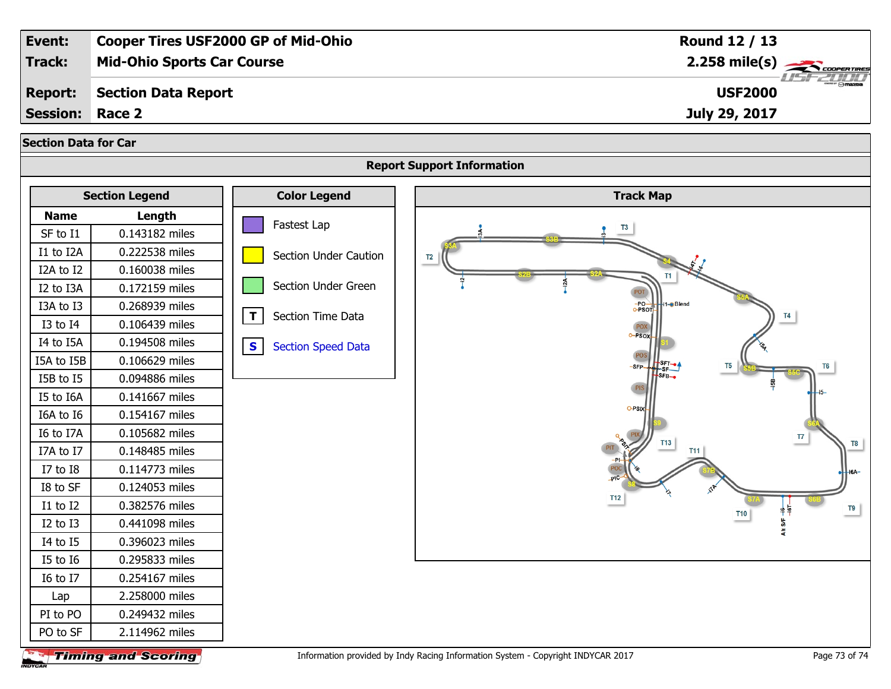| | | | |
|---|---|---|---|
| **Event:** | **Cooper Tires USF2000 GP of Mid-Ohio** | **Round 12 / 13** | |
| **Track:** | **Mid-Ohio Sports Car Course** | **2.258 mile(s)** | |
| **Report:** | **Section Data Report** | **USF2000** | |
| **Session:** | **Race 2** | **July 29, 2017** | |

## Section Data for Car

### Report Support Information

#### Section Legend

| Name | Length |
|---|---|
| SF to I1 | 0.143182 miles |
| I1 to I2A | 0.222538 miles |
| I2A to I2 | 0.160038 miles |
| I2 to I3A | 0.172159 miles |
| I3A to I3 | 0.268939 miles |
| I3 to I4 | 0.106439 miles |
| I4 to I5A | 0.194508 miles |
| I5A to I5B | 0.106629 miles |
| I5B to I5 | 0.094886 miles |
| I5 to I6A | 0.141667 miles |
| I6A to I6 | 0.154167 miles |
| I6 to I7A | 0.105682 miles |
| I7A to I7 | 0.148485 miles |
| I7 to I8 | 0.114773 miles |
| I8 to SF | 0.124053 miles |
| I1 to I2 | 0.382576 miles |
| I2 to I3 | 0.441098 miles |
| I4 to I5 | 0.396023 miles |
| I5 to I6 | 0.295833 miles |
| I6 to I7 | 0.254167 miles |
| Lap | 2.258000 miles |
| PI to PO | 0.249432 miles |
| PO to SF | 2.114962 miles |

#### Color Legend

- Fastest Lap
- Section Under Caution
- Section Under Green
- **T** Section Time Data
- **S** Section Speed Data

#### Track Map

Information provided by Indy Racing Information System - Copyright INDYCAR 2017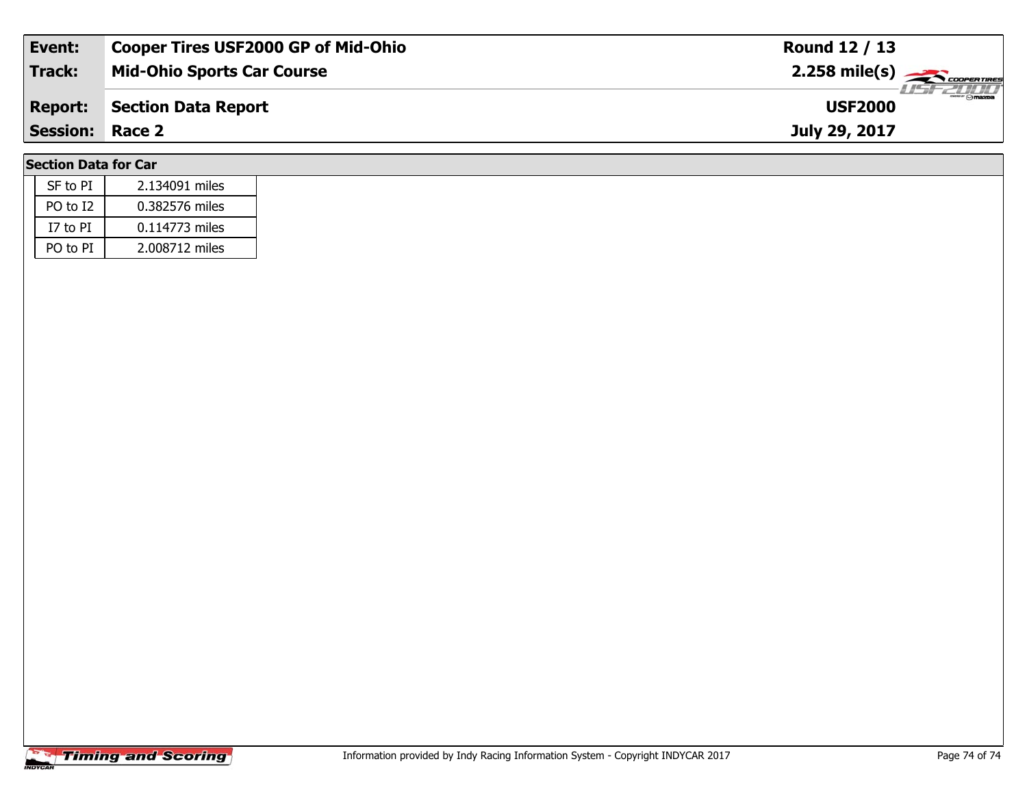| | |
|---|---|
| **Event:** | **Cooper Tires USF2000 GP of Mid-Ohio** |
| **Track:** | **Mid-Ohio Sports Car Course** |
| **Report:** | **Section Data Report** |
| **Session:** | **Race 2** |

**Round 12 / 13**
**2.258 mile(s)**
**USF2000**
**July 29, 2017**

## Section Data for Car

| | |
|---|---|
| SF to PI | 2.134091 miles |
| PO to I2 | 0.382576 miles |
| I7 to PI | 0.114773 miles |
| PO to PI | 2.008712 miles |

Information provided by Indy Racing Information System - Copyright INDYCAR 2017